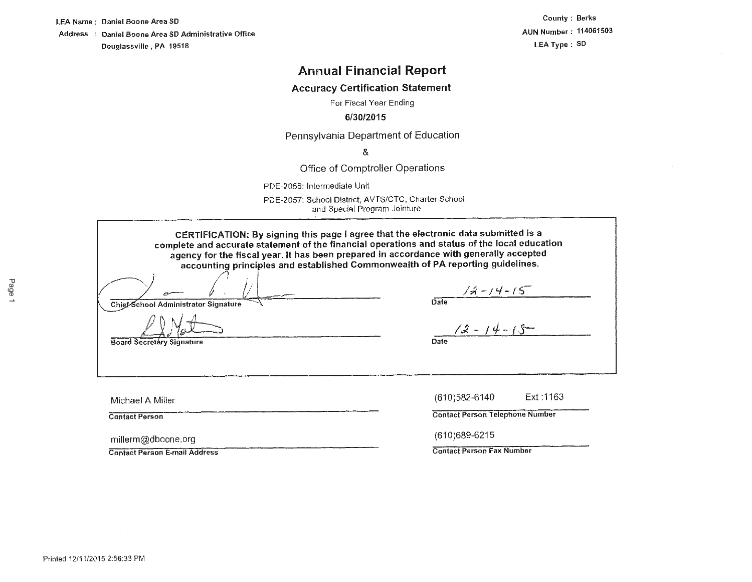LEA Name : Daniel Boone Area SD
Address : Daniel Boone Area SD Administrative Office
Douglassville , PA 19518

County : Berks
AUN Number : 114061503
LEA Type : SD

# Annual Financial Report

## Accuracy Certification Statement

For Fiscal Year Ending

**6/30/2015**

Pennsylvania Department of Education

&

Office of Comptroller Operations

PDE-2056: Intermediate Unit

PDE-2057: School District, AVTS/CTC, Charter School, and Special Program Jointure

**CERTIFICATION: By signing this page I agree that the electronic data submitted is a complete and accurate statement of the financial operations and status of the local education agency for the fiscal year. It has been prepared in accordance with generally accepted accounting principles and established Commonwealth of PA reporting guidelines.**

| | |
|---|---|
| [signature] | 12-14-15 |
| **Chief School Administrator Signature** | **Date** |
| [signature] | 12-14-15 |
| **Board Secretary Signature** | **Date** |

| | |
|---|---|
| Michael A Miller | (610)582-6140 Ext :1163 |
| **Contact Person** | **Contact Person Telephone Number** |
| millerm@dboone.org | (610)689-6215 |
| **Contact Person E-mail Address** | **Contact Person Fax Number** |

Printed 12/11/2015 2:56:33 PM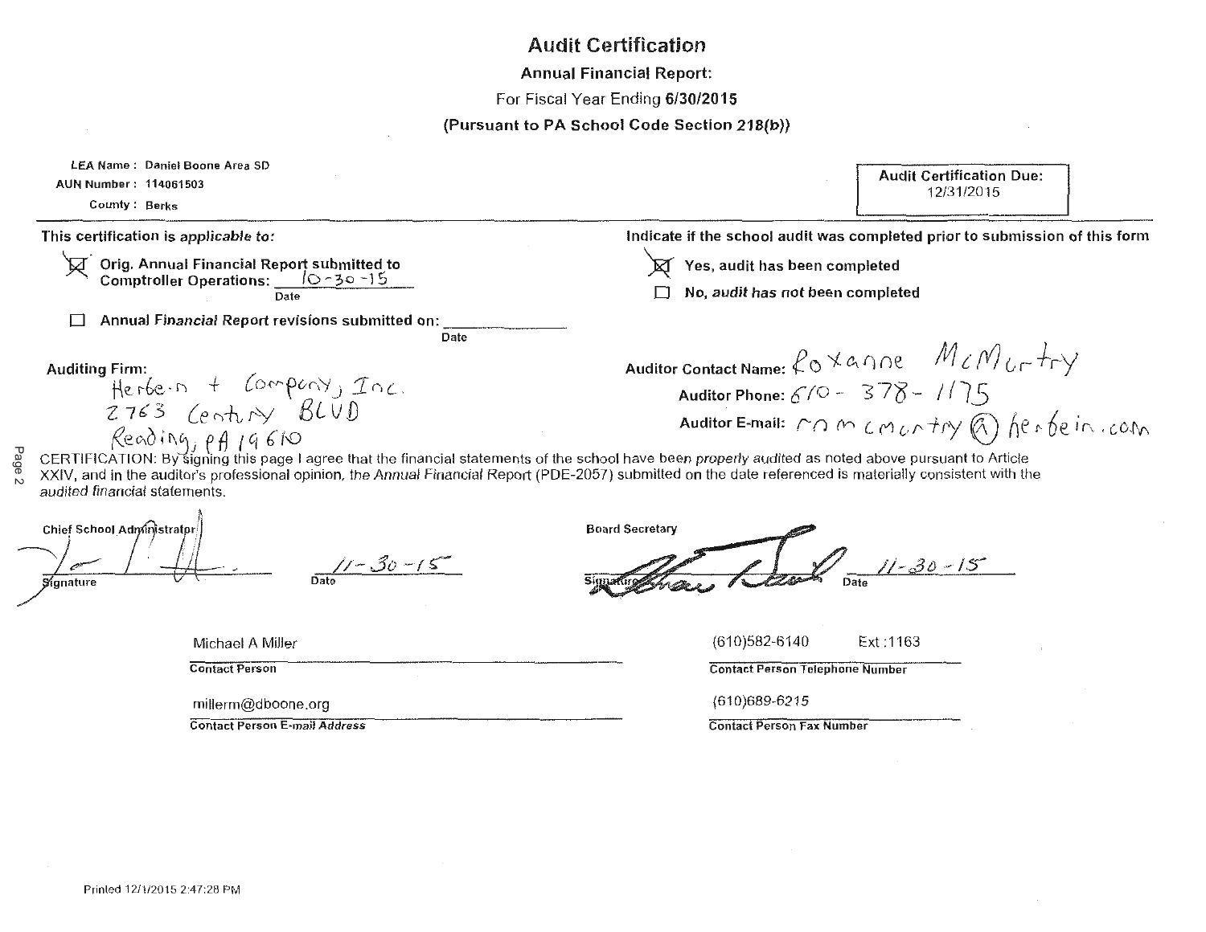# Audit Certification

## Annual Financial Report:

For Fiscal Year Ending **6/30/2015**

**(Pursuant to PA School Code Section 218(b))**

**LEA Name :** Daniel Boone Area SD
**AUN Number :** 114061503
**County :** Berks

**Audit Certification Due:**
12/31/2015

---

**This certification is applicable to:**

☒ Orig. Annual Financial Report submitted to Comptroller Operations: 10-30-15 (Date)

☐ Annual Financial Report revisions submitted on: ________ (Date)

**Indicate if the school audit was completed prior to submission of this form**

☒ Yes, audit has been completed

☐ No, *audit has not been completed*

**Auditing Firm:**
Herbein + Company, Inc.
2763 Century BLVD
Reading, PA 19610

**Auditor Contact Name:** Roxanne McMurtry
**Auditor Phone:** 610-378-1175
**Auditor E-mail:** rmcmurtry@herbein.com

CERTIFICATION: By signing this page I agree that the financial statements of the school have been *properly audited* as noted above pursuant to Article XXIV, and in the auditor's professional opinion, the *Annual Financial Report* (PDE-2057) submitted on the date referenced is materially consistent with the *audited financial* statements.

**Chief School Administrator**
Signature: [signature] Date: 11-30-15

**Board Secretary**
Signature: [signature] Date: 11-30-15

Michael A Miller
**Contact Person**

(610)582-6140 Ext:1163
**Contact Person Telephone Number**

millerm@dboone.org
**Contact Person E-mail Address**

(610)689-6215
**Contact Person Fax Number**

Printed 12/1/2015 2:47:28 PM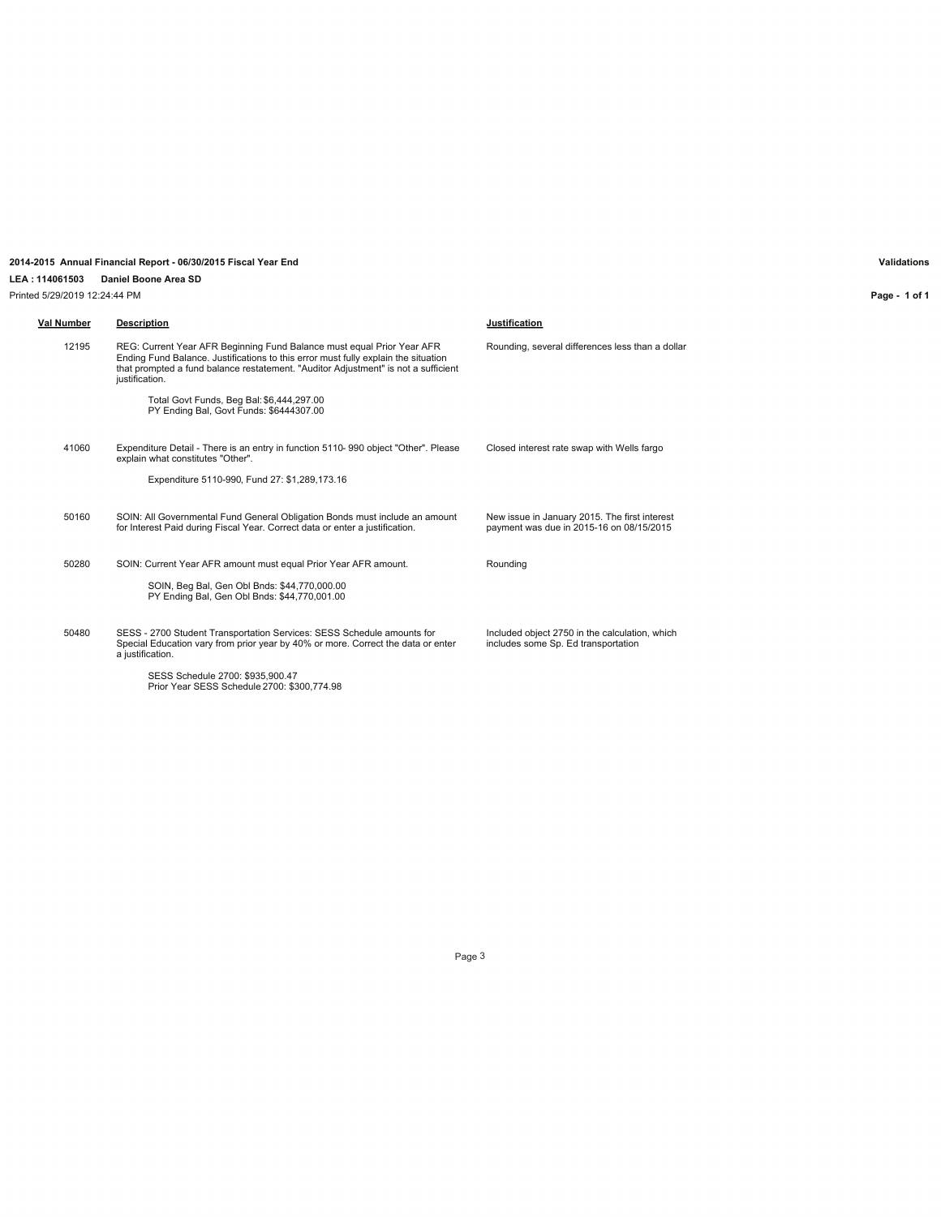**2014-2015 Annual Financial Report - 06/30/2015 Fiscal Year End** **Validations**

**LEA : 114061503 Daniel Boone Area SD**

Printed 5/29/2019 12:24:44 PM

| Val Number | Description | Justification |
|---|---|---|
| 12195 | REG: Current Year AFR Beginning Fund Balance must equal Prior Year AFR Ending Fund Balance. Justifications to this error must fully explain the situation that prompted a fund balance restatement. "Auditor Adjustment" is not a sufficient justification.<br><br>Total Govt Funds, Beg Bal: $6,444,297.00<br>PY Ending Bal, Govt Funds: $6444307.00 | Rounding, several differences less than a dollar |
| 41060 | Expenditure Detail - There is an entry in function 5110- 990 object "Other". Please explain what constitutes "Other".<br><br>Expenditure 5110-990, Fund 27: $1,289,173.16 | Closed interest rate swap with Wells fargo |
| 50160 | SOIN: All Governmental Fund General Obligation Bonds must include an amount for Interest Paid during Fiscal Year. Correct data or enter a justification. | New issue in January 2015. The first interest payment was due in 2015-16 on 08/15/2015 |
| 50280 | SOIN: Current Year AFR amount must equal Prior Year AFR amount.<br><br>SOIN, Beg Bal, Gen Obl Bnds: $44,770,000.00<br>PY Ending Bal, Gen Obl Bnds: $44,770,001.00 | Rounding |
| 50480 | SESS - 2700 Student Transportation Services: SESS Schedule amounts for Special Education vary from prior year by 40% or more. Correct the data or enter a justification.<br><br>SESS Schedule 2700: $935,900.47<br>Prior Year SESS Schedule 2700: $300,774.98 | Included object 2750 in the calculation, which includes some Sp. Ed transportation |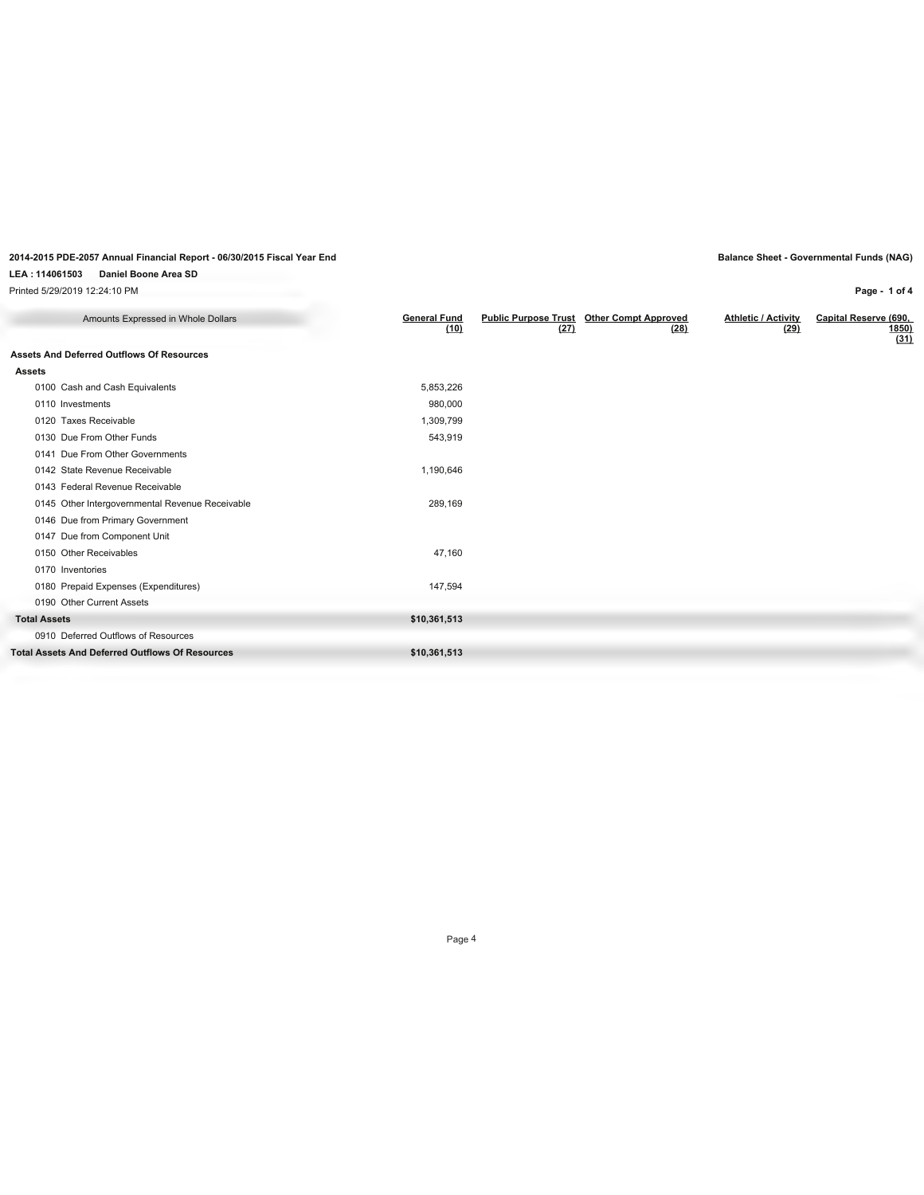**2014-2015 PDE-2057 Annual Financial Report - 06/30/2015 Fiscal Year End**

**LEA : 114061503 Daniel Boone Area SD**

Printed 5/29/2019 12:24:10 PM

**Balance Sheet - Governmental Funds (NAG)**

| Amounts Expressed in Whole Dollars | General Fund (10) | Public Purpose Trust (27) | Other Compt Approved (28) | Athletic / Activity (29) | Capital Reserve (690, 1850) (31) |
|---|---|---|---|---|---|
| **Assets And Deferred Outflows Of Resources** | | | | | |
| **Assets** | | | | | |
| 0100 Cash and Cash Equivalents | 5,853,226 | | | | |
| 0110 Investments | 980,000 | | | | |
| 0120 Taxes Receivable | 1,309,799 | | | | |
| 0130 Due From Other Funds | 543,919 | | | | |
| 0141 Due From Other Governments | | | | | |
| 0142 State Revenue Receivable | 1,190,646 | | | | |
| 0143 Federal Revenue Receivable | | | | | |
| 0145 Other Intergovernmental Revenue Receivable | 289,169 | | | | |
| 0146 Due from Primary Government | | | | | |
| 0147 Due from Component Unit | | | | | |
| 0150 Other Receivables | 47,160 | | | | |
| 0170 Inventories | | | | | |
| 0180 Prepaid Expenses (Expenditures) | 147,594 | | | | |
| 0190 Other Current Assets | | | | | |
| **Total Assets** | **$10,361,513** | | | | |
| 0910 Deferred Outflows of Resources | | | | | |
| **Total Assets And Deferred Outflows Of Resources** | **$10,361,513** | | | | |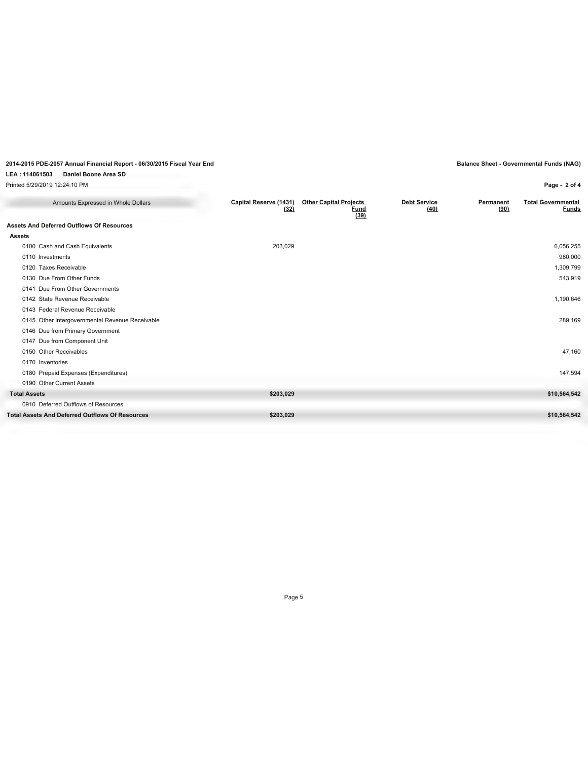**2014-2015 PDE-2057 Annual Financial Report - 06/30/2015 Fiscal Year End**

**LEA : 114061503 Daniel Boone Area SD**

Printed 5/29/2019 12:24:10 PM

**Balance Sheet - Governmental Funds (NAG)**

| Amounts Expressed in Whole Dollars | Capital Reserve (1431) (32) | Other Capital Projects Fund (39) | Debt Service (40) | Permanent (90) | Total Governmental Funds |
|---|---|---|---|---|---|
| **Assets And Deferred Outflows Of Resources** | | | | | |
| **Assets** | | | | | |
| 0100 Cash and Cash Equivalents | 203,029 | | | | 6,056,255 |
| 0110 Investments | | | | | 980,000 |
| 0120 Taxes Receivable | | | | | 1,309,799 |
| 0130 Due From Other Funds | | | | | 543,919 |
| 0141 Due From Other Governments | | | | | |
| 0142 State Revenue Receivable | | | | | 1,190,646 |
| 0143 Federal Revenue Receivable | | | | | |
| 0145 Other Intergovernmental Revenue Receivable | | | | | 289,169 |
| 0146 Due from Primary Government | | | | | |
| 0147 Due from Component Unit | | | | | |
| 0150 Other Receivables | | | | | 47,160 |
| 0170 Inventories | | | | | |
| 0180 Prepaid Expenses (Expenditures) | | | | | 147,594 |
| 0190 Other Current Assets | | | | | |
| **Total Assets** | **$203,029** | | | | **$10,564,542** |
| 0910 Deferred Outflows of Resources | | | | | |
| **Total Assets And Deferred Outflows Of Resources** | **$203,029** | | | | **$10,564,542** |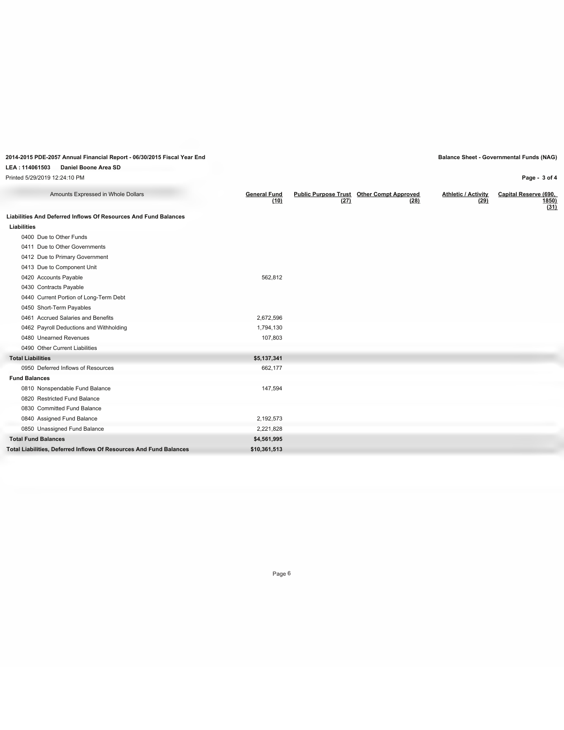2014-2015 PDE-2057 Annual Financial Report - 06/30/2015 Fiscal Year End

**Balance Sheet - Governmental Funds (NAG)**

LEA : 114061503 Daniel Boone Area SD

Printed 5/29/2019 12:24:10 PM

| Amounts Expressed in Whole Dollars | General Fund (10) | Public Purpose Trust (27) | Other Compt Approved (28) | Athletic / Activity (29) | Capital Reserve (690, 1850) (31) |
|---|---|---|---|---|---|
| **Liabilities And Deferred Inflows Of Resources And Fund Balances** | | | | | |
| **Liabilities** | | | | | |
| 0400 Due to Other Funds | | | | | |
| 0411 Due to Other Governments | | | | | |
| 0412 Due to Primary Government | | | | | |
| 0413 Due to Component Unit | | | | | |
| 0420 Accounts Payable | 562,812 | | | | |
| 0430 Contracts Payable | | | | | |
| 0440 Current Portion of Long-Term Debt | | | | | |
| 0450 Short-Term Payables | | | | | |
| 0461 Accrued Salaries and Benefits | 2,672,596 | | | | |
| 0462 Payroll Deductions and Withholding | 1,794,130 | | | | |
| 0480 Unearned Revenues | 107,803 | | | | |
| 0490 Other Current Liabilities | | | | | |
| **Total Liabilities** | **$5,137,341** | | | | |
| 0950 Deferred Inflows of Resources | 662,177 | | | | |
| **Fund Balances** | | | | | |
| 0810 Nonspendable Fund Balance | 147,594 | | | | |
| 0820 Restricted Fund Balance | | | | | |
| 0830 Committed Fund Balance | | | | | |
| 0840 Assigned Fund Balance | 2,192,573 | | | | |
| 0850 Unassigned Fund Balance | 2,221,828 | | | | |
| **Total Fund Balances** | **$4,561,995** | | | | |
| **Total Liabilities, Deferred Inflows Of Resources And Fund Balances** | **$10,361,513** | | | | |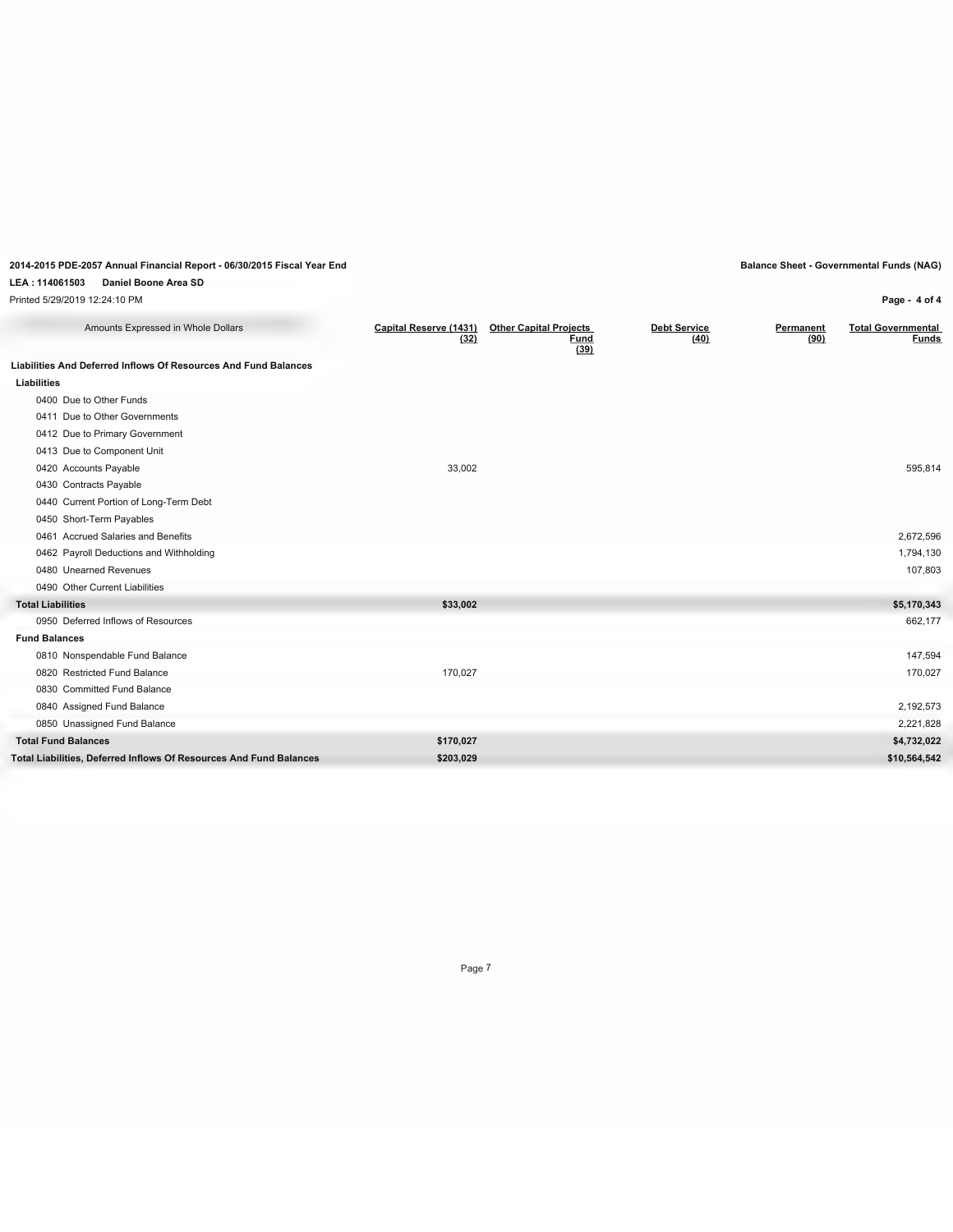**2014-2015 PDE-2057 Annual Financial Report - 06/30/2015 Fiscal Year End**

**LEA : 114061503 Daniel Boone Area SD**

Printed 5/29/2019 12:24:10 PM

**Balance Sheet - Governmental Funds (NAG)**

| Amounts Expressed in Whole Dollars | Capital Reserve (1431) (32) | Other Capital Projects Fund (39) | Debt Service (40) | Permanent (90) | Total Governmental Funds |
|---|---|---|---|---|---|
| **Liabilities And Deferred Inflows Of Resources And Fund Balances** | | | | | |
| **Liabilities** | | | | | |
| 0400 Due to Other Funds | | | | | |
| 0411 Due to Other Governments | | | | | |
| 0412 Due to Primary Government | | | | | |
| 0413 Due to Component Unit | | | | | |
| 0420 Accounts Payable | 33,002 | | | | 595,814 |
| 0430 Contracts Payable | | | | | |
| 0440 Current Portion of Long-Term Debt | | | | | |
| 0450 Short-Term Payables | | | | | |
| 0461 Accrued Salaries and Benefits | | | | | 2,672,596 |
| 0462 Payroll Deductions and Withholding | | | | | 1,794,130 |
| 0480 Unearned Revenues | | | | | 107,803 |
| 0490 Other Current Liabilities | | | | | |
| **Total Liabilities** | **$33,002** | | | | **$5,170,343** |
| 0950 Deferred Inflows of Resources | | | | | 662,177 |
| **Fund Balances** | | | | | |
| 0810 Nonspendable Fund Balance | | | | | 147,594 |
| 0820 Restricted Fund Balance | 170,027 | | | | 170,027 |
| 0830 Committed Fund Balance | | | | | |
| 0840 Assigned Fund Balance | | | | | 2,192,573 |
| 0850 Unassigned Fund Balance | | | | | 2,221,828 |
| **Total Fund Balances** | **$170,027** | | | | **$4,732,022** |
| **Total Liabilities, Deferred Inflows Of Resources And Fund Balances** | **$203,029** | | | | **$10,564,542** |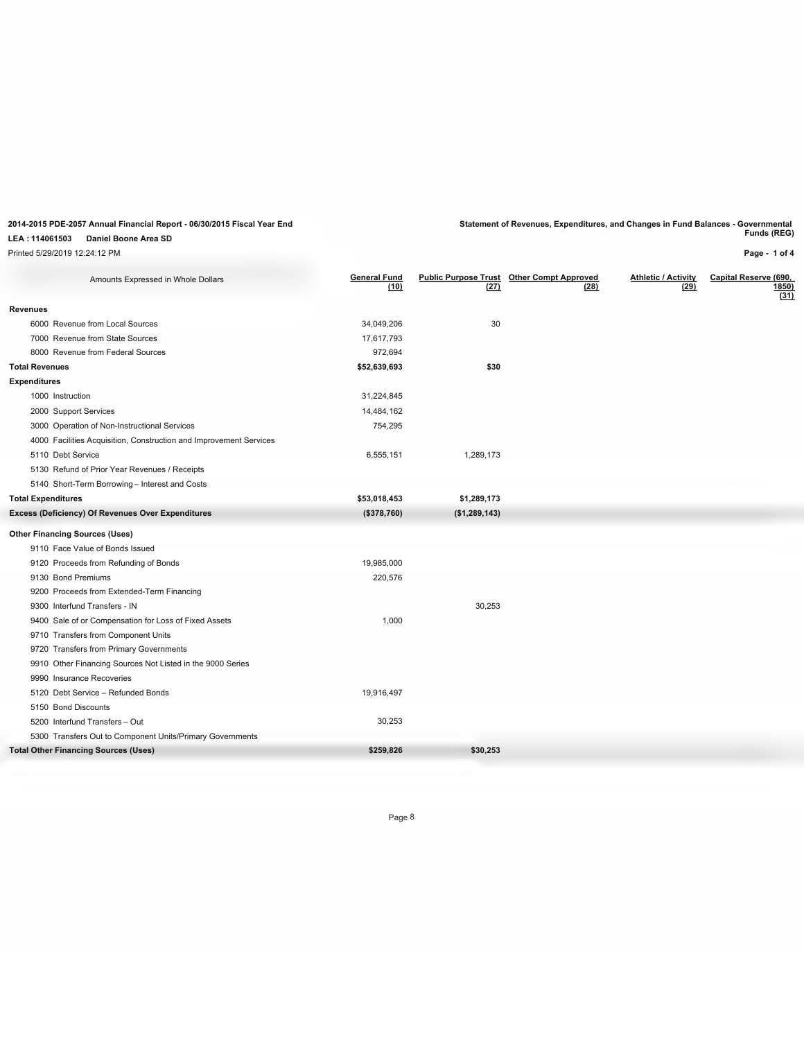2014-2015 PDE-2057 Annual Financial Report - 06/30/2015 Fiscal Year End

LEA : 114061503 Daniel Boone Area SD

Printed 5/29/2019 12:24:12 PM

**Statement of Revenues, Expenditures, and Changes in Fund Balances - Governmental Funds (REG)**

| Amounts Expressed in Whole Dollars | General Fund (10) | Public Purpose Trust (27) | Other Compt Approved (28) | Athletic / Activity (29) | Capital Reserve (690, 1850) (31) |
|---|---|---|---|---|---|
| **Revenues** | | | | | |
| 6000 Revenue from Local Sources | 34,049,206 | 30 | | | |
| 7000 Revenue from State Sources | 17,617,793 | | | | |
| 8000 Revenue from Federal Sources | 972,694 | | | | |
| **Total Revenues** | **$52,639,693** | **$30** | | | |
| **Expenditures** | | | | | |
| 1000 Instruction | 31,224,845 | | | | |
| 2000 Support Services | 14,484,162 | | | | |
| 3000 Operation of Non-Instructional Services | 754,295 | | | | |
| 4000 Facilities Acquisition, Construction and Improvement Services | | | | | |
| 5110 Debt Service | 6,555,151 | 1,289,173 | | | |
| 5130 Refund of Prior Year Revenues / Receipts | | | | | |
| 5140 Short-Term Borrowing – Interest and Costs | | | | | |
| **Total Expenditures** | **$53,018,453** | **$1,289,173** | | | |
| **Excess (Deficiency) Of Revenues Over Expenditures** | **($378,760)** | **($1,289,143)** | | | |
| **Other Financing Sources (Uses)** | | | | | |
| 9110 Face Value of Bonds Issued | | | | | |
| 9120 Proceeds from Refunding of Bonds | 19,985,000 | | | | |
| 9130 Bond Premiums | 220,576 | | | | |
| 9200 Proceeds from Extended-Term Financing | | | | | |
| 9300 Interfund Transfers - IN | | 30,253 | | | |
| 9400 Sale of or Compensation for Loss of Fixed Assets | 1,000 | | | | |
| 9710 Transfers from Component Units | | | | | |
| 9720 Transfers from Primary Governments | | | | | |
| 9910 Other Financing Sources Not Listed in the 9000 Series | | | | | |
| 9990 Insurance Recoveries | | | | | |
| 5120 Debt Service – Refunded Bonds | 19,916,497 | | | | |
| 5150 Bond Discounts | | | | | |
| 5200 Interfund Transfers – Out | 30,253 | | | | |
| 5300 Transfers Out to Component Units/Primary Governments | | | | | |
| **Total Other Financing Sources (Uses)** | **$259,826** | **$30,253** | | | |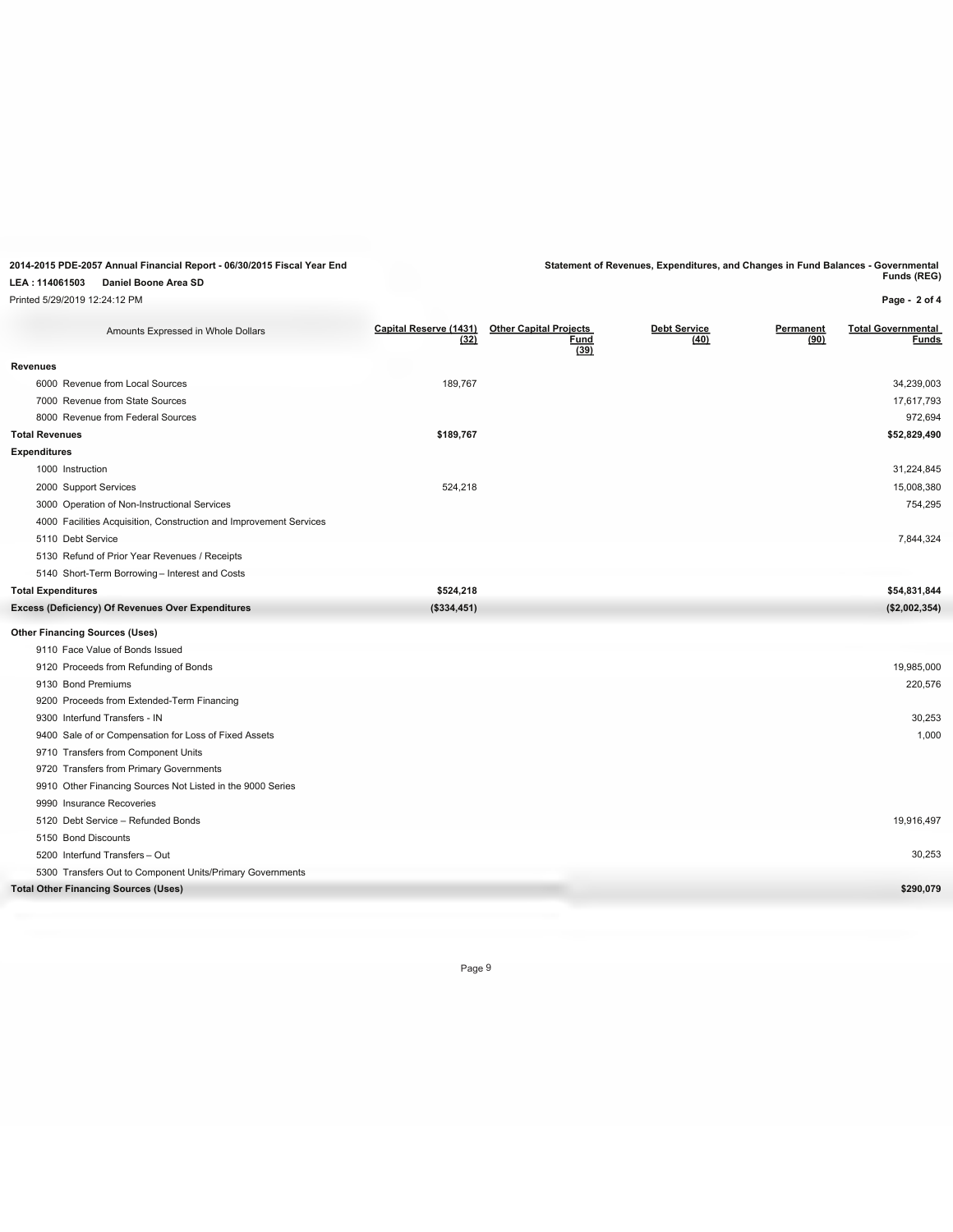**2014-2015 PDE-2057 Annual Financial Report - 06/30/2015 Fiscal Year End**

**LEA : 114061503 Daniel Boone Area SD**

Printed 5/29/2019 12:24:12 PM

**Statement of Revenues, Expenditures, and Changes in Fund Balances - Governmental Funds (REG)**

**Page - 2 of 4**

| Amounts Expressed in Whole Dollars | Capital Reserve (1431) (32) | Other Capital Projects Fund (39) | Debt Service (40) | Permanent (90) | Total Governmental Funds |
|---|---|---|---|---|---|
| **Revenues** | | | | | |
| 6000 Revenue from Local Sources | 189,767 | | | | 34,239,003 |
| 7000 Revenue from State Sources | | | | | 17,617,793 |
| 8000 Revenue from Federal Sources | | | | | 972,694 |
| **Total Revenues** | **$189,767** | | | | **$52,829,490** |
| **Expenditures** | | | | | |
| 1000 Instruction | | | | | 31,224,845 |
| 2000 Support Services | 524,218 | | | | 15,008,380 |
| 3000 Operation of Non-Instructional Services | | | | | 754,295 |
| 4000 Facilities Acquisition, Construction and Improvement Services | | | | | |
| 5110 Debt Service | | | | | 7,844,324 |
| 5130 Refund of Prior Year Revenues / Receipts | | | | | |
| 5140 Short-Term Borrowing – Interest and Costs | | | | | |
| **Total Expenditures** | **$524,218** | | | | **$54,831,844** |
| **Excess (Deficiency) Of Revenues Over Expenditures** | **($334,451)** | | | | **($2,002,354)** |
| **Other Financing Sources (Uses)** | | | | | |
| 9110 Face Value of Bonds Issued | | | | | |
| 9120 Proceeds from Refunding of Bonds | | | | | 19,985,000 |
| 9130 Bond Premiums | | | | | 220,576 |
| 9200 Proceeds from Extended-Term Financing | | | | | |
| 9300 Interfund Transfers - IN | | | | | 30,253 |
| 9400 Sale of or Compensation for Loss of Fixed Assets | | | | | 1,000 |
| 9710 Transfers from Component Units | | | | | |
| 9720 Transfers from Primary Governments | | | | | |
| 9910 Other Financing Sources Not Listed in the 9000 Series | | | | | |
| 9990 Insurance Recoveries | | | | | |
| 5120 Debt Service – Refunded Bonds | | | | | 19,916,497 |
| 5150 Bond Discounts | | | | | |
| 5200 Interfund Transfers – Out | | | | | 30,253 |
| 5300 Transfers Out to Component Units/Primary Governments | | | | | |
| **Total Other Financing Sources (Uses)** | | | | | **$290,079** |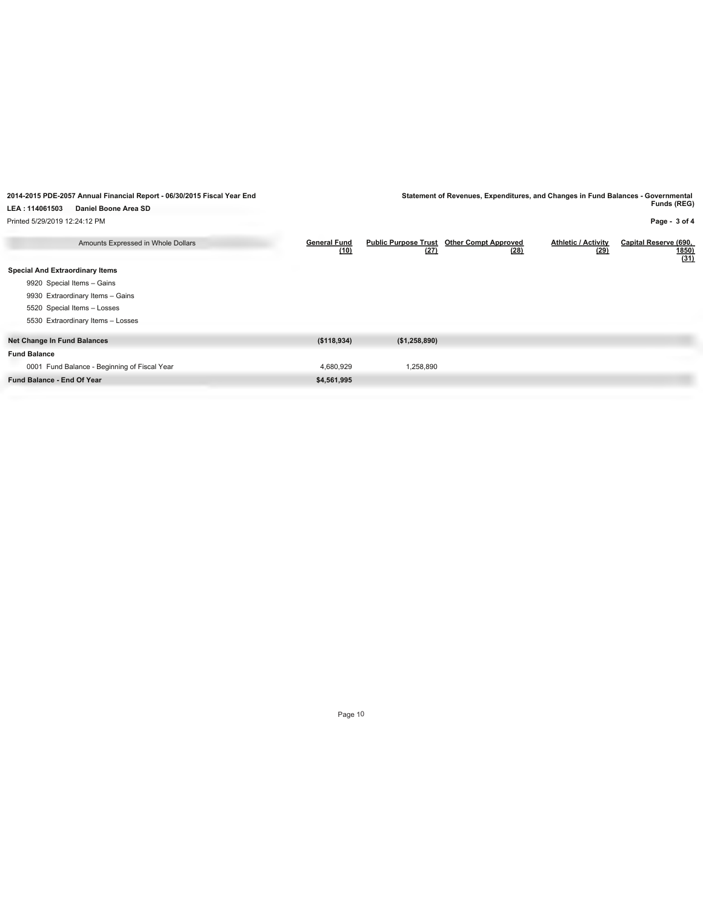2014-2015 PDE-2057 Annual Financial Report - 06/30/2015 Fiscal Year End

LEA : 114061503 Daniel Boone Area SD

Printed 5/29/2019 12:24:12 PM

Statement of Revenues, Expenditures, and Changes in Fund Balances - Governmental Funds (REG)

| Amounts Expressed in Whole Dollars | General Fund (10) | Public Purpose Trust (27) | Other Compt Approved (28) | Athletic / Activity (29) | Capital Reserve (690, 1850) (31) |
|---|---|---|---|---|---|
| **Special And Extraordinary Items** | | | | | |
| 9920 Special Items – Gains | | | | | |
| 9930 Extraordinary Items – Gains | | | | | |
| 5520 Special Items – Losses | | | | | |
| 5530 Extraordinary Items – Losses | | | | | |
| **Net Change In Fund Balances** | **($118,934)** | **($1,258,890)** | | | |
| **Fund Balance** | | | | | |
| 0001 Fund Balance - Beginning of Fiscal Year | 4,680,929 | 1,258,890 | | | |
| **Fund Balance - End Of Year** | **$4,561,995** | | | | |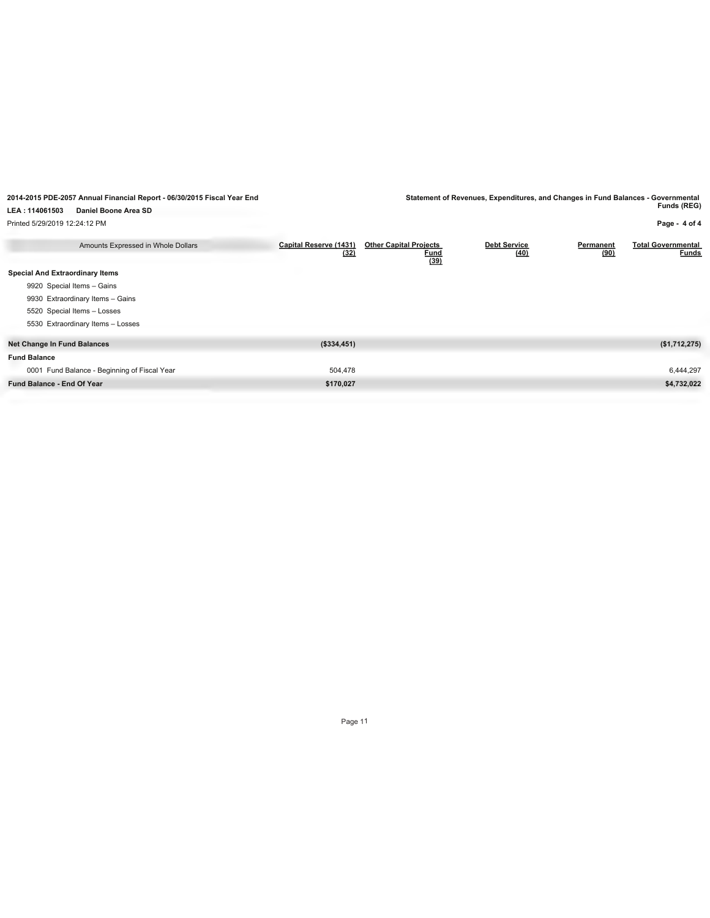2014-2015 PDE-2057 Annual Financial Report - 06/30/2015 Fiscal Year End

LEA : 114061503 Daniel Boone Area SD

Printed 5/29/2019 12:24:12 PM

Statement of Revenues, Expenditures, and Changes in Fund Balances - Governmental Funds (REG)

| Amounts Expressed in Whole Dollars | Capital Reserve (1431) (32) | Other Capital Projects Fund (39) | Debt Service (40) | Permanent (90) | Total Governmental Funds |
|---|---|---|---|---|---|
| **Special And Extraordinary Items** | | | | | |
| 9920 Special Items – Gains | | | | | |
| 9930 Extraordinary Items – Gains | | | | | |
| 5520 Special Items – Losses | | | | | |
| 5530 Extraordinary Items – Losses | | | | | |
| **Net Change In Fund Balances** | **($334,451)** | | | | **($1,712,275)** |
| **Fund Balance** | | | | | |
| 0001 Fund Balance - Beginning of Fiscal Year | 504,478 | | | | 6,444,297 |
| **Fund Balance - End Of Year** | **$170,027** | | | | **$4,732,022** |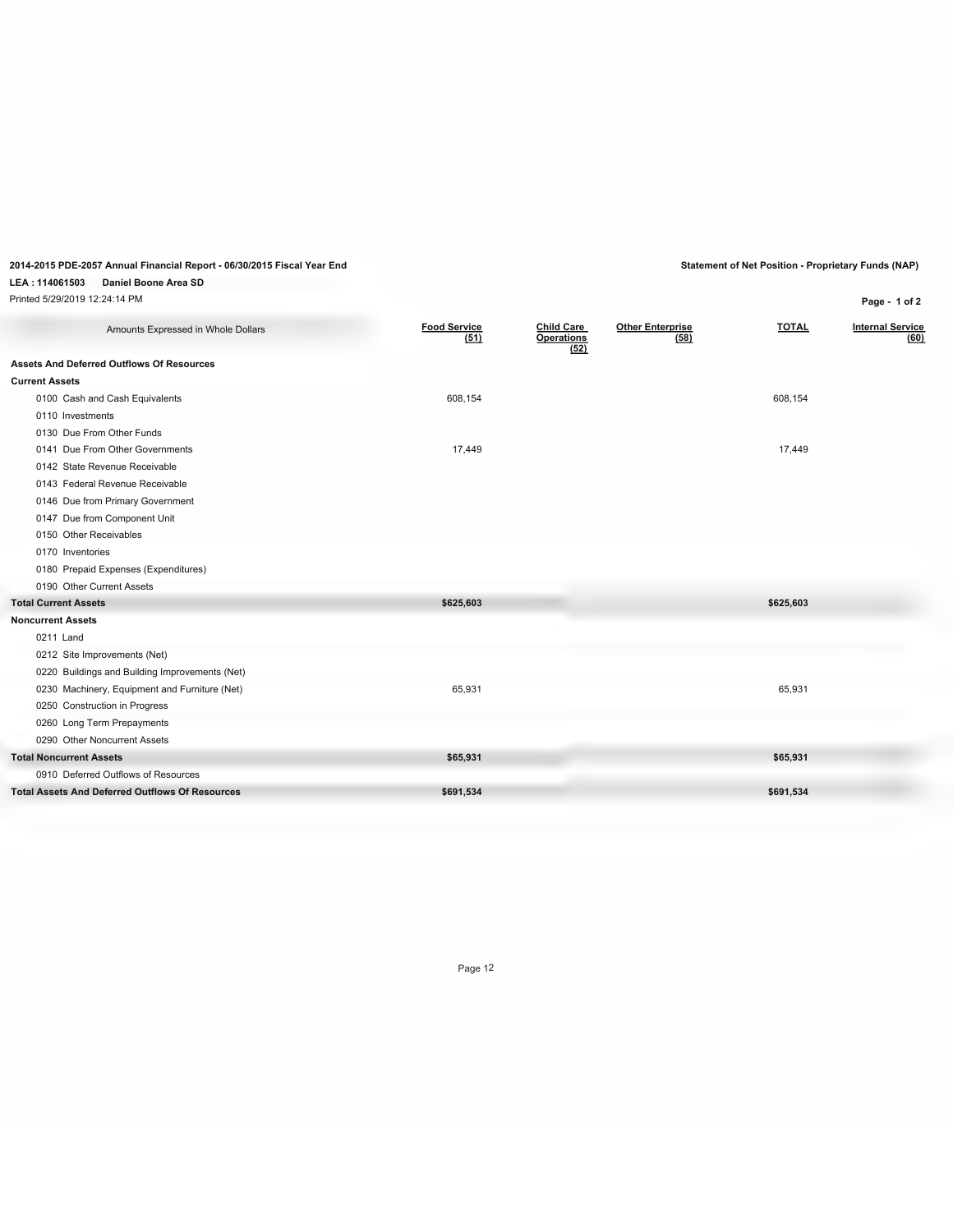**2014-2015 PDE-2057 Annual Financial Report - 06/30/2015 Fiscal Year End**

**LEA : 114061503 Daniel Boone Area SD**

Printed 5/29/2019 12:24:14 PM

**Statement of Net Position - Proprietary Funds (NAP)**

| Amounts Expressed in Whole Dollars | Food Service (51) | Child Care Operations (52) | Other Enterprise (58) | TOTAL | Internal Service (60) |
|---|---|---|---|---|---|
| **Assets And Deferred Outflows Of Resources** | | | | | |
| **Current Assets** | | | | | |
| 0100 Cash and Cash Equivalents | 608,154 | | | 608,154 | |
| 0110 Investments | | | | | |
| 0130 Due From Other Funds | | | | | |
| 0141 Due From Other Governments | 17,449 | | | 17,449 | |
| 0142 State Revenue Receivable | | | | | |
| 0143 Federal Revenue Receivable | | | | | |
| 0146 Due from Primary Government | | | | | |
| 0147 Due from Component Unit | | | | | |
| 0150 Other Receivables | | | | | |
| 0170 Inventories | | | | | |
| 0180 Prepaid Expenses (Expenditures) | | | | | |
| 0190 Other Current Assets | | | | | |
| **Total Current Assets** | **$625,603** | | | **$625,603** | |
| **Noncurrent Assets** | | | | | |
| 0211 Land | | | | | |
| 0212 Site Improvements (Net) | | | | | |
| 0220 Buildings and Building Improvements (Net) | | | | | |
| 0230 Machinery, Equipment and Furniture (Net) | 65,931 | | | 65,931 | |
| 0250 Construction in Progress | | | | | |
| 0260 Long Term Prepayments | | | | | |
| 0290 Other Noncurrent Assets | | | | | |
| **Total Noncurrent Assets** | **$65,931** | | | **$65,931** | |
| 0910 Deferred Outflows of Resources | | | | | |
| **Total Assets And Deferred Outflows Of Resources** | **$691,534** | | | **$691,534** | |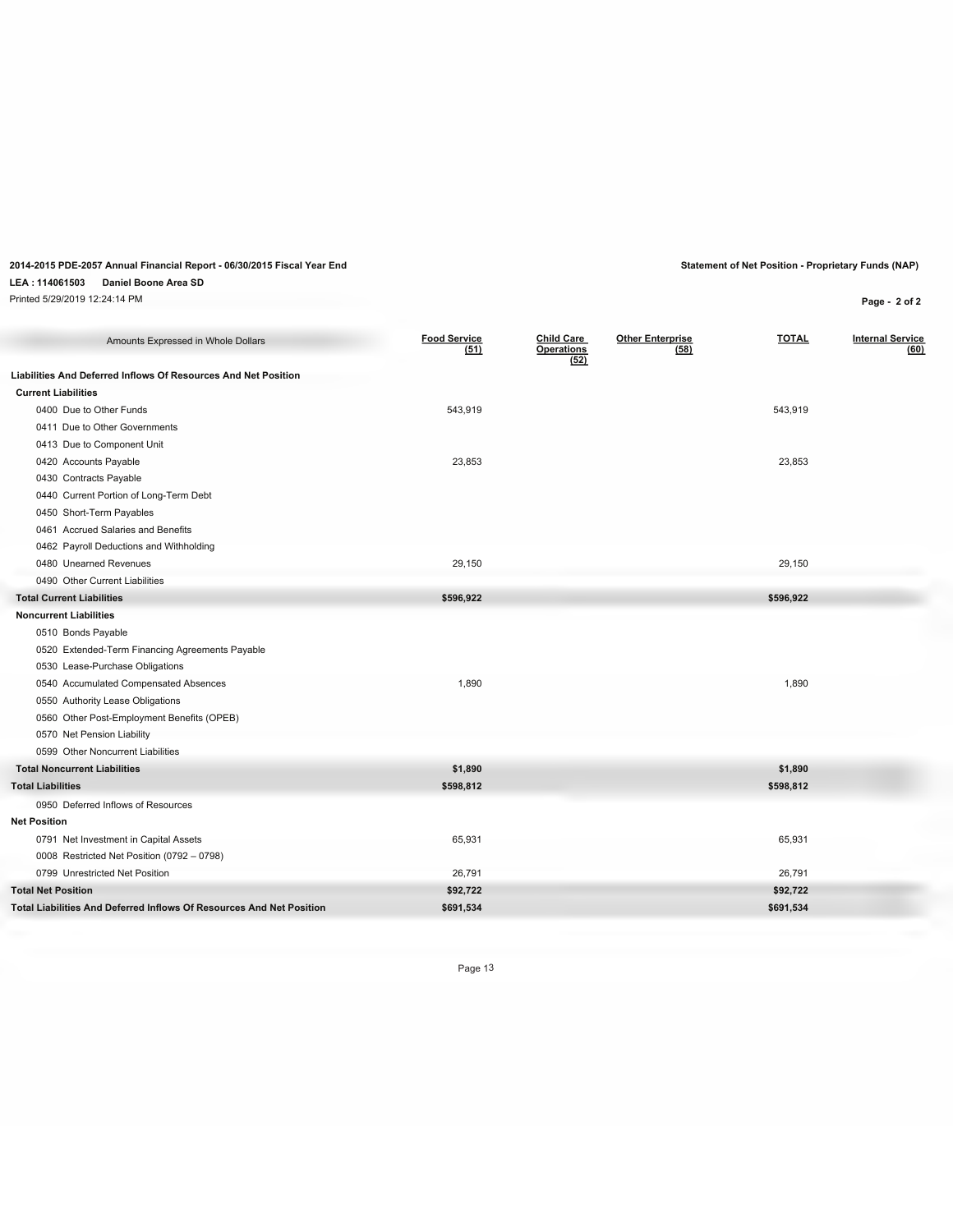**2014-2015 PDE-2057 Annual Financial Report - 06/30/2015 Fiscal Year End**

**LEA : 114061503 Daniel Boone Area SD**

Printed 5/29/2019 12:24:14 PM

**Statement of Net Position - Proprietary Funds (NAP)**

| Amounts Expressed in Whole Dollars | Food Service (51) | Child Care Operations (52) | Other Enterprise (58) | TOTAL | Internal Service (60) |
|---|---|---|---|---|---|
| **Liabilities And Deferred Inflows Of Resources And Net Position** | | | | | |
| **Current Liabilities** | | | | | |
| 0400 Due to Other Funds | 543,919 | | | 543,919 | |
| 0411 Due to Other Governments | | | | | |
| 0413 Due to Component Unit | | | | | |
| 0420 Accounts Payable | 23,853 | | | 23,853 | |
| 0430 Contracts Payable | | | | | |
| 0440 Current Portion of Long-Term Debt | | | | | |
| 0450 Short-Term Payables | | | | | |
| 0461 Accrued Salaries and Benefits | | | | | |
| 0462 Payroll Deductions and Withholding | | | | | |
| 0480 Unearned Revenues | 29,150 | | | 29,150 | |
| 0490 Other Current Liabilities | | | | | |
| **Total Current Liabilities** | **$596,922** | | | **$596,922** | |
| **Noncurrent Liabilities** | | | | | |
| 0510 Bonds Payable | | | | | |
| 0520 Extended-Term Financing Agreements Payable | | | | | |
| 0530 Lease-Purchase Obligations | | | | | |
| 0540 Accumulated Compensated Absences | 1,890 | | | 1,890 | |
| 0550 Authority Lease Obligations | | | | | |
| 0560 Other Post-Employment Benefits (OPEB) | | | | | |
| 0570 Net Pension Liability | | | | | |
| 0599 Other Noncurrent Liabilities | | | | | |
| **Total Noncurrent Liabilities** | **$1,890** | | | **$1,890** | |
| **Total Liabilities** | **$598,812** | | | **$598,812** | |
| 0950 Deferred Inflows of Resources | | | | | |
| **Net Position** | | | | | |
| 0791 Net Investment in Capital Assets | 65,931 | | | 65,931 | |
| 0008 Restricted Net Position (0792 – 0798) | | | | | |
| 0799 Unrestricted Net Position | 26,791 | | | 26,791 | |
| **Total Net Position** | **$92,722** | | | **$92,722** | |
| **Total Liabilities And Deferred Inflows Of Resources And Net Position** | **$691,534** | | | **$691,534** | |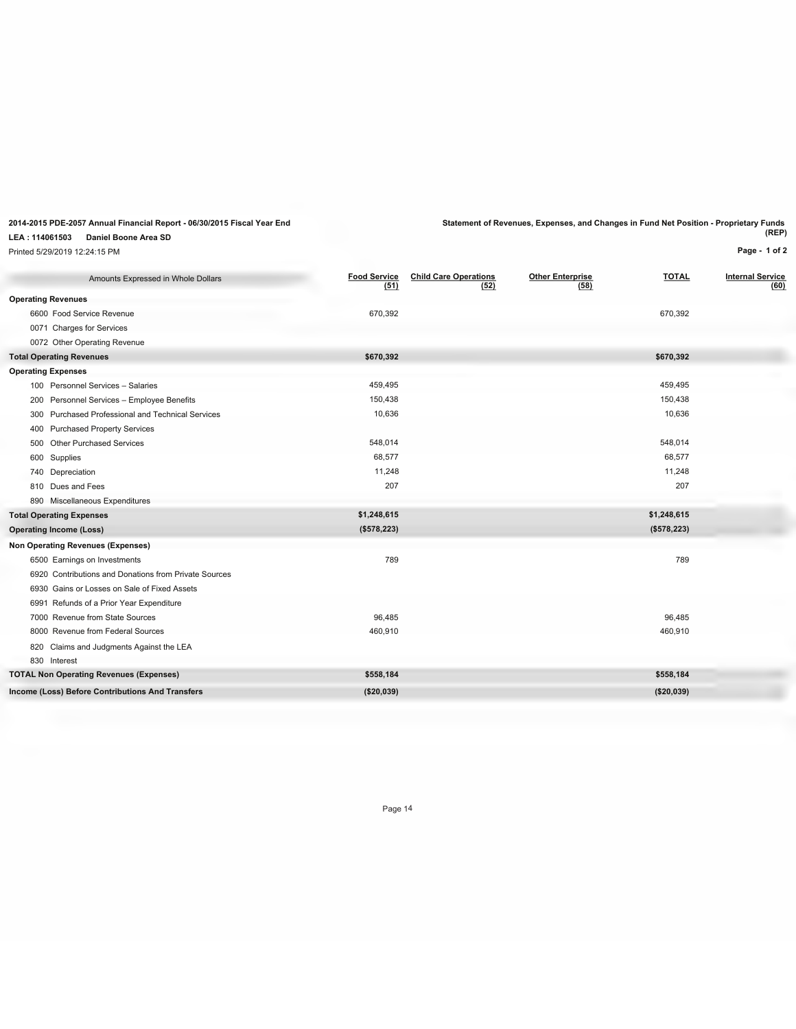**2014-2015 PDE-2057 Annual Financial Report - 06/30/2015 Fiscal Year End**

**LEA : 114061503 Daniel Boone Area SD**

Printed 5/29/2019 12:24:15 PM

**Statement of Revenues, Expenses, and Changes in Fund Net Position - Proprietary Funds (REP)**

| Amounts Expressed in Whole Dollars | Food Service (51) | Child Care Operations (52) | Other Enterprise (58) | TOTAL | Internal Service (60) |
|---|---|---|---|---|---|
| **Operating Revenues** | | | | | |
| 6600 Food Service Revenue | 670,392 | | | 670,392 | |
| 0071 Charges for Services | | | | | |
| 0072 Other Operating Revenue | | | | | |
| **Total Operating Revenues** | **$670,392** | | | **$670,392** | |
| **Operating Expenses** | | | | | |
| 100 Personnel Services – Salaries | 459,495 | | | 459,495 | |
| 200 Personnel Services – Employee Benefits | 150,438 | | | 150,438 | |
| 300 Purchased Professional and Technical Services | 10,636 | | | 10,636 | |
| 400 Purchased Property Services | | | | | |
| 500 Other Purchased Services | 548,014 | | | 548,014 | |
| 600 Supplies | 68,577 | | | 68,577 | |
| 740 Depreciation | 11,248 | | | 11,248 | |
| 810 Dues and Fees | 207 | | | 207 | |
| 890 Miscellaneous Expenditures | | | | | |
| **Total Operating Expenses** | **$1,248,615** | | | **$1,248,615** | |
| **Operating Income (Loss)** | **($578,223)** | | | **($578,223)** | |
| **Non Operating Revenues (Expenses)** | | | | | |
| 6500 Earnings on Investments | 789 | | | 789 | |
| 6920 Contributions and Donations from Private Sources | | | | | |
| 6930 Gains or Losses on Sale of Fixed Assets | | | | | |
| 6991 Refunds of a Prior Year Expenditure | | | | | |
| 7000 Revenue from State Sources | 96,485 | | | 96,485 | |
| 8000 Revenue from Federal Sources | 460,910 | | | 460,910 | |
| 820 Claims and Judgments Against the LEA | | | | | |
| 830 Interest | | | | | |
| **TOTAL Non Operating Revenues (Expenses)** | **$558,184** | | | **$558,184** | |
| **Income (Loss) Before Contributions And Transfers** | **($20,039)** | | | **($20,039)** | |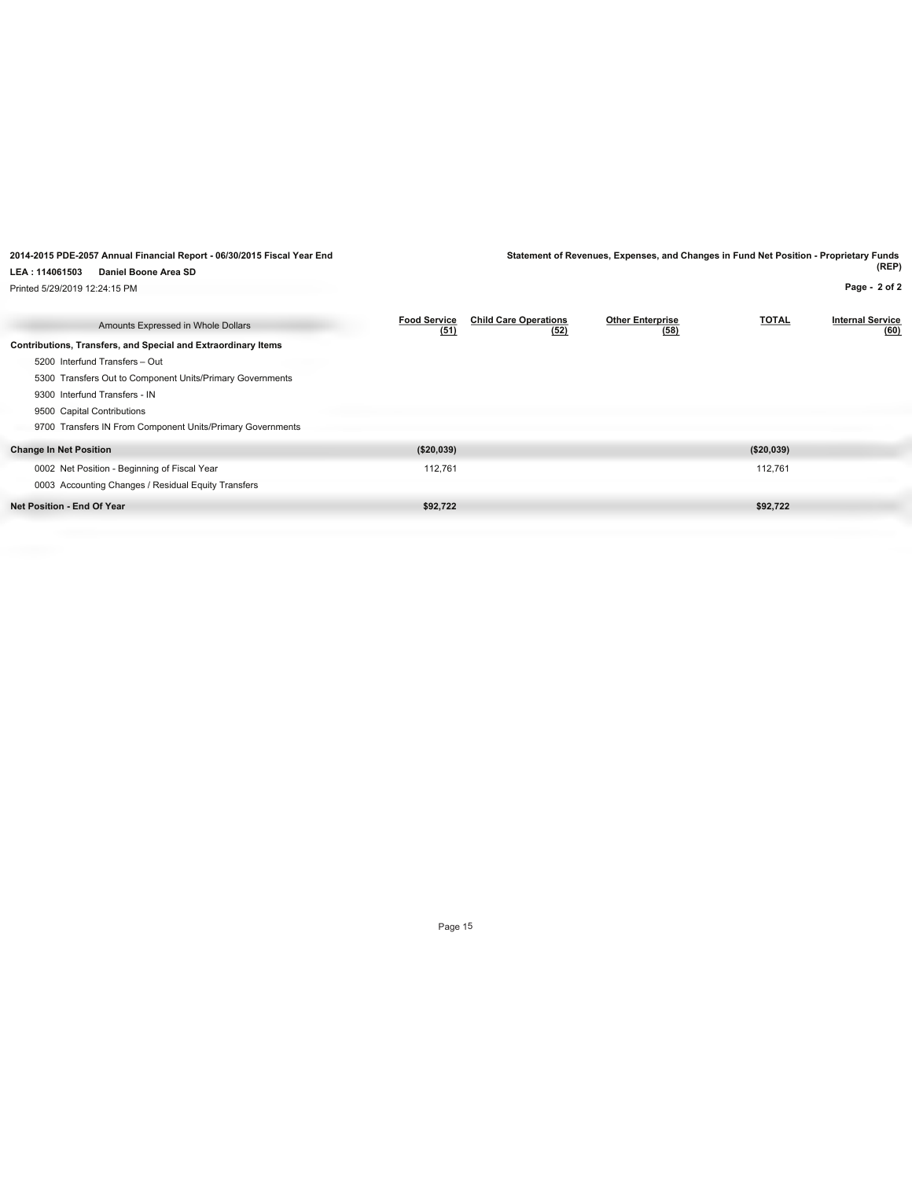2014-2015 PDE-2057 Annual Financial Report - 06/30/2015 Fiscal Year End

LEA : 114061503 Daniel Boone Area SD

Printed 5/29/2019 12:24:15 PM

**Statement of Revenues, Expenses, and Changes in Fund Net Position - Proprietary Funds (REP)**

| Amounts Expressed in Whole Dollars | Food Service (51) | Child Care Operations (52) | Other Enterprise (58) | TOTAL | Internal Service (60) |
|---|---|---|---|---|---|
| **Contributions, Transfers, and Special and Extraordinary Items** | | | | | |
| 5200 Interfund Transfers – Out | | | | | |
| 5300 Transfers Out to Component Units/Primary Governments | | | | | |
| 9300 Interfund Transfers - IN | | | | | |
| 9500 Capital Contributions | | | | | |
| 9700 Transfers IN From Component Units/Primary Governments | | | | | |
| **Change In Net Position** | **($20,039)** | | | **($20,039)** | |
| 0002 Net Position - Beginning of Fiscal Year | 112,761 | | | 112,761 | |
| 0003 Accounting Changes / Residual Equity Transfers | | | | | |
| **Net Position - End Of Year** | **$92,722** | | | **$92,722** | |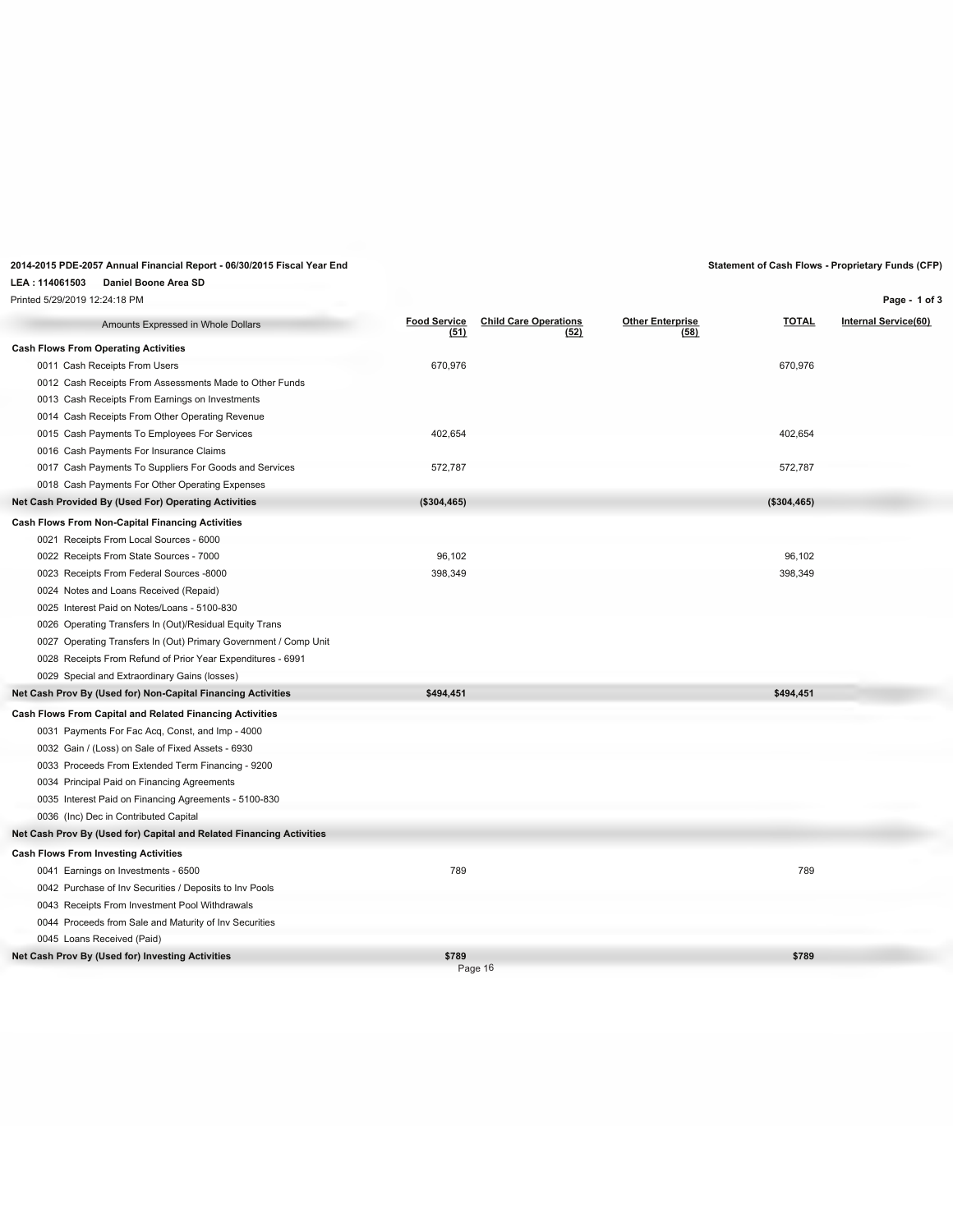**2014-2015 PDE-2057 Annual Financial Report - 06/30/2015 Fiscal Year End**

**Statement of Cash Flows - Proprietary Funds (CFP)**

**LEA : 114061503 Daniel Boone Area SD**

Printed 5/29/2019 12:24:18 PM

| Amounts Expressed in Whole Dollars | Food Service (51) | Child Care Operations (52) | Other Enterprise (58) | TOTAL | Internal Service(60) |
|---|---|---|---|---|---|
| **Cash Flows From Operating Activities** | | | | | |
| 0011 Cash Receipts From Users | 670,976 | | | 670,976 | |
| 0012 Cash Receipts From Assessments Made to Other Funds | | | | | |
| 0013 Cash Receipts From Earnings on Investments | | | | | |
| 0014 Cash Receipts From Other Operating Revenue | | | | | |
| 0015 Cash Payments To Employees For Services | 402,654 | | | 402,654 | |
| 0016 Cash Payments For Insurance Claims | | | | | |
| 0017 Cash Payments To Suppliers For Goods and Services | 572,787 | | | 572,787 | |
| 0018 Cash Payments For Other Operating Expenses | | | | | |
| **Net Cash Provided By (Used For) Operating Activities** | **($304,465)** | | | **($304,465)** | |
| **Cash Flows From Non-Capital Financing Activities** | | | | | |
| 0021 Receipts From Local Sources - 6000 | | | | | |
| 0022 Receipts From State Sources - 7000 | 96,102 | | | 96,102 | |
| 0023 Receipts From Federal Sources -8000 | 398,349 | | | 398,349 | |
| 0024 Notes and Loans Received (Repaid) | | | | | |
| 0025 Interest Paid on Notes/Loans - 5100-830 | | | | | |
| 0026 Operating Transfers In (Out)/Residual Equity Trans | | | | | |
| 0027 Operating Transfers In (Out) Primary Government / Comp Unit | | | | | |
| 0028 Receipts From Refund of Prior Year Expenditures - 6991 | | | | | |
| 0029 Special and Extraordinary Gains (losses) | | | | | |
| **Net Cash Prov By (Used for) Non-Capital Financing Activities** | **$494,451** | | | **$494,451** | |
| **Cash Flows From Capital and Related Financing Activities** | | | | | |
| 0031 Payments For Fac Acq, Const, and Imp - 4000 | | | | | |
| 0032 Gain / (Loss) on Sale of Fixed Assets - 6930 | | | | | |
| 0033 Proceeds From Extended Term Financing - 9200 | | | | | |
| 0034 Principal Paid on Financing Agreements | | | | | |
| 0035 Interest Paid on Financing Agreements - 5100-830 | | | | | |
| 0036 (Inc) Dec in Contributed Capital | | | | | |
| **Net Cash Prov By (Used for) Capital and Related Financing Activities** | | | | | |
| **Cash Flows From Investing Activities** | | | | | |
| 0041 Earnings on Investments - 6500 | 789 | | | 789 | |
| 0042 Purchase of Inv Securities / Deposits to Inv Pools | | | | | |
| 0043 Receipts From Investment Pool Withdrawals | | | | | |
| 0044 Proceeds from Sale and Maturity of Inv Securities | | | | | |
| 0045 Loans Received (Paid) | | | | | |
| **Net Cash Prov By (Used for) Investing Activities** | **$789** | | | **$789** | |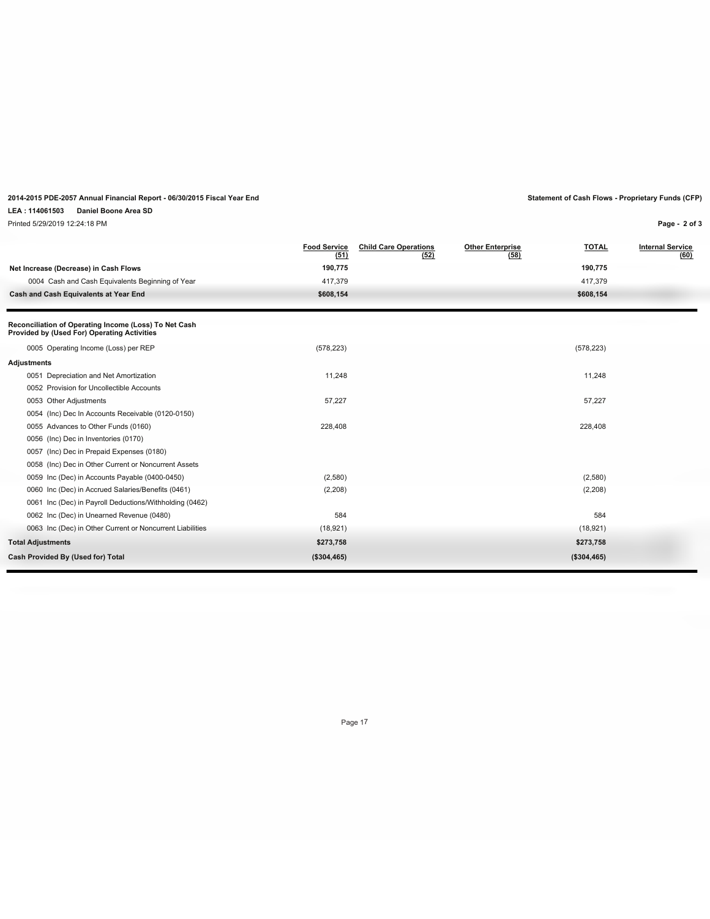**2014-2015 PDE-2057 Annual Financial Report - 06/30/2015 Fiscal Year End**

**LEA : 114061503 Daniel Boone Area SD**

Printed 5/29/2019 12:24:18 PM

**Statement of Cash Flows - Proprietary Funds (CFP)**

| | Food Service (51) | Child Care Operations (52) | Other Enterprise (58) | TOTAL | Internal Service (60) |
|---|---|---|---|---|---|
| **Net Increase (Decrease) in Cash Flows** | **190,775** | | | **190,775** | |
| 0004 Cash and Cash Equivalents Beginning of Year | 417,379 | | | 417,379 | |
| **Cash and Cash Equivalents at Year End** | **$608,154** | | | **$608,154** | |

| | Food Service (51) | Child Care Operations (52) | Other Enterprise (58) | TOTAL | Internal Service (60) |
|---|---|---|---|---|---|
| **Reconciliation of Operating Income (Loss) To Net Cash Provided by (Used For) Operating Activities** | | | | | |
| 0005 Operating Income (Loss) per REP | (578,223) | | | (578,223) | |
| **Adjustments** | | | | | |
| 0051 Depreciation and Net Amortization | 11,248 | | | 11,248 | |
| 0052 Provision for Uncollectible Accounts | | | | | |
| 0053 Other Adjustments | 57,227 | | | 57,227 | |
| 0054 (Inc) Dec In Accounts Receivable (0120-0150) | | | | | |
| 0055 Advances to Other Funds (0160) | 228,408 | | | 228,408 | |
| 0056 (Inc) Dec in Inventories (0170) | | | | | |
| 0057 (Inc) Dec in Prepaid Expenses (0180) | | | | | |
| 0058 (Inc) Dec in Other Current or Noncurrent Assets | | | | | |
| 0059 Inc (Dec) in Accounts Payable (0400-0450) | (2,580) | | | (2,580) | |
| 0060 Inc (Dec) in Accrued Salaries/Benefits (0461) | (2,208) | | | (2,208) | |
| 0061 Inc (Dec) in Payroll Deductions/Withholding (0462) | | | | | |
| 0062 Inc (Dec) in Unearned Revenue (0480) | 584 | | | 584 | |
| 0063 Inc (Dec) in Other Current or Noncurrent Liabilities | (18,921) | | | (18,921) | |
| **Total Adjustments** | **$273,758** | | | **$273,758** | |
| **Cash Provided By (Used for) Total** | **($304,465)** | | | **($304,465)** | |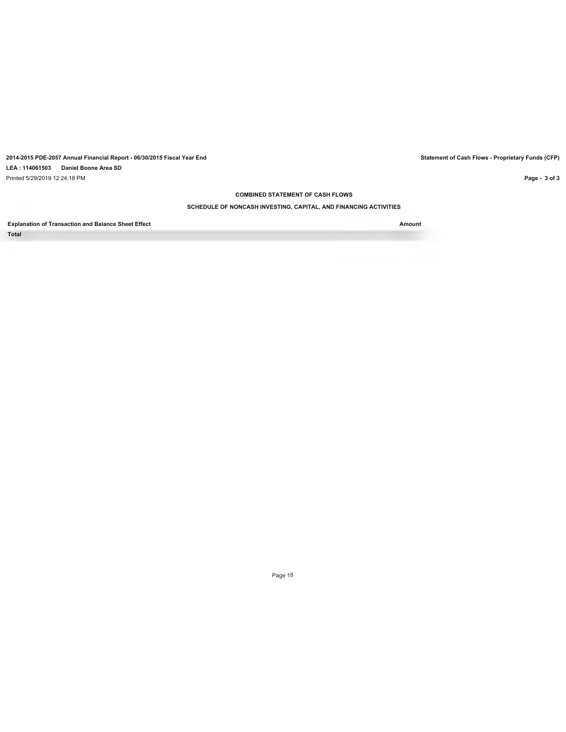## COMBINED STATEMENT OF CASH FLOWS

### SCHEDULE OF NONCASH INVESTING, CAPITAL, AND FINANCING ACTIVITIES

| Explanation of Transaction and Balance Sheet Effect | Amount |
|---|---|
| Total | |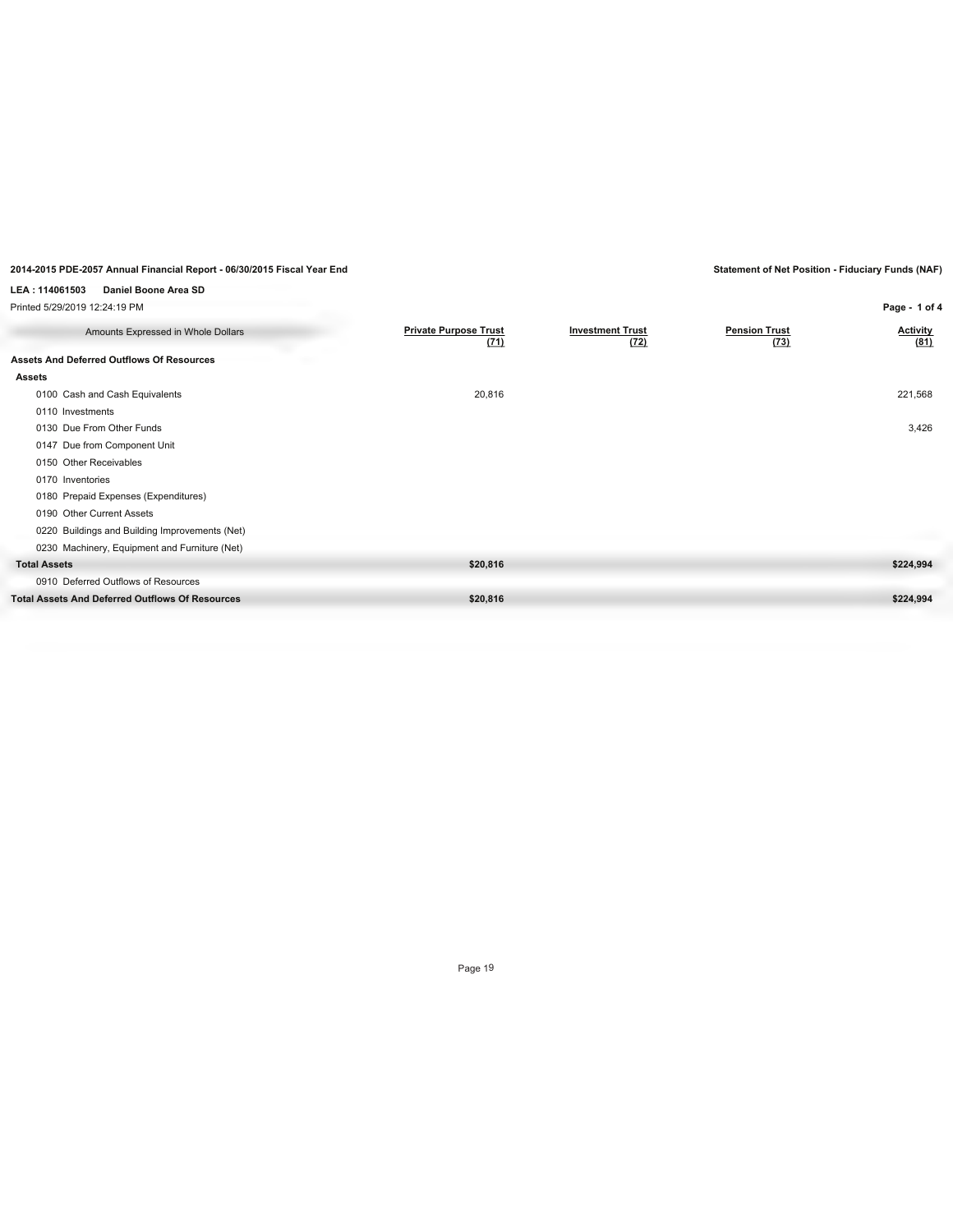**2014-2015 PDE-2057 Annual Financial Report - 06/30/2015 Fiscal Year End**

**Statement of Net Position - Fiduciary Funds (NAF)**

**LEA : 114061503 Daniel Boone Area SD**

Printed 5/29/2019 12:24:19 PM

| Amounts Expressed in Whole Dollars | Private Purpose Trust (71) | Investment Trust (72) | Pension Trust (73) | Activity (81) |
|---|---|---|---|---|
| **Assets And Deferred Outflows Of Resources** | | | | |
| **Assets** | | | | |
| 0100 Cash and Cash Equivalents | 20,816 | | | 221,568 |
| 0110 Investments | | | | |
| 0130 Due From Other Funds | | | | 3,426 |
| 0147 Due from Component Unit | | | | |
| 0150 Other Receivables | | | | |
| 0170 Inventories | | | | |
| 0180 Prepaid Expenses (Expenditures) | | | | |
| 0190 Other Current Assets | | | | |
| 0220 Buildings and Building Improvements (Net) | | | | |
| 0230 Machinery, Equipment and Furniture (Net) | | | | |
| **Total Assets** | **$20,816** | | | **$224,994** |
| 0910 Deferred Outflows of Resources | | | | |
| **Total Assets And Deferred Outflows Of Resources** | **$20,816** | | | **$224,994** |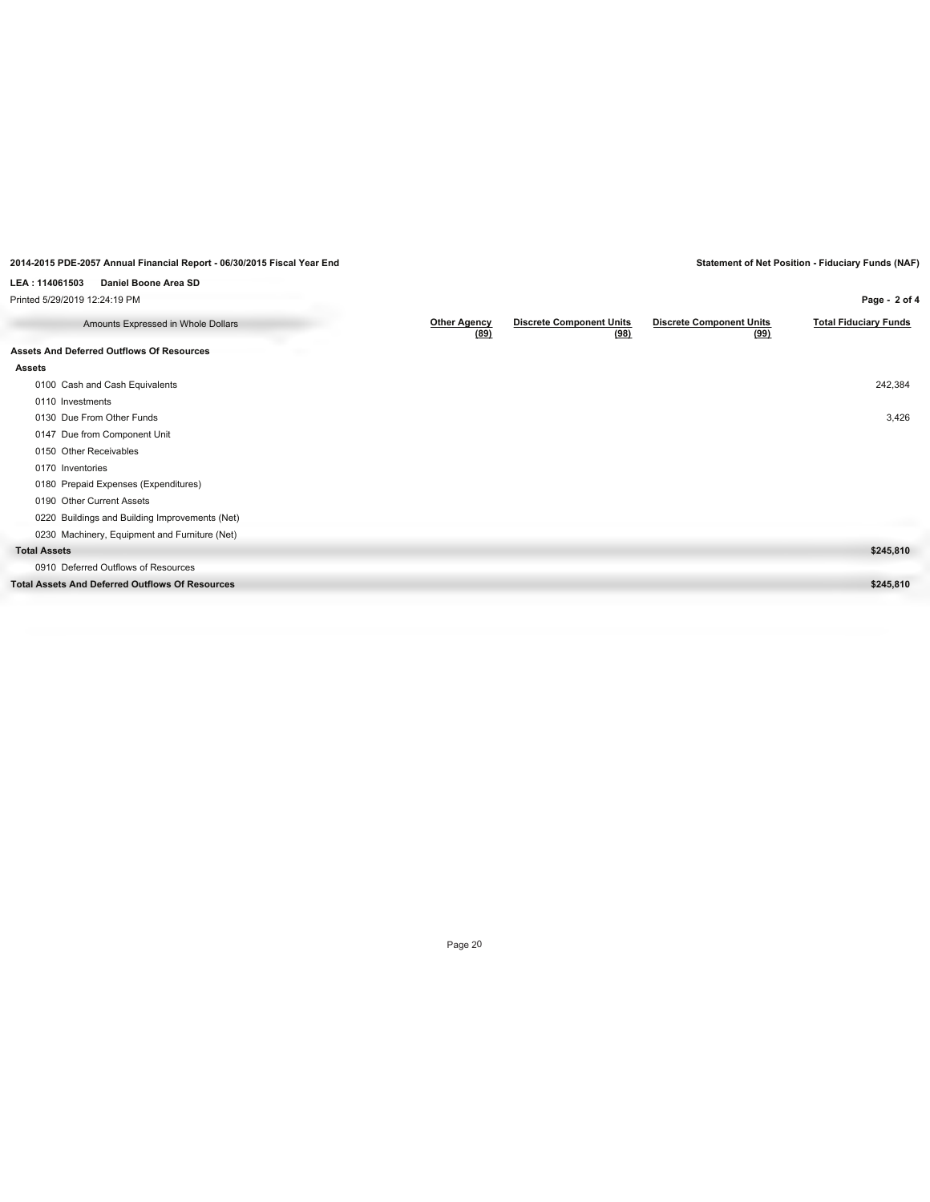**2014-2015 PDE-2057 Annual Financial Report - 06/30/2015 Fiscal Year End**

**Statement of Net Position - Fiduciary Funds (NAF)**

**LEA : 114061503 Daniel Boone Area SD**

Printed 5/29/2019 12:24:19 PM

| Amounts Expressed in Whole Dollars | Other Agency (89) | Discrete Component Units (98) | Discrete Component Units (99) | Total Fiduciary Funds |
|---|---|---|---|---|
| **Assets And Deferred Outflows Of Resources** | | | | |
| **Assets** | | | | |
| 0100 Cash and Cash Equivalents | | | | 242,384 |
| 0110 Investments | | | | |
| 0130 Due From Other Funds | | | | 3,426 |
| 0147 Due from Component Unit | | | | |
| 0150 Other Receivables | | | | |
| 0170 Inventories | | | | |
| 0180 Prepaid Expenses (Expenditures) | | | | |
| 0190 Other Current Assets | | | | |
| 0220 Buildings and Building Improvements (Net) | | | | |
| 0230 Machinery, Equipment and Furniture (Net) | | | | |
| **Total Assets** | | | | **$245,810** |
| 0910 Deferred Outflows of Resources | | | | |
| **Total Assets And Deferred Outflows Of Resources** | | | | **$245,810** |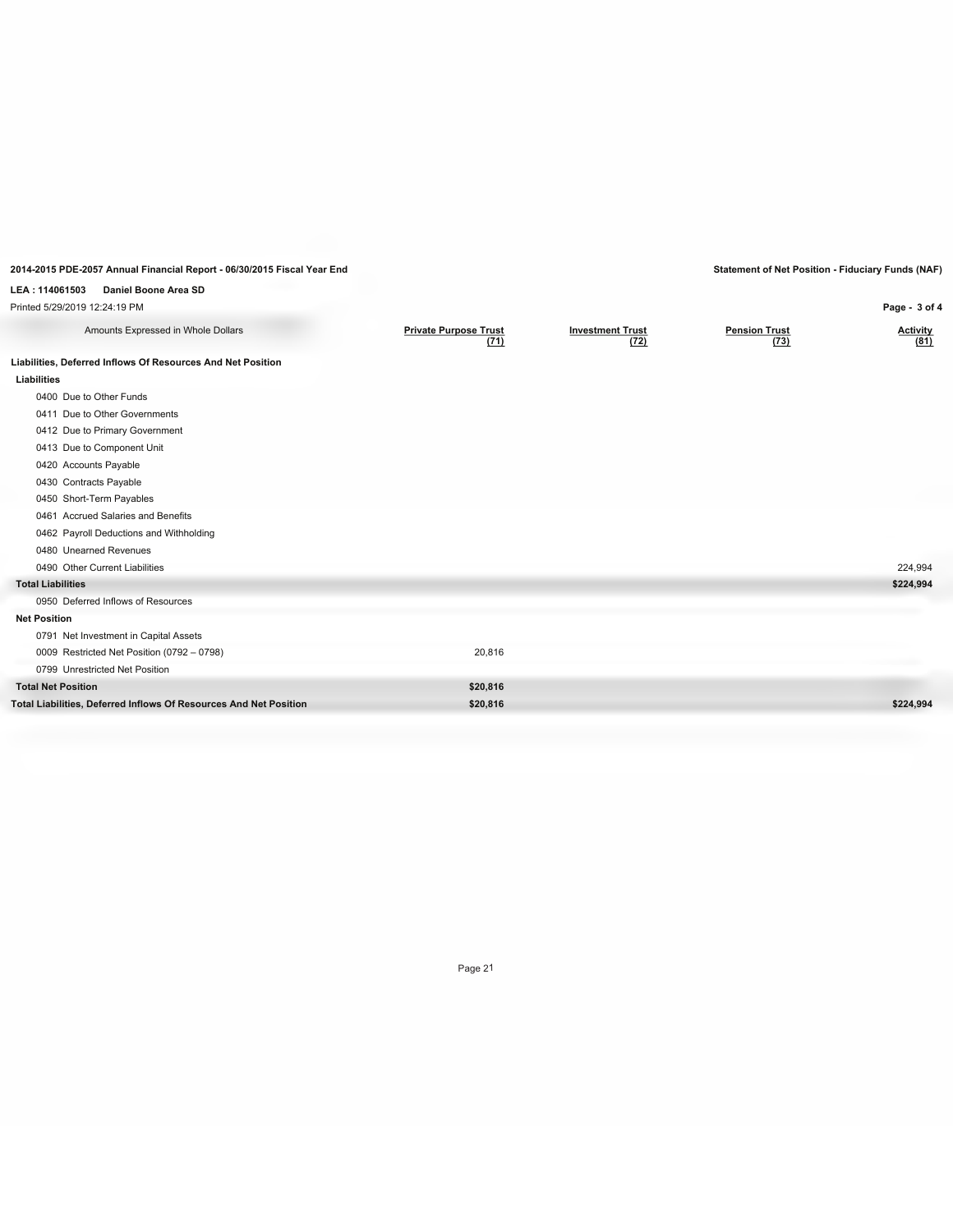2014-2015 PDE-2057 Annual Financial Report - 06/30/2015 Fiscal Year End

**Statement of Net Position - Fiduciary Funds (NAF)**

**LEA : 114061503 Daniel Boone Area SD**

Printed 5/29/2019 12:24:19 PM

| Amounts Expressed in Whole Dollars | Private Purpose Trust (71) | Investment Trust (72) | Pension Trust (73) | Activity (81) |
|---|---|---|---|---|
| **Liabilities, Deferred Inflows Of Resources And Net Position** | | | | |
| **Liabilities** | | | | |
| 0400 Due to Other Funds | | | | |
| 0411 Due to Other Governments | | | | |
| 0412 Due to Primary Government | | | | |
| 0413 Due to Component Unit | | | | |
| 0420 Accounts Payable | | | | |
| 0430 Contracts Payable | | | | |
| 0450 Short-Term Payables | | | | |
| 0461 Accrued Salaries and Benefits | | | | |
| 0462 Payroll Deductions and Withholding | | | | |
| 0480 Unearned Revenues | | | | |
| 0490 Other Current Liabilities | | | | 224,994 |
| **Total Liabilities** | | | | **$224,994** |
| 0950 Deferred Inflows of Resources | | | | |
| **Net Position** | | | | |
| 0791 Net Investment in Capital Assets | | | | |
| 0009 Restricted Net Position (0792 – 0798) | 20,816 | | | |
| 0799 Unrestricted Net Position | | | | |
| **Total Net Position** | **$20,816** | | | |
| **Total Liabilities, Deferred Inflows Of Resources And Net Position** | **$20,816** | | | **$224,994** |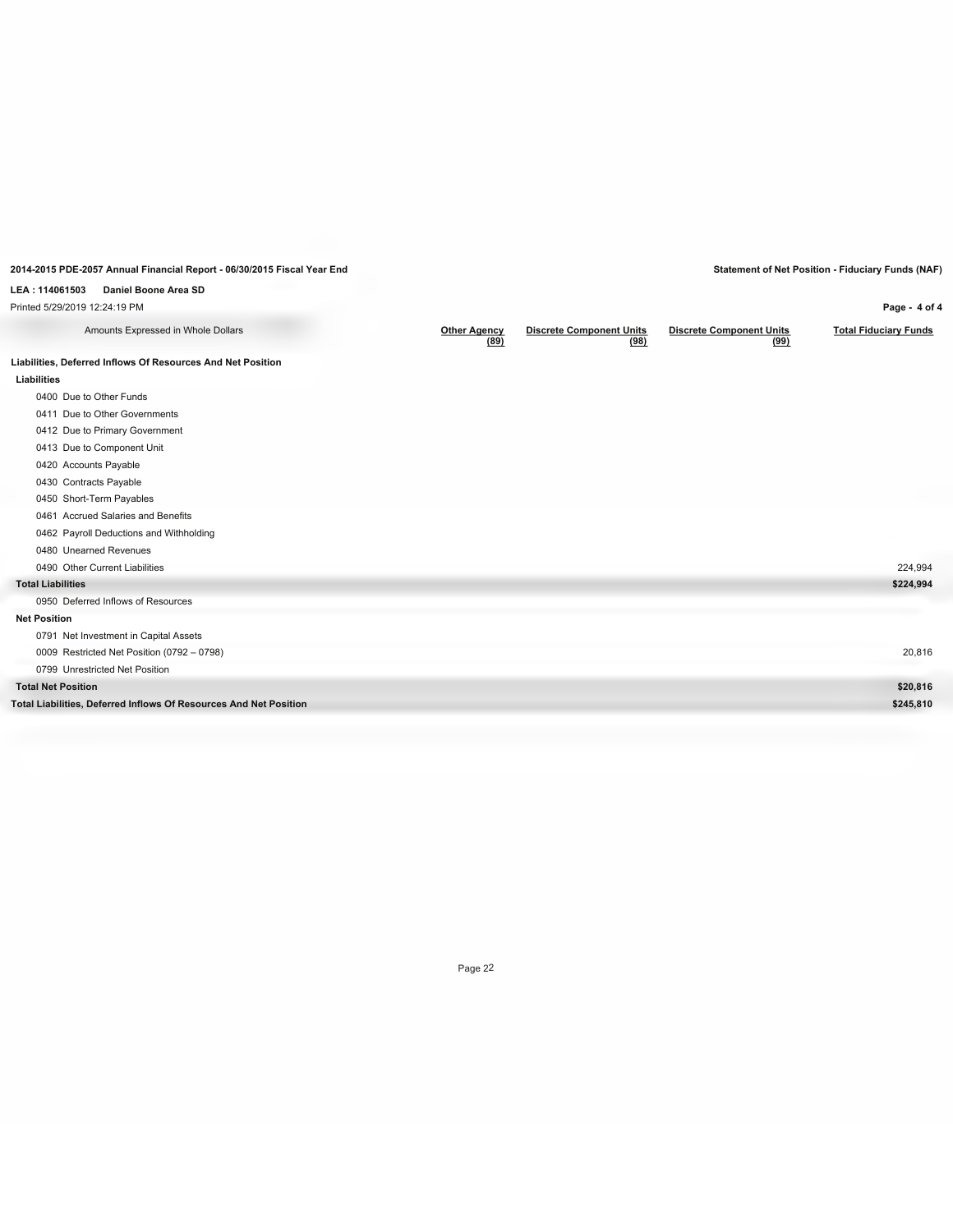**2014-2015 PDE-2057 Annual Financial Report - 06/30/2015 Fiscal Year End**

**Statement of Net Position - Fiduciary Funds (NAF)**

**LEA : 114061503 Daniel Boone Area SD**

Printed 5/29/2019 12:24:19 PM

| Amounts Expressed in Whole Dollars | Other Agency (89) | Discrete Component Units (98) | Discrete Component Units (99) | Total Fiduciary Funds |
|---|---|---|---|---|
| **Liabilities, Deferred Inflows Of Resources And Net Position** | | | | |
| **Liabilities** | | | | |
| 0400 Due to Other Funds | | | | |
| 0411 Due to Other Governments | | | | |
| 0412 Due to Primary Government | | | | |
| 0413 Due to Component Unit | | | | |
| 0420 Accounts Payable | | | | |
| 0430 Contracts Payable | | | | |
| 0450 Short-Term Payables | | | | |
| 0461 Accrued Salaries and Benefits | | | | |
| 0462 Payroll Deductions and Withholding | | | | |
| 0480 Unearned Revenues | | | | |
| 0490 Other Current Liabilities | | | | 224,994 |
| **Total Liabilities** | | | | **$224,994** |
| 0950 Deferred Inflows of Resources | | | | |
| **Net Position** | | | | |
| 0791 Net Investment in Capital Assets | | | | |
| 0009 Restricted Net Position (0792 – 0798) | | | | 20,816 |
| 0799 Unrestricted Net Position | | | | |
| **Total Net Position** | | | | **$20,816** |
| **Total Liabilities, Deferred Inflows Of Resources And Net Position** | | | | **$245,810** |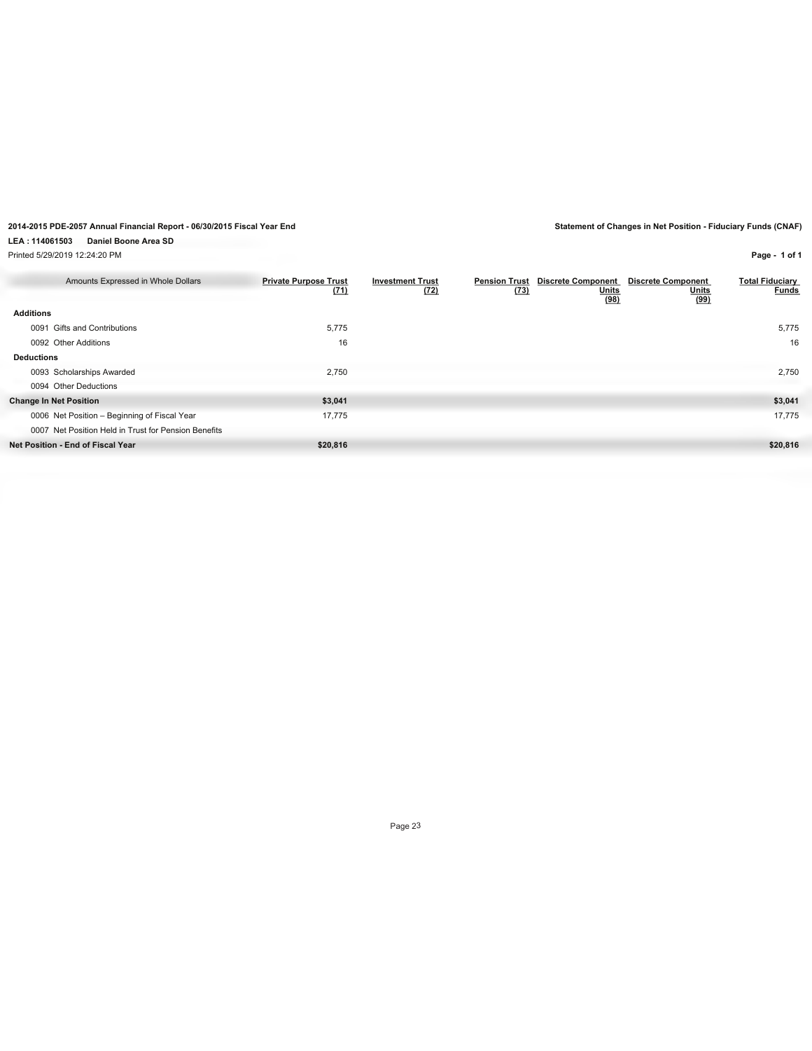**2014-2015 PDE-2057 Annual Financial Report - 06/30/2015 Fiscal Year End**

**Statement of Changes in Net Position - Fiduciary Funds (CNAF)**

**LEA : 114061503 Daniel Boone Area SD**

Printed 5/29/2019 12:24:20 PM

| Amounts Expressed in Whole Dollars | Private Purpose Trust (71) | Investment Trust (72) | Pension Trust (73) | Discrete Component Units (98) | Discrete Component Units (99) | Total Fiduciary Funds |
|---|---|---|---|---|---|---|
| **Additions** | | | | | | |
| 0091 Gifts and Contributions | 5,775 | | | | | 5,775 |
| 0092 Other Additions | 16 | | | | | 16 |
| **Deductions** | | | | | | |
| 0093 Scholarships Awarded | 2,750 | | | | | 2,750 |
| 0094 Other Deductions | | | | | | |
| **Change In Net Position** | **$3,041** | | | | | **$3,041** |
| 0006 Net Position – Beginning of Fiscal Year | 17,775 | | | | | 17,775 |
| 0007 Net Position Held in Trust for Pension Benefits | | | | | | |
| **Net Position - End of Fiscal Year** | **$20,816** | | | | | **$20,816** |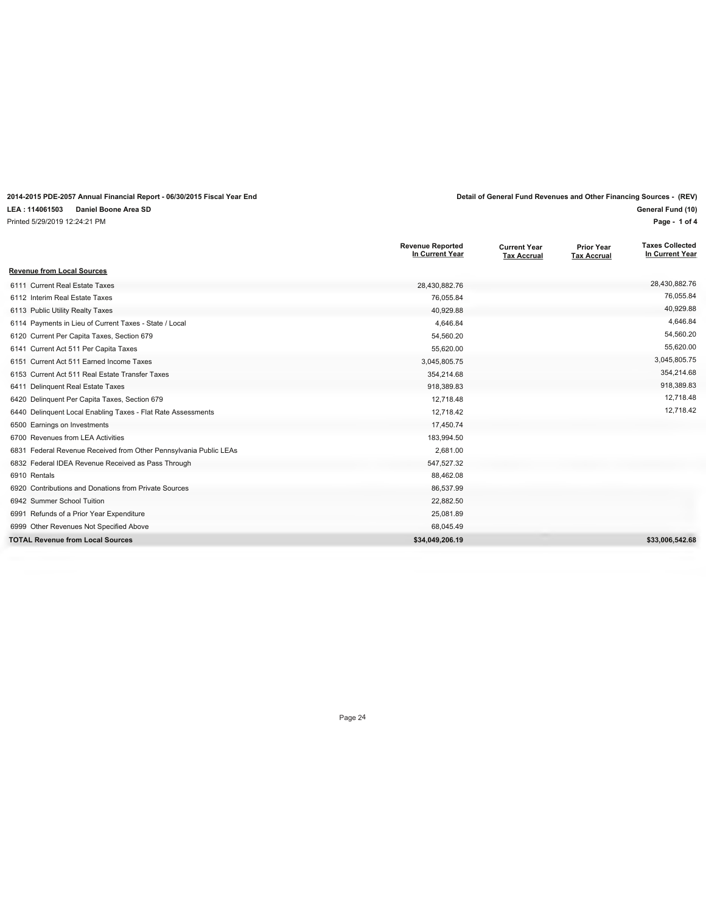**2014-2015 PDE-2057 Annual Financial Report - 06/30/2015 Fiscal Year End**

**LEA : 114061503 Daniel Boone Area SD**

Printed 5/29/2019 12:24:21 PM

**Detail of General Fund Revenues and Other Financing Sources - (REV)**

**General Fund (10)**

| | Revenue Reported In Current Year | Current Year Tax Accrual | Prior Year Tax Accrual | Taxes Collected In Current Year |
|---|---|---|---|---|
| **Revenue from Local Sources** | | | | |
| 6111 Current Real Estate Taxes | 28,430,882.76 | | | 28,430,882.76 |
| 6112 Interim Real Estate Taxes | 76,055.84 | | | 76,055.84 |
| 6113 Public Utility Realty Taxes | 40,929.88 | | | 40,929.88 |
| 6114 Payments in Lieu of Current Taxes - State / Local | 4,646.84 | | | 4,646.84 |
| 6120 Current Per Capita Taxes, Section 679 | 54,560.20 | | | 54,560.20 |
| 6141 Current Act 511 Per Capita Taxes | 55,620.00 | | | 55,620.00 |
| 6151 Current Act 511 Earned Income Taxes | 3,045,805.75 | | | 3,045,805.75 |
| 6153 Current Act 511 Real Estate Transfer Taxes | 354,214.68 | | | 354,214.68 |
| 6411 Delinquent Real Estate Taxes | 918,389.83 | | | 918,389.83 |
| 6420 Delinquent Per Capita Taxes, Section 679 | 12,718.48 | | | 12,718.48 |
| 6440 Delinquent Local Enabling Taxes - Flat Rate Assessments | 12,718.42 | | | 12,718.42 |
| 6500 Earnings on Investments | 17,450.74 | | | |
| 6700 Revenues from LEA Activities | 183,994.50 | | | |
| 6831 Federal Revenue Received from Other Pennsylvania Public LEAs | 2,681.00 | | | |
| 6832 Federal IDEA Revenue Received as Pass Through | 547,527.32 | | | |
| 6910 Rentals | 88,462.08 | | | |
| 6920 Contributions and Donations from Private Sources | 86,537.99 | | | |
| 6942 Summer School Tuition | 22,882.50 | | | |
| 6991 Refunds of a Prior Year Expenditure | 25,081.89 | | | |
| 6999 Other Revenues Not Specified Above | 68,045.49 | | | |
| **TOTAL Revenue from Local Sources** | **$34,049,206.19** | | | **$33,006,542.68** |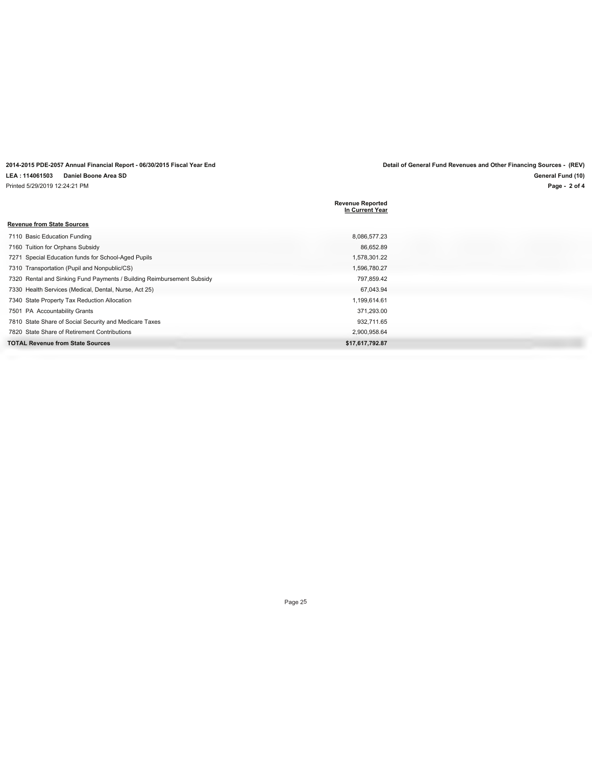2014-2015 PDE-2057 Annual Financial Report - 06/30/2015 Fiscal Year End

LEA : 114061503 Daniel Boone Area SD

Printed 5/29/2019 12:24:21 PM

Detail of General Fund Revenues and Other Financing Sources - (REV)

General Fund (10)

| | Revenue Reported In Current Year |
|---|---|
| **Revenue from State Sources** | |
| 7110 Basic Education Funding | 8,086,577.23 |
| 7160 Tuition for Orphans Subsidy | 86,652.89 |
| 7271 Special Education funds for School-Aged Pupils | 1,578,301.22 |
| 7310 Transportation (Pupil and Nonpublic/CS) | 1,596,780.27 |
| 7320 Rental and Sinking Fund Payments / Building Reimbursement Subsidy | 797,859.42 |
| 7330 Health Services (Medical, Dental, Nurse, Act 25) | 67,043.94 |
| 7340 State Property Tax Reduction Allocation | 1,199,614.61 |
| 7501 PA Accountability Grants | 371,293.00 |
| 7810 State Share of Social Security and Medicare Taxes | 932,711.65 |
| 7820 State Share of Retirement Contributions | 2,900,958.64 |
| **TOTAL Revenue from State Sources** | **$17,617,792.87** |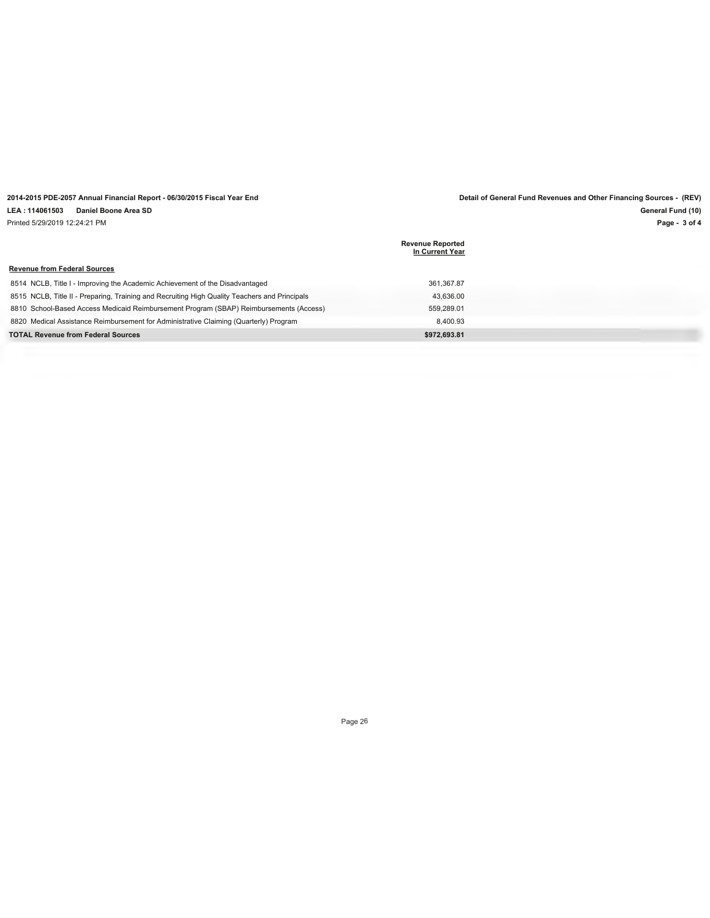**2014-2015 PDE-2057 Annual Financial Report - 06/30/2015 Fiscal Year End**

**LEA : 114061503 Daniel Boone Area SD**

Printed 5/29/2019 12:24:21 PM

**Detail of General Fund Revenues and Other Financing Sources - (REV)**

**General Fund (10)**

| | Revenue Reported In Current Year |
|---|---|
| **Revenue from Federal Sources** | |
| 8514 NCLB, Title I - Improving the Academic Achievement of the Disadvantaged | 361,367.87 |
| 8515 NCLB, Title II - Preparing, Training and Recruiting High Quality Teachers and Principals | 43,636.00 |
| 8810 School-Based Access Medicaid Reimbursement Program (SBAP) Reimbursements (Access) | 559,289.01 |
| 8820 Medical Assistance Reimbursement for Administrative Claiming (Quarterly) Program | 8,400.93 |
| **TOTAL Revenue from Federal Sources** | **$972,693.81** |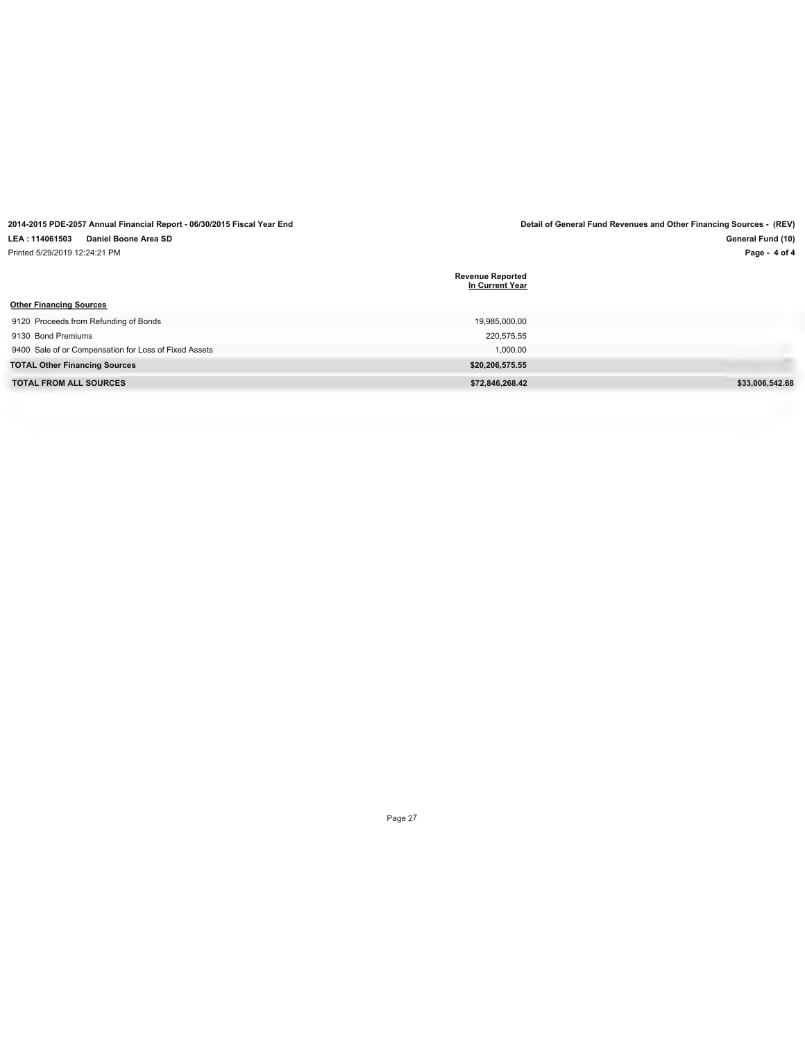2014-2015 PDE-2057 Annual Financial Report - 06/30/2015 Fiscal Year End

LEA : 114061503 Daniel Boone Area SD

Printed 5/29/2019 12:24:21 PM

Detail of General Fund Revenues and Other Financing Sources - (REV)

General Fund (10)

| | Revenue Reported In Current Year | |
|---|---|---|
| **Other Financing Sources** | | |
| 9120 Proceeds from Refunding of Bonds | 19,985,000.00 | |
| 9130 Bond Premiums | 220,575.55 | |
| 9400 Sale of or Compensation for Loss of Fixed Assets | 1,000.00 | |
| **TOTAL Other Financing Sources** | **$20,206,575.55** | |
| **TOTAL FROM ALL SOURCES** | **$72,846,268.42** | **$33,006,542.68** |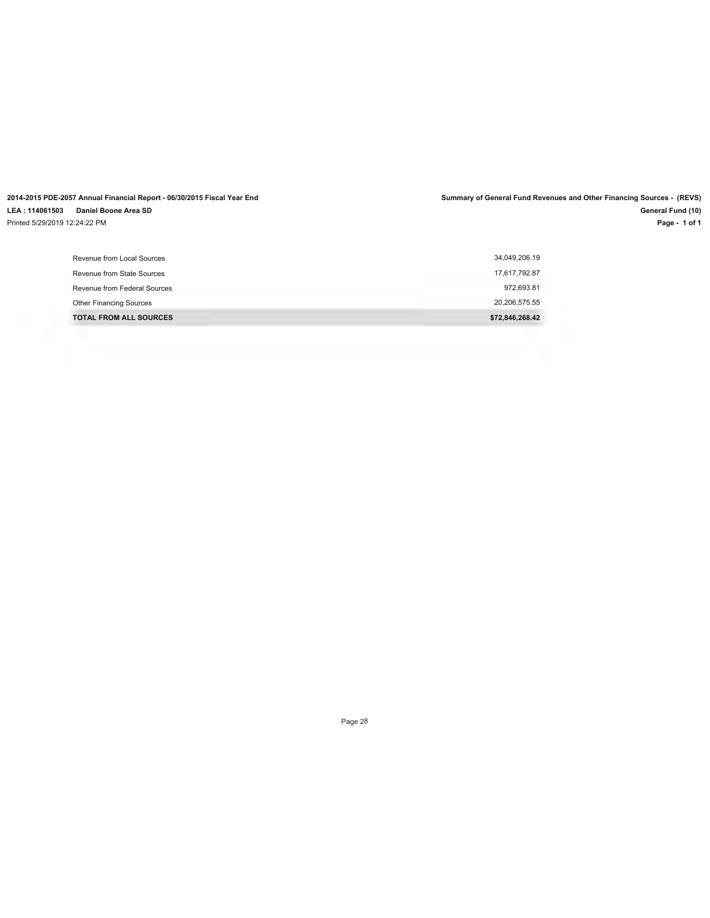2014-2015 PDE-2057 Annual Financial Report - 06/30/2015 Fiscal Year End

LEA : 114061503 Daniel Boone Area SD

Printed 5/29/2019 12:24:22 PM

**Summary of General Fund Revenues and Other Financing Sources - (REVS)**

**General Fund (10)**

| | |
|---|---|
| Revenue from Local Sources | 34,049,206.19 |
| Revenue from State Sources | 17,617,792.87 |
| Revenue from Federal Sources | 972,693.81 |
| Other Financing Sources | 20,206,575.55 |
| **TOTAL FROM ALL SOURCES** | **$72,846,268.42** |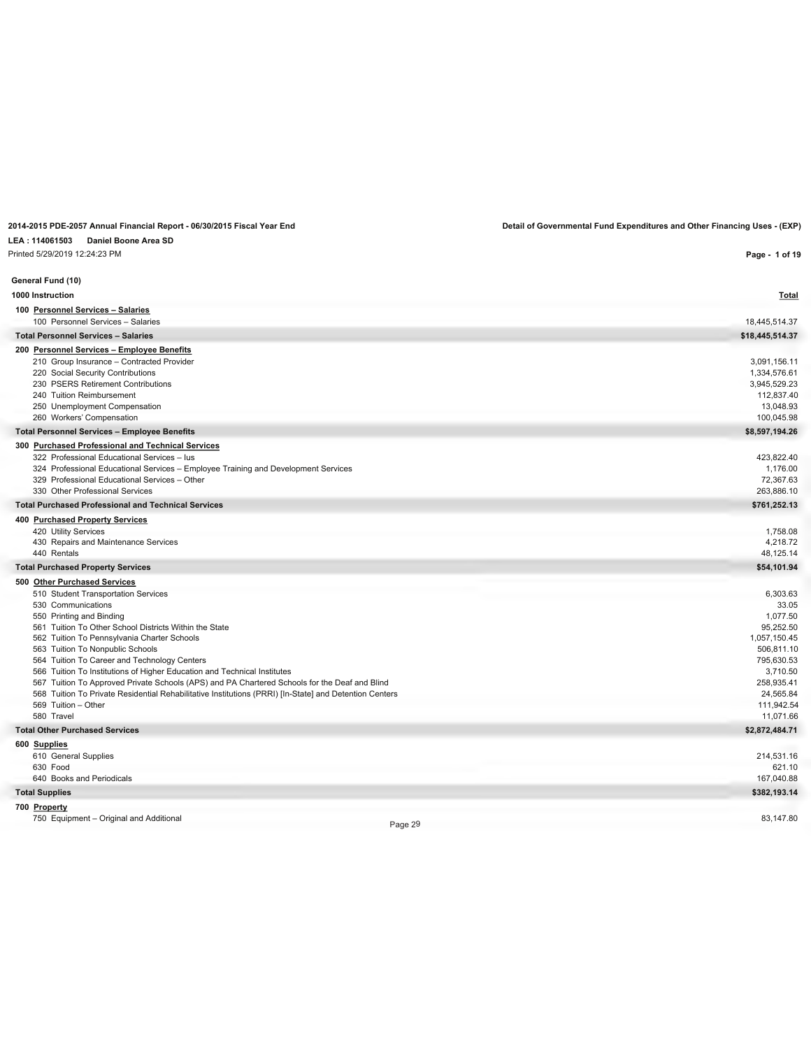**2014-2015 PDE-2057 Annual Financial Report - 06/30/2015 Fiscal Year End**

**Detail of Governmental Fund Expenditures and Other Financing Uses - (EXP)**

**LEA : 114061503 Daniel Boone Area SD**

Printed 5/29/2019 12:24:23 PM

**General Fund (10)**

| **1000 Instruction** | **Total** |
|---|---|
| **100 Personnel Services – Salaries** | |
| 100 Personnel Services – Salaries | 18,445,514.37 |
| **Total Personnel Services – Salaries** | **$18,445,514.37** |
| **200 Personnel Services – Employee Benefits** | |
| 210 Group Insurance – Contracted Provider | 3,091,156.11 |
| 220 Social Security Contributions | 1,334,576.61 |
| 230 PSERS Retirement Contributions | 3,945,529.23 |
| 240 Tuition Reimbursement | 112,837.40 |
| 250 Unemployment Compensation | 13,048.93 |
| 260 Workers' Compensation | 100,045.98 |
| **Total Personnel Services – Employee Benefits** | **$8,597,194.26** |
| **300 Purchased Professional and Technical Services** | |
| 322 Professional Educational Services – Ius | 423,822.40 |
| 324 Professional Educational Services – Employee Training and Development Services | 1,176.00 |
| 329 Professional Educational Services – Other | 72,367.63 |
| 330 Other Professional Services | 263,886.10 |
| **Total Purchased Professional and Technical Services** | **$761,252.13** |
| **400 Purchased Property Services** | |
| 420 Utility Services | 1,758.08 |
| 430 Repairs and Maintenance Services | 4,218.72 |
| 440 Rentals | 48,125.14 |
| **Total Purchased Property Services** | **$54,101.94** |
| **500 Other Purchased Services** | |
| 510 Student Transportation Services | 6,303.63 |
| 530 Communications | 33.05 |
| 550 Printing and Binding | 1,077.50 |
| 561 Tuition To Other School Districts Within the State | 95,252.50 |
| 562 Tuition To Pennsylvania Charter Schools | 1,057,150.45 |
| 563 Tuition To Nonpublic Schools | 506,811.10 |
| 564 Tuition To Career and Technology Centers | 795,630.53 |
| 566 Tuition To Institutions of Higher Education and Technical Institutes | 3,710.50 |
| 567 Tuition To Approved Private Schools (APS) and PA Chartered Schools for the Deaf and Blind | 258,935.41 |
| 568 Tuition To Private Residential Rehabilitative Institutions (PRRI) [In-State] and Detention Centers | 24,565.84 |
| 569 Tuition – Other | 111,942.54 |
| 580 Travel | 11,071.66 |
| **Total Other Purchased Services** | **$2,872,484.71** |
| **600 Supplies** | |
| 610 General Supplies | 214,531.16 |
| 630 Food | 621.10 |
| 640 Books and Periodicals | 167,040.88 |
| **Total Supplies** | **$382,193.14** |
| **700 Property** | |
| 750 Equipment – Original and Additional | 83,147.80 |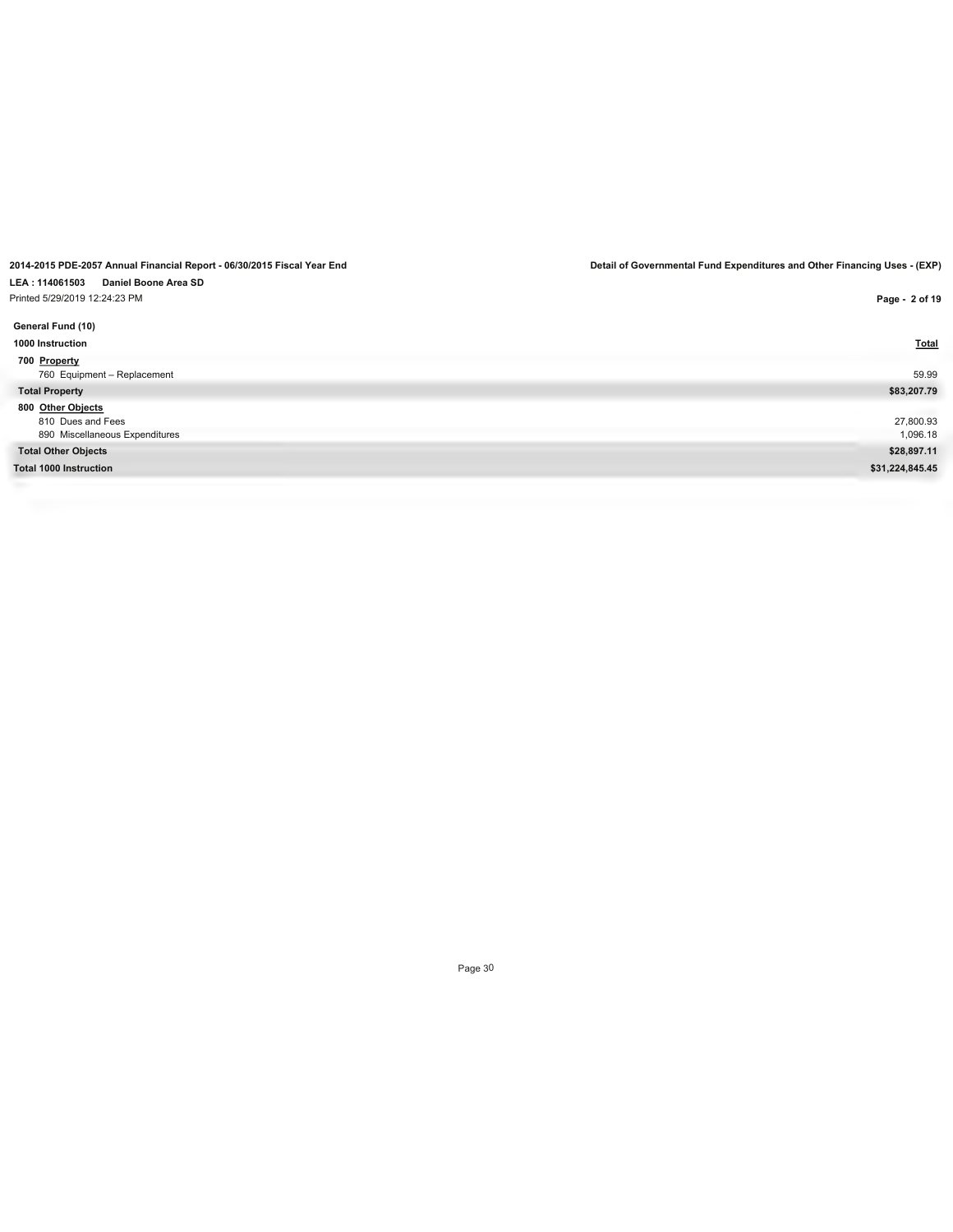**2014-2015 PDE-2057 Annual Financial Report - 06/30/2015 Fiscal Year End**

**Detail of Governmental Fund Expenditures and Other Financing Uses - (EXP)**

**LEA : 114061503 Daniel Boone Area SD**

Printed 5/29/2019 12:24:23 PM

**General Fund (10)**

| 1000 Instruction | Total |
|---|---|
| **700 Property** | |
| 760 Equipment – Replacement | 59.99 |
| **Total Property** | **$83,207.79** |
| **800 Other Objects** | |
| 810 Dues and Fees | 27,800.93 |
| 890 Miscellaneous Expenditures | 1,096.18 |
| **Total Other Objects** | **$28,897.11** |
| **Total 1000 Instruction** | **$31,224,845.45** |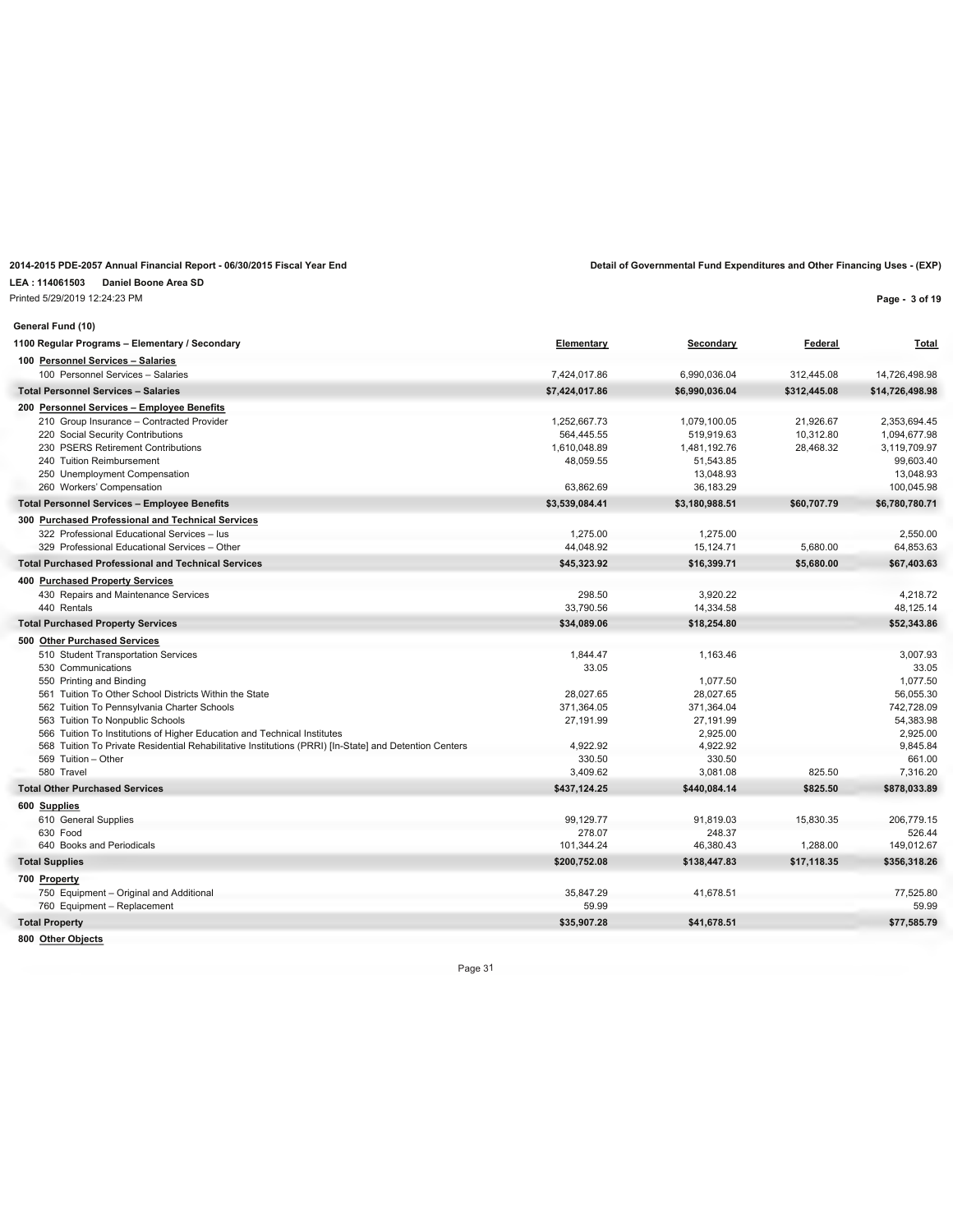**2014-2015 PDE-2057 Annual Financial Report - 06/30/2015 Fiscal Year End**

**Detail of Governmental Fund Expenditures and Other Financing Uses - (EXP)**

**LEA : 114061503 Daniel Boone Area SD**

Printed 5/29/2019 12:24:23 PM

**General Fund (10)**

| 1100 Regular Programs – Elementary / Secondary | Elementary | Secondary | Federal | Total |
|---|---|---|---|---|
| **100 Personnel Services – Salaries** | | | | |
| 100 Personnel Services – Salaries | 7,424,017.86 | 6,990,036.04 | 312,445.08 | 14,726,498.98 |
| **Total Personnel Services – Salaries** | **$7,424,017.86** | **$6,990,036.04** | **$312,445.08** | **$14,726,498.98** |
| **200 Personnel Services – Employee Benefits** | | | | |
| 210 Group Insurance – Contracted Provider | 1,252,667.73 | 1,079,100.05 | 21,926.67 | 2,353,694.45 |
| 220 Social Security Contributions | 564,445.55 | 519,919.63 | 10,312.80 | 1,094,677.98 |
| 230 PSERS Retirement Contributions | 1,610,048.89 | 1,481,192.76 | 28,468.32 | 3,119,709.97 |
| 240 Tuition Reimbursement | 48,059.55 | 51,543.85 | | 99,603.40 |
| 250 Unemployment Compensation | | 13,048.93 | | 13,048.93 |
| 260 Workers' Compensation | 63,862.69 | 36,183.29 | | 100,045.98 |
| **Total Personnel Services – Employee Benefits** | **$3,539,084.41** | **$3,180,988.51** | **$60,707.79** | **$6,780,780.71** |
| **300 Purchased Professional and Technical Services** | | | | |
| 322 Professional Educational Services – Ius | 1,275.00 | 1,275.00 | | 2,550.00 |
| 329 Professional Educational Services – Other | 44,048.92 | 15,124.71 | 5,680.00 | 64,853.63 |
| **Total Purchased Professional and Technical Services** | **$45,323.92** | **$16,399.71** | **$5,680.00** | **$67,403.63** |
| **400 Purchased Property Services** | | | | |
| 430 Repairs and Maintenance Services | 298.50 | 3,920.22 | | 4,218.72 |
| 440 Rentals | 33,790.56 | 14,334.58 | | 48,125.14 |
| **Total Purchased Property Services** | **$34,089.06** | **$18,254.80** | | **$52,343.86** |
| **500 Other Purchased Services** | | | | |
| 510 Student Transportation Services | 1,844.47 | 1,163.46 | | 3,007.93 |
| 530 Communications | 33.05 | | | 33.05 |
| 550 Printing and Binding | | 1,077.50 | | 1,077.50 |
| 561 Tuition To Other School Districts Within the State | 28,027.65 | 28,027.65 | | 56,055.30 |
| 562 Tuition To Pennsylvania Charter Schools | 371,364.05 | 371,364.04 | | 742,728.09 |
| 563 Tuition To Nonpublic Schools | 27,191.99 | 27,191.99 | | 54,383.98 |
| 566 Tuition To Institutions of Higher Education and Technical Institutes | | 2,925.00 | | 2,925.00 |
| 568 Tuition To Private Residential Rehabilitative Institutions (PRRI) [In-State] and Detention Centers | 4,922.92 | 4,922.92 | | 9,845.84 |
| 569 Tuition – Other | 330.50 | 330.50 | | 661.00 |
| 580 Travel | 3,409.62 | 3,081.08 | 825.50 | 7,316.20 |
| **Total Other Purchased Services** | **$437,124.25** | **$440,084.14** | **$825.50** | **$878,033.89** |
| **600 Supplies** | | | | |
| 610 General Supplies | 99,129.77 | 91,819.03 | 15,830.35 | 206,779.15 |
| 630 Food | 278.07 | 248.37 | | 526.44 |
| 640 Books and Periodicals | 101,344.24 | 46,380.43 | 1,288.00 | 149,012.67 |
| **Total Supplies** | **$200,752.08** | **$138,447.83** | **$17,118.35** | **$356,318.26** |
| **700 Property** | | | | |
| 750 Equipment – Original and Additional | 35,847.29 | 41,678.51 | | 77,525.80 |
| 760 Equipment – Replacement | 59.99 | | | 59.99 |
| **Total Property** | **$35,907.28** | **$41,678.51** | | **$77,585.79** |
| **800 Other Objects** | | | | |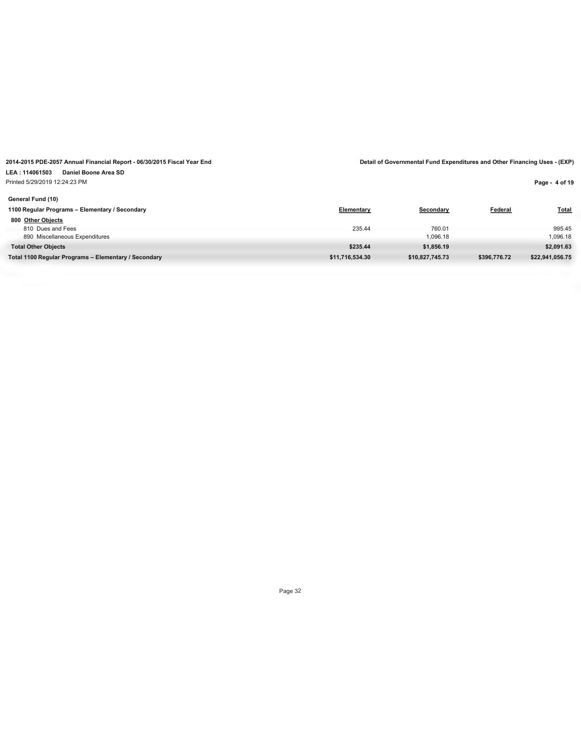2014-2015 PDE-2057 Annual Financial Report - 06/30/2015 Fiscal Year End

Detail of Governmental Fund Expenditures and Other Financing Uses - (EXP)

LEA : 114061503 Daniel Boone Area SD

Printed 5/29/2019 12:24:23 PM

**General Fund (10)**

| 1100 Regular Programs – Elementary / Secondary | Elementary | Secondary | Federal | Total |
|---|---|---|---|---|
| **800 Other Objects** | | | | |
| 810 Dues and Fees | 235.44 | 760.01 | | 995.45 |
| 890 Miscellaneous Expenditures | | 1,096.18 | | 1,096.18 |
| **Total Other Objects** | **$235.44** | **$1,856.19** | | **$2,091.63** |
| **Total 1100 Regular Programs – Elementary / Secondary** | **$11,716,534.30** | **$10,827,745.73** | **$396,776.72** | **$22,941,056.75** |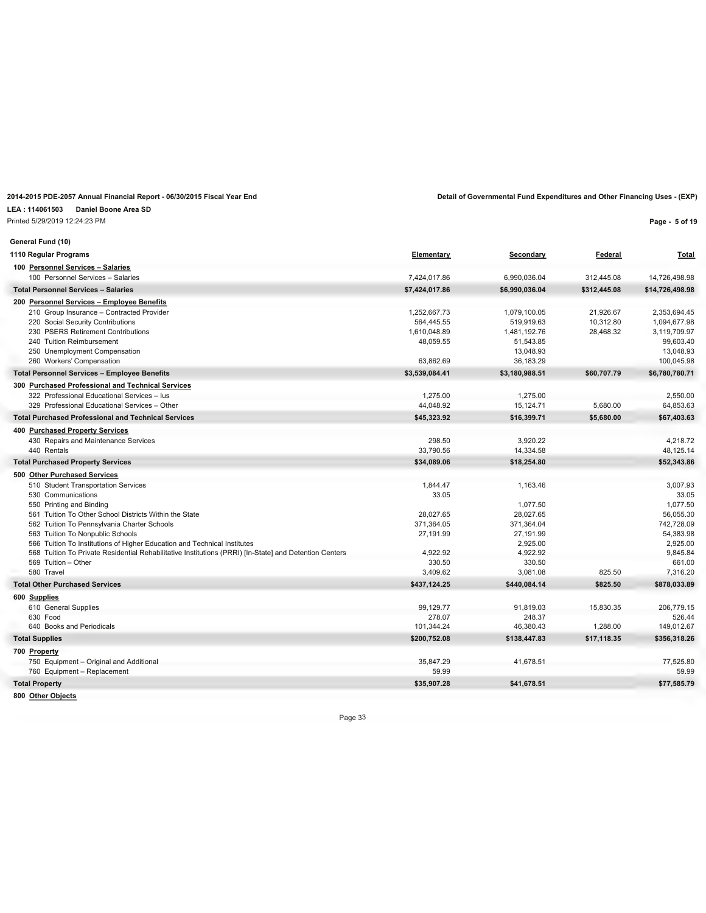**2014-2015 PDE-2057 Annual Financial Report - 06/30/2015 Fiscal Year End**

**Detail of Governmental Fund Expenditures and Other Financing Uses - (EXP)**

**LEA : 114061503 Daniel Boone Area SD**

Printed 5/29/2019 12:24:23 PM

**General Fund (10)**

| 1110 Regular Programs | Elementary | Secondary | Federal | Total |
|---|---|---|---|---|
| **100 Personnel Services – Salaries** | | | | |
| 100 Personnel Services – Salaries | 7,424,017.86 | 6,990,036.04 | 312,445.08 | 14,726,498.98 |
| **Total Personnel Services – Salaries** | **$7,424,017.86** | **$6,990,036.04** | **$312,445.08** | **$14,726,498.98** |
| **200 Personnel Services – Employee Benefits** | | | | |
| 210 Group Insurance – Contracted Provider | 1,252,667.73 | 1,079,100.05 | 21,926.67 | 2,353,694.45 |
| 220 Social Security Contributions | 564,445.55 | 519,919.63 | 10,312.80 | 1,094,677.98 |
| 230 PSERS Retirement Contributions | 1,610,048.89 | 1,481,192.76 | 28,468.32 | 3,119,709.97 |
| 240 Tuition Reimbursement | 48,059.55 | 51,543.85 | | 99,603.40 |
| 250 Unemployment Compensation | | 13,048.93 | | 13,048.93 |
| 260 Workers' Compensation | 63,862.69 | 36,183.29 | | 100,045.98 |
| **Total Personnel Services – Employee Benefits** | **$3,539,084.41** | **$3,180,988.51** | **$60,707.79** | **$6,780,780.71** |
| **300 Purchased Professional and Technical Services** | | | | |
| 322 Professional Educational Services – Ius | 1,275.00 | 1,275.00 | | 2,550.00 |
| 329 Professional Educational Services – Other | 44,048.92 | 15,124.71 | 5,680.00 | 64,853.63 |
| **Total Purchased Professional and Technical Services** | **$45,323.92** | **$16,399.71** | **$5,680.00** | **$67,403.63** |
| **400 Purchased Property Services** | | | | |
| 430 Repairs and Maintenance Services | 298.50 | 3,920.22 | | 4,218.72 |
| 440 Rentals | 33,790.56 | 14,334.58 | | 48,125.14 |
| **Total Purchased Property Services** | **$34,089.06** | **$18,254.80** | | **$52,343.86** |
| **500 Other Purchased Services** | | | | |
| 510 Student Transportation Services | 1,844.47 | 1,163.46 | | 3,007.93 |
| 530 Communications | 33.05 | | | 33.05 |
| 550 Printing and Binding | | 1,077.50 | | 1,077.50 |
| 561 Tuition To Other School Districts Within the State | 28,027.65 | 28,027.65 | | 56,055.30 |
| 562 Tuition To Pennsylvania Charter Schools | 371,364.05 | 371,364.04 | | 742,728.09 |
| 563 Tuition To Nonpublic Schools | 27,191.99 | 27,191.99 | | 54,383.98 |
| 566 Tuition To Institutions of Higher Education and Technical Institutes | | 2,925.00 | | 2,925.00 |
| 568 Tuition To Private Residential Rehabilitative Institutions (PRRI) [In-State] and Detention Centers | 4,922.92 | 4,922.92 | | 9,845.84 |
| 569 Tuition – Other | 330.50 | 330.50 | | 661.00 |
| 580 Travel | 3,409.62 | 3,081.08 | 825.50 | 7,316.20 |
| **Total Other Purchased Services** | **$437,124.25** | **$440,084.14** | **$825.50** | **$878,033.89** |
| **600 Supplies** | | | | |
| 610 General Supplies | 99,129.77 | 91,819.03 | 15,830.35 | 206,779.15 |
| 630 Food | 278.07 | 248.37 | | 526.44 |
| 640 Books and Periodicals | 101,344.24 | 46,380.43 | 1,288.00 | 149,012.67 |
| **Total Supplies** | **$200,752.08** | **$138,447.83** | **$17,118.35** | **$356,318.26** |
| **700 Property** | | | | |
| 750 Equipment – Original and Additional | 35,847.29 | 41,678.51 | | 77,525.80 |
| 760 Equipment – Replacement | 59.99 | | | 59.99 |
| **Total Property** | **$35,907.28** | **$41,678.51** | | **$77,585.79** |
| **800 Other Objects** | | | | |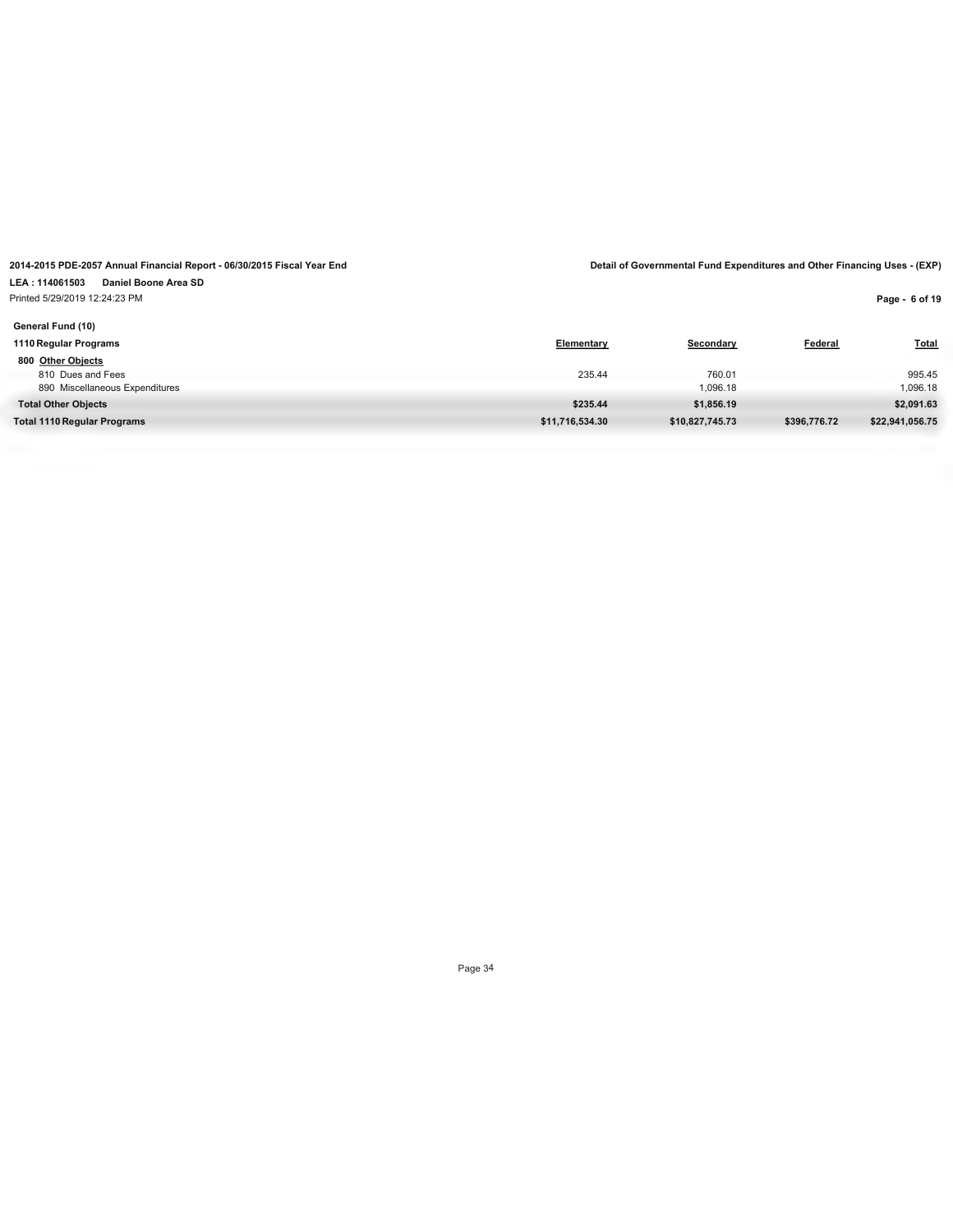**2014-2015 PDE-2057 Annual Financial Report - 06/30/2015 Fiscal Year End**

**Detail of Governmental Fund Expenditures and Other Financing Uses - (EXP)**

**LEA : 114061503 Daniel Boone Area SD**

Printed 5/29/2019 12:24:23 PM

**General Fund (10)**

| 1110 Regular Programs | Elementary | Secondary | Federal | Total |
|---|---|---|---|---|
| **800 Other Objects** | | | | |
| 810 Dues and Fees | 235.44 | 760.01 | | 995.45 |
| 890 Miscellaneous Expenditures | | 1,096.18 | | 1,096.18 |
| **Total Other Objects** | **$235.44** | **$1,856.19** | | **$2,091.63** |
| **Total 1110 Regular Programs** | **$11,716,534.30** | **$10,827,745.73** | **$396,776.72** | **$22,941,056.75** |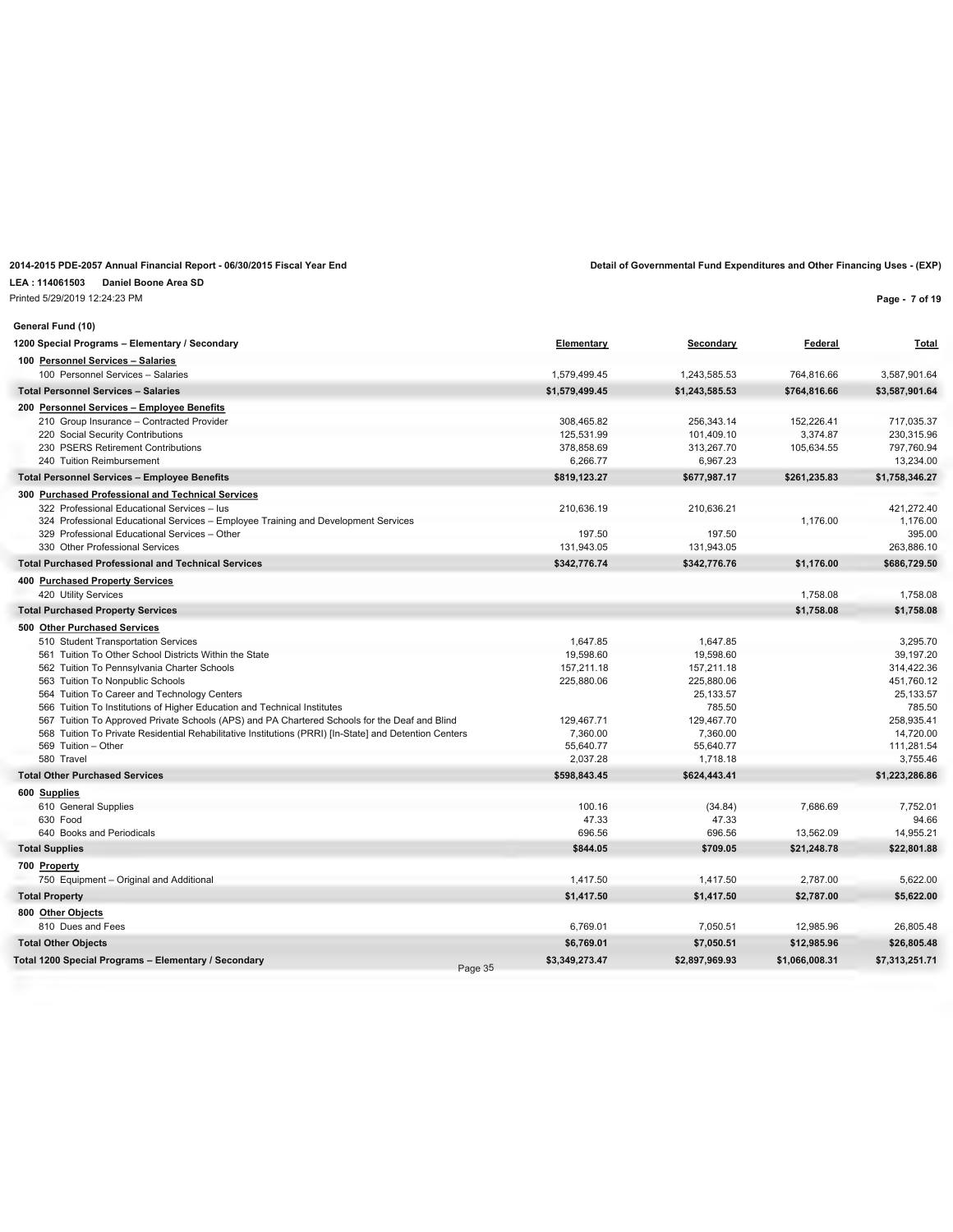**2014-2015 PDE-2057 Annual Financial Report - 06/30/2015 Fiscal Year End**

**Detail of Governmental Fund Expenditures and Other Financing Uses - (EXP)**

**LEA : 114061503 Daniel Boone Area SD**

Printed 5/29/2019 12:24:23 PM

**General Fund (10)**

| 1200 Special Programs – Elementary / Secondary | Elementary | Secondary | Federal | Total |
|---|---|---|---|---|
| **100 Personnel Services – Salaries** | | | | |
| 100 Personnel Services – Salaries | 1,579,499.45 | 1,243,585.53 | 764,816.66 | 3,587,901.64 |
| **Total Personnel Services – Salaries** | **$1,579,499.45** | **$1,243,585.53** | **$764,816.66** | **$3,587,901.64** |
| **200 Personnel Services – Employee Benefits** | | | | |
| 210 Group Insurance – Contracted Provider | 308,465.82 | 256,343.14 | 152,226.41 | 717,035.37 |
| 220 Social Security Contributions | 125,531.99 | 101,409.10 | 3,374.87 | 230,315.96 |
| 230 PSERS Retirement Contributions | 378,858.69 | 313,267.70 | 105,634.55 | 797,760.94 |
| 240 Tuition Reimbursement | 6,266.77 | 6,967.23 | | 13,234.00 |
| **Total Personnel Services – Employee Benefits** | **$819,123.27** | **$677,987.17** | **$261,235.83** | **$1,758,346.27** |
| **300 Purchased Professional and Technical Services** | | | | |
| 322 Professional Educational Services – Ius | 210,636.19 | 210,636.21 | | 421,272.40 |
| 324 Professional Educational Services – Employee Training and Development Services | | | 1,176.00 | 1,176.00 |
| 329 Professional Educational Services – Other | 197.50 | 197.50 | | 395.00 |
| 330 Other Professional Services | 131,943.05 | 131,943.05 | | 263,886.10 |
| **Total Purchased Professional and Technical Services** | **$342,776.74** | **$342,776.76** | **$1,176.00** | **$686,729.50** |
| **400 Purchased Property Services** | | | | |
| 420 Utility Services | | | 1,758.08 | 1,758.08 |
| **Total Purchased Property Services** | | | **$1,758.08** | **$1,758.08** |
| **500 Other Purchased Services** | | | | |
| 510 Student Transportation Services | 1,647.85 | 1,647.85 | | 3,295.70 |
| 561 Tuition To Other School Districts Within the State | 19,598.60 | 19,598.60 | | 39,197.20 |
| 562 Tuition To Pennsylvania Charter Schools | 157,211.18 | 157,211.18 | | 314,422.36 |
| 563 Tuition To Nonpublic Schools | 225,880.06 | 225,880.06 | | 451,760.12 |
| 564 Tuition To Career and Technology Centers | | 25,133.57 | | 25,133.57 |
| 566 Tuition To Institutions of Higher Education and Technical Institutes | | 785.50 | | 785.50 |
| 567 Tuition To Approved Private Schools (APS) and PA Chartered Schools for the Deaf and Blind | 129,467.71 | 129,467.70 | | 258,935.41 |
| 568 Tuition To Private Residential Rehabilitative Institutions (PRRI) [In-State] and Detention Centers | 7,360.00 | 7,360.00 | | 14,720.00 |
| 569 Tuition – Other | 55,640.77 | 55,640.77 | | 111,281.54 |
| 580 Travel | 2,037.28 | 1,718.18 | | 3,755.46 |
| **Total Other Purchased Services** | **$598,843.45** | **$624,443.41** | | **$1,223,286.86** |
| **600 Supplies** | | | | |
| 610 General Supplies | 100.16 | (34.84) | 7,686.69 | 7,752.01 |
| 630 Food | 47.33 | 47.33 | | 94.66 |
| 640 Books and Periodicals | 696.56 | 696.56 | 13,562.09 | 14,955.21 |
| **Total Supplies** | **$844.05** | **$709.05** | **$21,248.78** | **$22,801.88** |
| **700 Property** | | | | |
| 750 Equipment – Original and Additional | 1,417.50 | 1,417.50 | 2,787.00 | 5,622.00 |
| **Total Property** | **$1,417.50** | **$1,417.50** | **$2,787.00** | **$5,622.00** |
| **800 Other Objects** | | | | |
| 810 Dues and Fees | 6,769.01 | 7,050.51 | 12,985.96 | 26,805.48 |
| **Total Other Objects** | **$6,769.01** | **$7,050.51** | **$12,985.96** | **$26,805.48** |
| **Total 1200 Special Programs – Elementary / Secondary** | **$3,349,273.47** | **$2,897,969.93** | **$1,066,008.31** | **$7,313,251.71** |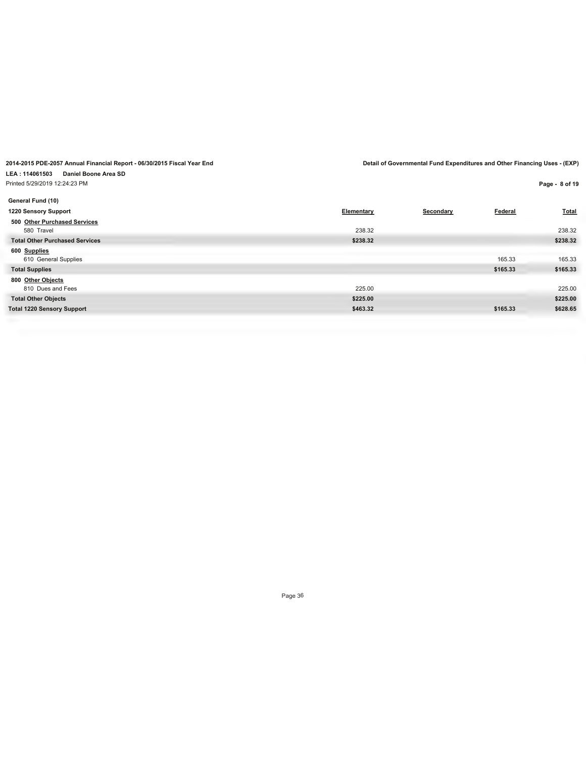**2014-2015 PDE-2057 Annual Financial Report - 06/30/2015 Fiscal Year End**

**Detail of Governmental Fund Expenditures and Other Financing Uses - (EXP)**

**LEA : 114061503 Daniel Boone Area SD**

Printed 5/29/2019 12:24:23 PM

**General Fund (10)**

| 1220 Sensory Support | Elementary | Secondary | Federal | Total |
|---|---|---|---|---|
| **500 Other Purchased Services** | | | | |
| 580 Travel | 238.32 | | | 238.32 |
| **Total Other Purchased Services** | **$238.32** | | | **$238.32** |
| **600 Supplies** | | | | |
| 610 General Supplies | | | 165.33 | 165.33 |
| **Total Supplies** | | | **$165.33** | **$165.33** |
| **800 Other Objects** | | | | |
| 810 Dues and Fees | 225.00 | | | 225.00 |
| **Total Other Objects** | **$225.00** | | | **$225.00** |
| **Total 1220 Sensory Support** | **$463.32** | | **$165.33** | **$628.65** |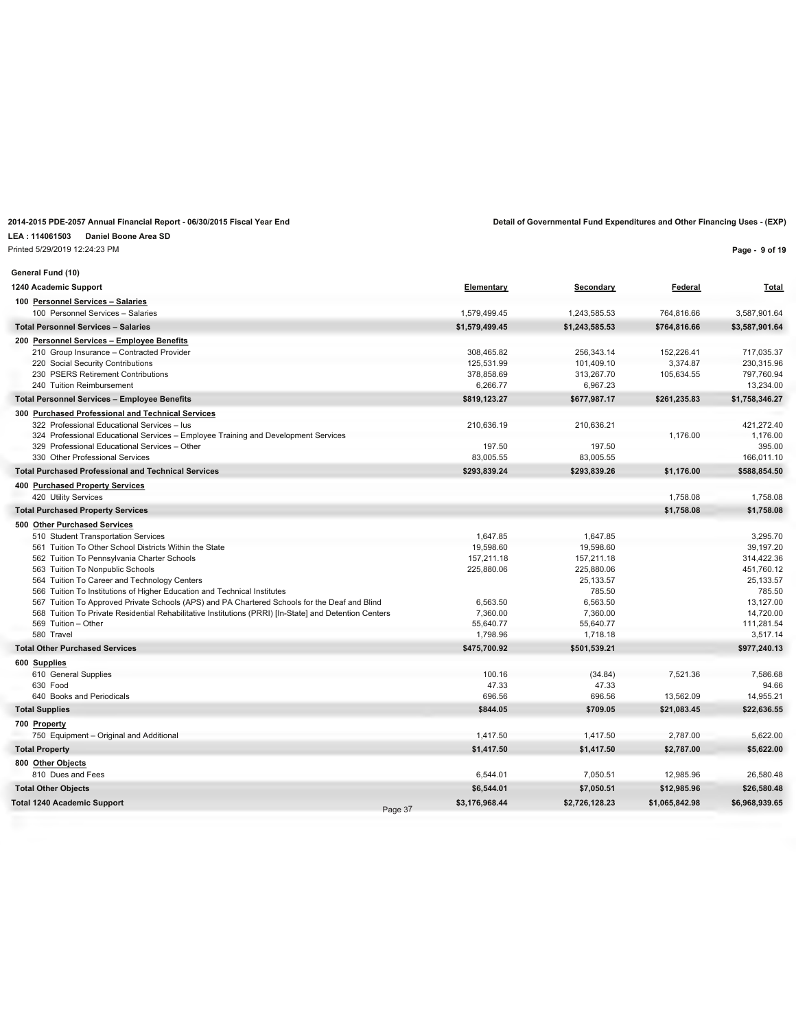**2014-2015 PDE-2057 Annual Financial Report - 06/30/2015 Fiscal Year End**

**Detail of Governmental Fund Expenditures and Other Financing Uses - (EXP)**

**LEA : 114061503 Daniel Boone Area SD**

Printed 5/29/2019 12:24:23 PM

**General Fund (10)**

| 1240 Academic Support | Elementary | Secondary | Federal | Total |
|---|---|---|---|---|
| **100 Personnel Services – Salaries** | | | | |
| 100 Personnel Services – Salaries | 1,579,499.45 | 1,243,585.53 | 764,816.66 | 3,587,901.64 |
| **Total Personnel Services – Salaries** | **$1,579,499.45** | **$1,243,585.53** | **$764,816.66** | **$3,587,901.64** |
| **200 Personnel Services – Employee Benefits** | | | | |
| 210 Group Insurance – Contracted Provider | 308,465.82 | 256,343.14 | 152,226.41 | 717,035.37 |
| 220 Social Security Contributions | 125,531.99 | 101,409.10 | 3,374.87 | 230,315.96 |
| 230 PSERS Retirement Contributions | 378,858.69 | 313,267.70 | 105,634.55 | 797,760.94 |
| 240 Tuition Reimbursement | 6,266.77 | 6,967.23 | | 13,234.00 |
| **Total Personnel Services – Employee Benefits** | **$819,123.27** | **$677,987.17** | **$261,235.83** | **$1,758,346.27** |
| **300 Purchased Professional and Technical Services** | | | | |
| 322 Professional Educational Services – Ius | 210,636.19 | 210,636.21 | | 421,272.40 |
| 324 Professional Educational Services – Employee Training and Development Services | | | 1,176.00 | 1,176.00 |
| 329 Professional Educational Services – Other | 197.50 | 197.50 | | 395.00 |
| 330 Other Professional Services | 83,005.55 | 83,005.55 | | 166,011.10 |
| **Total Purchased Professional and Technical Services** | **$293,839.24** | **$293,839.26** | **$1,176.00** | **$588,854.50** |
| **400 Purchased Property Services** | | | | |
| 420 Utility Services | | | 1,758.08 | 1,758.08 |
| **Total Purchased Property Services** | | | **$1,758.08** | **$1,758.08** |
| **500 Other Purchased Services** | | | | |
| 510 Student Transportation Services | 1,647.85 | 1,647.85 | | 3,295.70 |
| 561 Tuition To Other School Districts Within the State | 19,598.60 | 19,598.60 | | 39,197.20 |
| 562 Tuition To Pennsylvania Charter Schools | 157,211.18 | 157,211.18 | | 314,422.36 |
| 563 Tuition To Nonpublic Schools | 225,880.06 | 225,880.06 | | 451,760.12 |
| 564 Tuition To Career and Technology Centers | | 25,133.57 | | 25,133.57 |
| 566 Tuition To Institutions of Higher Education and Technical Institutes | | 785.50 | | 785.50 |
| 567 Tuition To Approved Private Schools (APS) and PA Chartered Schools for the Deaf and Blind | 6,563.50 | 6,563.50 | | 13,127.00 |
| 568 Tuition To Private Residential Rehabilitative Institutions (PRRI) [In-State] and Detention Centers | 7,360.00 | 7,360.00 | | 14,720.00 |
| 569 Tuition – Other | 55,640.77 | 55,640.77 | | 111,281.54 |
| 580 Travel | 1,798.96 | 1,718.18 | | 3,517.14 |
| **Total Other Purchased Services** | **$475,700.92** | **$501,539.21** | | **$977,240.13** |
| **600 Supplies** | | | | |
| 610 General Supplies | 100.16 | (34.84) | 7,521.36 | 7,586.68 |
| 630 Food | 47.33 | 47.33 | | 94.66 |
| 640 Books and Periodicals | 696.56 | 696.56 | 13,562.09 | 14,955.21 |
| **Total Supplies** | **$844.05** | **$709.05** | **$21,083.45** | **$22,636.55** |
| **700 Property** | | | | |
| 750 Equipment – Original and Additional | 1,417.50 | 1,417.50 | 2,787.00 | 5,622.00 |
| **Total Property** | **$1,417.50** | **$1,417.50** | **$2,787.00** | **$5,622.00** |
| **800 Other Objects** | | | | |
| 810 Dues and Fees | 6,544.01 | 7,050.51 | 12,985.96 | 26,580.48 |
| **Total Other Objects** | **$6,544.01** | **$7,050.51** | **$12,985.96** | **$26,580.48** |
| **Total 1240 Academic Support** | **$3,176,968.44** | **$2,726,128.23** | **$1,065,842.98** | **$6,968,939.65** |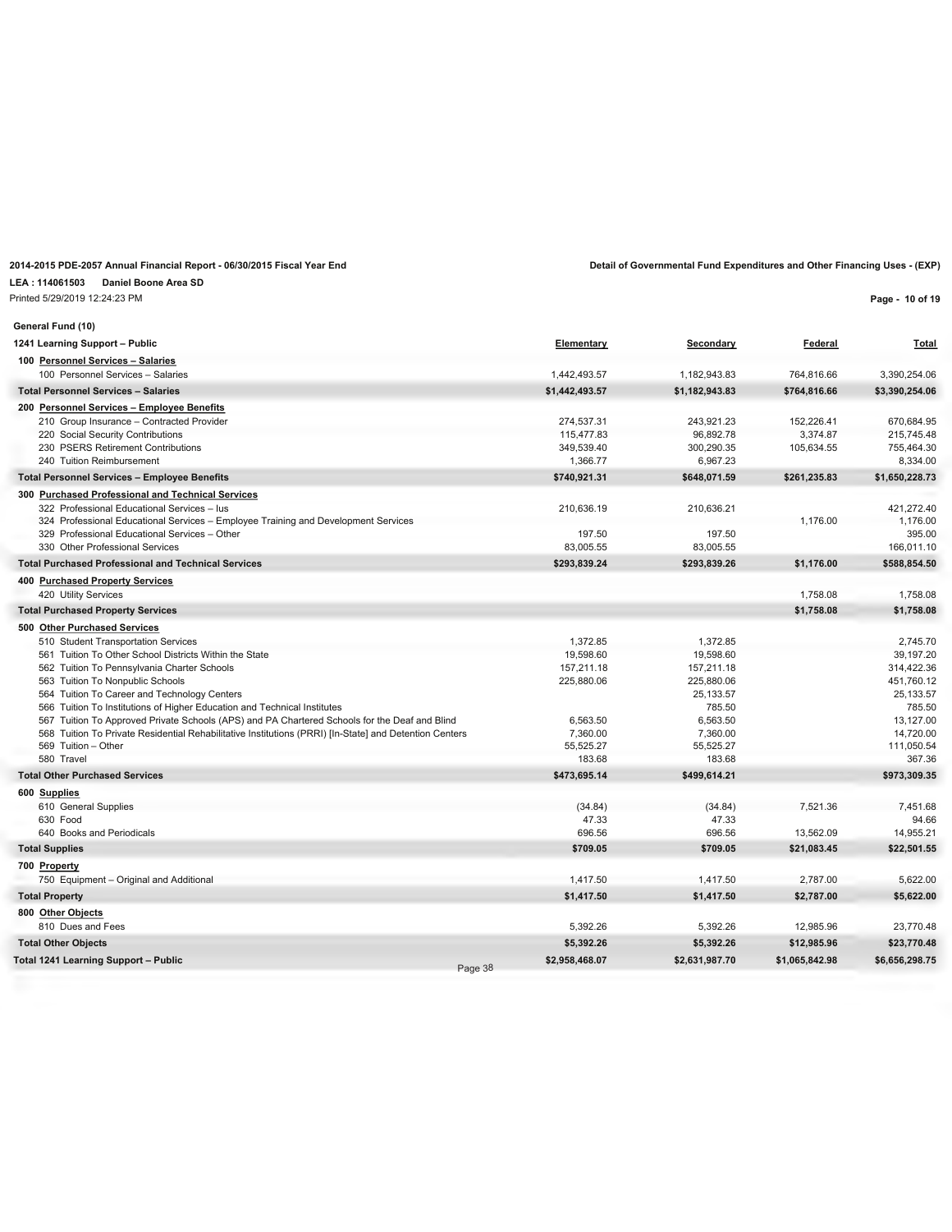**2014-2015 PDE-2057 Annual Financial Report - 06/30/2015 Fiscal Year End**

**Detail of Governmental Fund Expenditures and Other Financing Uses - (EXP)**

**LEA : 114061503 Daniel Boone Area SD**

Printed 5/29/2019 12:24:23 PM

**General Fund (10)**

| 1241 Learning Support – Public | Elementary | Secondary | Federal | Total |
|---|---|---|---|---|
| **100 Personnel Services – Salaries** | | | | |
| 100 Personnel Services – Salaries | 1,442,493.57 | 1,182,943.83 | 764,816.66 | 3,390,254.06 |
| **Total Personnel Services – Salaries** | **$1,442,493.57** | **$1,182,943.83** | **$764,816.66** | **$3,390,254.06** |
| **200 Personnel Services – Employee Benefits** | | | | |
| 210 Group Insurance – Contracted Provider | 274,537.31 | 243,921.23 | 152,226.41 | 670,684.95 |
| 220 Social Security Contributions | 115,477.83 | 96,892.78 | 3,374.87 | 215,745.48 |
| 230 PSERS Retirement Contributions | 349,539.40 | 300,290.35 | 105,634.55 | 755,464.30 |
| 240 Tuition Reimbursement | 1,366.77 | 6,967.23 | | 8,334.00 |
| **Total Personnel Services – Employee Benefits** | **$740,921.31** | **$648,071.59** | **$261,235.83** | **$1,650,228.73** |
| **300 Purchased Professional and Technical Services** | | | | |
| 322 Professional Educational Services – Ius | 210,636.19 | 210,636.21 | | 421,272.40 |
| 324 Professional Educational Services – Employee Training and Development Services | | | 1,176.00 | 1,176.00 |
| 329 Professional Educational Services – Other | 197.50 | 197.50 | | 395.00 |
| 330 Other Professional Services | 83,005.55 | 83,005.55 | | 166,011.10 |
| **Total Purchased Professional and Technical Services** | **$293,839.24** | **$293,839.26** | **$1,176.00** | **$588,854.50** |
| **400 Purchased Property Services** | | | | |
| 420 Utility Services | | | 1,758.08 | 1,758.08 |
| **Total Purchased Property Services** | | | **$1,758.08** | **$1,758.08** |
| **500 Other Purchased Services** | | | | |
| 510 Student Transportation Services | 1,372.85 | 1,372.85 | | 2,745.70 |
| 561 Tuition To Other School Districts Within the State | 19,598.60 | 19,598.60 | | 39,197.20 |
| 562 Tuition To Pennsylvania Charter Schools | 157,211.18 | 157,211.18 | | 314,422.36 |
| 563 Tuition To Nonpublic Schools | 225,880.06 | 225,880.06 | | 451,760.12 |
| 564 Tuition To Career and Technology Centers | | 25,133.57 | | 25,133.57 |
| 566 Tuition To Institutions of Higher Education and Technical Institutes | | 785.50 | | 785.50 |
| 567 Tuition To Approved Private Schools (APS) and PA Chartered Schools for the Deaf and Blind | 6,563.50 | 6,563.50 | | 13,127.00 |
| 568 Tuition To Private Residential Rehabilitative Institutions (PRRI) [In-State] and Detention Centers | 7,360.00 | 7,360.00 | | 14,720.00 |
| 569 Tuition – Other | 55,525.27 | 55,525.27 | | 111,050.54 |
| 580 Travel | 183.68 | 183.68 | | 367.36 |
| **Total Other Purchased Services** | **$473,695.14** | **$499,614.21** | | **$973,309.35** |
| **600 Supplies** | | | | |
| 610 General Supplies | (34.84) | (34.84) | 7,521.36 | 7,451.68 |
| 630 Food | 47.33 | 47.33 | | 94.66 |
| 640 Books and Periodicals | 696.56 | 696.56 | 13,562.09 | 14,955.21 |
| **Total Supplies** | **$709.05** | **$709.05** | **$21,083.45** | **$22,501.55** |
| **700 Property** | | | | |
| 750 Equipment – Original and Additional | 1,417.50 | 1,417.50 | 2,787.00 | 5,622.00 |
| **Total Property** | **$1,417.50** | **$1,417.50** | **$2,787.00** | **$5,622.00** |
| **800 Other Objects** | | | | |
| 810 Dues and Fees | 5,392.26 | 5,392.26 | 12,985.96 | 23,770.48 |
| **Total Other Objects** | **$5,392.26** | **$5,392.26** | **$12,985.96** | **$23,770.48** |
| **Total 1241 Learning Support – Public** | **$2,958,468.07** | **$2,631,987.70** | **$1,065,842.98** | **$6,656,298.75** |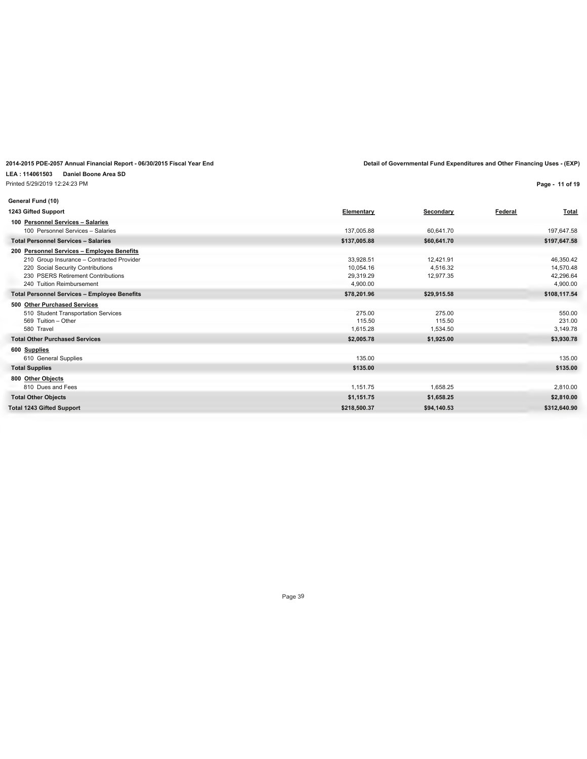2014-2015 PDE-2057 Annual Financial Report - 06/30/2015 Fiscal Year End

Detail of Governmental Fund Expenditures and Other Financing Uses - (EXP)

**LEA : 114061503 Daniel Boone Area SD**

Printed 5/29/2019 12:24:23 PM

**General Fund (10)**

| 1243 Gifted Support | Elementary | Secondary | Federal | Total |
|---|---|---|---|---|
| **100 Personnel Services – Salaries** | | | | |
| 100 Personnel Services – Salaries | 137,005.88 | 60,641.70 | | 197,647.58 |
| **Total Personnel Services – Salaries** | **$137,005.88** | **$60,641.70** | | **$197,647.58** |
| **200 Personnel Services – Employee Benefits** | | | | |
| 210 Group Insurance – Contracted Provider | 33,928.51 | 12,421.91 | | 46,350.42 |
| 220 Social Security Contributions | 10,054.16 | 4,516.32 | | 14,570.48 |
| 230 PSERS Retirement Contributions | 29,319.29 | 12,977.35 | | 42,296.64 |
| 240 Tuition Reimbursement | 4,900.00 | | | 4,900.00 |
| **Total Personnel Services – Employee Benefits** | **$78,201.96** | **$29,915.58** | | **$108,117.54** |
| **500 Other Purchased Services** | | | | |
| 510 Student Transportation Services | 275.00 | 275.00 | | 550.00 |
| 569 Tuition – Other | 115.50 | 115.50 | | 231.00 |
| 580 Travel | 1,615.28 | 1,534.50 | | 3,149.78 |
| **Total Other Purchased Services** | **$2,005.78** | **$1,925.00** | | **$3,930.78** |
| **600 Supplies** | | | | |
| 610 General Supplies | 135.00 | | | 135.00 |
| **Total Supplies** | **$135.00** | | | **$135.00** |
| **800 Other Objects** | | | | |
| 810 Dues and Fees | 1,151.75 | 1,658.25 | | 2,810.00 |
| **Total Other Objects** | **$1,151.75** | **$1,658.25** | | **$2,810.00** |
| **Total 1243 Gifted Support** | **$218,500.37** | **$94,140.53** | | **$312,640.90** |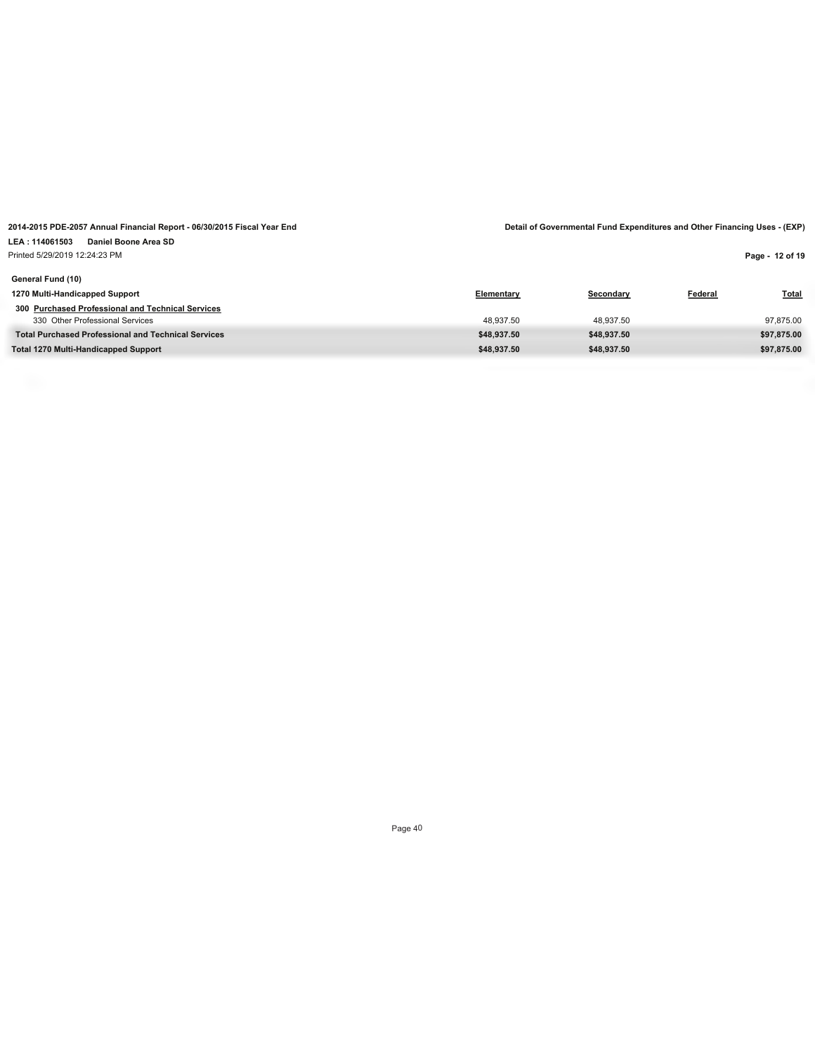2014-2015 PDE-2057 Annual Financial Report - 06/30/2015 Fiscal Year End

Detail of Governmental Fund Expenditures and Other Financing Uses - (EXP)

LEA : 114061503 Daniel Boone Area SD

Printed 5/29/2019 12:24:23 PM

**General Fund (10)**

| 1270 Multi-Handicapped Support | Elementary | Secondary | Federal | Total |
|---|---|---|---|---|
| **300 Purchased Professional and Technical Services** | | | | |
| 330 Other Professional Services | 48,937.50 | 48,937.50 | | 97,875.00 |
| **Total Purchased Professional and Technical Services** | **$48,937.50** | **$48,937.50** | | **$97,875.00** |
| **Total 1270 Multi-Handicapped Support** | **$48,937.50** | **$48,937.50** | | **$97,875.00** |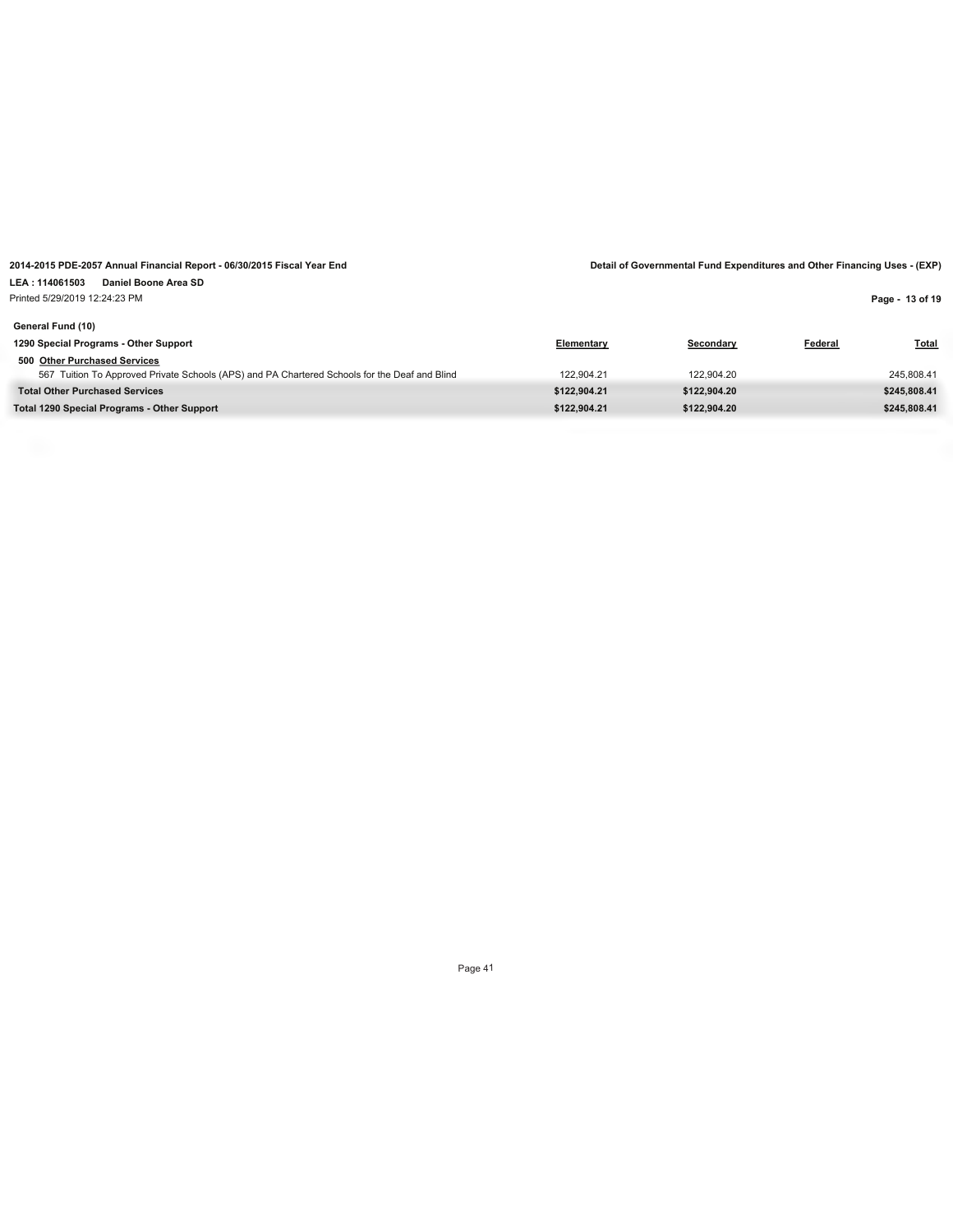**2014-2015 PDE-2057 Annual Financial Report - 06/30/2015 Fiscal Year End**

**Detail of Governmental Fund Expenditures and Other Financing Uses - (EXP)**

**LEA : 114061503 Daniel Boone Area SD**

Printed 5/29/2019 12:24:23 PM

**General Fund (10)**

| 1290 Special Programs - Other Support | Elementary | Secondary | Federal | Total |
|---|---|---|---|---|
| **500 Other Purchased Services** | | | | |
| 567 Tuition To Approved Private Schools (APS) and PA Chartered Schools for the Deaf and Blind | 122,904.21 | 122,904.20 | | 245,808.41 |
| **Total Other Purchased Services** | **$122,904.21** | **$122,904.20** | | **$245,808.41** |
| **Total 1290 Special Programs - Other Support** | **$122,904.21** | **$122,904.20** | | **$245,808.41** |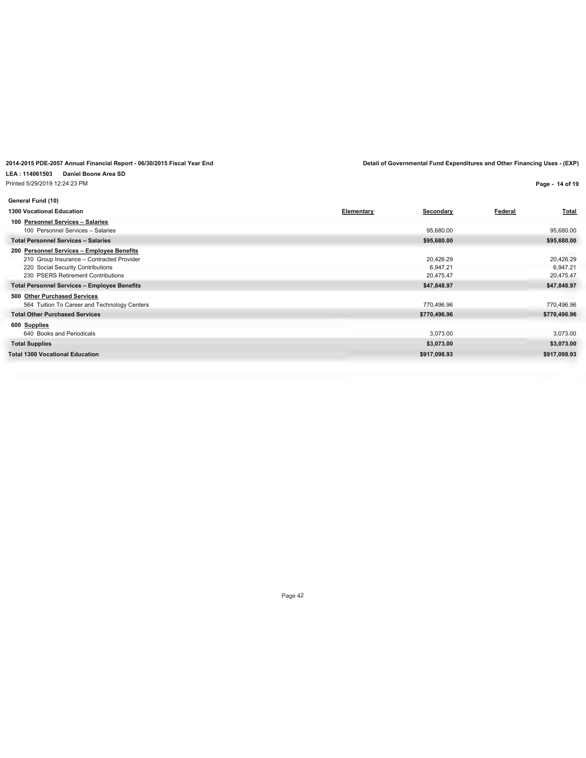**2014-2015 PDE-2057 Annual Financial Report - 06/30/2015 Fiscal Year End**

**Detail of Governmental Fund Expenditures and Other Financing Uses - (EXP)**

**LEA : 114061503 Daniel Boone Area SD**

Printed 5/29/2019 12:24:23 PM

**General Fund (10)**

| 1300 Vocational Education | Elementary | Secondary | Federal | Total |
|---|---|---|---|---|
| **100 Personnel Services – Salaries** | | | | |
| 100 Personnel Services – Salaries | | 95,680.00 | | 95,680.00 |
| **Total Personnel Services – Salaries** | | **$95,680.00** | | **$95,680.00** |
| **200 Personnel Services – Employee Benefits** | | | | |
| 210 Group Insurance – Contracted Provider | | 20,426.29 | | 20,426.29 |
| 220 Social Security Contributions | | 6,947.21 | | 6,947.21 |
| 230 PSERS Retirement Contributions | | 20,475.47 | | 20,475.47 |
| **Total Personnel Services – Employee Benefits** | | **$47,848.97** | | **$47,848.97** |
| **500 Other Purchased Services** | | | | |
| 564 Tuition To Career and Technology Centers | | 770,496.96 | | 770,496.96 |
| **Total Other Purchased Services** | | **$770,496.96** | | **$770,496.96** |
| **600 Supplies** | | | | |
| 640 Books and Periodicals | | 3,073.00 | | 3,073.00 |
| **Total Supplies** | | **$3,073.00** | | **$3,073.00** |
| **Total 1300 Vocational Education** | | **$917,098.93** | | **$917,098.93** |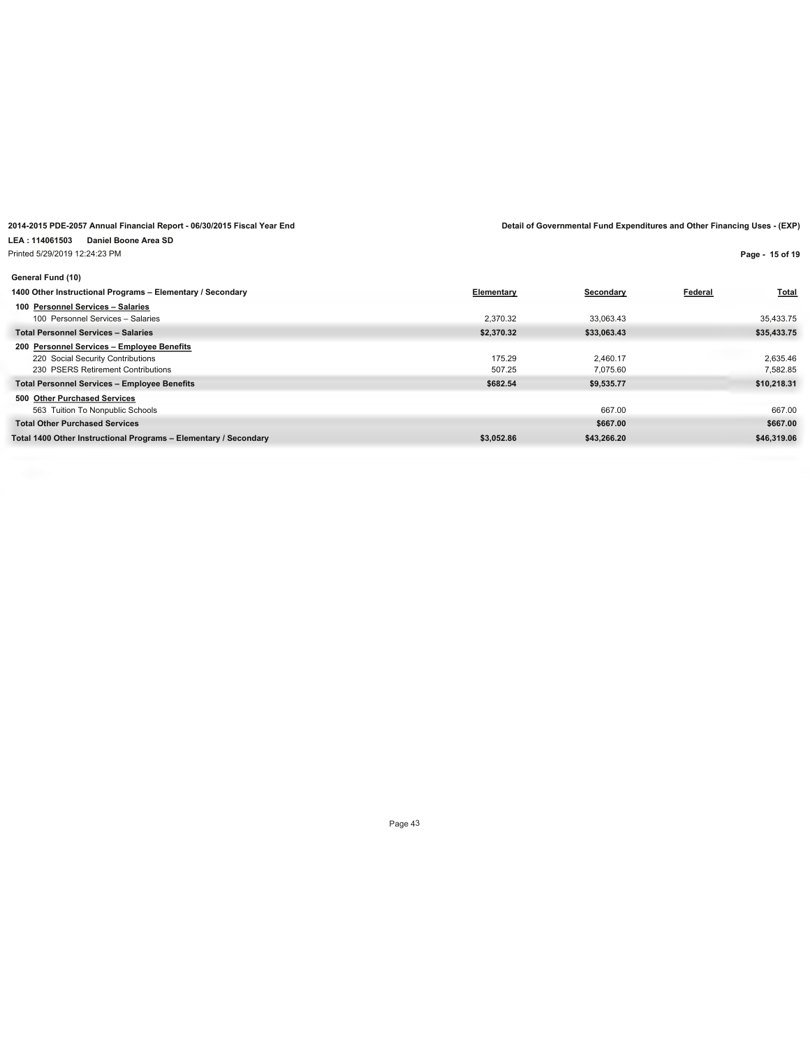2014-2015 PDE-2057 Annual Financial Report - 06/30/2015 Fiscal Year End

**Detail of Governmental Fund Expenditures and Other Financing Uses - (EXP)**

**LEA : 114061503 Daniel Boone Area SD**

Printed 5/29/2019 12:24:23 PM

**General Fund (10)**

| 1400 Other Instructional Programs – Elementary / Secondary | Elementary | Secondary | Federal | Total |
|---|---|---|---|---|
| **100 Personnel Services – Salaries** | | | | |
| 100 Personnel Services – Salaries | 2,370.32 | 33,063.43 | | 35,433.75 |
| **Total Personnel Services – Salaries** | **$2,370.32** | **$33,063.43** | | **$35,433.75** |
| **200 Personnel Services – Employee Benefits** | | | | |
| 220 Social Security Contributions | 175.29 | 2,460.17 | | 2,635.46 |
| 230 PSERS Retirement Contributions | 507.25 | 7,075.60 | | 7,582.85 |
| **Total Personnel Services – Employee Benefits** | **$682.54** | **$9,535.77** | | **$10,218.31** |
| **500 Other Purchased Services** | | | | |
| 563 Tuition To Nonpublic Schools | | 667.00 | | 667.00 |
| **Total Other Purchased Services** | | **$667.00** | | **$667.00** |
| **Total 1400 Other Instructional Programs – Elementary / Secondary** | **$3,052.86** | **$43,266.20** | | **$46,319.06** |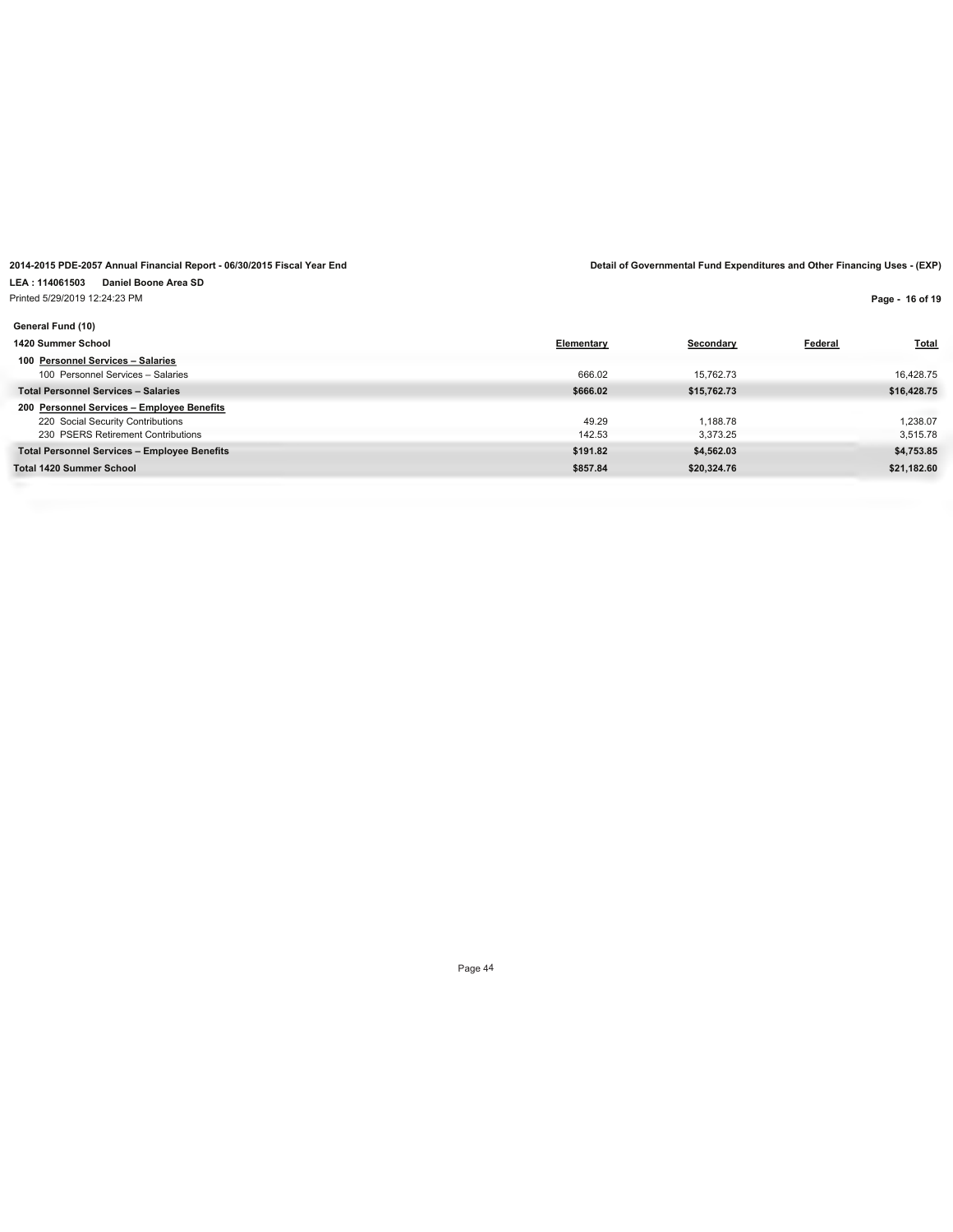2014-2015 PDE-2057 Annual Financial Report - 06/30/2015 Fiscal Year End

Detail of Governmental Fund Expenditures and Other Financing Uses - (EXP)

LEA : 114061503 Daniel Boone Area SD

Printed 5/29/2019 12:24:23 PM

**General Fund (10)**

| 1420 Summer School | Elementary | Secondary | Federal | Total |
|---|---|---|---|---|
| **100 Personnel Services – Salaries** | | | | |
| 100 Personnel Services – Salaries | 666.02 | 15,762.73 | | 16,428.75 |
| **Total Personnel Services – Salaries** | **$666.02** | **$15,762.73** | | **$16,428.75** |
| **200 Personnel Services – Employee Benefits** | | | | |
| 220 Social Security Contributions | 49.29 | 1,188.78 | | 1,238.07 |
| 230 PSERS Retirement Contributions | 142.53 | 3,373.25 | | 3,515.78 |
| **Total Personnel Services – Employee Benefits** | **$191.82** | **$4,562.03** | | **$4,753.85** |
| **Total 1420 Summer School** | **$857.84** | **$20,324.76** | | **$21,182.60** |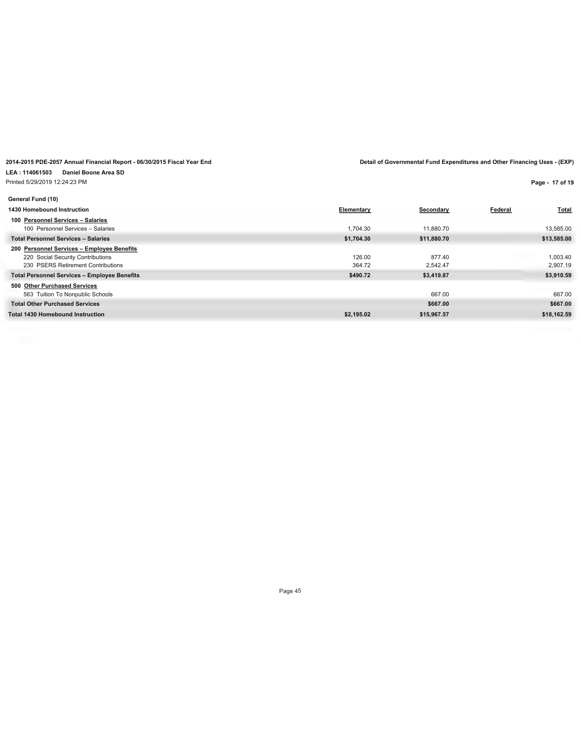**2014-2015 PDE-2057 Annual Financial Report - 06/30/2015 Fiscal Year End**

**Detail of Governmental Fund Expenditures and Other Financing Uses - (EXP)**

**LEA : 114061503 Daniel Boone Area SD**

Printed 5/29/2019 12:24:23 PM

**General Fund (10)**

| 1430 Homebound Instruction | Elementary | Secondary | Federal | Total |
|---|---|---|---|---|
| **100 Personnel Services – Salaries** | | | | |
| 100 Personnel Services – Salaries | 1,704.30 | 11,880.70 | | 13,585.00 |
| **Total Personnel Services – Salaries** | **$1,704.30** | **$11,880.70** | | **$13,585.00** |
| **200 Personnel Services – Employee Benefits** | | | | |
| 220 Social Security Contributions | 126.00 | 877.40 | | 1,003.40 |
| 230 PSERS Retirement Contributions | 364.72 | 2,542.47 | | 2,907.19 |
| **Total Personnel Services – Employee Benefits** | **$490.72** | **$3,419.87** | | **$3,910.59** |
| **500 Other Purchased Services** | | | | |
| 563 Tuition To Nonpublic Schools | | 667.00 | | 667.00 |
| **Total Other Purchased Services** | | **$667.00** | | **$667.00** |
| **Total 1430 Homebound Instruction** | **$2,195.02** | **$15,967.57** | | **$18,162.59** |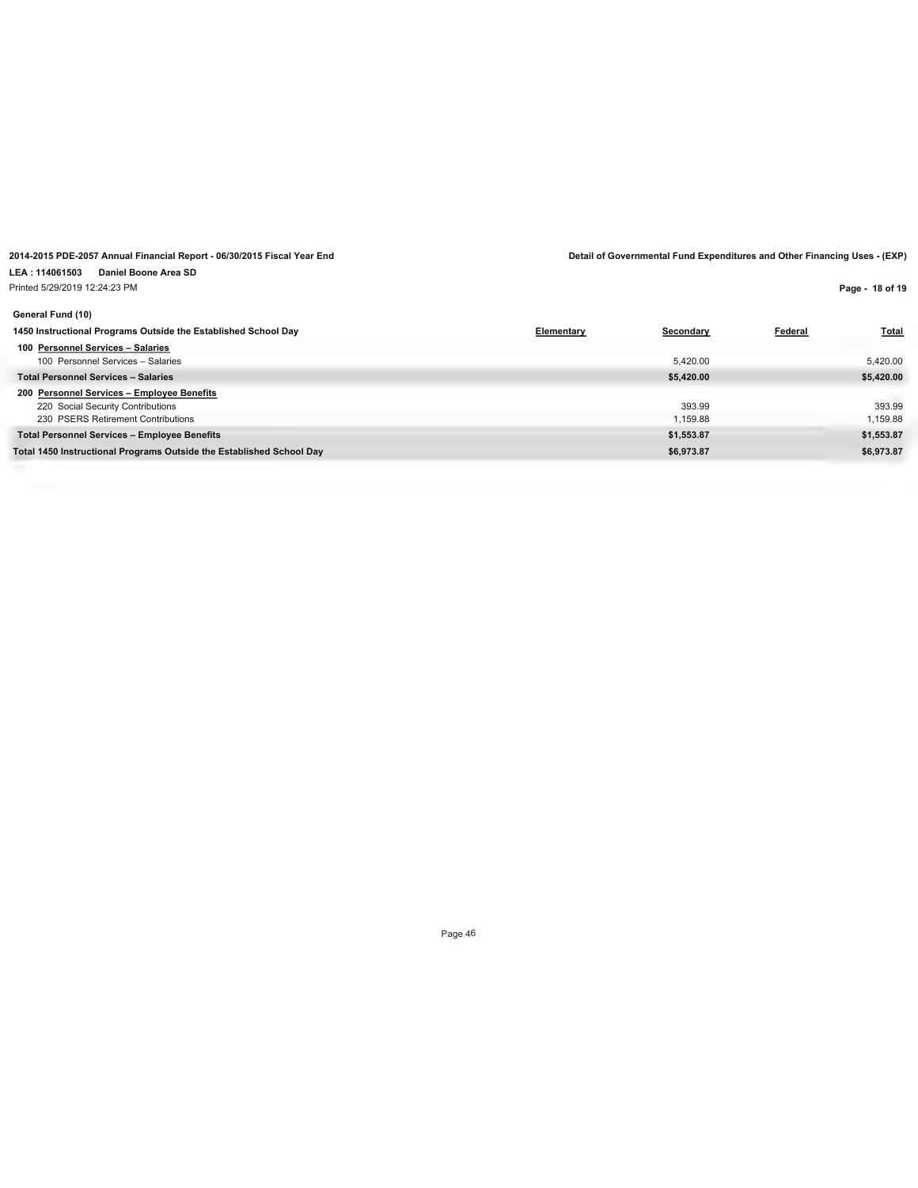**2014-2015 PDE-2057 Annual Financial Report - 06/30/2015 Fiscal Year End**

**LEA : 114061503 Daniel Boone Area SD**

Printed 5/29/2019 12:24:23 PM

**Detail of Governmental Fund Expenditures and Other Financing Uses - (EXP)**

**General Fund (10)**

| 1450 Instructional Programs Outside the Established School Day | Elementary | Secondary | Federal | Total |
|---|---|---|---|---|
| **100 Personnel Services – Salaries** | | | | |
| 100 Personnel Services – Salaries | | 5,420.00 | | 5,420.00 |
| **Total Personnel Services – Salaries** | | **$5,420.00** | | **$5,420.00** |
| **200 Personnel Services – Employee Benefits** | | | | |
| 220 Social Security Contributions | | 393.99 | | 393.99 |
| 230 PSERS Retirement Contributions | | 1,159.88 | | 1,159.88 |
| **Total Personnel Services – Employee Benefits** | | **$1,553.87** | | **$1,553.87** |
| **Total 1450 Instructional Programs Outside the Established School Day** | | **$6,973.87** | | **$6,973.87** |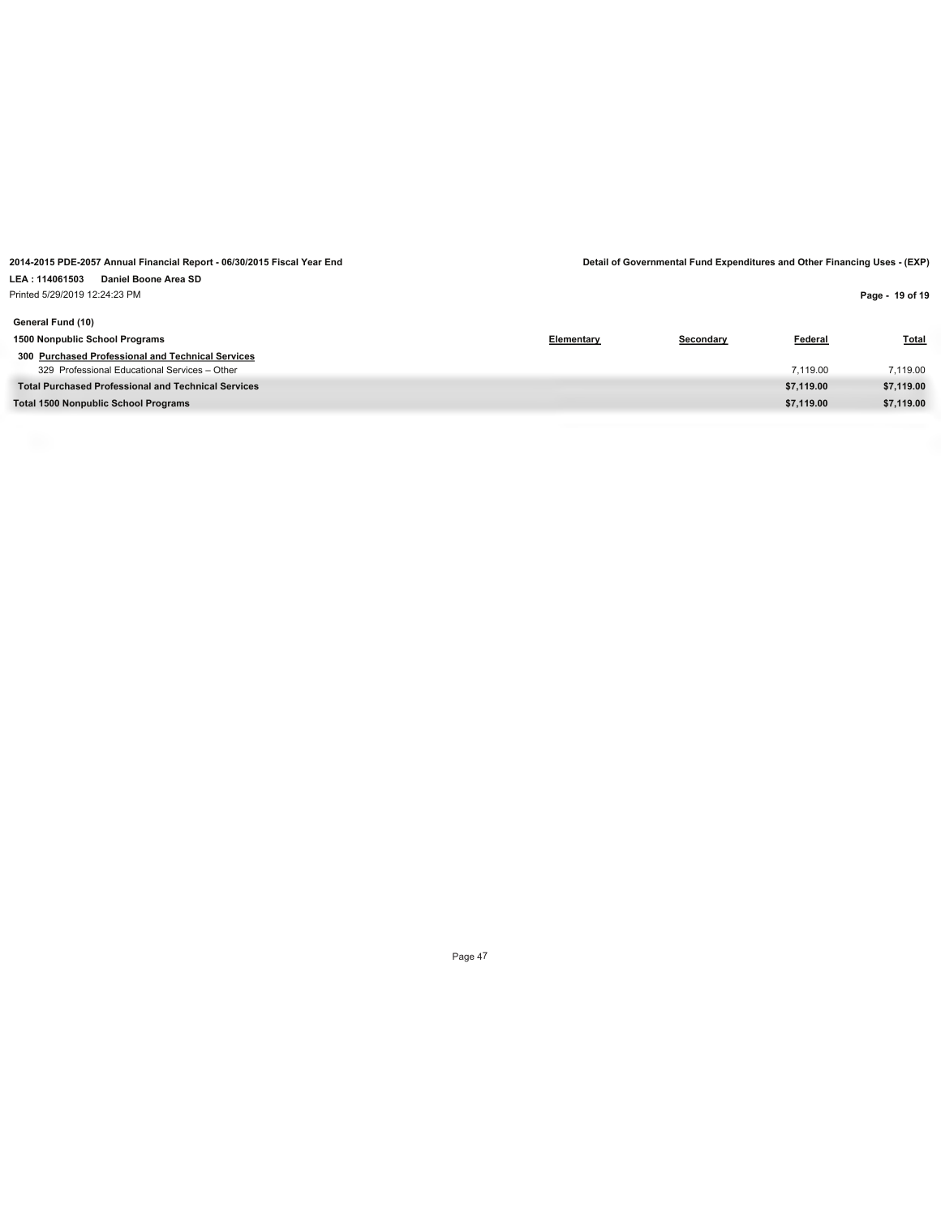**2014-2015 PDE-2057 Annual Financial Report - 06/30/2015 Fiscal Year End**

**Detail of Governmental Fund Expenditures and Other Financing Uses - (EXP)**

**LEA : 114061503 Daniel Boone Area SD**

Printed 5/29/2019 12:24:23 PM

**General Fund (10)**

| 1500 Nonpublic School Programs | Elementary | Secondary | Federal | Total |
|---|---|---|---|---|
| **300 Purchased Professional and Technical Services** | | | | |
| 329 Professional Educational Services – Other | | | 7,119.00 | 7,119.00 |
| **Total Purchased Professional and Technical Services** | | | **$7,119.00** | **$7,119.00** |
| **Total 1500 Nonpublic School Programs** | | | **$7,119.00** | **$7,119.00** |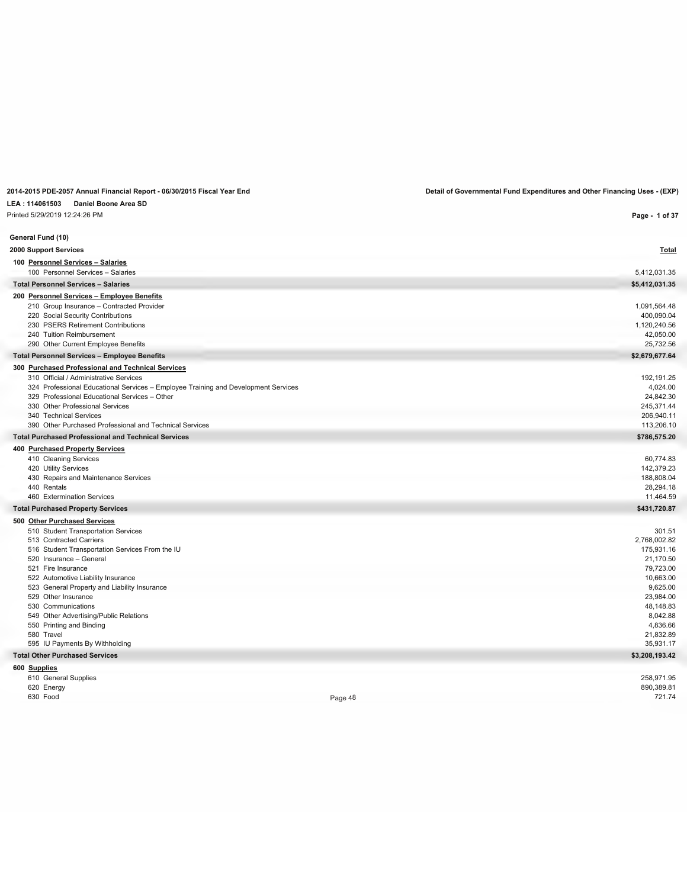2014-2015 PDE-2057 Annual Financial Report - 06/30/2015 Fiscal Year End

Detail of Governmental Fund Expenditures and Other Financing Uses - (EXP)

LEA : 114061503 Daniel Boone Area SD

Printed 5/29/2019 12:24:26 PM

## General Fund (10)

### 2000 Support Services

| | Total |
|---|---|
| **100 Personnel Services – Salaries** | |
| 100 Personnel Services – Salaries | 5,412,031.35 |
| **Total Personnel Services – Salaries** | **$5,412,031.35** |
| **200 Personnel Services – Employee Benefits** | |
| 210 Group Insurance – Contracted Provider | 1,091,564.48 |
| 220 Social Security Contributions | 400,090.04 |
| 230 PSERS Retirement Contributions | 1,120,240.56 |
| 240 Tuition Reimbursement | 42,050.00 |
| 290 Other Current Employee Benefits | 25,732.56 |
| **Total Personnel Services – Employee Benefits** | **$2,679,677.64** |
| **300 Purchased Professional and Technical Services** | |
| 310 Official / Administrative Services | 192,191.25 |
| 324 Professional Educational Services – Employee Training and Development Services | 4,024.00 |
| 329 Professional Educational Services – Other | 24,842.30 |
| 330 Other Professional Services | 245,371.44 |
| 340 Technical Services | 206,940.11 |
| 390 Other Purchased Professional and Technical Services | 113,206.10 |
| **Total Purchased Professional and Technical Services** | **$786,575.20** |
| **400 Purchased Property Services** | |
| 410 Cleaning Services | 60,774.83 |
| 420 Utility Services | 142,379.23 |
| 430 Repairs and Maintenance Services | 188,808.04 |
| 440 Rentals | 28,294.18 |
| 460 Extermination Services | 11,464.59 |
| **Total Purchased Property Services** | **$431,720.87** |
| **500 Other Purchased Services** | |
| 510 Student Transportation Services | 301.51 |
| 513 Contracted Carriers | 2,768,002.82 |
| 516 Student Transportation Services From the IU | 175,931.16 |
| 520 Insurance – General | 21,170.50 |
| 521 Fire Insurance | 79,723.00 |
| 522 Automotive Liability Insurance | 10,663.00 |
| 523 General Property and Liability Insurance | 9,625.00 |
| 529 Other Insurance | 23,984.00 |
| 530 Communications | 48,148.83 |
| 549 Other Advertising/Public Relations | 8,042.88 |
| 550 Printing and Binding | 4,836.66 |
| 580 Travel | 21,832.89 |
| 595 IU Payments By Withholding | 35,931.17 |
| **Total Other Purchased Services** | **$3,208,193.42** |
| **600 Supplies** | |
| 610 General Supplies | 258,971.95 |
| 620 Energy | 890,389.81 |
| 630 Food | 721.74 |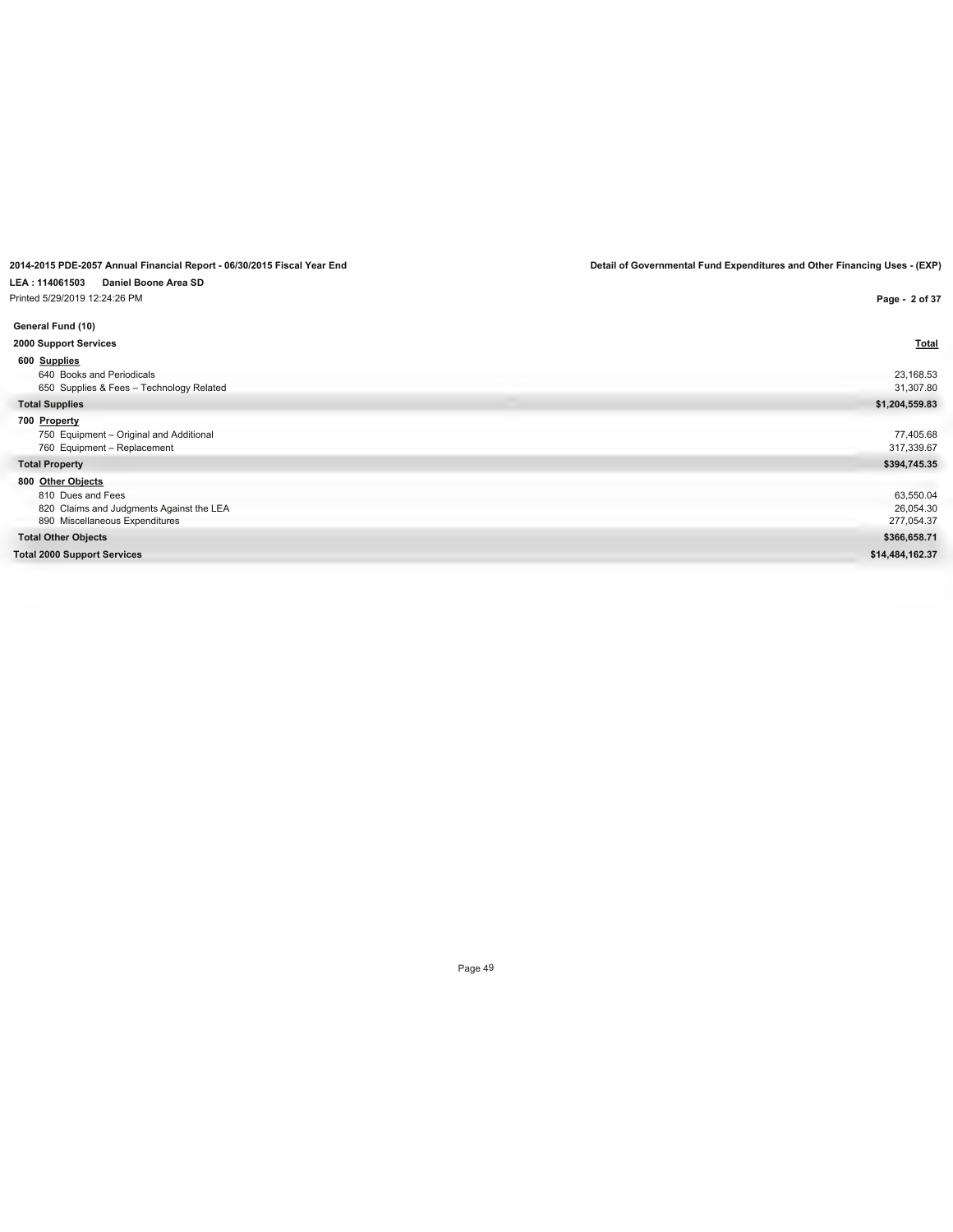2014-2015 PDE-2057 Annual Financial Report - 06/30/2015 Fiscal Year End

Detail of Governmental Fund Expenditures and Other Financing Uses - (EXP)

LEA : 114061503 Daniel Boone Area SD

Printed 5/29/2019 12:24:26 PM

**General Fund (10)**

**2000 Support Services**

| | Total |
|---|---|
| **600 Supplies** | |
| 640 Books and Periodicals | 23,168.53 |
| 650 Supplies & Fees – Technology Related | 31,307.80 |
| **Total Supplies** | **$1,204,559.83** |
| **700 Property** | |
| 750 Equipment – Original and Additional | 77,405.68 |
| 760 Equipment – Replacement | 317,339.67 |
| **Total Property** | **$394,745.35** |
| **800 Other Objects** | |
| 810 Dues and Fees | 63,550.04 |
| 820 Claims and Judgments Against the LEA | 26,054.30 |
| 890 Miscellaneous Expenditures | 277,054.37 |
| **Total Other Objects** | **$366,658.71** |
| **Total 2000 Support Services** | **$14,484,162.37** |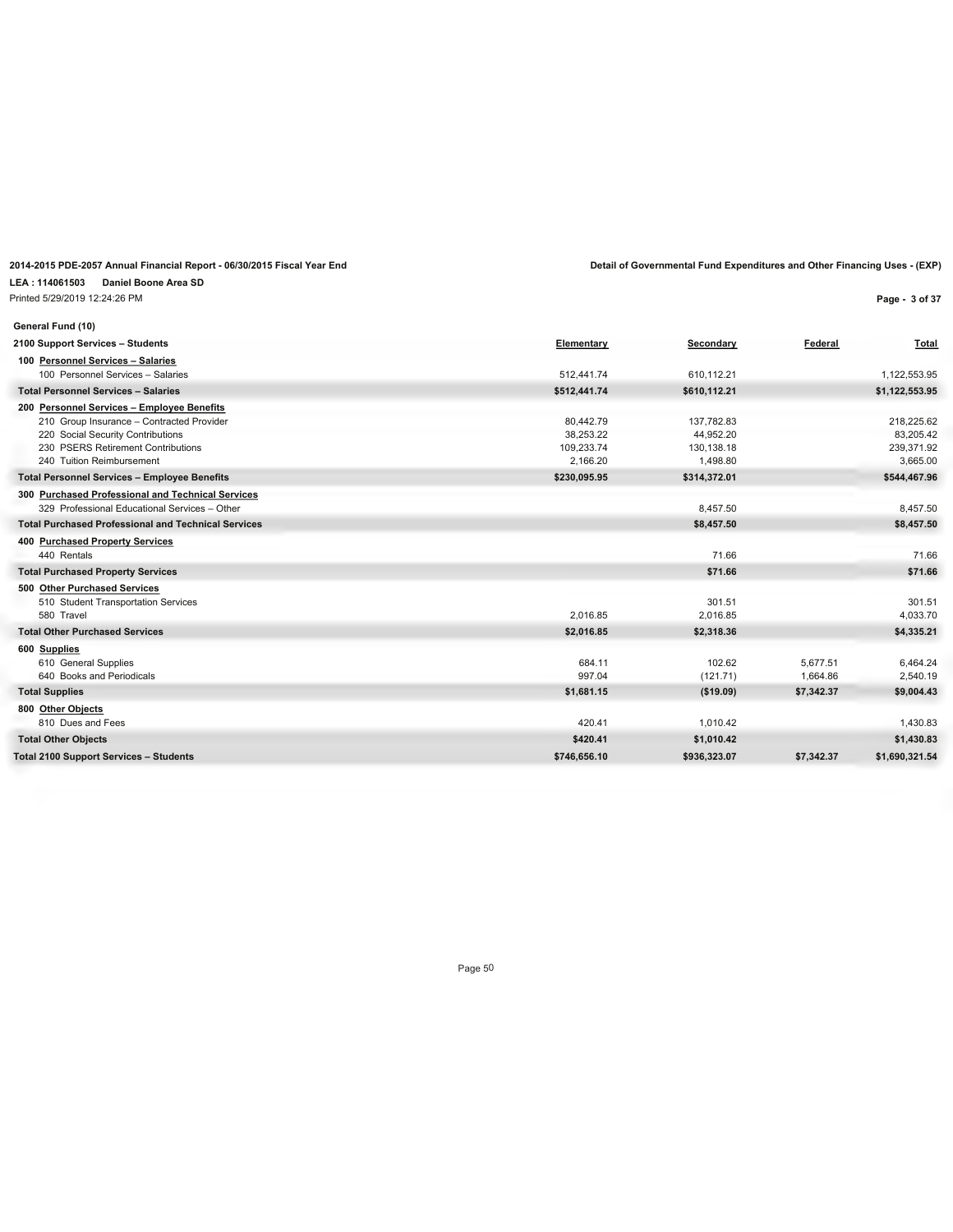**2014-2015 PDE-2057 Annual Financial Report - 06/30/2015 Fiscal Year End**

**Detail of Governmental Fund Expenditures and Other Financing Uses - (EXP)**

**LEA : 114061503 Daniel Boone Area SD**

Printed 5/29/2019 12:24:26 PM

**General Fund (10)**

| 2100 Support Services – Students | Elementary | Secondary | Federal | Total |
|---|---|---|---|---|
| **100 Personnel Services – Salaries** | | | | |
| 100 Personnel Services – Salaries | 512,441.74 | 610,112.21 | | 1,122,553.95 |
| **Total Personnel Services – Salaries** | **$512,441.74** | **$610,112.21** | | **$1,122,553.95** |
| **200 Personnel Services – Employee Benefits** | | | | |
| 210 Group Insurance – Contracted Provider | 80,442.79 | 137,782.83 | | 218,225.62 |
| 220 Social Security Contributions | 38,253.22 | 44,952.20 | | 83,205.42 |
| 230 PSERS Retirement Contributions | 109,233.74 | 130,138.18 | | 239,371.92 |
| 240 Tuition Reimbursement | 2,166.20 | 1,498.80 | | 3,665.00 |
| **Total Personnel Services – Employee Benefits** | **$230,095.95** | **$314,372.01** | | **$544,467.96** |
| **300 Purchased Professional and Technical Services** | | | | |
| 329 Professional Educational Services – Other | | 8,457.50 | | 8,457.50 |
| **Total Purchased Professional and Technical Services** | | **$8,457.50** | | **$8,457.50** |
| **400 Purchased Property Services** | | | | |
| 440 Rentals | | 71.66 | | 71.66 |
| **Total Purchased Property Services** | | **$71.66** | | **$71.66** |
| **500 Other Purchased Services** | | | | |
| 510 Student Transportation Services | | 301.51 | | 301.51 |
| 580 Travel | 2,016.85 | 2,016.85 | | 4,033.70 |
| **Total Other Purchased Services** | **$2,016.85** | **$2,318.36** | | **$4,335.21** |
| **600 Supplies** | | | | |
| 610 General Supplies | 684.11 | 102.62 | 5,677.51 | 6,464.24 |
| 640 Books and Periodicals | 997.04 | (121.71) | 1,664.86 | 2,540.19 |
| **Total Supplies** | **$1,681.15** | **($19.09)** | **$7,342.37** | **$9,004.43** |
| **800 Other Objects** | | | | |
| 810 Dues and Fees | 420.41 | 1,010.42 | | 1,430.83 |
| **Total Other Objects** | **$420.41** | **$1,010.42** | | **$1,430.83** |
| **Total 2100 Support Services – Students** | **$746,656.10** | **$936,323.07** | **$7,342.37** | **$1,690,321.54** |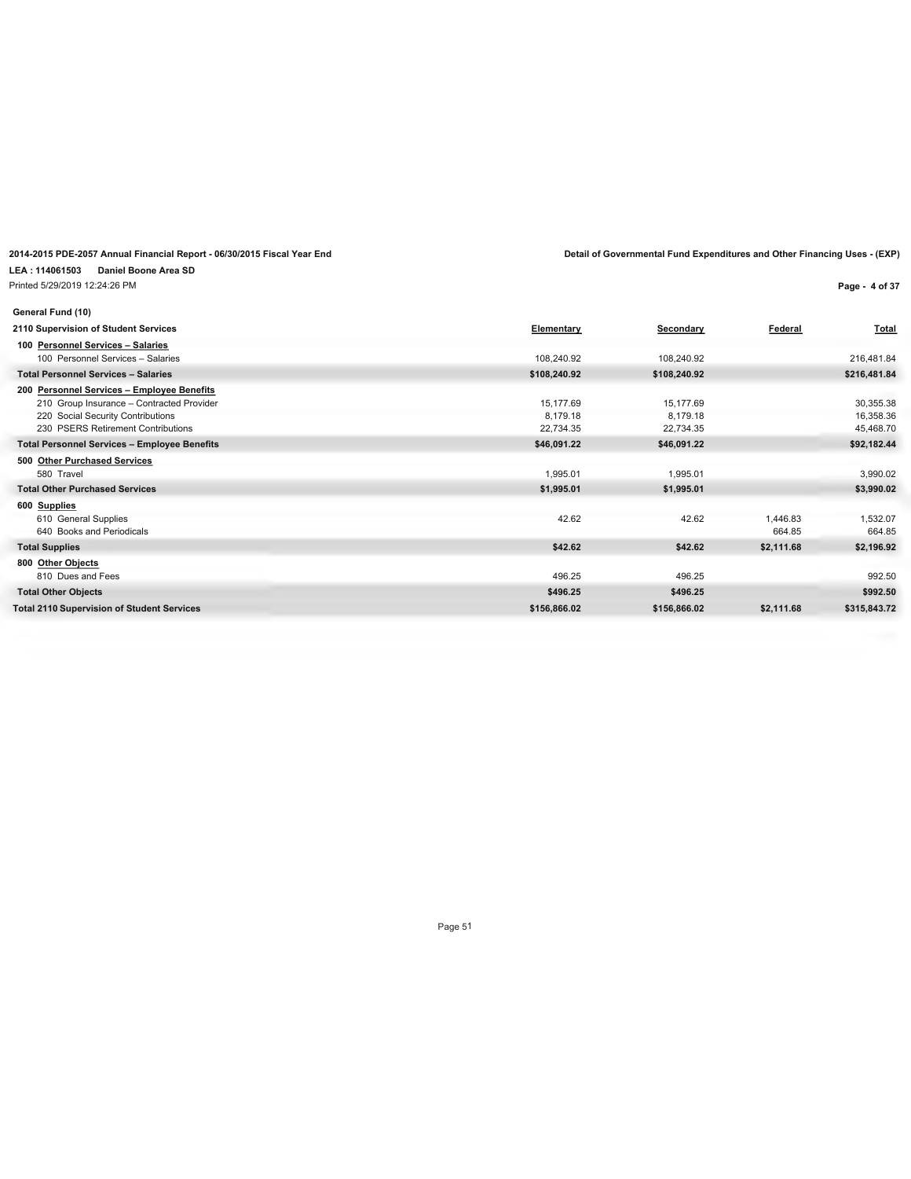**2014-2015 PDE-2057 Annual Financial Report - 06/30/2015 Fiscal Year End**

**Detail of Governmental Fund Expenditures and Other Financing Uses - (EXP)**

**LEA : 114061503 Daniel Boone Area SD**

Printed 5/29/2019 12:24:26 PM

**General Fund (10)**

| 2110 Supervision of Student Services | Elementary | Secondary | Federal | Total |
|---|---|---|---|---|
| **100 Personnel Services – Salaries** | | | | |
| 100 Personnel Services – Salaries | 108,240.92 | 108,240.92 | | 216,481.84 |
| **Total Personnel Services – Salaries** | **$108,240.92** | **$108,240.92** | | **$216,481.84** |
| **200 Personnel Services – Employee Benefits** | | | | |
| 210 Group Insurance – Contracted Provider | 15,177.69 | 15,177.69 | | 30,355.38 |
| 220 Social Security Contributions | 8,179.18 | 8,179.18 | | 16,358.36 |
| 230 PSERS Retirement Contributions | 22,734.35 | 22,734.35 | | 45,468.70 |
| **Total Personnel Services – Employee Benefits** | **$46,091.22** | **$46,091.22** | | **$92,182.44** |
| **500 Other Purchased Services** | | | | |
| 580 Travel | 1,995.01 | 1,995.01 | | 3,990.02 |
| **Total Other Purchased Services** | **$1,995.01** | **$1,995.01** | | **$3,990.02** |
| **600 Supplies** | | | | |
| 610 General Supplies | 42.62 | 42.62 | 1,446.83 | 1,532.07 |
| 640 Books and Periodicals | | | 664.85 | 664.85 |
| **Total Supplies** | **$42.62** | **$42.62** | **$2,111.68** | **$2,196.92** |
| **800 Other Objects** | | | | |
| 810 Dues and Fees | 496.25 | 496.25 | | 992.50 |
| **Total Other Objects** | **$496.25** | **$496.25** | | **$992.50** |
| **Total 2110 Supervision of Student Services** | **$156,866.02** | **$156,866.02** | **$2,111.68** | **$315,843.72** |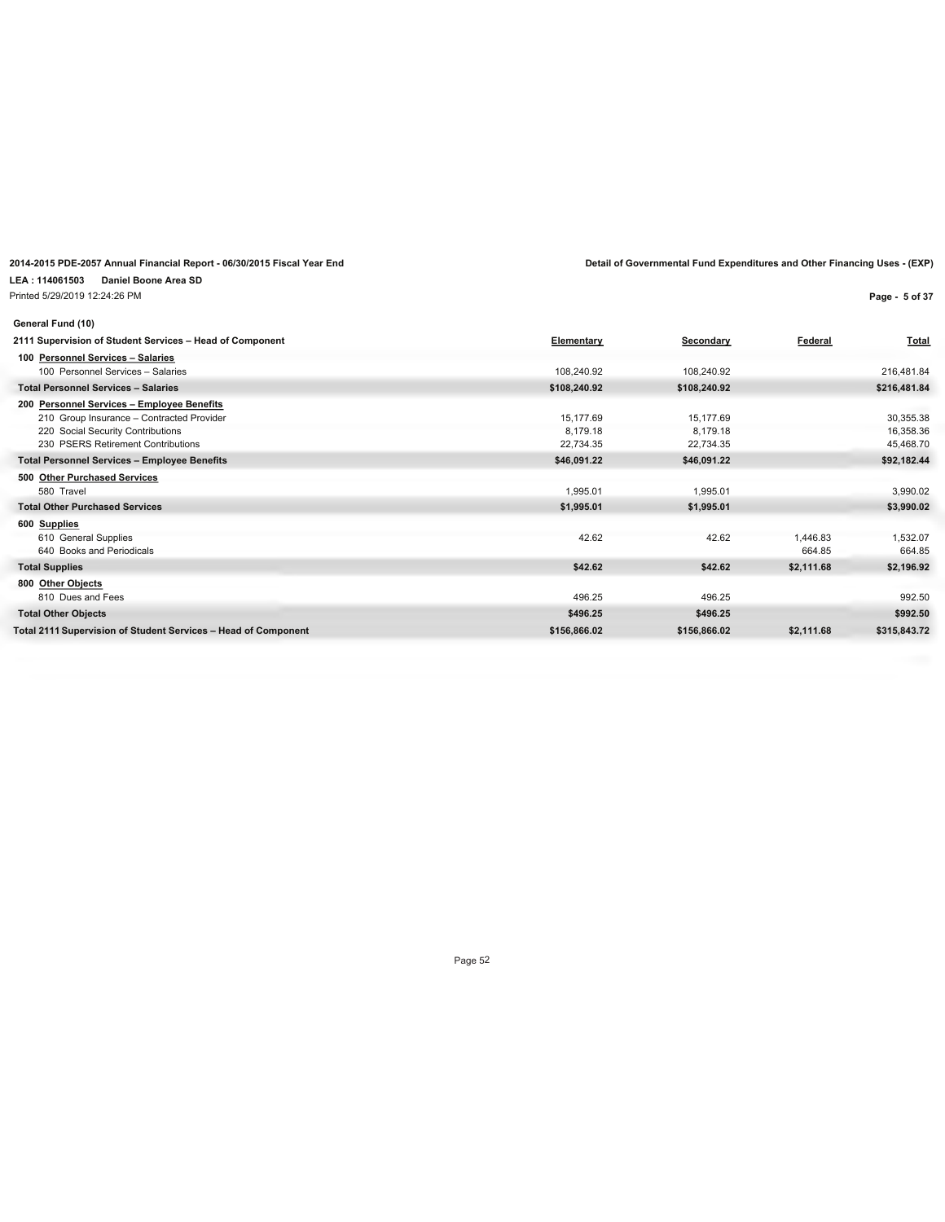**2014-2015 PDE-2057 Annual Financial Report - 06/30/2015 Fiscal Year End**

**Detail of Governmental Fund Expenditures and Other Financing Uses - (EXP)**

**LEA : 114061503 Daniel Boone Area SD**

Printed 5/29/2019 12:24:26 PM

**General Fund (10)**

| 2111 Supervision of Student Services – Head of Component | Elementary | Secondary | Federal | Total |
|---|---|---|---|---|
| **100 Personnel Services – Salaries** | | | | |
| 100 Personnel Services – Salaries | 108,240.92 | 108,240.92 | | 216,481.84 |
| **Total Personnel Services – Salaries** | **$108,240.92** | **$108,240.92** | | **$216,481.84** |
| **200 Personnel Services – Employee Benefits** | | | | |
| 210 Group Insurance – Contracted Provider | 15,177.69 | 15,177.69 | | 30,355.38 |
| 220 Social Security Contributions | 8,179.18 | 8,179.18 | | 16,358.36 |
| 230 PSERS Retirement Contributions | 22,734.35 | 22,734.35 | | 45,468.70 |
| **Total Personnel Services – Employee Benefits** | **$46,091.22** | **$46,091.22** | | **$92,182.44** |
| **500 Other Purchased Services** | | | | |
| 580 Travel | 1,995.01 | 1,995.01 | | 3,990.02 |
| **Total Other Purchased Services** | **$1,995.01** | **$1,995.01** | | **$3,990.02** |
| **600 Supplies** | | | | |
| 610 General Supplies | 42.62 | 42.62 | 1,446.83 | 1,532.07 |
| 640 Books and Periodicals | | | 664.85 | 664.85 |
| **Total Supplies** | **$42.62** | **$42.62** | **$2,111.68** | **$2,196.92** |
| **800 Other Objects** | | | | |
| 810 Dues and Fees | 496.25 | 496.25 | | 992.50 |
| **Total Other Objects** | **$496.25** | **$496.25** | | **$992.50** |
| **Total 2111 Supervision of Student Services – Head of Component** | **$156,866.02** | **$156,866.02** | **$2,111.68** | **$315,843.72** |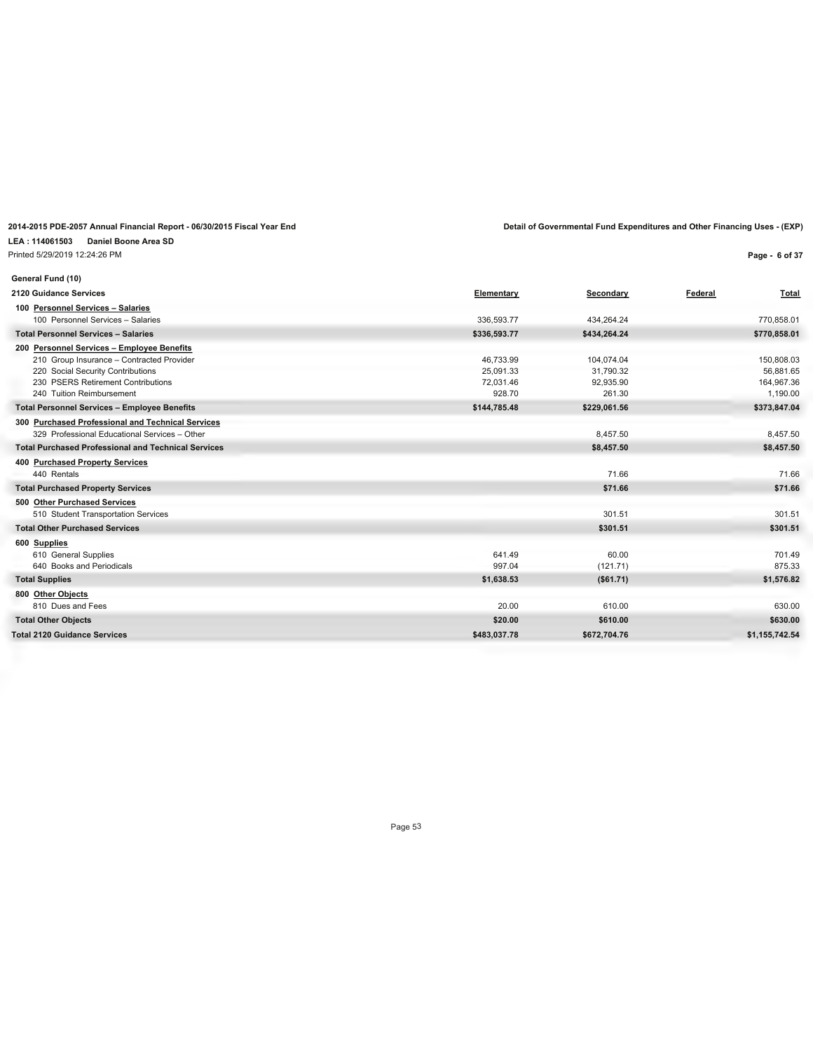**2014-2015 PDE-2057 Annual Financial Report - 06/30/2015 Fiscal Year End**

**Detail of Governmental Fund Expenditures and Other Financing Uses - (EXP)**

**LEA : 114061503 Daniel Boone Area SD**

Printed 5/29/2019 12:24:26 PM

**General Fund (10)**

| 2120 Guidance Services | Elementary | Secondary | Federal | Total |
|---|---|---|---|---|
| **100 Personnel Services – Salaries** | | | | |
| 100 Personnel Services – Salaries | 336,593.77 | 434,264.24 | | 770,858.01 |
| **Total Personnel Services – Salaries** | **$336,593.77** | **$434,264.24** | | **$770,858.01** |
| **200 Personnel Services – Employee Benefits** | | | | |
| 210 Group Insurance – Contracted Provider | 46,733.99 | 104,074.04 | | 150,808.03 |
| 220 Social Security Contributions | 25,091.33 | 31,790.32 | | 56,881.65 |
| 230 PSERS Retirement Contributions | 72,031.46 | 92,935.90 | | 164,967.36 |
| 240 Tuition Reimbursement | 928.70 | 261.30 | | 1,190.00 |
| **Total Personnel Services – Employee Benefits** | **$144,785.48** | **$229,061.56** | | **$373,847.04** |
| **300 Purchased Professional and Technical Services** | | | | |
| 329 Professional Educational Services – Other | | 8,457.50 | | 8,457.50 |
| **Total Purchased Professional and Technical Services** | | **$8,457.50** | | **$8,457.50** |
| **400 Purchased Property Services** | | | | |
| 440 Rentals | | 71.66 | | 71.66 |
| **Total Purchased Property Services** | | **$71.66** | | **$71.66** |
| **500 Other Purchased Services** | | | | |
| 510 Student Transportation Services | | 301.51 | | 301.51 |
| **Total Other Purchased Services** | | **$301.51** | | **$301.51** |
| **600 Supplies** | | | | |
| 610 General Supplies | 641.49 | 60.00 | | 701.49 |
| 640 Books and Periodicals | 997.04 | (121.71) | | 875.33 |
| **Total Supplies** | **$1,638.53** | **($61.71)** | | **$1,576.82** |
| **800 Other Objects** | | | | |
| 810 Dues and Fees | 20.00 | 610.00 | | 630.00 |
| **Total Other Objects** | **$20.00** | **$610.00** | | **$630.00** |
| **Total 2120 Guidance Services** | **$483,037.78** | **$672,704.76** | | **$1,155,742.54** |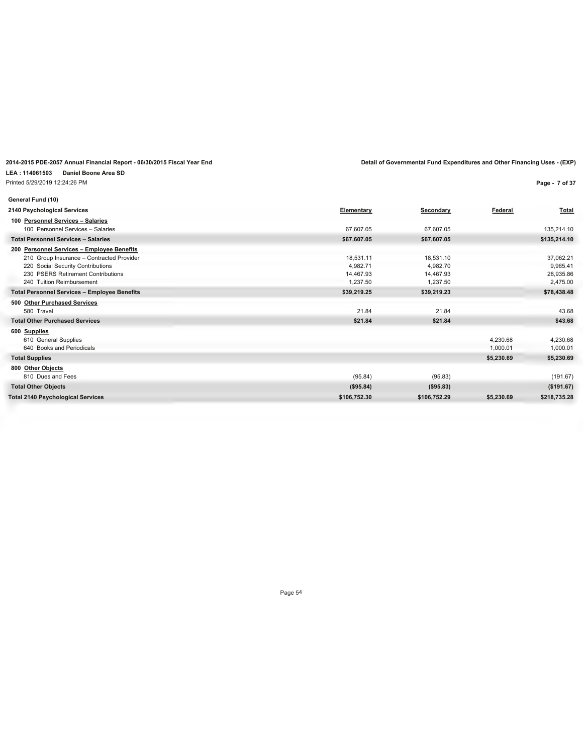**2014-2015 PDE-2057 Annual Financial Report - 06/30/2015 Fiscal Year End**

**Detail of Governmental Fund Expenditures and Other Financing Uses - (EXP)**

**LEA : 114061503 Daniel Boone Area SD**

Printed 5/29/2019 12:24:26 PM

**General Fund (10)**

| 2140 Psychological Services | Elementary | Secondary | Federal | Total |
|---|---|---|---|---|
| **100 Personnel Services – Salaries** | | | | |
| 100 Personnel Services – Salaries | 67,607.05 | 67,607.05 | | 135,214.10 |
| **Total Personnel Services – Salaries** | **$67,607.05** | **$67,607.05** | | **$135,214.10** |
| **200 Personnel Services – Employee Benefits** | | | | |
| 210 Group Insurance – Contracted Provider | 18,531.11 | 18,531.10 | | 37,062.21 |
| 220 Social Security Contributions | 4,982.71 | 4,982.70 | | 9,965.41 |
| 230 PSERS Retirement Contributions | 14,467.93 | 14,467.93 | | 28,935.86 |
| 240 Tuition Reimbursement | 1,237.50 | 1,237.50 | | 2,475.00 |
| **Total Personnel Services – Employee Benefits** | **$39,219.25** | **$39,219.23** | | **$78,438.48** |
| **500 Other Purchased Services** | | | | |
| 580 Travel | 21.84 | 21.84 | | 43.68 |
| **Total Other Purchased Services** | **$21.84** | **$21.84** | | **$43.68** |
| **600 Supplies** | | | | |
| 610 General Supplies | | | 4,230.68 | 4,230.68 |
| 640 Books and Periodicals | | | 1,000.01 | 1,000.01 |
| **Total Supplies** | | | **$5,230.69** | **$5,230.69** |
| **800 Other Objects** | | | | |
| 810 Dues and Fees | (95.84) | (95.83) | | (191.67) |
| **Total Other Objects** | **($95.84)** | **($95.83)** | | **($191.67)** |
| **Total 2140 Psychological Services** | **$106,752.30** | **$106,752.29** | **$5,230.69** | **$218,735.28** |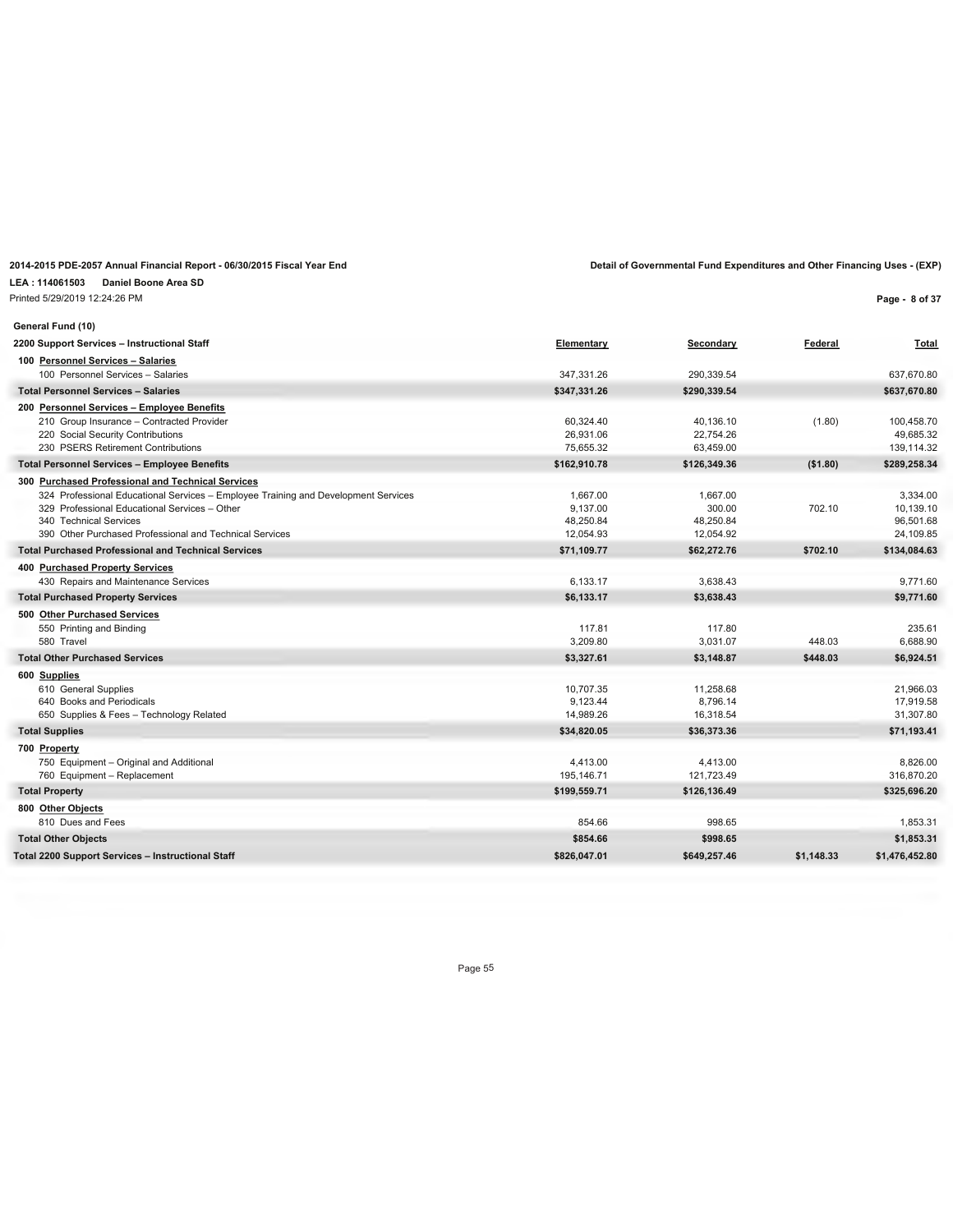**2014-2015 PDE-2057 Annual Financial Report - 06/30/2015 Fiscal Year End**

**Detail of Governmental Fund Expenditures and Other Financing Uses - (EXP)**

**LEA : 114061503 Daniel Boone Area SD**

Printed 5/29/2019 12:24:26 PM

**General Fund (10)**

| 2200 Support Services – Instructional Staff | Elementary | Secondary | Federal | Total |
|---|---|---|---|---|
| **100 Personnel Services – Salaries** | | | | |
| 100 Personnel Services – Salaries | 347,331.26 | 290,339.54 | | 637,670.80 |
| **Total Personnel Services – Salaries** | **$347,331.26** | **$290,339.54** | | **$637,670.80** |
| **200 Personnel Services – Employee Benefits** | | | | |
| 210 Group Insurance – Contracted Provider | 60,324.40 | 40,136.10 | (1.80) | 100,458.70 |
| 220 Social Security Contributions | 26,931.06 | 22,754.26 | | 49,685.32 |
| 230 PSERS Retirement Contributions | 75,655.32 | 63,459.00 | | 139,114.32 |
| **Total Personnel Services – Employee Benefits** | **$162,910.78** | **$126,349.36** | **($1.80)** | **$289,258.34** |
| **300 Purchased Professional and Technical Services** | | | | |
| 324 Professional Educational Services – Employee Training and Development Services | 1,667.00 | 1,667.00 | | 3,334.00 |
| 329 Professional Educational Services – Other | 9,137.00 | 300.00 | 702.10 | 10,139.10 |
| 340 Technical Services | 48,250.84 | 48,250.84 | | 96,501.68 |
| 390 Other Purchased Professional and Technical Services | 12,054.93 | 12,054.92 | | 24,109.85 |
| **Total Purchased Professional and Technical Services** | **$71,109.77** | **$62,272.76** | **$702.10** | **$134,084.63** |
| **400 Purchased Property Services** | | | | |
| 430 Repairs and Maintenance Services | 6,133.17 | 3,638.43 | | 9,771.60 |
| **Total Purchased Property Services** | **$6,133.17** | **$3,638.43** | | **$9,771.60** |
| **500 Other Purchased Services** | | | | |
| 550 Printing and Binding | 117.81 | 117.80 | | 235.61 |
| 580 Travel | 3,209.80 | 3,031.07 | 448.03 | 6,688.90 |
| **Total Other Purchased Services** | **$3,327.61** | **$3,148.87** | **$448.03** | **$6,924.51** |
| **600 Supplies** | | | | |
| 610 General Supplies | 10,707.35 | 11,258.68 | | 21,966.03 |
| 640 Books and Periodicals | 9,123.44 | 8,796.14 | | 17,919.58 |
| 650 Supplies & Fees – Technology Related | 14,989.26 | 16,318.54 | | 31,307.80 |
| **Total Supplies** | **$34,820.05** | **$36,373.36** | | **$71,193.41** |
| **700 Property** | | | | |
| 750 Equipment – Original and Additional | 4,413.00 | 4,413.00 | | 8,826.00 |
| 760 Equipment – Replacement | 195,146.71 | 121,723.49 | | 316,870.20 |
| **Total Property** | **$199,559.71** | **$126,136.49** | | **$325,696.20** |
| **800 Other Objects** | | | | |
| 810 Dues and Fees | 854.66 | 998.65 | | 1,853.31 |
| **Total Other Objects** | **$854.66** | **$998.65** | | **$1,853.31** |
| **Total 2200 Support Services – Instructional Staff** | **$826,047.01** | **$649,257.46** | **$1,148.33** | **$1,476,452.80** |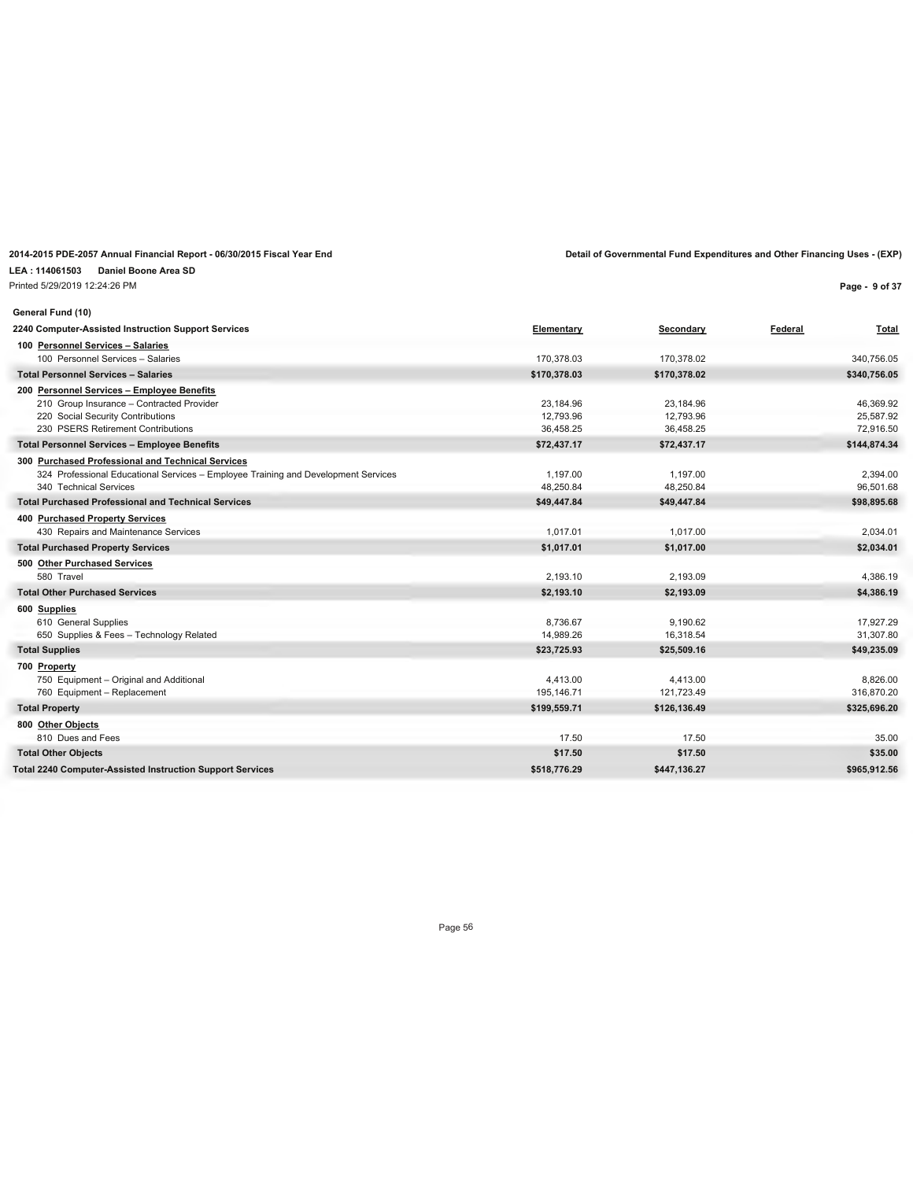**2014-2015 PDE-2057 Annual Financial Report - 06/30/2015 Fiscal Year End**

**Detail of Governmental Fund Expenditures and Other Financing Uses - (EXP)**

**LEA : 114061503 Daniel Boone Area SD**

Printed 5/29/2019 12:24:26 PM

**General Fund (10)**

| 2240 Computer-Assisted Instruction Support Services | Elementary | Secondary | Federal | Total |
|---|---|---|---|---|
| **100 Personnel Services – Salaries** | | | | |
| 100 Personnel Services – Salaries | 170,378.03 | 170,378.02 | | 340,756.05 |
| **Total Personnel Services – Salaries** | **$170,378.03** | **$170,378.02** | | **$340,756.05** |
| **200 Personnel Services – Employee Benefits** | | | | |
| 210 Group Insurance – Contracted Provider | 23,184.96 | 23,184.96 | | 46,369.92 |
| 220 Social Security Contributions | 12,793.96 | 12,793.96 | | 25,587.92 |
| 230 PSERS Retirement Contributions | 36,458.25 | 36,458.25 | | 72,916.50 |
| **Total Personnel Services – Employee Benefits** | **$72,437.17** | **$72,437.17** | | **$144,874.34** |
| **300 Purchased Professional and Technical Services** | | | | |
| 324 Professional Educational Services – Employee Training and Development Services | 1,197.00 | 1,197.00 | | 2,394.00 |
| 340 Technical Services | 48,250.84 | 48,250.84 | | 96,501.68 |
| **Total Purchased Professional and Technical Services** | **$49,447.84** | **$49,447.84** | | **$98,895.68** |
| **400 Purchased Property Services** | | | | |
| 430 Repairs and Maintenance Services | 1,017.01 | 1,017.00 | | 2,034.01 |
| **Total Purchased Property Services** | **$1,017.01** | **$1,017.00** | | **$2,034.01** |
| **500 Other Purchased Services** | | | | |
| 580 Travel | 2,193.10 | 2,193.09 | | 4,386.19 |
| **Total Other Purchased Services** | **$2,193.10** | **$2,193.09** | | **$4,386.19** |
| **600 Supplies** | | | | |
| 610 General Supplies | 8,736.67 | 9,190.62 | | 17,927.29 |
| 650 Supplies & Fees – Technology Related | 14,989.26 | 16,318.54 | | 31,307.80 |
| **Total Supplies** | **$23,725.93** | **$25,509.16** | | **$49,235.09** |
| **700 Property** | | | | |
| 750 Equipment – Original and Additional | 4,413.00 | 4,413.00 | | 8,826.00 |
| 760 Equipment – Replacement | 195,146.71 | 121,723.49 | | 316,870.20 |
| **Total Property** | **$199,559.71** | **$126,136.49** | | **$325,696.20** |
| **800 Other Objects** | | | | |
| 810 Dues and Fees | 17.50 | 17.50 | | 35.00 |
| **Total Other Objects** | **$17.50** | **$17.50** | | **$35.00** |
| **Total 2240 Computer-Assisted Instruction Support Services** | **$518,776.29** | **$447,136.27** | | **$965,912.56** |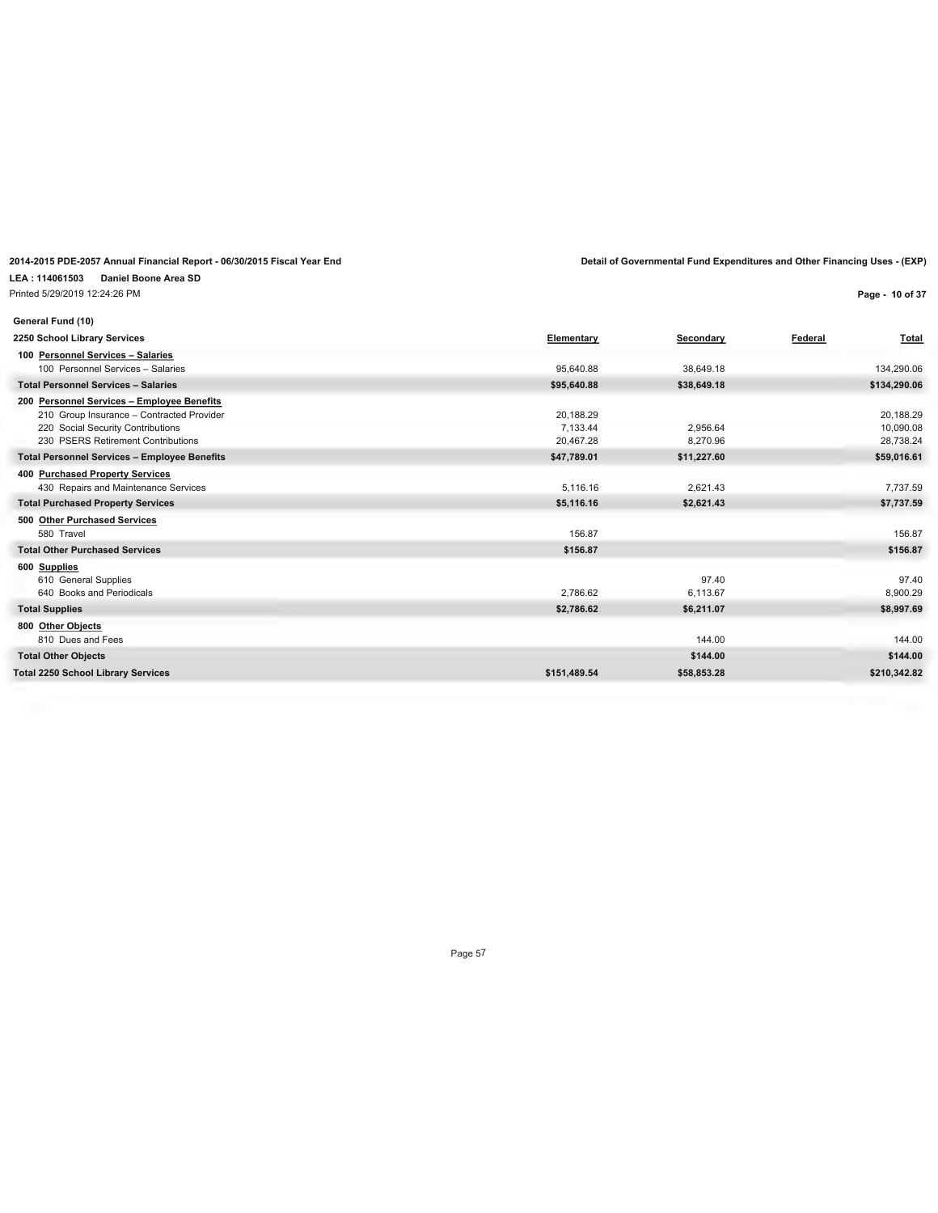2014-2015 PDE-2057 Annual Financial Report - 06/30/2015 Fiscal Year End

Detail of Governmental Fund Expenditures and Other Financing Uses - (EXP)

LEA : 114061503 Daniel Boone Area SD

Printed 5/29/2019 12:24:26 PM

**General Fund (10)**

| 2250 School Library Services | Elementary | Secondary | Federal | Total |
|---|---|---|---|---|
| **100 Personnel Services – Salaries** | | | | |
| 100 Personnel Services – Salaries | 95,640.88 | 38,649.18 | | 134,290.06 |
| **Total Personnel Services – Salaries** | **$95,640.88** | **$38,649.18** | | **$134,290.06** |
| **200 Personnel Services – Employee Benefits** | | | | |
| 210 Group Insurance – Contracted Provider | 20,188.29 | | | 20,188.29 |
| 220 Social Security Contributions | 7,133.44 | 2,956.64 | | 10,090.08 |
| 230 PSERS Retirement Contributions | 20,467.28 | 8,270.96 | | 28,738.24 |
| **Total Personnel Services – Employee Benefits** | **$47,789.01** | **$11,227.60** | | **$59,016.61** |
| **400 Purchased Property Services** | | | | |
| 430 Repairs and Maintenance Services | 5,116.16 | 2,621.43 | | 7,737.59 |
| **Total Purchased Property Services** | **$5,116.16** | **$2,621.43** | | **$7,737.59** |
| **500 Other Purchased Services** | | | | |
| 580 Travel | 156.87 | | | 156.87 |
| **Total Other Purchased Services** | **$156.87** | | | **$156.87** |
| **600 Supplies** | | | | |
| 610 General Supplies | | 97.40 | | 97.40 |
| 640 Books and Periodicals | 2,786.62 | 6,113.67 | | 8,900.29 |
| **Total Supplies** | **$2,786.62** | **$6,211.07** | | **$8,997.69** |
| **800 Other Objects** | | | | |
| 810 Dues and Fees | | 144.00 | | 144.00 |
| **Total Other Objects** | | **$144.00** | | **$144.00** |
| **Total 2250 School Library Services** | **$151,489.54** | **$58,853.28** | | **$210,342.82** |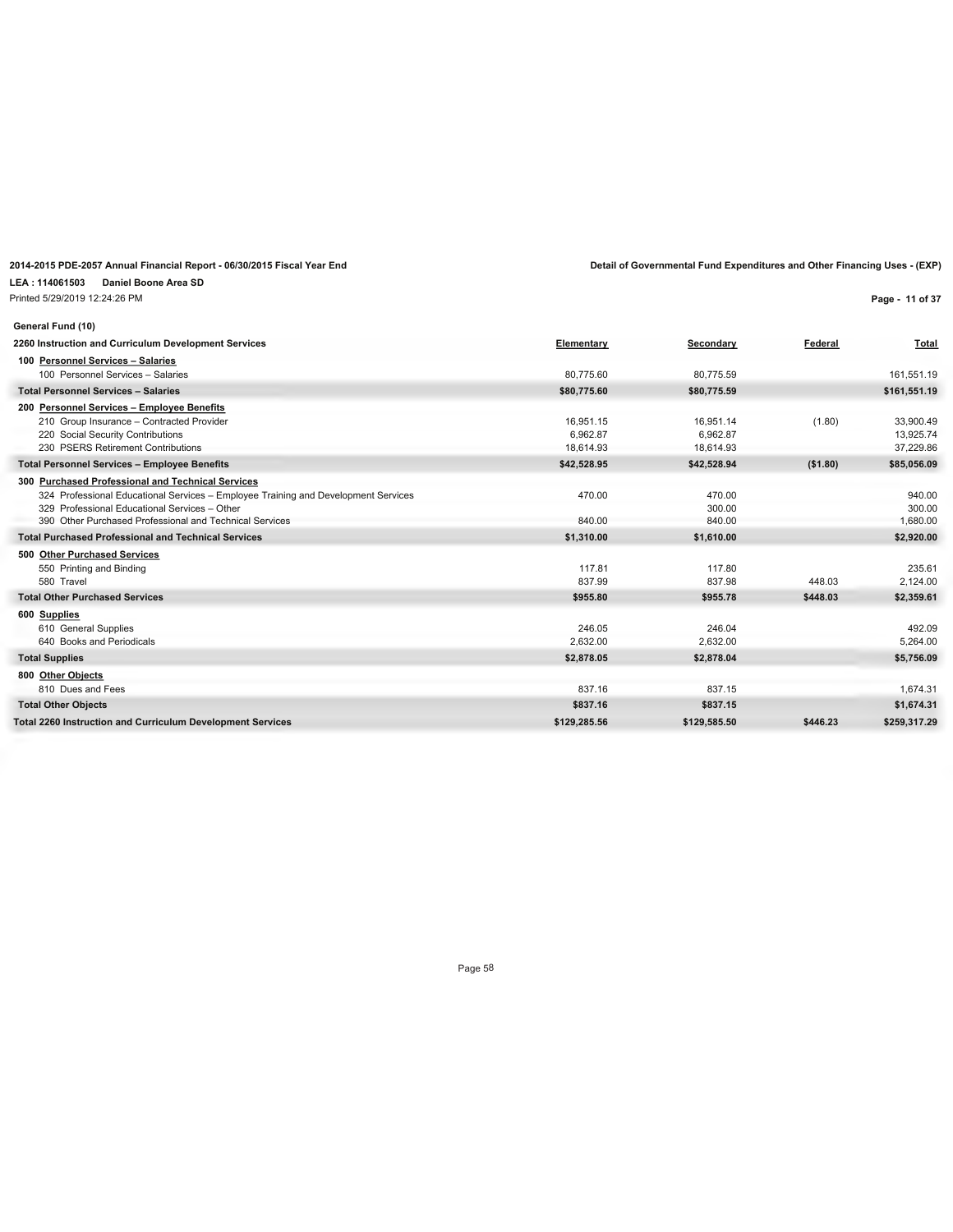**2014-2015 PDE-2057 Annual Financial Report - 06/30/2015 Fiscal Year End**

**LEA : 114061503 Daniel Boone Area SD**

Printed 5/29/2019 12:24:26 PM

**Detail of Governmental Fund Expenditures and Other Financing Uses - (EXP)**

**General Fund (10)**

| 2260 Instruction and Curriculum Development Services | Elementary | Secondary | Federal | Total |
|---|---|---|---|---|
| **100 Personnel Services – Salaries** | | | | |
| 100 Personnel Services – Salaries | 80,775.60 | 80,775.59 | | 161,551.19 |
| **Total Personnel Services – Salaries** | **$80,775.60** | **$80,775.59** | | **$161,551.19** |
| **200 Personnel Services – Employee Benefits** | | | | |
| 210 Group Insurance – Contracted Provider | 16,951.15 | 16,951.14 | (1.80) | 33,900.49 |
| 220 Social Security Contributions | 6,962.87 | 6,962.87 | | 13,925.74 |
| 230 PSERS Retirement Contributions | 18,614.93 | 18,614.93 | | 37,229.86 |
| **Total Personnel Services – Employee Benefits** | **$42,528.95** | **$42,528.94** | **($1.80)** | **$85,056.09** |
| **300 Purchased Professional and Technical Services** | | | | |
| 324 Professional Educational Services – Employee Training and Development Services | 470.00 | 470.00 | | 940.00 |
| 329 Professional Educational Services – Other | | 300.00 | | 300.00 |
| 390 Other Purchased Professional and Technical Services | 840.00 | 840.00 | | 1,680.00 |
| **Total Purchased Professional and Technical Services** | **$1,310.00** | **$1,610.00** | | **$2,920.00** |
| **500 Other Purchased Services** | | | | |
| 550 Printing and Binding | 117.81 | 117.80 | | 235.61 |
| 580 Travel | 837.99 | 837.98 | 448.03 | 2,124.00 |
| **Total Other Purchased Services** | **$955.80** | **$955.78** | **$448.03** | **$2,359.61** |
| **600 Supplies** | | | | |
| 610 General Supplies | 246.05 | 246.04 | | 492.09 |
| 640 Books and Periodicals | 2,632.00 | 2,632.00 | | 5,264.00 |
| **Total Supplies** | **$2,878.05** | **$2,878.04** | | **$5,756.09** |
| **800 Other Objects** | | | | |
| 810 Dues and Fees | 837.16 | 837.15 | | 1,674.31 |
| **Total Other Objects** | **$837.16** | **$837.15** | | **$1,674.31** |
| **Total 2260 Instruction and Curriculum Development Services** | **$129,285.56** | **$129,585.50** | **$446.23** | **$259,317.29** |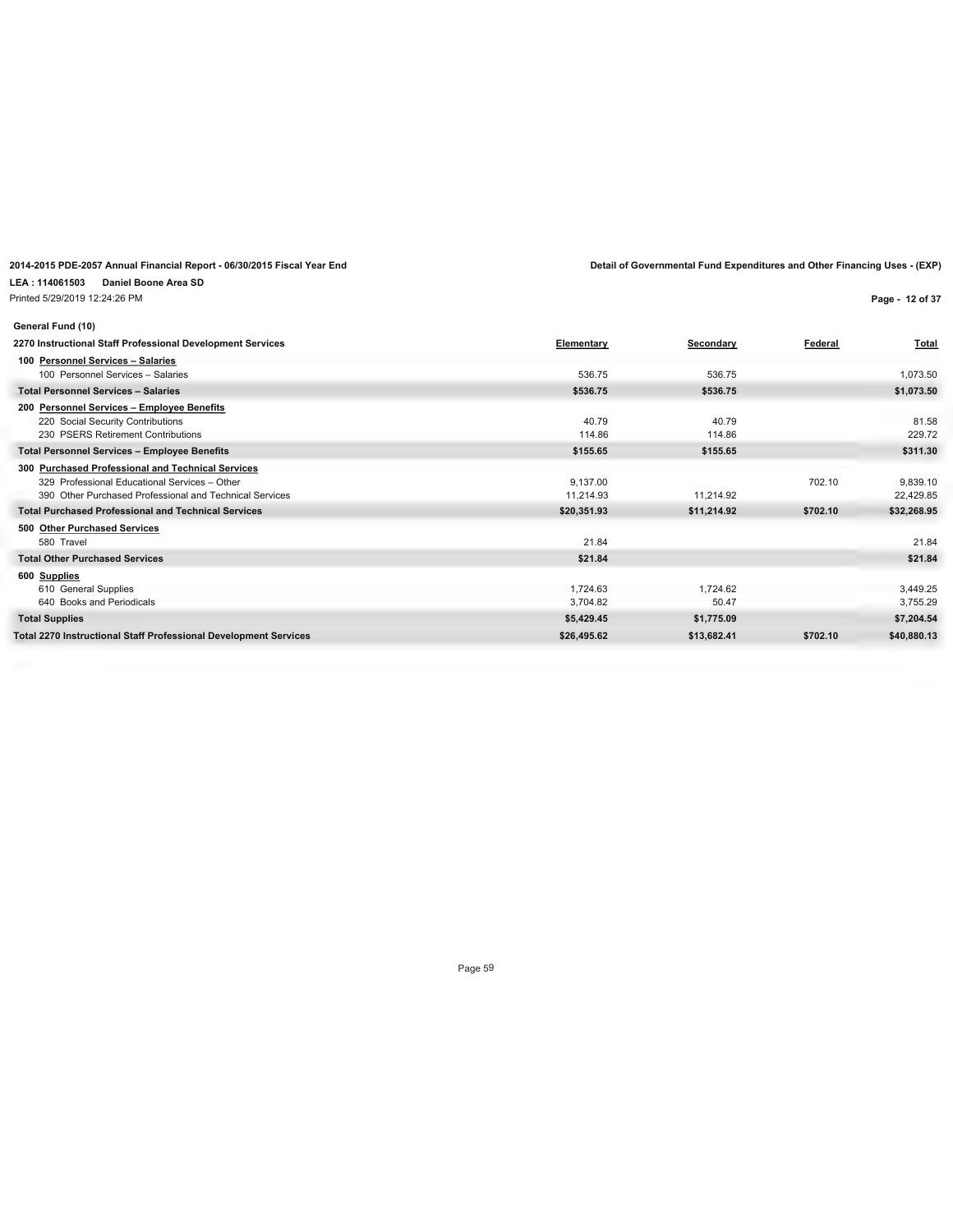2014-2015 PDE-2057 Annual Financial Report - 06/30/2015 Fiscal Year End

Detail of Governmental Fund Expenditures and Other Financing Uses - (EXP)

LEA : 114061503 Daniel Boone Area SD

Printed 5/29/2019 12:24:26 PM

**General Fund (10)**

| 2270 Instructional Staff Professional Development Services | Elementary | Secondary | Federal | Total |
|---|---|---|---|---|
| **100 Personnel Services – Salaries** | | | | |
| 100 Personnel Services – Salaries | 536.75 | 536.75 | | 1,073.50 |
| **Total Personnel Services – Salaries** | **$536.75** | **$536.75** | | **$1,073.50** |
| **200 Personnel Services – Employee Benefits** | | | | |
| 220 Social Security Contributions | 40.79 | 40.79 | | 81.58 |
| 230 PSERS Retirement Contributions | 114.86 | 114.86 | | 229.72 |
| **Total Personnel Services – Employee Benefits** | **$155.65** | **$155.65** | | **$311.30** |
| **300 Purchased Professional and Technical Services** | | | | |
| 329 Professional Educational Services – Other | 9,137.00 | | 702.10 | 9,839.10 |
| 390 Other Purchased Professional and Technical Services | 11,214.93 | 11,214.92 | | 22,429.85 |
| **Total Purchased Professional and Technical Services** | **$20,351.93** | **$11,214.92** | **$702.10** | **$32,268.95** |
| **500 Other Purchased Services** | | | | |
| 580 Travel | 21.84 | | | 21.84 |
| **Total Other Purchased Services** | **$21.84** | | | **$21.84** |
| **600 Supplies** | | | | |
| 610 General Supplies | 1,724.63 | 1,724.62 | | 3,449.25 |
| 640 Books and Periodicals | 3,704.82 | 50.47 | | 3,755.29 |
| **Total Supplies** | **$5,429.45** | **$1,775.09** | | **$7,204.54** |
| **Total 2270 Instructional Staff Professional Development Services** | **$26,495.62** | **$13,682.41** | **$702.10** | **$40,880.13** |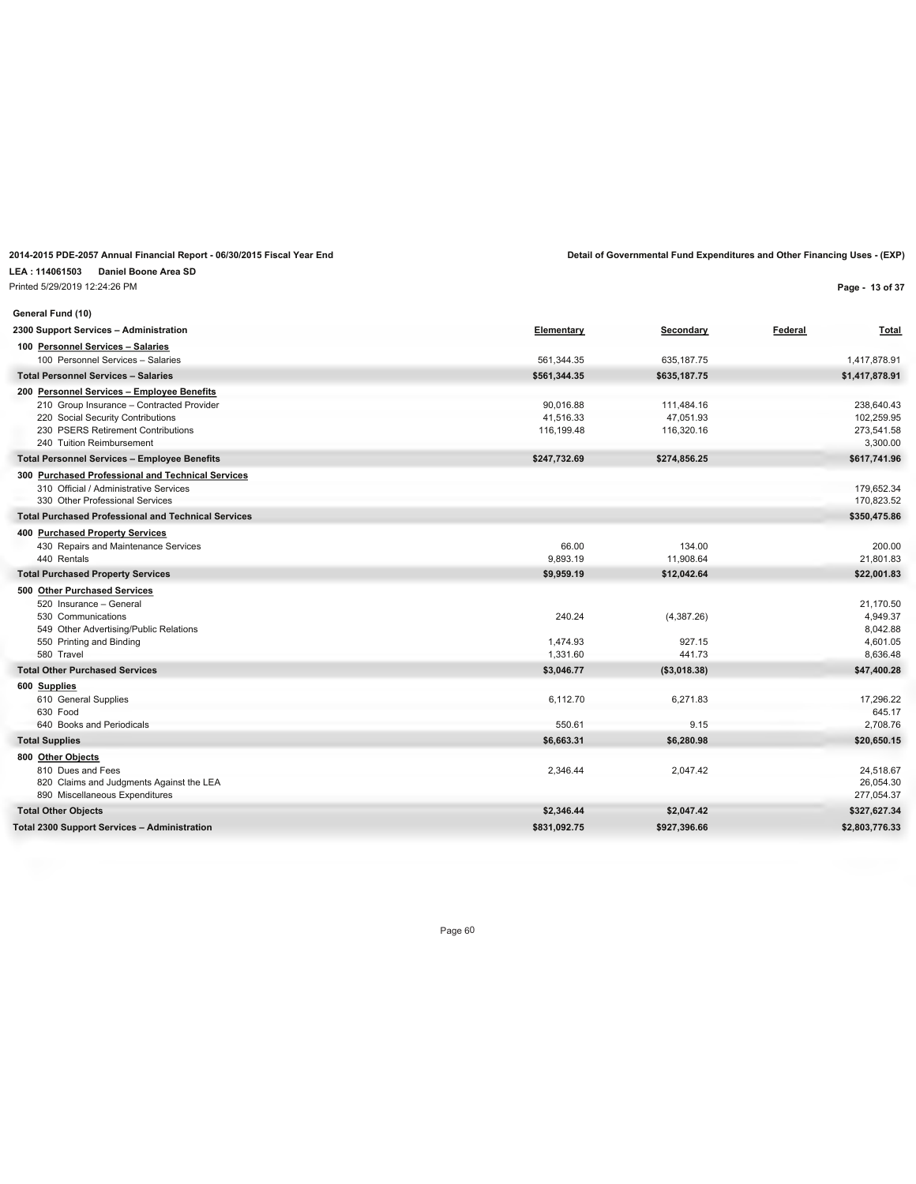2014-2015 PDE-2057 Annual Financial Report - 06/30/2015 Fiscal Year End

Detail of Governmental Fund Expenditures and Other Financing Uses - (EXP)

**LEA : 114061503 Daniel Boone Area SD**

Printed 5/29/2019 12:24:26 PM

**General Fund (10)**

| 2300 Support Services – Administration | Elementary | Secondary | Federal | Total |
|---|---|---|---|---|
| **100 Personnel Services – Salaries** | | | | |
| 100 Personnel Services – Salaries | 561,344.35 | 635,187.75 | | 1,417,878.91 |
| **Total Personnel Services – Salaries** | **$561,344.35** | **$635,187.75** | | **$1,417,878.91** |
| **200 Personnel Services – Employee Benefits** | | | | |
| 210 Group Insurance – Contracted Provider | 90,016.88 | 111,484.16 | | 238,640.43 |
| 220 Social Security Contributions | 41,516.33 | 47,051.93 | | 102,259.95 |
| 230 PSERS Retirement Contributions | 116,199.48 | 116,320.16 | | 273,541.58 |
| 240 Tuition Reimbursement | | | | 3,300.00 |
| **Total Personnel Services – Employee Benefits** | **$247,732.69** | **$274,856.25** | | **$617,741.96** |
| **300 Purchased Professional and Technical Services** | | | | |
| 310 Official / Administrative Services | | | | 179,652.34 |
| 330 Other Professional Services | | | | 170,823.52 |
| **Total Purchased Professional and Technical Services** | | | | **$350,475.86** |
| **400 Purchased Property Services** | | | | |
| 430 Repairs and Maintenance Services | 66.00 | 134.00 | | 200.00 |
| 440 Rentals | 9,893.19 | 11,908.64 | | 21,801.83 |
| **Total Purchased Property Services** | **$9,959.19** | **$12,042.64** | | **$22,001.83** |
| **500 Other Purchased Services** | | | | |
| 520 Insurance – General | | | | 21,170.50 |
| 530 Communications | 240.24 | (4,387.26) | | 4,949.37 |
| 549 Other Advertising/Public Relations | | | | 8,042.88 |
| 550 Printing and Binding | 1,474.93 | 927.15 | | 4,601.05 |
| 580 Travel | 1,331.60 | 441.73 | | 8,636.48 |
| **Total Other Purchased Services** | **$3,046.77** | **($3,018.38)** | | **$47,400.28** |
| **600 Supplies** | | | | |
| 610 General Supplies | 6,112.70 | 6,271.83 | | 17,296.22 |
| 630 Food | | | | 645.17 |
| 640 Books and Periodicals | 550.61 | 9.15 | | 2,708.76 |
| **Total Supplies** | **$6,663.31** | **$6,280.98** | | **$20,650.15** |
| **800 Other Objects** | | | | |
| 810 Dues and Fees | 2,346.44 | 2,047.42 | | 24,518.67 |
| 820 Claims and Judgments Against the LEA | | | | 26,054.30 |
| 890 Miscellaneous Expenditures | | | | 277,054.37 |
| **Total Other Objects** | **$2,346.44** | **$2,047.42** | | **$327,627.34** |
| **Total 2300 Support Services – Administration** | **$831,092.75** | **$927,396.66** | | **$2,803,776.33** |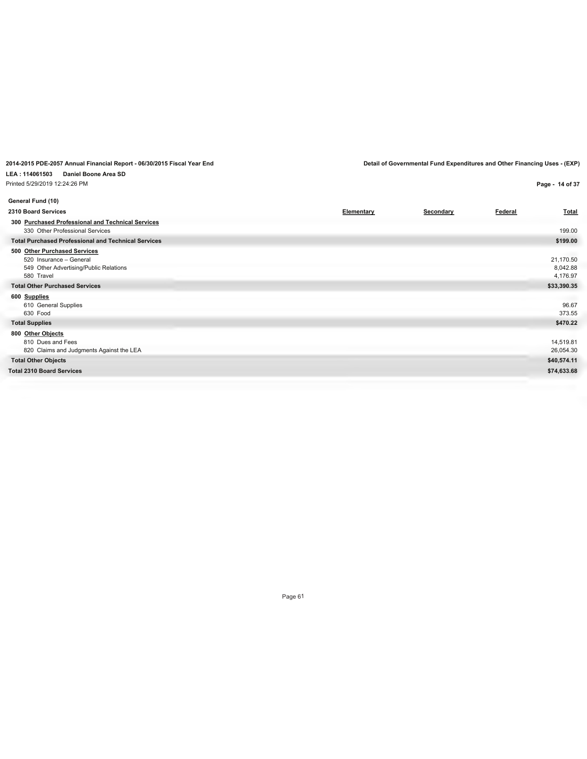**2014-2015 PDE-2057 Annual Financial Report - 06/30/2015 Fiscal Year End**

**Detail of Governmental Fund Expenditures and Other Financing Uses - (EXP)**

**LEA : 114061503 Daniel Boone Area SD**

Printed 5/29/2019 12:24:26 PM

**General Fund (10)**

| 2310 Board Services | Elementary | Secondary | Federal | Total |
|---|---|---|---|---|
| **300 Purchased Professional and Technical Services** | | | | |
| 330 Other Professional Services | | | | 199.00 |
| **Total Purchased Professional and Technical Services** | | | | **$199.00** |
| **500 Other Purchased Services** | | | | |
| 520 Insurance – General | | | | 21,170.50 |
| 549 Other Advertising/Public Relations | | | | 8,042.88 |
| 580 Travel | | | | 4,176.97 |
| **Total Other Purchased Services** | | | | **$33,390.35** |
| **600 Supplies** | | | | |
| 610 General Supplies | | | | 96.67 |
| 630 Food | | | | 373.55 |
| **Total Supplies** | | | | **$470.22** |
| **800 Other Objects** | | | | |
| 810 Dues and Fees | | | | 14,519.81 |
| 820 Claims and Judgments Against the LEA | | | | 26,054.30 |
| **Total Other Objects** | | | | **$40,574.11** |
| **Total 2310 Board Services** | | | | **$74,633.68** |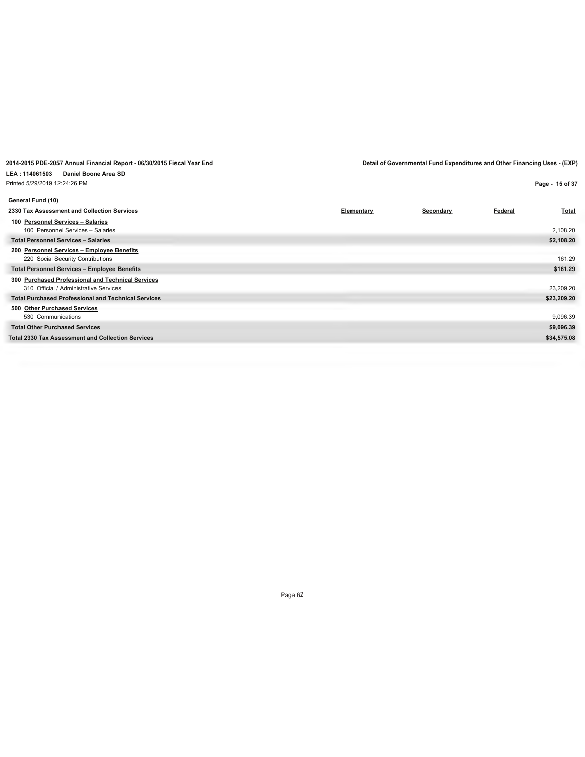**2014-2015 PDE-2057 Annual Financial Report - 06/30/2015 Fiscal Year End**

**Detail of Governmental Fund Expenditures and Other Financing Uses - (EXP)**

**LEA : 114061503 Daniel Boone Area SD**

Printed 5/29/2019 12:24:26 PM

**General Fund (10)**

| **2330 Tax Assessment and Collection Services** | **Elementary** | **Secondary** | **Federal** | **Total** |
|---|---|---|---|---|
| **100 Personnel Services – Salaries** | | | | |
| 100 Personnel Services – Salaries | | | | 2,108.20 |
| **Total Personnel Services – Salaries** | | | | **$2,108.20** |
| **200 Personnel Services – Employee Benefits** | | | | |
| 220 Social Security Contributions | | | | 161.29 |
| **Total Personnel Services – Employee Benefits** | | | | **$161.29** |
| **300 Purchased Professional and Technical Services** | | | | |
| 310 Official / Administrative Services | | | | 23,209.20 |
| **Total Purchased Professional and Technical Services** | | | | **$23,209.20** |
| **500 Other Purchased Services** | | | | |
| 530 Communications | | | | 9,096.39 |
| **Total Other Purchased Services** | | | | **$9,096.39** |
| **Total 2330 Tax Assessment and Collection Services** | | | | **$34,575.08** |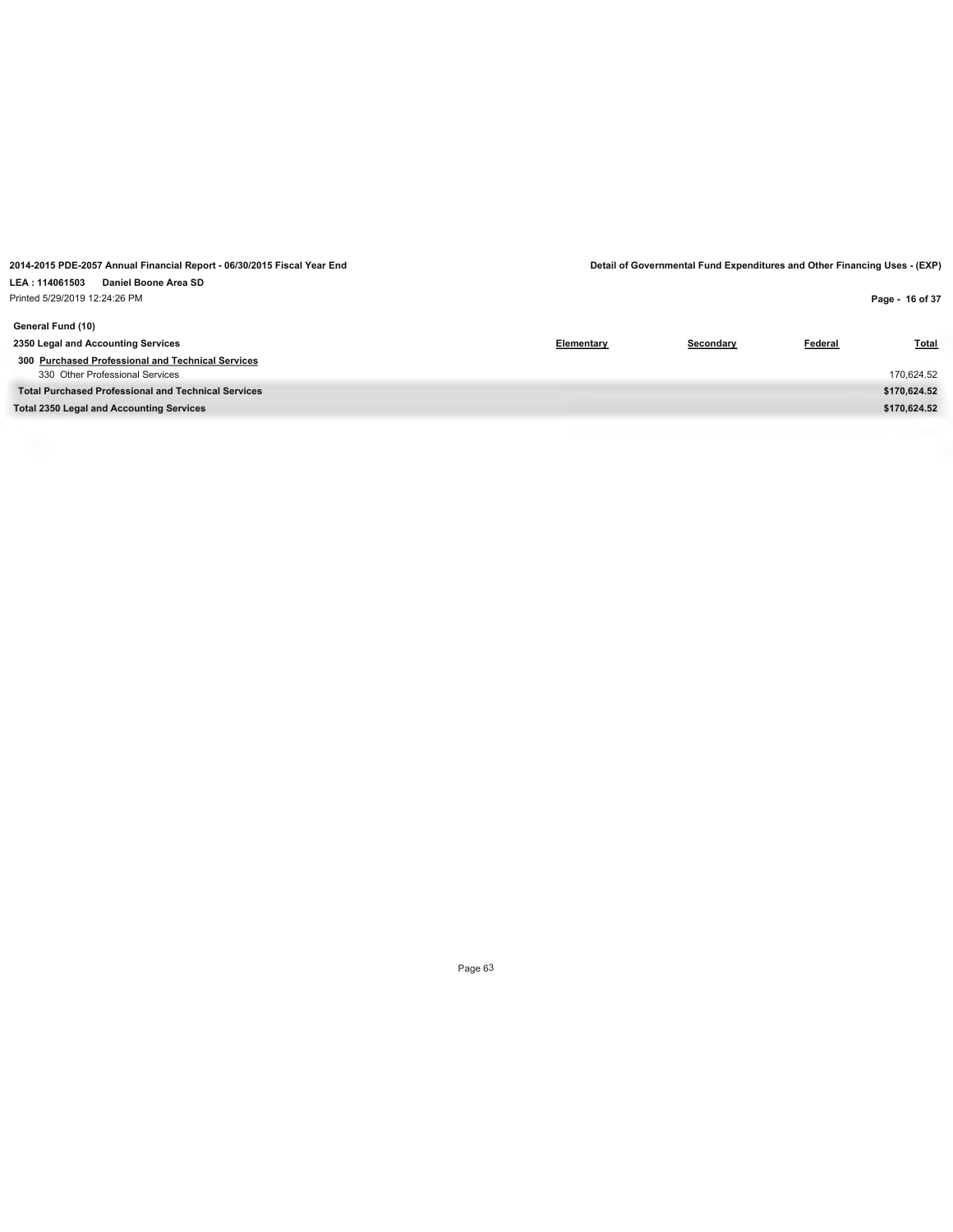**General Fund (10)**

| 2350 Legal and Accounting Services | Elementary | Secondary | Federal | Total |
|---|---|---|---|---|
| **300 Purchased Professional and Technical Services** | | | | |
| 330 Other Professional Services | | | | 170,624.52 |
| **Total Purchased Professional and Technical Services** | | | | **$170,624.52** |
| **Total 2350 Legal and Accounting Services** | | | | **$170,624.52** |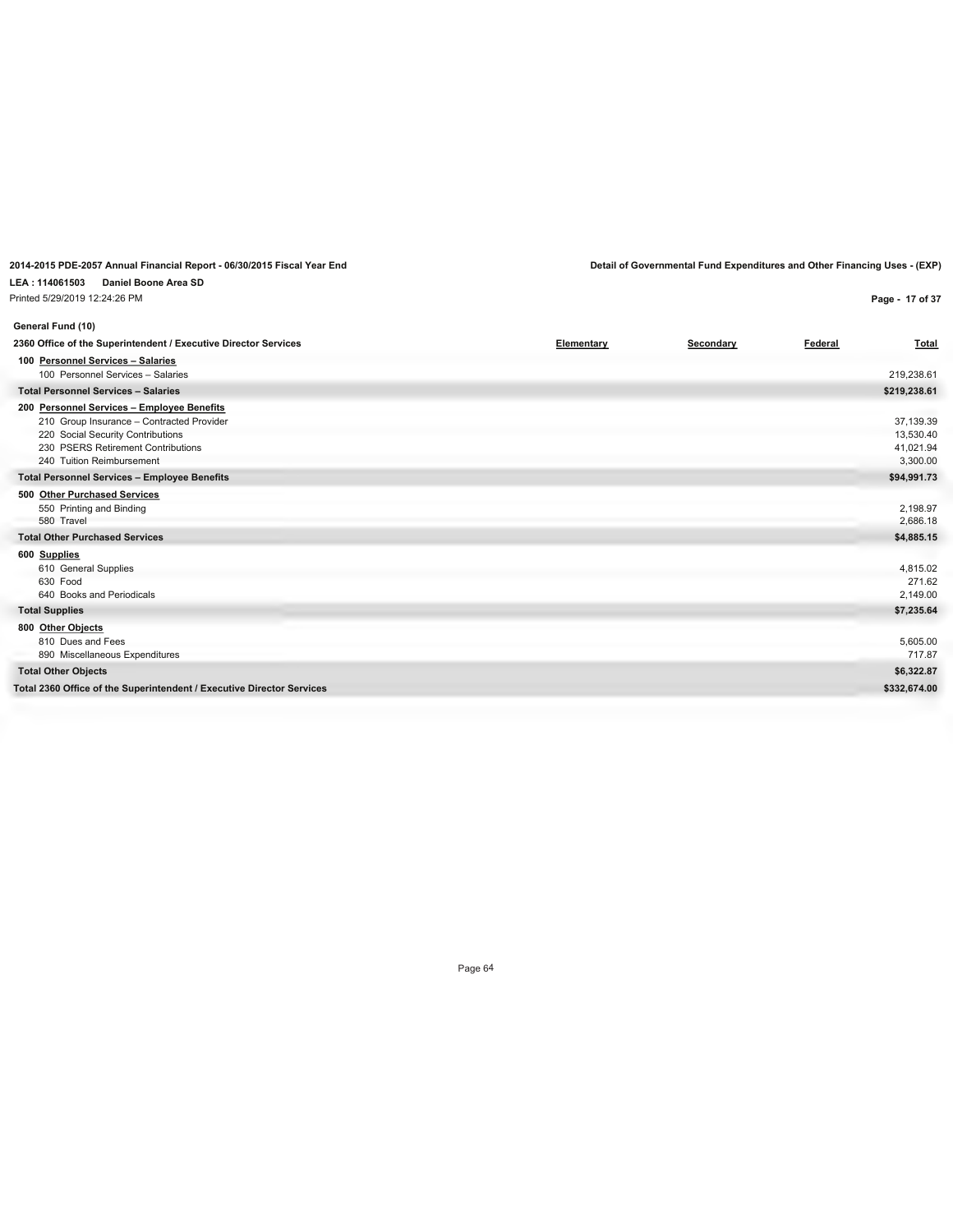2014-2015 PDE-2057 Annual Financial Report - 06/30/2015 Fiscal Year End

Detail of Governmental Fund Expenditures and Other Financing Uses - (EXP)

LEA : 114061503 Daniel Boone Area SD

Printed 5/29/2019 12:24:26 PM

**General Fund (10)**

| 2360 Office of the Superintendent / Executive Director Services | Elementary | Secondary | Federal | Total |
|---|---|---|---|---|
| **100 Personnel Services – Salaries** | | | | |
| 100 Personnel Services – Salaries | | | | 219,238.61 |
| **Total Personnel Services – Salaries** | | | | **$219,238.61** |
| **200 Personnel Services – Employee Benefits** | | | | |
| 210 Group Insurance – Contracted Provider | | | | 37,139.39 |
| 220 Social Security Contributions | | | | 13,530.40 |
| 230 PSERS Retirement Contributions | | | | 41,021.94 |
| 240 Tuition Reimbursement | | | | 3,300.00 |
| **Total Personnel Services – Employee Benefits** | | | | **$94,991.73** |
| **500 Other Purchased Services** | | | | |
| 550 Printing and Binding | | | | 2,198.97 |
| 580 Travel | | | | 2,686.18 |
| **Total Other Purchased Services** | | | | **$4,885.15** |
| **600 Supplies** | | | | |
| 610 General Supplies | | | | 4,815.02 |
| 630 Food | | | | 271.62 |
| 640 Books and Periodicals | | | | 2,149.00 |
| **Total Supplies** | | | | **$7,235.64** |
| **800 Other Objects** | | | | |
| 810 Dues and Fees | | | | 5,605.00 |
| 890 Miscellaneous Expenditures | | | | 717.87 |
| **Total Other Objects** | | | | **$6,322.87** |
| **Total 2360 Office of the Superintendent / Executive Director Services** | | | | **$332,674.00** |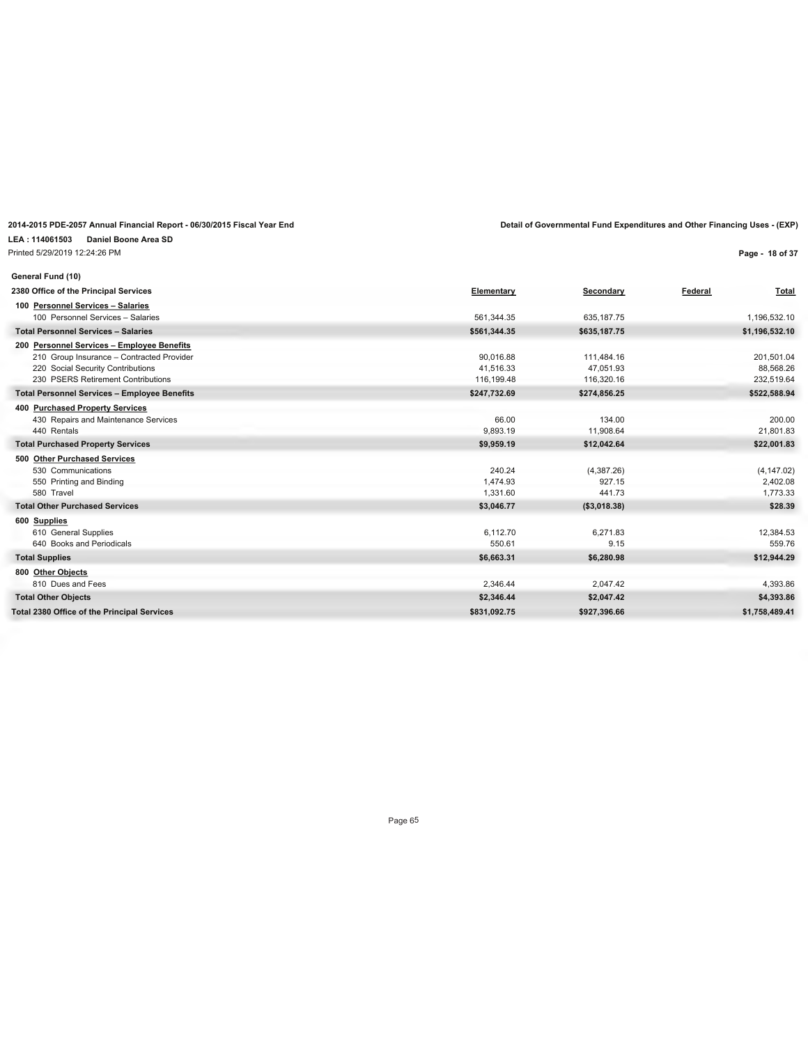**2014-2015 PDE-2057 Annual Financial Report - 06/30/2015 Fiscal Year End**

**Detail of Governmental Fund Expenditures and Other Financing Uses - (EXP)**

**LEA : 114061503 Daniel Boone Area SD**

Printed 5/29/2019 12:24:26 PM

**General Fund (10)**

| 2380 Office of the Principal Services | Elementary | Secondary | Federal | Total |
|---|---|---|---|---|
| **100 Personnel Services – Salaries** | | | | |
| 100 Personnel Services – Salaries | 561,344.35 | 635,187.75 | | 1,196,532.10 |
| **Total Personnel Services – Salaries** | **$561,344.35** | **$635,187.75** | | **$1,196,532.10** |
| **200 Personnel Services – Employee Benefits** | | | | |
| 210 Group Insurance – Contracted Provider | 90,016.88 | 111,484.16 | | 201,501.04 |
| 220 Social Security Contributions | 41,516.33 | 47,051.93 | | 88,568.26 |
| 230 PSERS Retirement Contributions | 116,199.48 | 116,320.16 | | 232,519.64 |
| **Total Personnel Services – Employee Benefits** | **$247,732.69** | **$274,856.25** | | **$522,588.94** |
| **400 Purchased Property Services** | | | | |
| 430 Repairs and Maintenance Services | 66.00 | 134.00 | | 200.00 |
| 440 Rentals | 9,893.19 | 11,908.64 | | 21,801.83 |
| **Total Purchased Property Services** | **$9,959.19** | **$12,042.64** | | **$22,001.83** |
| **500 Other Purchased Services** | | | | |
| 530 Communications | 240.24 | (4,387.26) | | (4,147.02) |
| 550 Printing and Binding | 1,474.93 | 927.15 | | 2,402.08 |
| 580 Travel | 1,331.60 | 441.73 | | 1,773.33 |
| **Total Other Purchased Services** | **$3,046.77** | **($3,018.38)** | | **$28.39** |
| **600 Supplies** | | | | |
| 610 General Supplies | 6,112.70 | 6,271.83 | | 12,384.53 |
| 640 Books and Periodicals | 550.61 | 9.15 | | 559.76 |
| **Total Supplies** | **$6,663.31** | **$6,280.98** | | **$12,944.29** |
| **800 Other Objects** | | | | |
| 810 Dues and Fees | 2,346.44 | 2,047.42 | | 4,393.86 |
| **Total Other Objects** | **$2,346.44** | **$2,047.42** | | **$4,393.86** |
| **Total 2380 Office of the Principal Services** | **$831,092.75** | **$927,396.66** | | **$1,758,489.41** |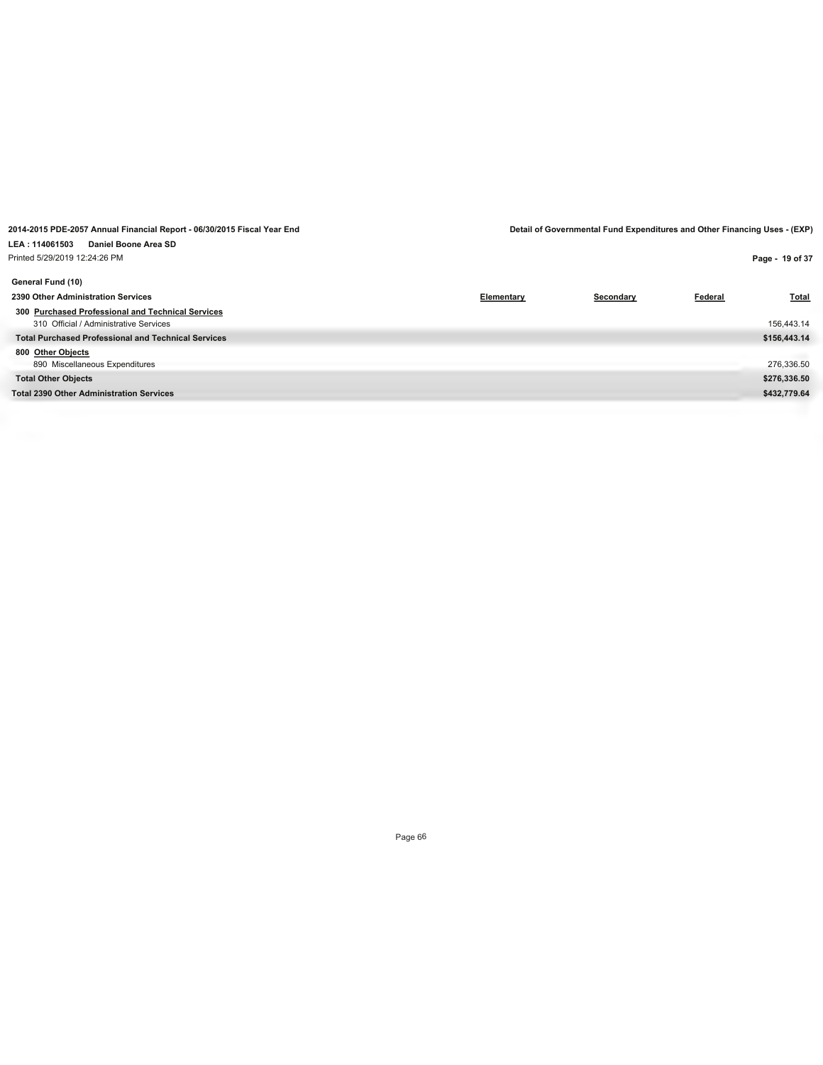**2014-2015 PDE-2057 Annual Financial Report - 06/30/2015 Fiscal Year End**

**Detail of Governmental Fund Expenditures and Other Financing Uses - (EXP)**

**LEA : 114061503 Daniel Boone Area SD**

Printed 5/29/2019 12:24:26 PM

**General Fund (10)**

| 2390 Other Administration Services | Elementary | Secondary | Federal | Total |
|---|---|---|---|---|
| **300 Purchased Professional and Technical Services** | | | | |
| 310 Official / Administrative Services | | | | 156,443.14 |
| **Total Purchased Professional and Technical Services** | | | | **$156,443.14** |
| **800 Other Objects** | | | | |
| 890 Miscellaneous Expenditures | | | | 276,336.50 |
| **Total Other Objects** | | | | **$276,336.50** |
| **Total 2390 Other Administration Services** | | | | **$432,779.64** |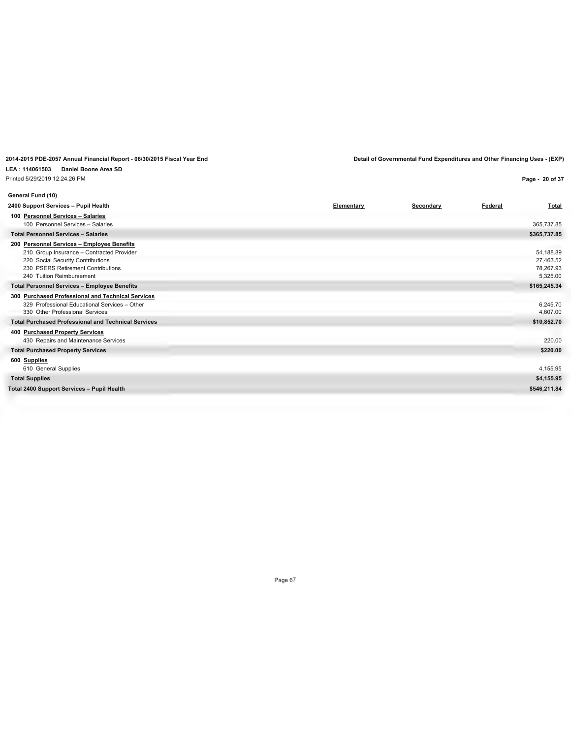**2014-2015 PDE-2057 Annual Financial Report - 06/30/2015 Fiscal Year End** | **Detail of Governmental Fund Expenditures and Other Financing Uses - (EXP)**

**LEA : 114061503 Daniel Boone Area SD**

Printed 5/29/2019 12:24:26 PM

**General Fund (10)**

| 2400 Support Services – Pupil Health | Elementary | Secondary | Federal | Total |
|---|---|---|---|---|
| **100 Personnel Services – Salaries** | | | | |
| 100 Personnel Services – Salaries | | | | 365,737.85 |
| **Total Personnel Services – Salaries** | | | | **$365,737.85** |
| **200 Personnel Services – Employee Benefits** | | | | |
| 210 Group Insurance – Contracted Provider | | | | 54,188.89 |
| 220 Social Security Contributions | | | | 27,463.52 |
| 230 PSERS Retirement Contributions | | | | 78,267.93 |
| 240 Tuition Reimbursement | | | | 5,325.00 |
| **Total Personnel Services – Employee Benefits** | | | | **$165,245.34** |
| **300 Purchased Professional and Technical Services** | | | | |
| 329 Professional Educational Services – Other | | | | 6,245.70 |
| 330 Other Professional Services | | | | 4,607.00 |
| **Total Purchased Professional and Technical Services** | | | | **$10,852.70** |
| **400 Purchased Property Services** | | | | |
| 430 Repairs and Maintenance Services | | | | 220.00 |
| **Total Purchased Property Services** | | | | **$220.00** |
| **600 Supplies** | | | | |
| 610 General Supplies | | | | 4,155.95 |
| **Total Supplies** | | | | **$4,155.95** |
| **Total 2400 Support Services – Pupil Health** | | | | **$546,211.84** |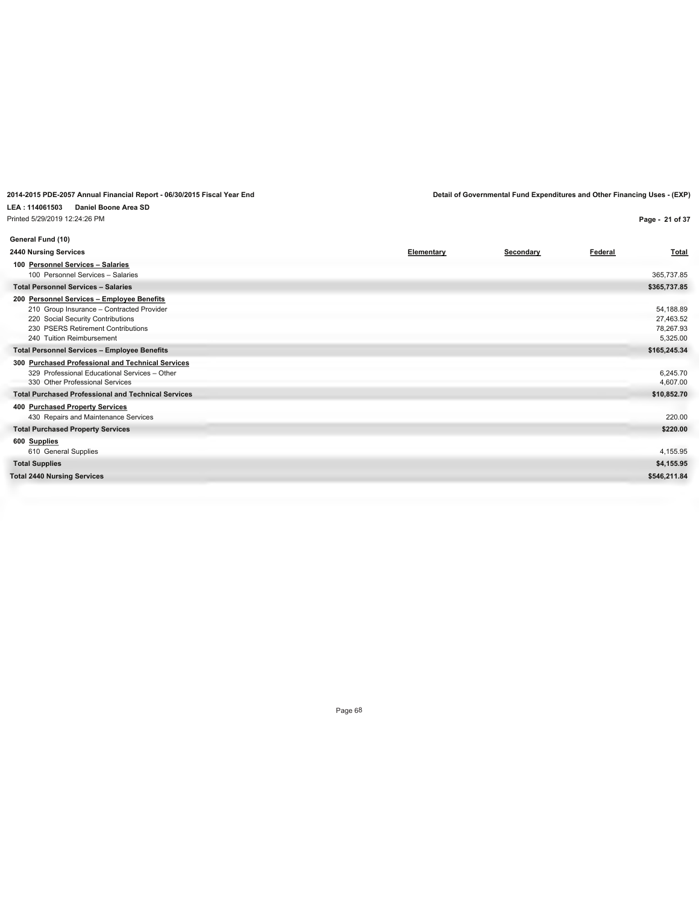2014-2015 PDE-2057 Annual Financial Report - 06/30/2015 Fiscal Year End

Detail of Governmental Fund Expenditures and Other Financing Uses - (EXP)

LEA : 114061503 Daniel Boone Area SD

Printed 5/29/2019 12:24:26 PM

**General Fund (10)**

| 2440 Nursing Services | Elementary | Secondary | Federal | Total |
|---|---|---|---|---|
| **100 Personnel Services – Salaries** | | | | |
| 100 Personnel Services – Salaries | | | | 365,737.85 |
| **Total Personnel Services – Salaries** | | | | **$365,737.85** |
| **200 Personnel Services – Employee Benefits** | | | | |
| 210 Group Insurance – Contracted Provider | | | | 54,188.89 |
| 220 Social Security Contributions | | | | 27,463.52 |
| 230 PSERS Retirement Contributions | | | | 78,267.93 |
| 240 Tuition Reimbursement | | | | 5,325.00 |
| **Total Personnel Services – Employee Benefits** | | | | **$165,245.34** |
| **300 Purchased Professional and Technical Services** | | | | |
| 329 Professional Educational Services – Other | | | | 6,245.70 |
| 330 Other Professional Services | | | | 4,607.00 |
| **Total Purchased Professional and Technical Services** | | | | **$10,852.70** |
| **400 Purchased Property Services** | | | | |
| 430 Repairs and Maintenance Services | | | | 220.00 |
| **Total Purchased Property Services** | | | | **$220.00** |
| **600 Supplies** | | | | |
| 610 General Supplies | | | | 4,155.95 |
| **Total Supplies** | | | | **$4,155.95** |
| **Total 2440 Nursing Services** | | | | **$546,211.84** |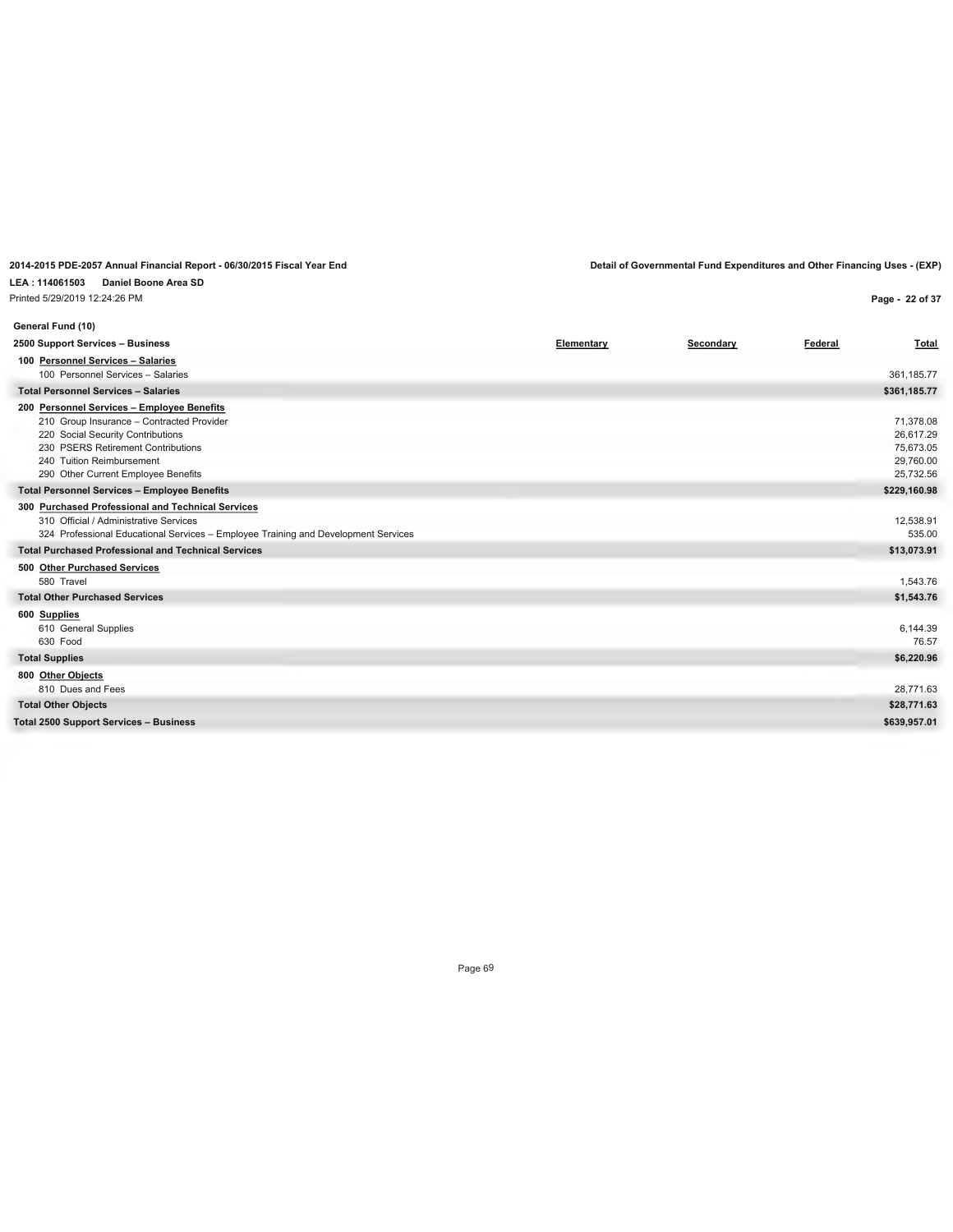2014-2015 PDE-2057 Annual Financial Report - 06/30/2015 Fiscal Year End

Detail of Governmental Fund Expenditures and Other Financing Uses - (EXP)

LEA : 114061503 Daniel Boone Area SD

Printed 5/29/2019 12:24:26 PM

**General Fund (10)**

| 2500 Support Services – Business | Elementary | Secondary | Federal | Total |
|---|---|---|---|---|
| **100 Personnel Services – Salaries** | | | | |
| 100 Personnel Services – Salaries | | | | 361,185.77 |
| **Total Personnel Services – Salaries** | | | | **$361,185.77** |
| **200 Personnel Services – Employee Benefits** | | | | |
| 210 Group Insurance – Contracted Provider | | | | 71,378.08 |
| 220 Social Security Contributions | | | | 26,617.29 |
| 230 PSERS Retirement Contributions | | | | 75,673.05 |
| 240 Tuition Reimbursement | | | | 29,760.00 |
| 290 Other Current Employee Benefits | | | | 25,732.56 |
| **Total Personnel Services – Employee Benefits** | | | | **$229,160.98** |
| **300 Purchased Professional and Technical Services** | | | | |
| 310 Official / Administrative Services | | | | 12,538.91 |
| 324 Professional Educational Services – Employee Training and Development Services | | | | 535.00 |
| **Total Purchased Professional and Technical Services** | | | | **$13,073.91** |
| **500 Other Purchased Services** | | | | |
| 580 Travel | | | | 1,543.76 |
| **Total Other Purchased Services** | | | | **$1,543.76** |
| **600 Supplies** | | | | |
| 610 General Supplies | | | | 6,144.39 |
| 630 Food | | | | 76.57 |
| **Total Supplies** | | | | **$6,220.96** |
| **800 Other Objects** | | | | |
| 810 Dues and Fees | | | | 28,771.63 |
| **Total Other Objects** | | | | **$28,771.63** |
| **Total 2500 Support Services – Business** | | | | **$639,957.01** |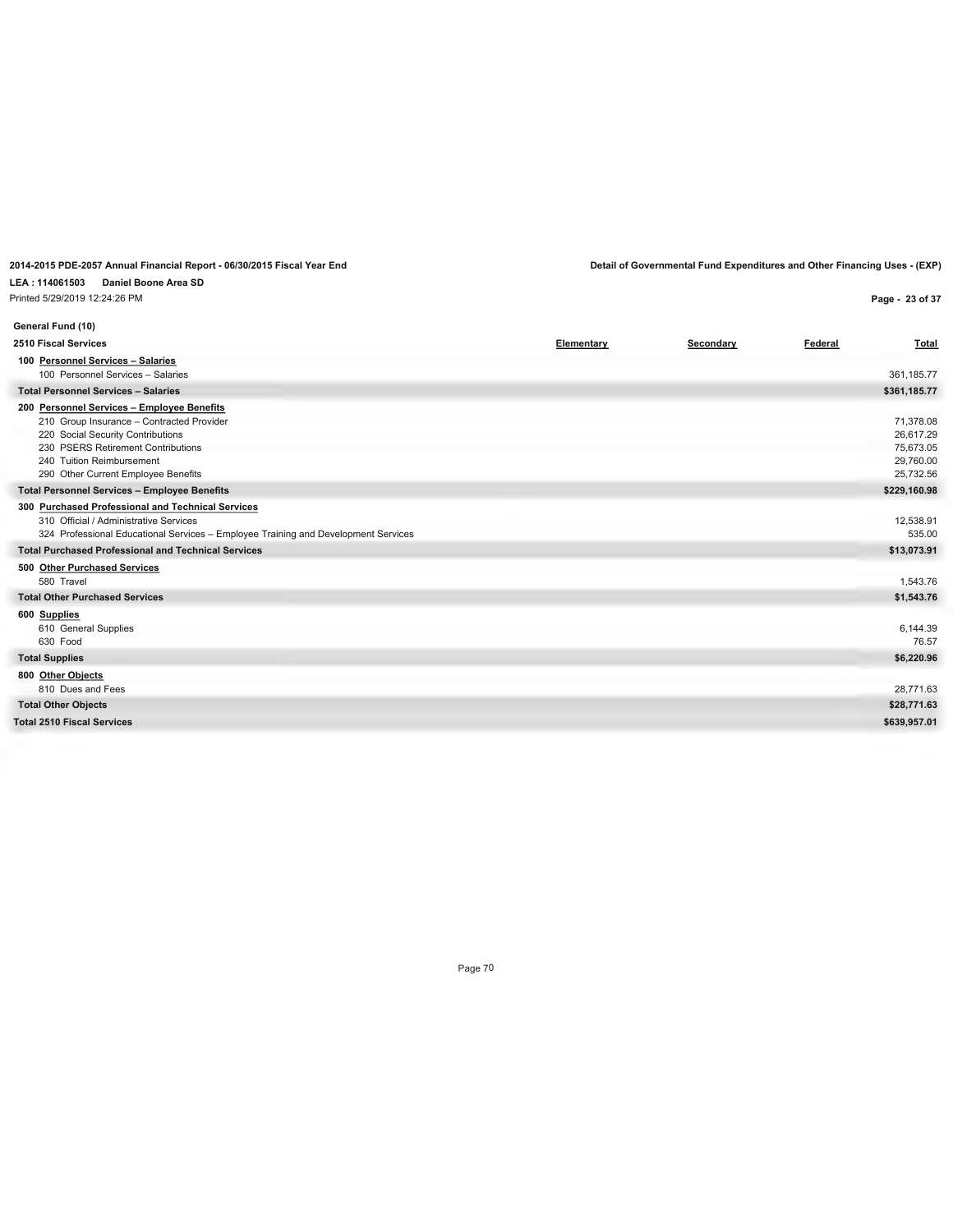**2014-2015 PDE-2057 Annual Financial Report - 06/30/2015 Fiscal Year End**

**Detail of Governmental Fund Expenditures and Other Financing Uses - (EXP)**

**LEA : 114061503 Daniel Boone Area SD**

Printed 5/29/2019 12:24:26 PM

**General Fund (10)**

| 2510 Fiscal Services | Elementary | Secondary | Federal | Total |
|---|---|---|---|---|
| **100 Personnel Services – Salaries** | | | | |
| 100 Personnel Services – Salaries | | | | 361,185.77 |
| **Total Personnel Services – Salaries** | | | | **$361,185.77** |
| **200 Personnel Services – Employee Benefits** | | | | |
| 210 Group Insurance – Contracted Provider | | | | 71,378.08 |
| 220 Social Security Contributions | | | | 26,617.29 |
| 230 PSERS Retirement Contributions | | | | 75,673.05 |
| 240 Tuition Reimbursement | | | | 29,760.00 |
| 290 Other Current Employee Benefits | | | | 25,732.56 |
| **Total Personnel Services – Employee Benefits** | | | | **$229,160.98** |
| **300 Purchased Professional and Technical Services** | | | | |
| 310 Official / Administrative Services | | | | 12,538.91 |
| 324 Professional Educational Services – Employee Training and Development Services | | | | 535.00 |
| **Total Purchased Professional and Technical Services** | | | | **$13,073.91** |
| **500 Other Purchased Services** | | | | |
| 580 Travel | | | | 1,543.76 |
| **Total Other Purchased Services** | | | | **$1,543.76** |
| **600 Supplies** | | | | |
| 610 General Supplies | | | | 6,144.39 |
| 630 Food | | | | 76.57 |
| **Total Supplies** | | | | **$6,220.96** |
| **800 Other Objects** | | | | |
| 810 Dues and Fees | | | | 28,771.63 |
| **Total Other Objects** | | | | **$28,771.63** |
| **Total 2510 Fiscal Services** | | | | **$639,957.01** |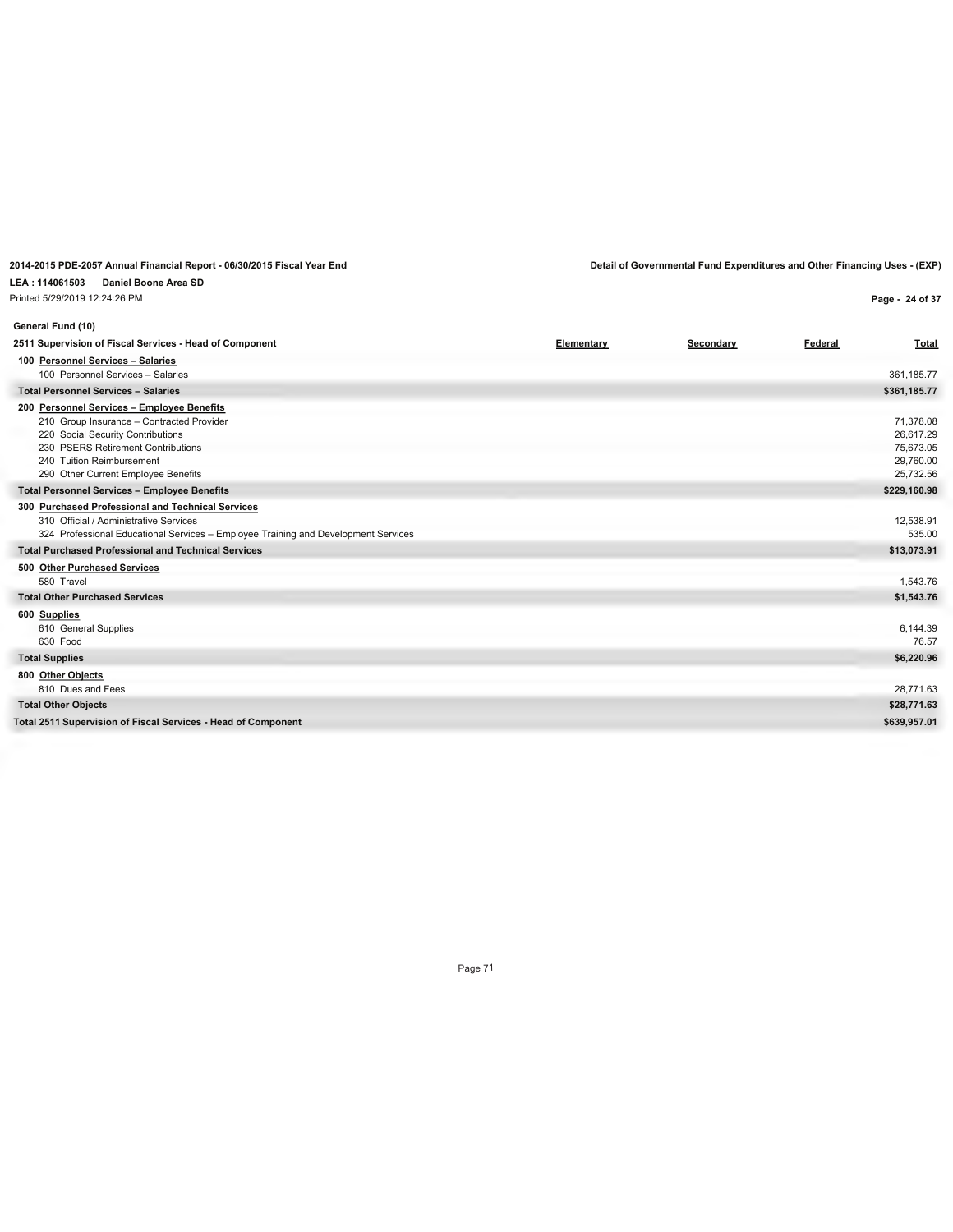**2014-2015 PDE-2057 Annual Financial Report - 06/30/2015 Fiscal Year End** | **Detail of Governmental Fund Expenditures and Other Financing Uses - (EXP)**

**LEA : 114061503 Daniel Boone Area SD**

Printed 5/29/2019 12:24:26 PM

**General Fund (10)**

| **2511 Supervision of Fiscal Services - Head of Component** | **Elementary** | **Secondary** | **Federal** | **Total** |
|---|---|---|---|---|
| **100 Personnel Services – Salaries** | | | | |
| 100 Personnel Services – Salaries | | | | 361,185.77 |
| **Total Personnel Services – Salaries** | | | | **$361,185.77** |
| **200 Personnel Services – Employee Benefits** | | | | |
| 210 Group Insurance – Contracted Provider | | | | 71,378.08 |
| 220 Social Security Contributions | | | | 26,617.29 |
| 230 PSERS Retirement Contributions | | | | 75,673.05 |
| 240 Tuition Reimbursement | | | | 29,760.00 |
| 290 Other Current Employee Benefits | | | | 25,732.56 |
| **Total Personnel Services – Employee Benefits** | | | | **$229,160.98** |
| **300 Purchased Professional and Technical Services** | | | | |
| 310 Official / Administrative Services | | | | 12,538.91 |
| 324 Professional Educational Services – Employee Training and Development Services | | | | 535.00 |
| **Total Purchased Professional and Technical Services** | | | | **$13,073.91** |
| **500 Other Purchased Services** | | | | |
| 580 Travel | | | | 1,543.76 |
| **Total Other Purchased Services** | | | | **$1,543.76** |
| **600 Supplies** | | | | |
| 610 General Supplies | | | | 6,144.39 |
| 630 Food | | | | 76.57 |
| **Total Supplies** | | | | **$6,220.96** |
| **800 Other Objects** | | | | |
| 810 Dues and Fees | | | | 28,771.63 |
| **Total Other Objects** | | | | **$28,771.63** |
| **Total 2511 Supervision of Fiscal Services - Head of Component** | | | | **$639,957.01** |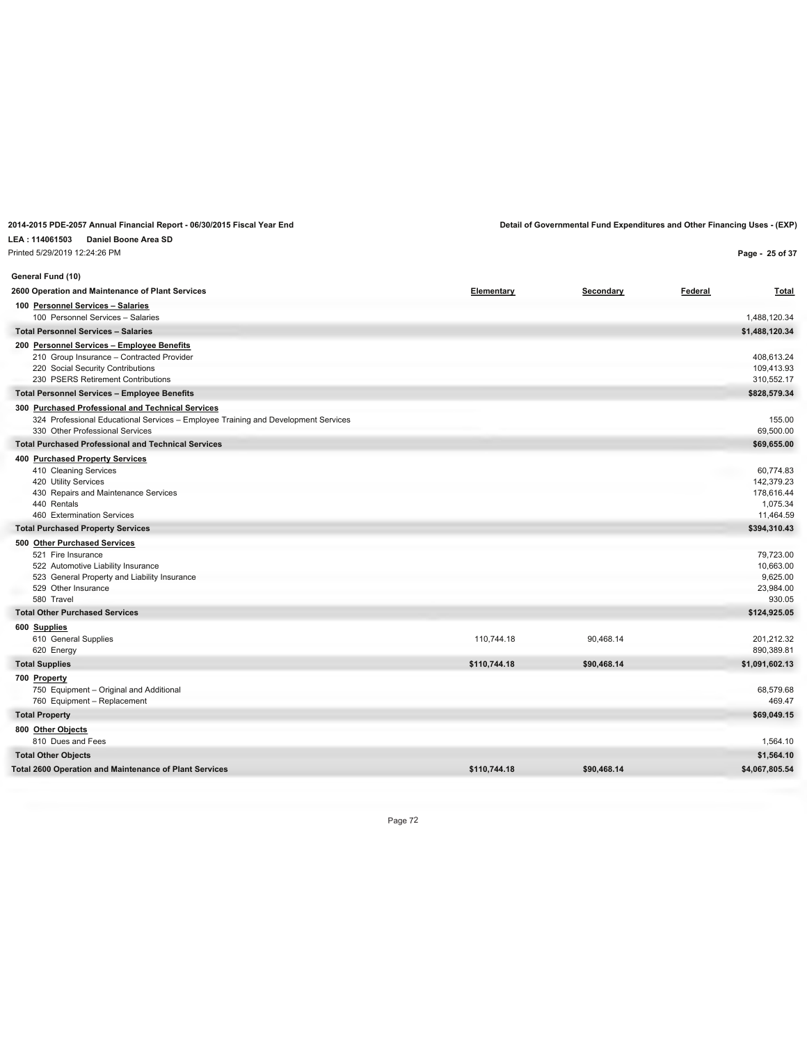**2014-2015 PDE-2057 Annual Financial Report - 06/30/2015 Fiscal Year End**

**Detail of Governmental Fund Expenditures and Other Financing Uses - (EXP)**

**LEA : 114061503 Daniel Boone Area SD**

Printed 5/29/2019 12:24:26 PM

**General Fund (10)**

| 2600 Operation and Maintenance of Plant Services | Elementary | Secondary | Federal | Total |
|---|---|---|---|---|
| **100 Personnel Services – Salaries** | | | | |
| 100 Personnel Services – Salaries | | | | 1,488,120.34 |
| **Total Personnel Services – Salaries** | | | | **$1,488,120.34** |
| **200 Personnel Services – Employee Benefits** | | | | |
| 210 Group Insurance – Contracted Provider | | | | 408,613.24 |
| 220 Social Security Contributions | | | | 109,413.93 |
| 230 PSERS Retirement Contributions | | | | 310,552.17 |
| **Total Personnel Services – Employee Benefits** | | | | **$828,579.34** |
| **300 Purchased Professional and Technical Services** | | | | |
| 324 Professional Educational Services – Employee Training and Development Services | | | | 155.00 |
| 330 Other Professional Services | | | | 69,500.00 |
| **Total Purchased Professional and Technical Services** | | | | **$69,655.00** |
| **400 Purchased Property Services** | | | | |
| 410 Cleaning Services | | | | 60,774.83 |
| 420 Utility Services | | | | 142,379.23 |
| 430 Repairs and Maintenance Services | | | | 178,616.44 |
| 440 Rentals | | | | 1,075.34 |
| 460 Extermination Services | | | | 11,464.59 |
| **Total Purchased Property Services** | | | | **$394,310.43** |
| **500 Other Purchased Services** | | | | |
| 521 Fire Insurance | | | | 79,723.00 |
| 522 Automotive Liability Insurance | | | | 10,663.00 |
| 523 General Property and Liability Insurance | | | | 9,625.00 |
| 529 Other Insurance | | | | 23,984.00 |
| 580 Travel | | | | 930.05 |
| **Total Other Purchased Services** | | | | **$124,925.05** |
| **600 Supplies** | | | | |
| 610 General Supplies | 110,744.18 | 90,468.14 | | 201,212.32 |
| 620 Energy | | | | 890,389.81 |
| **Total Supplies** | **$110,744.18** | **$90,468.14** | | **$1,091,602.13** |
| **700 Property** | | | | |
| 750 Equipment – Original and Additional | | | | 68,579.68 |
| 760 Equipment – Replacement | | | | 469.47 |
| **Total Property** | | | | **$69,049.15** |
| **800 Other Objects** | | | | |
| 810 Dues and Fees | | | | 1,564.10 |
| **Total Other Objects** | | | | **$1,564.10** |
| **Total 2600 Operation and Maintenance of Plant Services** | **$110,744.18** | **$90,468.14** | | **$4,067,805.54** |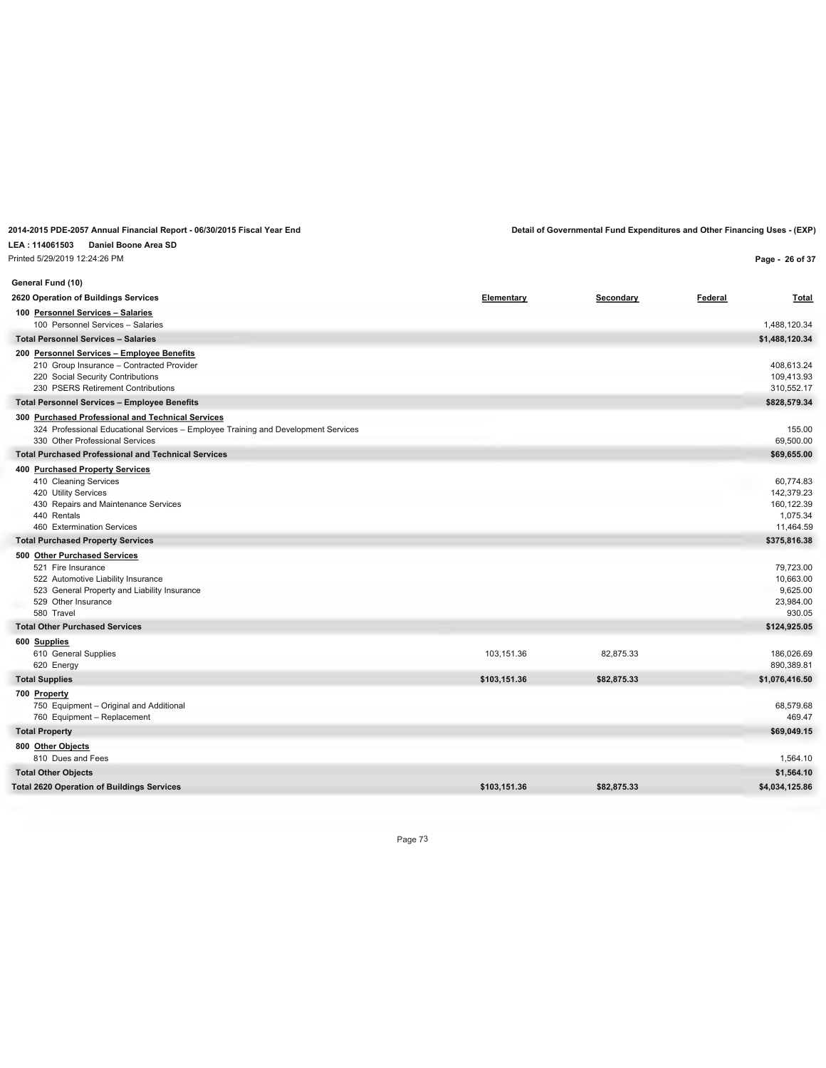**2014-2015 PDE-2057 Annual Financial Report - 06/30/2015 Fiscal Year End**

**Detail of Governmental Fund Expenditures and Other Financing Uses - (EXP)**

**LEA : 114061503 Daniel Boone Area SD**

Printed 5/29/2019 12:24:26 PM

**General Fund (10)**

| 2620 Operation of Buildings Services | Elementary | Secondary | Federal | Total |
|---|---|---|---|---|
| **100 Personnel Services – Salaries** | | | | |
| 100 Personnel Services – Salaries | | | | 1,488,120.34 |
| **Total Personnel Services – Salaries** | | | | **$1,488,120.34** |
| **200 Personnel Services – Employee Benefits** | | | | |
| 210 Group Insurance – Contracted Provider | | | | 408,613.24 |
| 220 Social Security Contributions | | | | 109,413.93 |
| 230 PSERS Retirement Contributions | | | | 310,552.17 |
| **Total Personnel Services – Employee Benefits** | | | | **$828,579.34** |
| **300 Purchased Professional and Technical Services** | | | | |
| 324 Professional Educational Services – Employee Training and Development Services | | | | 155.00 |
| 330 Other Professional Services | | | | 69,500.00 |
| **Total Purchased Professional and Technical Services** | | | | **$69,655.00** |
| **400 Purchased Property Services** | | | | |
| 410 Cleaning Services | | | | 60,774.83 |
| 420 Utility Services | | | | 142,379.23 |
| 430 Repairs and Maintenance Services | | | | 160,122.39 |
| 440 Rentals | | | | 1,075.34 |
| 460 Extermination Services | | | | 11,464.59 |
| **Total Purchased Property Services** | | | | **$375,816.38** |
| **500 Other Purchased Services** | | | | |
| 521 Fire Insurance | | | | 79,723.00 |
| 522 Automotive Liability Insurance | | | | 10,663.00 |
| 523 General Property and Liability Insurance | | | | 9,625.00 |
| 529 Other Insurance | | | | 23,984.00 |
| 580 Travel | | | | 930.05 |
| **Total Other Purchased Services** | | | | **$124,925.05** |
| **600 Supplies** | | | | |
| 610 General Supplies | 103,151.36 | 82,875.33 | | 186,026.69 |
| 620 Energy | | | | 890,389.81 |
| **Total Supplies** | **$103,151.36** | **$82,875.33** | | **$1,076,416.50** |
| **700 Property** | | | | |
| 750 Equipment – Original and Additional | | | | 68,579.68 |
| 760 Equipment – Replacement | | | | 469.47 |
| **Total Property** | | | | **$69,049.15** |
| **800 Other Objects** | | | | |
| 810 Dues and Fees | | | | 1,564.10 |
| **Total Other Objects** | | | | **$1,564.10** |
| **Total 2620 Operation of Buildings Services** | **$103,151.36** | **$82,875.33** | | **$4,034,125.86** |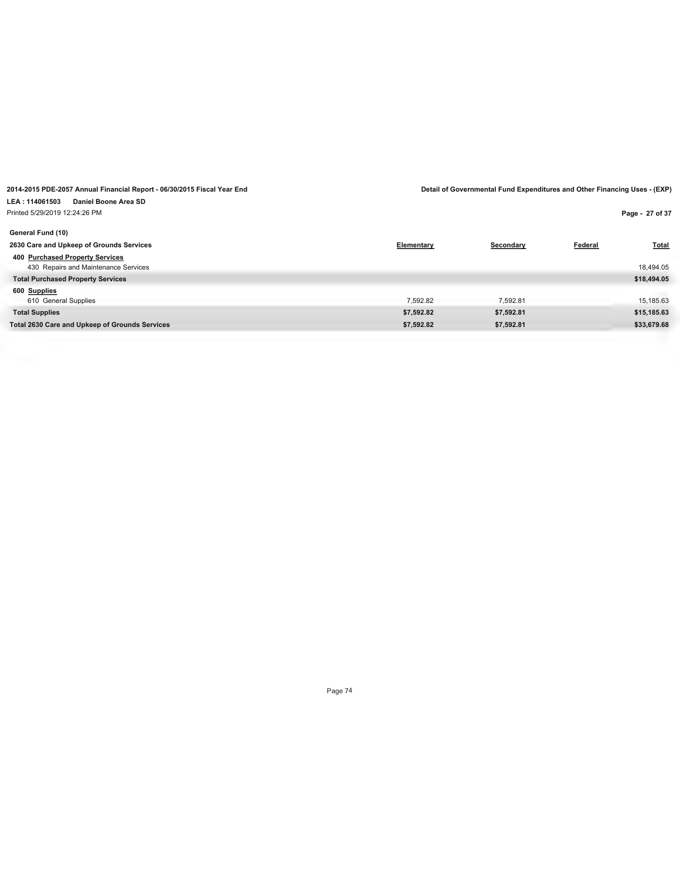2014-2015 PDE-2057 Annual Financial Report - 06/30/2015 Fiscal Year End

Detail of Governmental Fund Expenditures and Other Financing Uses - (EXP)

LEA : 114061503 Daniel Boone Area SD

Printed 5/29/2019 12:24:26 PM

General Fund (10)

| 2630 Care and Upkeep of Grounds Services | Elementary | Secondary | Federal | Total |
|---|---|---|---|---|
| **400 Purchased Property Services** | | | | |
| 430 Repairs and Maintenance Services | | | | 18,494.05 |
| **Total Purchased Property Services** | | | | **$18,494.05** |
| **600 Supplies** | | | | |
| 610 General Supplies | 7,592.82 | 7,592.81 | | 15,185.63 |
| **Total Supplies** | **$7,592.82** | **$7,592.81** | | **$15,185.63** |
| **Total 2630 Care and Upkeep of Grounds Services** | **$7,592.82** | **$7,592.81** | | **$33,679.68** |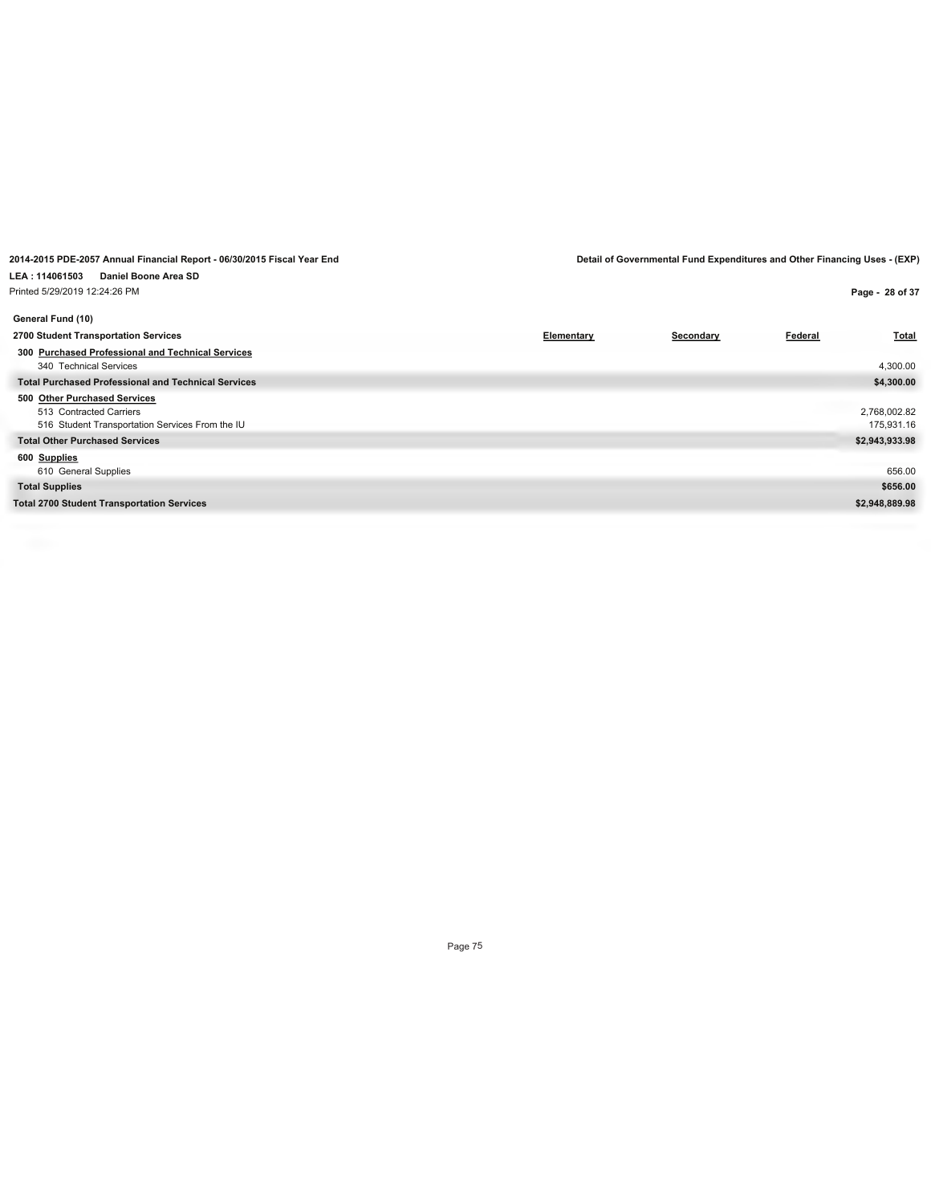2014-2015 PDE-2057 Annual Financial Report - 06/30/2015 Fiscal Year End

Detail of Governmental Fund Expenditures and Other Financing Uses - (EXP)

LEA : 114061503 Daniel Boone Area SD

Printed 5/29/2019 12:24:26 PM

**General Fund (10)**

| 2700 Student Transportation Services | Elementary | Secondary | Federal | Total |
|---|---|---|---|---|
| **300 Purchased Professional and Technical Services** | | | | |
| 340 Technical Services | | | | 4,300.00 |
| **Total Purchased Professional and Technical Services** | | | | **$4,300.00** |
| **500 Other Purchased Services** | | | | |
| 513 Contracted Carriers | | | | 2,768,002.82 |
| 516 Student Transportation Services From the IU | | | | 175,931.16 |
| **Total Other Purchased Services** | | | | **$2,943,933.98** |
| **600 Supplies** | | | | |
| 610 General Supplies | | | | 656.00 |
| **Total Supplies** | | | | **$656.00** |
| **Total 2700 Student Transportation Services** | | | | **$2,948,889.98** |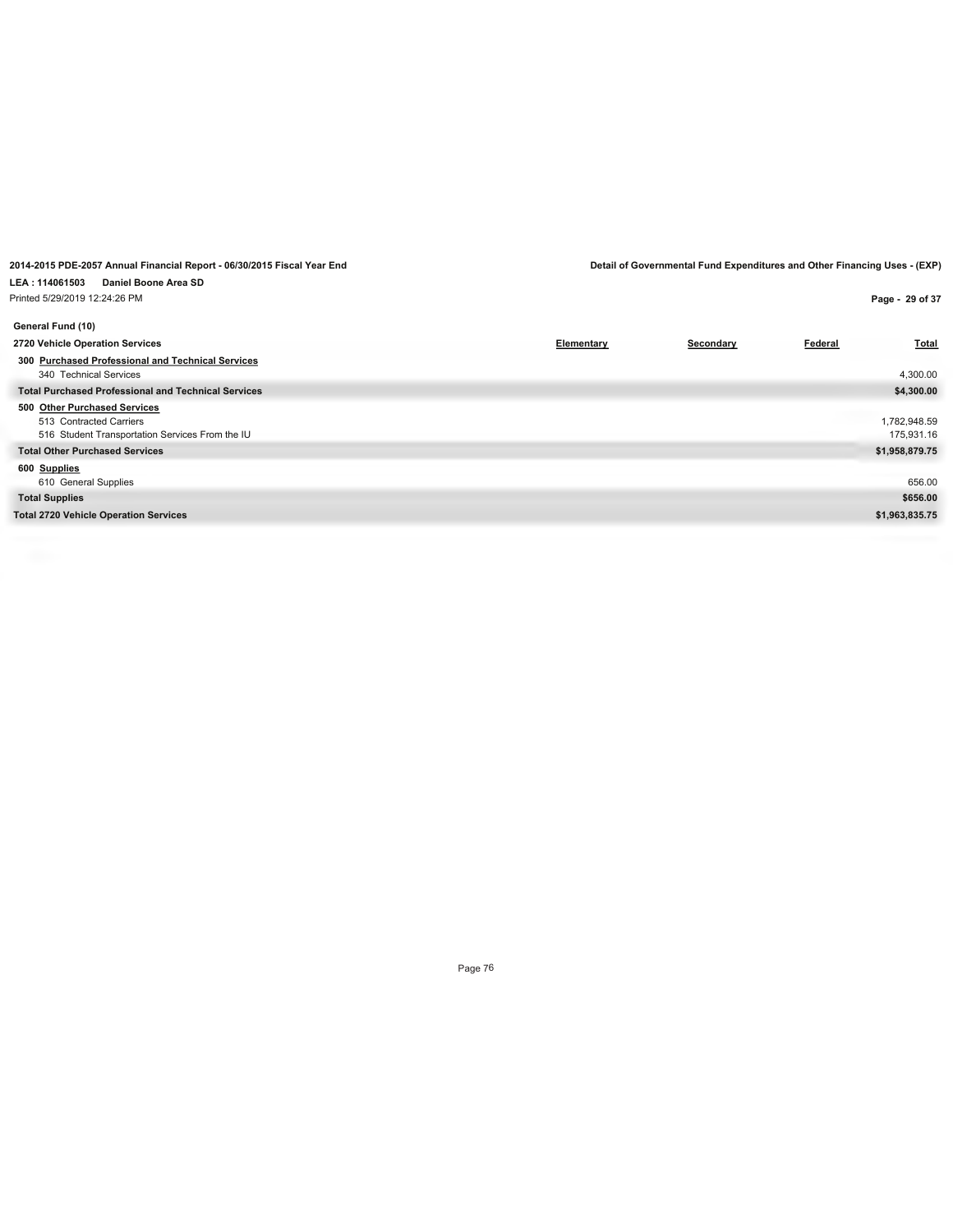2014-2015 PDE-2057 Annual Financial Report - 06/30/2015 Fiscal Year End

Detail of Governmental Fund Expenditures and Other Financing Uses - (EXP)

LEA : 114061503 Daniel Boone Area SD

Printed 5/29/2019 12:24:26 PM

**General Fund (10)**

| 2720 Vehicle Operation Services | Elementary | Secondary | Federal | Total |
|---|---|---|---|---|
| **300 Purchased Professional and Technical Services** | | | | |
| 340 Technical Services | | | | 4,300.00 |
| **Total Purchased Professional and Technical Services** | | | | **$4,300.00** |
| **500 Other Purchased Services** | | | | |
| 513 Contracted Carriers | | | | 1,782,948.59 |
| 516 Student Transportation Services From the IU | | | | 175,931.16 |
| **Total Other Purchased Services** | | | | **$1,958,879.75** |
| **600 Supplies** | | | | |
| 610 General Supplies | | | | 656.00 |
| **Total Supplies** | | | | **$656.00** |
| **Total 2720 Vehicle Operation Services** | | | | **$1,963,835.75** |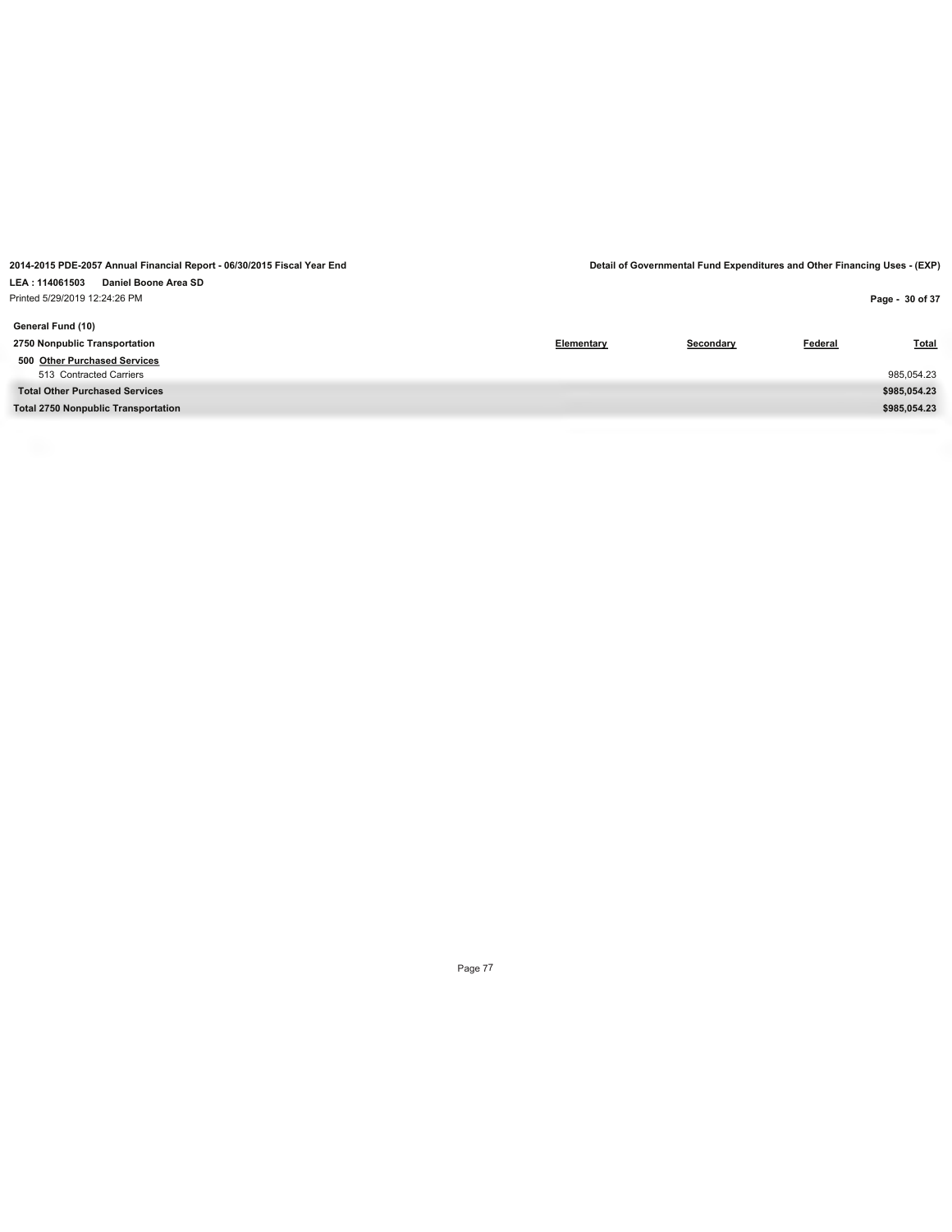**2014-2015 PDE-2057 Annual Financial Report - 06/30/2015 Fiscal Year End**

**Detail of Governmental Fund Expenditures and Other Financing Uses - (EXP)**

**LEA : 114061503 Daniel Boone Area SD**

Printed 5/29/2019 12:24:26 PM

**General Fund (10)**

| 2750 Nonpublic Transportation | Elementary | Secondary | Federal | Total |
|---|---|---|---|---|
| **500 Other Purchased Services** | | | | |
| 513 Contracted Carriers | | | | 985,054.23 |
| **Total Other Purchased Services** | | | | **$985,054.23** |
| **Total 2750 Nonpublic Transportation** | | | | **$985,054.23** |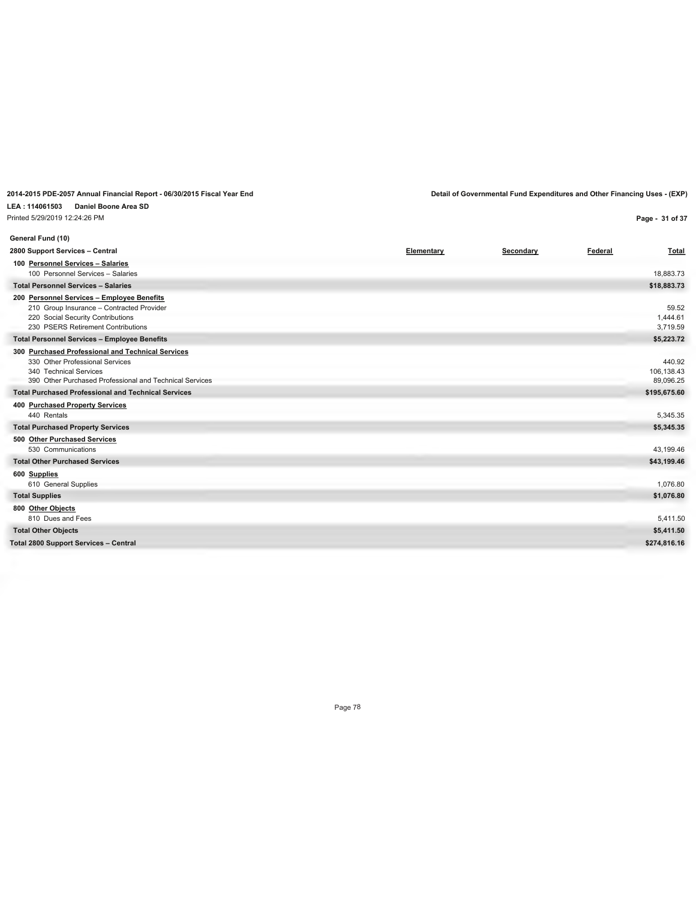**2014-2015 PDE-2057 Annual Financial Report - 06/30/2015 Fiscal Year End** — **Detail of Governmental Fund Expenditures and Other Financing Uses - (EXP)**

**LEA : 114061503 Daniel Boone Area SD**

Printed 5/29/2019 12:24:26 PM

**General Fund (10)**

| 2800 Support Services – Central | Elementary | Secondary | Federal | Total |
|---|---|---|---|---|
| **100 Personnel Services – Salaries** | | | | |
| 100 Personnel Services – Salaries | | | | 18,883.73 |
| **Total Personnel Services – Salaries** | | | | **$18,883.73** |
| **200 Personnel Services – Employee Benefits** | | | | |
| 210 Group Insurance – Contracted Provider | | | | 59.52 |
| 220 Social Security Contributions | | | | 1,444.61 |
| 230 PSERS Retirement Contributions | | | | 3,719.59 |
| **Total Personnel Services – Employee Benefits** | | | | **$5,223.72** |
| **300 Purchased Professional and Technical Services** | | | | |
| 330 Other Professional Services | | | | 440.92 |
| 340 Technical Services | | | | 106,138.43 |
| 390 Other Purchased Professional and Technical Services | | | | 89,096.25 |
| **Total Purchased Professional and Technical Services** | | | | **$195,675.60** |
| **400 Purchased Property Services** | | | | |
| 440 Rentals | | | | 5,345.35 |
| **Total Purchased Property Services** | | | | **$5,345.35** |
| **500 Other Purchased Services** | | | | |
| 530 Communications | | | | 43,199.46 |
| **Total Other Purchased Services** | | | | **$43,199.46** |
| **600 Supplies** | | | | |
| 610 General Supplies | | | | 1,076.80 |
| **Total Supplies** | | | | **$1,076.80** |
| **800 Other Objects** | | | | |
| 810 Dues and Fees | | | | 5,411.50 |
| **Total Other Objects** | | | | **$5,411.50** |
| **Total 2800 Support Services – Central** | | | | **$274,816.16** |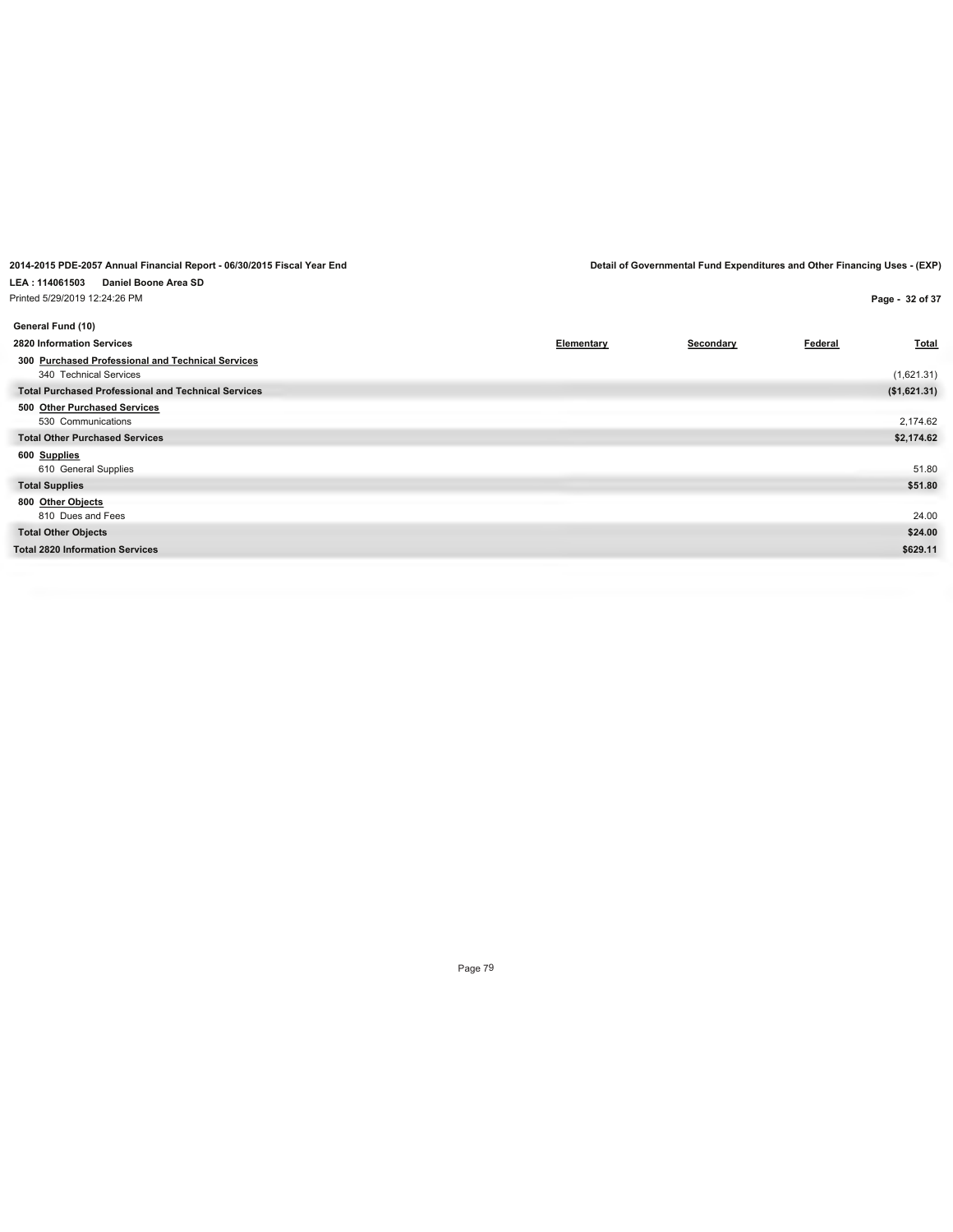**2014-2015 PDE-2057 Annual Financial Report - 06/30/2015 Fiscal Year End**

**Detail of Governmental Fund Expenditures and Other Financing Uses - (EXP)**

**LEA : 114061503 Daniel Boone Area SD**

Printed 5/29/2019 12:24:26 PM

**General Fund (10)**

| 2820 Information Services | Elementary | Secondary | Federal | Total |
|---|---|---|---|---|
| **300 Purchased Professional and Technical Services** | | | | |
| 340 Technical Services | | | | (1,621.31) |
| **Total Purchased Professional and Technical Services** | | | | **($1,621.31)** |
| **500 Other Purchased Services** | | | | |
| 530 Communications | | | | 2,174.62 |
| **Total Other Purchased Services** | | | | **$2,174.62** |
| **600 Supplies** | | | | |
| 610 General Supplies | | | | 51.80 |
| **Total Supplies** | | | | **$51.80** |
| **800 Other Objects** | | | | |
| 810 Dues and Fees | | | | 24.00 |
| **Total Other Objects** | | | | **$24.00** |
| **Total 2820 Information Services** | | | | **$629.11** |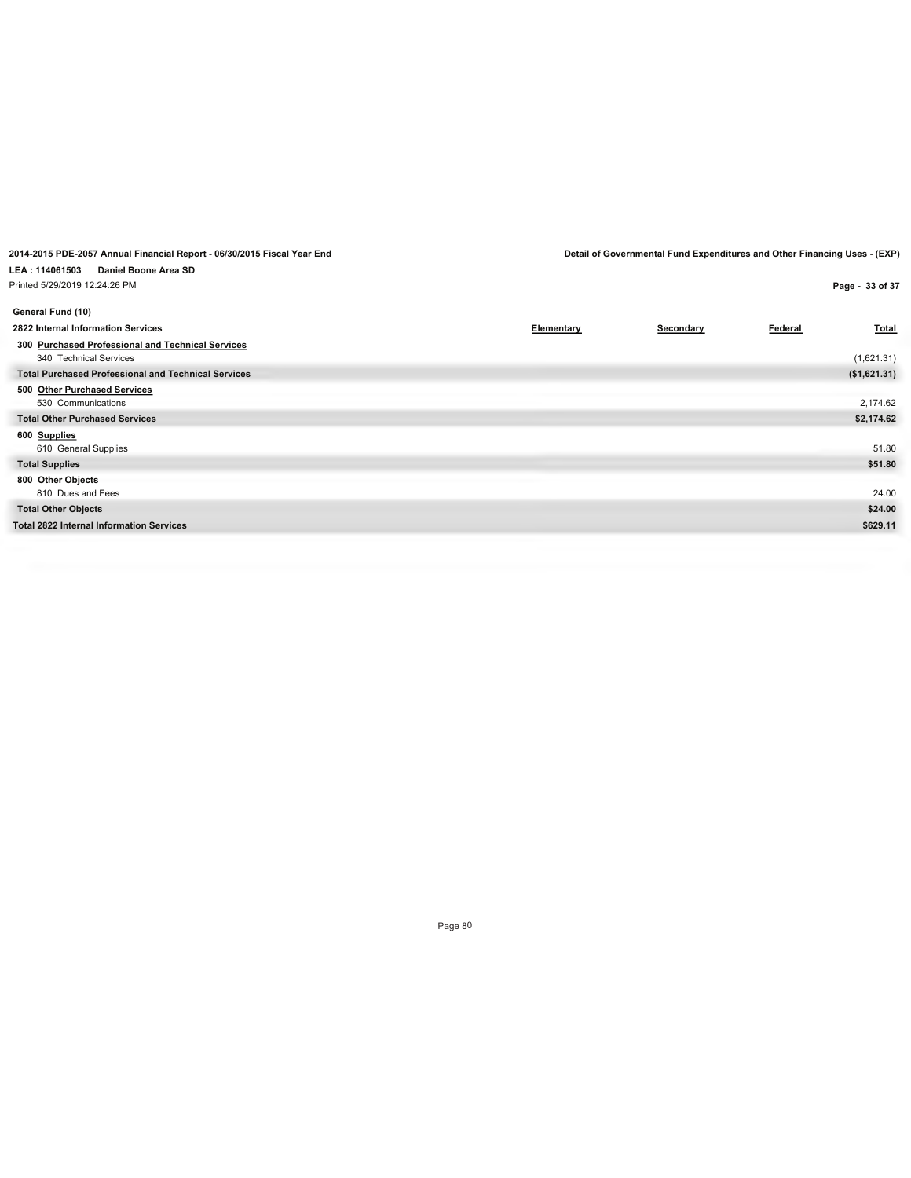2014-2015 PDE-2057 Annual Financial Report - 06/30/2015 Fiscal Year End

Detail of Governmental Fund Expenditures and Other Financing Uses - (EXP)

LEA : 114061503 Daniel Boone Area SD

Printed 5/29/2019 12:24:26 PM

General Fund (10)

| 2822 Internal Information Services | Elementary | Secondary | Federal | Total |
|---|---|---|---|---|
| **300 Purchased Professional and Technical Services** | | | | |
| 340 Technical Services | | | | (1,621.31) |
| **Total Purchased Professional and Technical Services** | | | | **($1,621.31)** |
| **500 Other Purchased Services** | | | | |
| 530 Communications | | | | 2,174.62 |
| **Total Other Purchased Services** | | | | **$2,174.62** |
| **600 Supplies** | | | | |
| 610 General Supplies | | | | 51.80 |
| **Total Supplies** | | | | **$51.80** |
| **800 Other Objects** | | | | |
| 810 Dues and Fees | | | | 24.00 |
| **Total Other Objects** | | | | **$24.00** |
| **Total 2822 Internal Information Services** | | | | **$629.11** |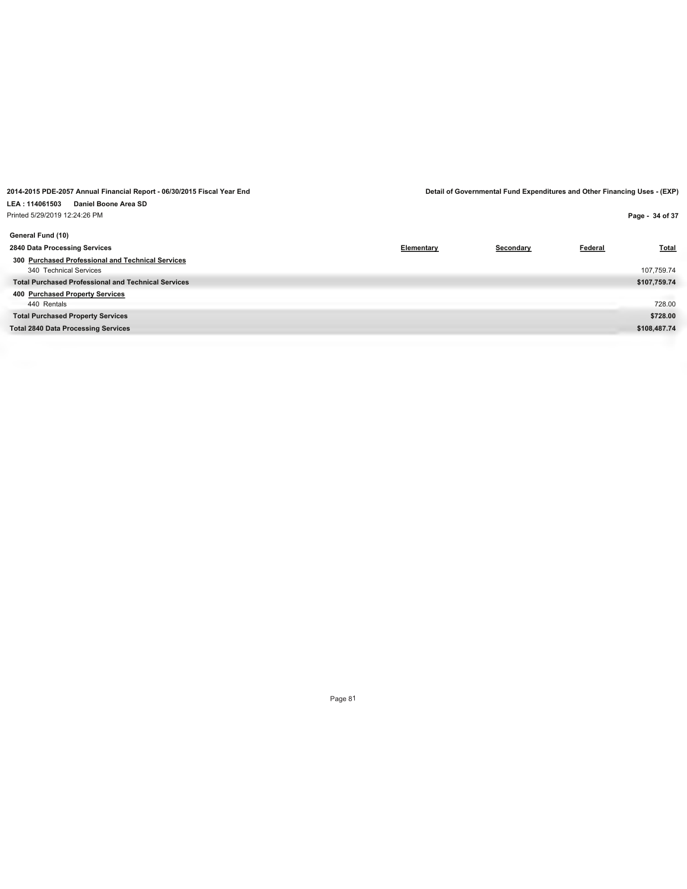2014-2015 PDE-2057 Annual Financial Report - 06/30/2015 Fiscal Year End

Detail of Governmental Fund Expenditures and Other Financing Uses - (EXP)

LEA : 114061503 Daniel Boone Area SD

Printed 5/29/2019 12:24:26 PM

General Fund (10)

| 2840 Data Processing Services | Elementary | Secondary | Federal | Total |
|---|---|---|---|---|
| **300 Purchased Professional and Technical Services** | | | | |
| 340 Technical Services | | | | 107,759.74 |
| **Total Purchased Professional and Technical Services** | | | | **$107,759.74** |
| **400 Purchased Property Services** | | | | |
| 440 Rentals | | | | 728.00 |
| **Total Purchased Property Services** | | | | **$728.00** |
| **Total 2840 Data Processing Services** | | | | **$108,487.74** |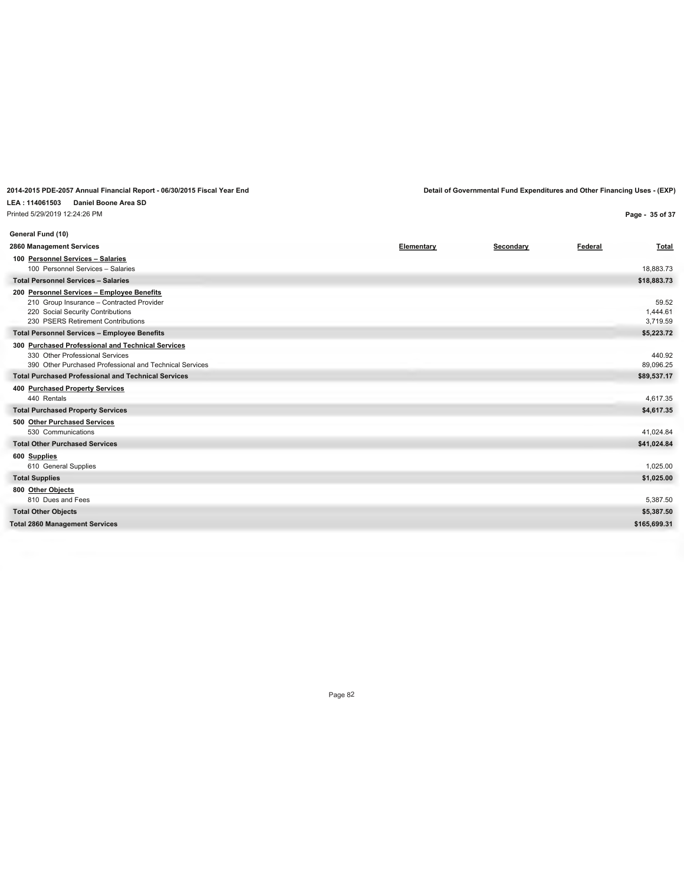2014-2015 PDE-2057 Annual Financial Report - 06/30/2015 Fiscal Year End

Detail of Governmental Fund Expenditures and Other Financing Uses - (EXP)

LEA : 114061503 Daniel Boone Area SD

Printed 5/29/2019 12:24:26 PM

**General Fund (10)**

| 2860 Management Services | Elementary | Secondary | Federal | Total |
|---|---|---|---|---|
| **100 Personnel Services – Salaries** | | | | |
| 100 Personnel Services – Salaries | | | | 18,883.73 |
| **Total Personnel Services – Salaries** | | | | **$18,883.73** |
| **200 Personnel Services – Employee Benefits** | | | | |
| 210 Group Insurance – Contracted Provider | | | | 59.52 |
| 220 Social Security Contributions | | | | 1,444.61 |
| 230 PSERS Retirement Contributions | | | | 3,719.59 |
| **Total Personnel Services – Employee Benefits** | | | | **$5,223.72** |
| **300 Purchased Professional and Technical Services** | | | | |
| 330 Other Professional Services | | | | 440.92 |
| 390 Other Purchased Professional and Technical Services | | | | 89,096.25 |
| **Total Purchased Professional and Technical Services** | | | | **$89,537.17** |
| **400 Purchased Property Services** | | | | |
| 440 Rentals | | | | 4,617.35 |
| **Total Purchased Property Services** | | | | **$4,617.35** |
| **500 Other Purchased Services** | | | | |
| 530 Communications | | | | 41,024.84 |
| **Total Other Purchased Services** | | | | **$41,024.84** |
| **600 Supplies** | | | | |
| 610 General Supplies | | | | 1,025.00 |
| **Total Supplies** | | | | **$1,025.00** |
| **800 Other Objects** | | | | |
| 810 Dues and Fees | | | | 5,387.50 |
| **Total Other Objects** | | | | **$5,387.50** |
| **Total 2860 Management Services** | | | | **$165,699.31** |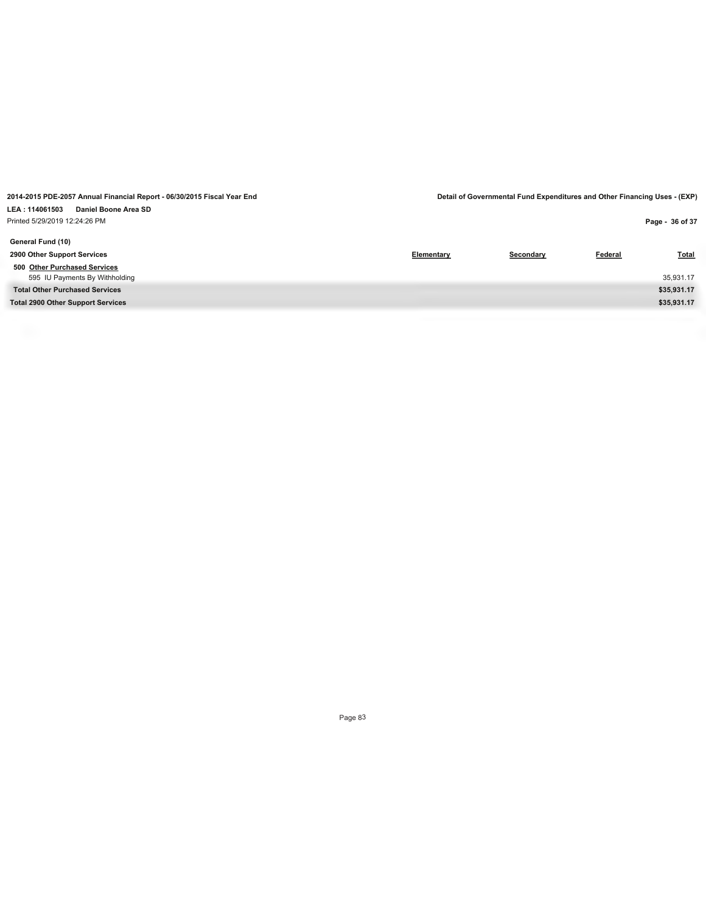**2014-2015 PDE-2057 Annual Financial Report - 06/30/2015 Fiscal Year End**

**Detail of Governmental Fund Expenditures and Other Financing Uses - (EXP)**

**LEA : 114061503 Daniel Boone Area SD**

Printed 5/29/2019 12:24:26 PM

**General Fund (10)**

| 2900 Other Support Services | Elementary | Secondary | Federal | Total |
|---|---|---|---|---|
| **500 Other Purchased Services** | | | | |
| 595 IU Payments By Withholding | | | | 35,931.17 |
| **Total Other Purchased Services** | | | | **$35,931.17** |
| **Total 2900 Other Support Services** | | | | **$35,931.17** |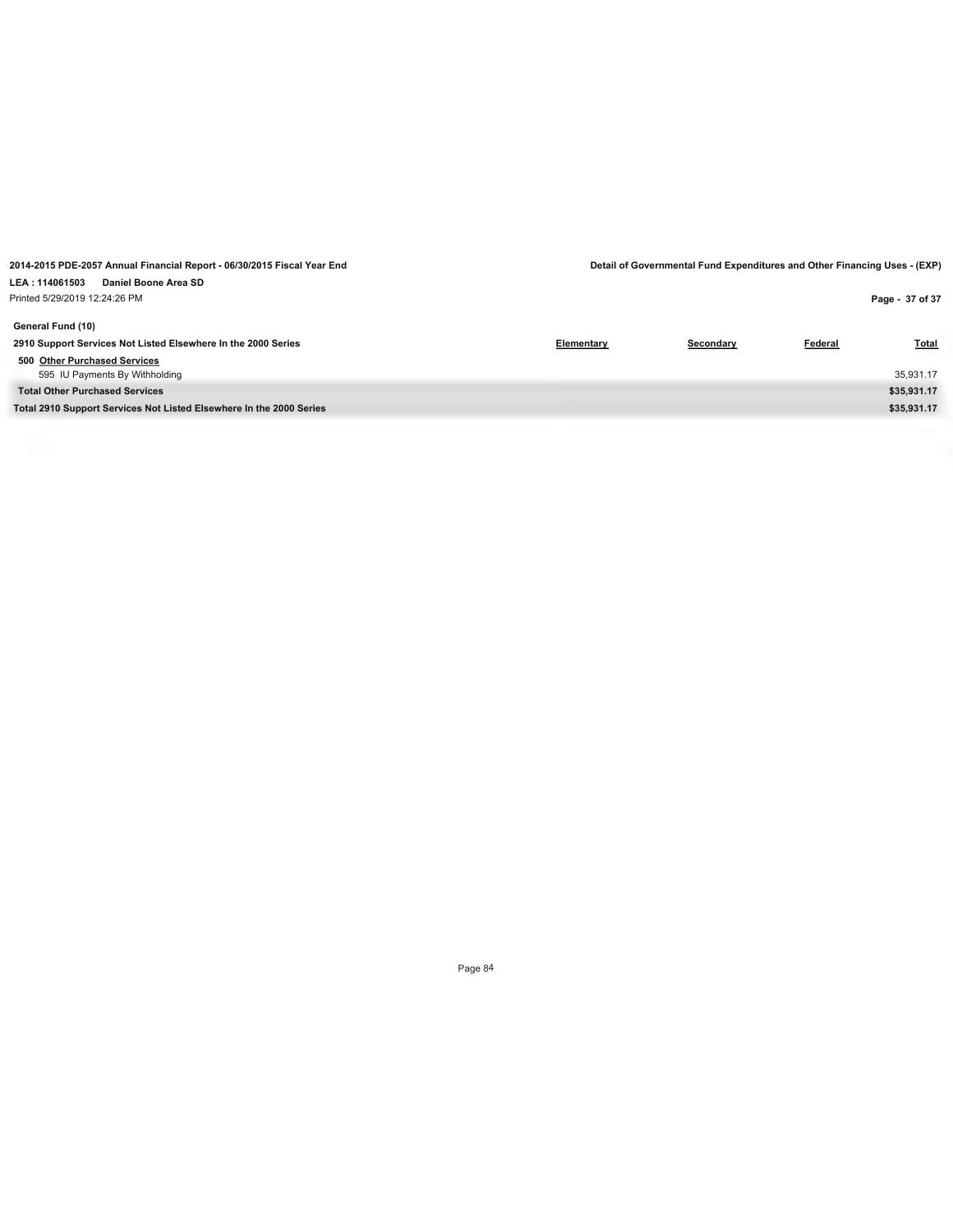2014-2015 PDE-2057 Annual Financial Report - 06/30/2015 Fiscal Year End

Detail of Governmental Fund Expenditures and Other Financing Uses - (EXP)

LEA : 114061503 Daniel Boone Area SD

Printed 5/29/2019 12:24:26 PM

**General Fund (10)**

| 2910 Support Services Not Listed Elsewhere In the 2000 Series | Elementary | Secondary | Federal | Total |
|---|---|---|---|---|
| **500 Other Purchased Services** | | | | |
| 595 IU Payments By Withholding | | | | 35,931.17 |
| **Total Other Purchased Services** | | | | **$35,931.17** |
| **Total 2910 Support Services Not Listed Elsewhere In the 2000 Series** | | | | **$35,931.17** |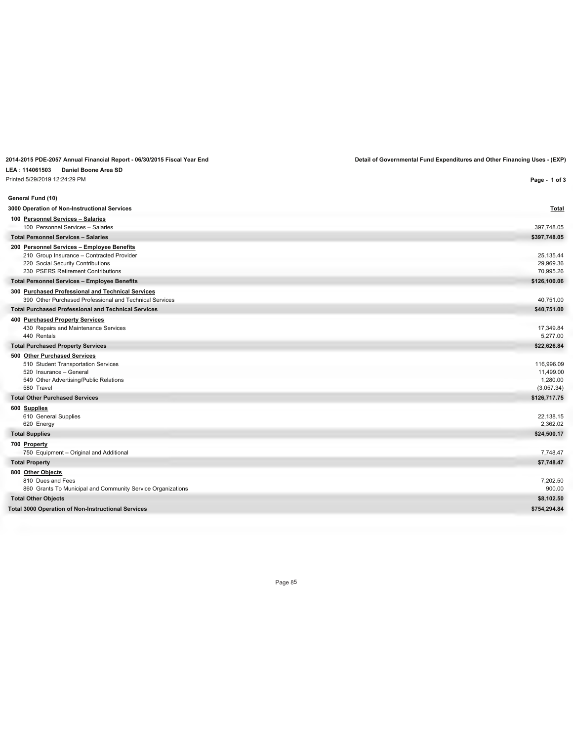**2014-2015 PDE-2057 Annual Financial Report - 06/30/2015 Fiscal Year End**

**Detail of Governmental Fund Expenditures and Other Financing Uses - (EXP)**

**LEA : 114061503 Daniel Boone Area SD**

Printed 5/29/2019 12:24:29 PM

**General Fund (10)**

| 3000 Operation of Non-Instructional Services | Total |
|---|---|
| **100 Personnel Services – Salaries** | |
| 100 Personnel Services – Salaries | 397,748.05 |
| **Total Personnel Services – Salaries** | **$397,748.05** |
| **200 Personnel Services – Employee Benefits** | |
| 210 Group Insurance – Contracted Provider | 25,135.44 |
| 220 Social Security Contributions | 29,969.36 |
| 230 PSERS Retirement Contributions | 70,995.26 |
| **Total Personnel Services – Employee Benefits** | **$126,100.06** |
| **300 Purchased Professional and Technical Services** | |
| 390 Other Purchased Professional and Technical Services | 40,751.00 |
| **Total Purchased Professional and Technical Services** | **$40,751.00** |
| **400 Purchased Property Services** | |
| 430 Repairs and Maintenance Services | 17,349.84 |
| 440 Rentals | 5,277.00 |
| **Total Purchased Property Services** | **$22,626.84** |
| **500 Other Purchased Services** | |
| 510 Student Transportation Services | 116,996.09 |
| 520 Insurance – General | 11,499.00 |
| 549 Other Advertising/Public Relations | 1,280.00 |
| 580 Travel | (3,057.34) |
| **Total Other Purchased Services** | **$126,717.75** |
| **600 Supplies** | |
| 610 General Supplies | 22,138.15 |
| 620 Energy | 2,362.02 |
| **Total Supplies** | **$24,500.17** |
| **700 Property** | |
| 750 Equipment – Original and Additional | 7,748.47 |
| **Total Property** | **$7,748.47** |
| **800 Other Objects** | |
| 810 Dues and Fees | 7,202.50 |
| 860 Grants To Municipal and Community Service Organizations | 900.00 |
| **Total Other Objects** | **$8,102.50** |
| **Total 3000 Operation of Non-Instructional Services** | **$754,294.84** |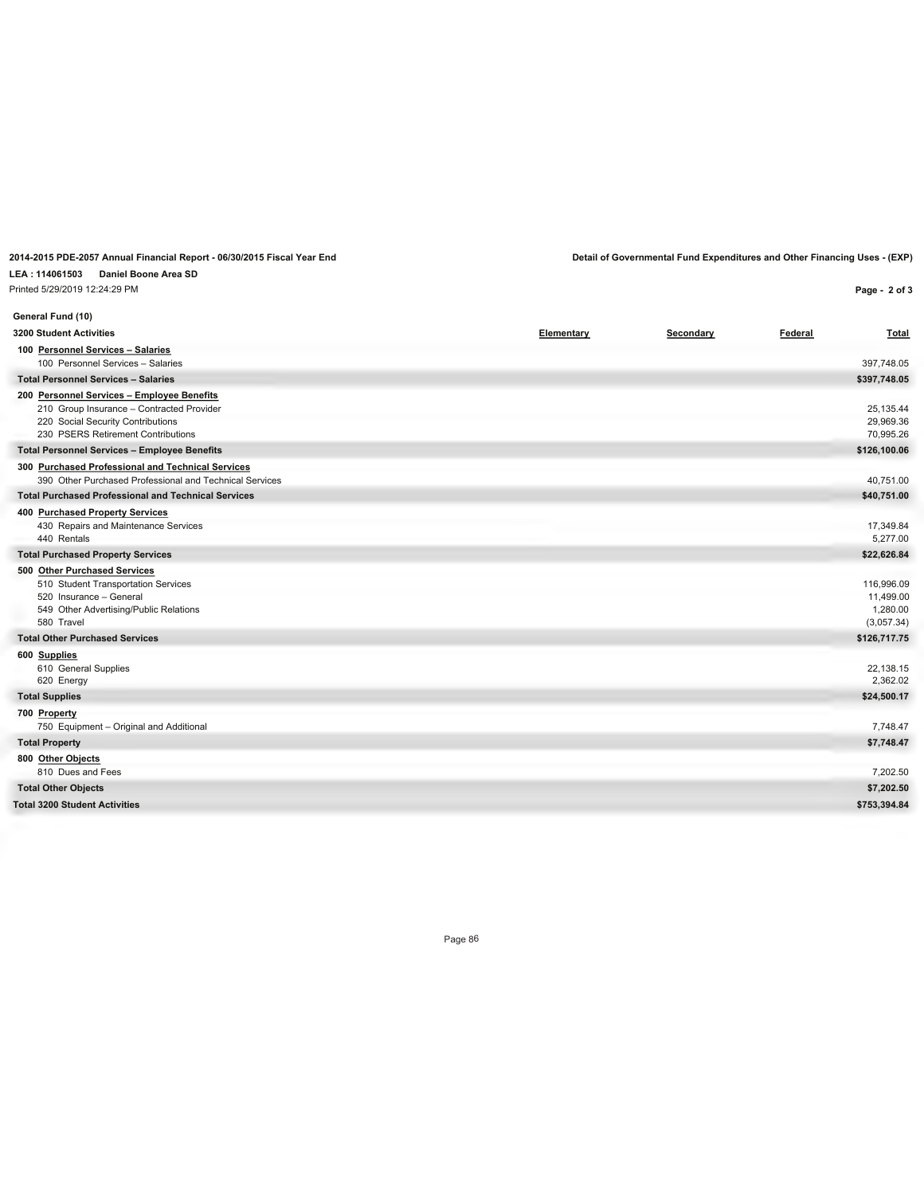**2014-2015 PDE-2057 Annual Financial Report - 06/30/2015 Fiscal Year End**

**Detail of Governmental Fund Expenditures and Other Financing Uses - (EXP)**

**LEA : 114061503 Daniel Boone Area SD**

Printed 5/29/2019 12:24:29 PM

**General Fund (10)**

| 3200 Student Activities | Elementary | Secondary | Federal | Total |
|---|---|---|---|---|
| **100 Personnel Services – Salaries** | | | | |
| 100 Personnel Services – Salaries | | | | 397,748.05 |
| **Total Personnel Services – Salaries** | | | | **$397,748.05** |
| **200 Personnel Services – Employee Benefits** | | | | |
| 210 Group Insurance – Contracted Provider | | | | 25,135.44 |
| 220 Social Security Contributions | | | | 29,969.36 |
| 230 PSERS Retirement Contributions | | | | 70,995.26 |
| **Total Personnel Services – Employee Benefits** | | | | **$126,100.06** |
| **300 Purchased Professional and Technical Services** | | | | |
| 390 Other Purchased Professional and Technical Services | | | | 40,751.00 |
| **Total Purchased Professional and Technical Services** | | | | **$40,751.00** |
| **400 Purchased Property Services** | | | | |
| 430 Repairs and Maintenance Services | | | | 17,349.84 |
| 440 Rentals | | | | 5,277.00 |
| **Total Purchased Property Services** | | | | **$22,626.84** |
| **500 Other Purchased Services** | | | | |
| 510 Student Transportation Services | | | | 116,996.09 |
| 520 Insurance – General | | | | 11,499.00 |
| 549 Other Advertising/Public Relations | | | | 1,280.00 |
| 580 Travel | | | | (3,057.34) |
| **Total Other Purchased Services** | | | | **$126,717.75** |
| **600 Supplies** | | | | |
| 610 General Supplies | | | | 22,138.15 |
| 620 Energy | | | | 2,362.02 |
| **Total Supplies** | | | | **$24,500.17** |
| **700 Property** | | | | |
| 750 Equipment – Original and Additional | | | | 7,748.47 |
| **Total Property** | | | | **$7,748.47** |
| **800 Other Objects** | | | | |
| 810 Dues and Fees | | | | 7,202.50 |
| **Total Other Objects** | | | | **$7,202.50** |
| **Total 3200 Student Activities** | | | | **$753,394.84** |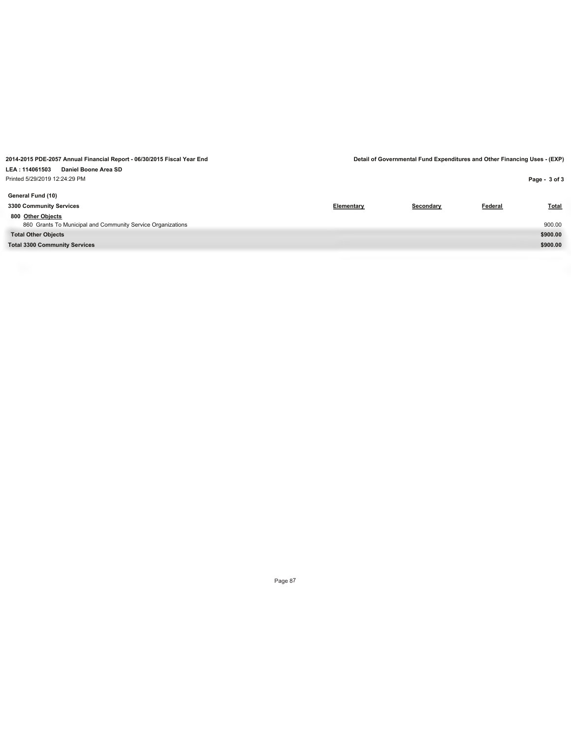**General Fund (10)**

| 3300 Community Services | Elementary | Secondary | Federal | Total |
|---|---|---|---|---|
| **800 Other Objects** | | | | |
| 860 Grants To Municipal and Community Service Organizations | | | | 900.00 |
| **Total Other Objects** | | | | **$900.00** |
| **Total 3300 Community Services** | | | | **$900.00** |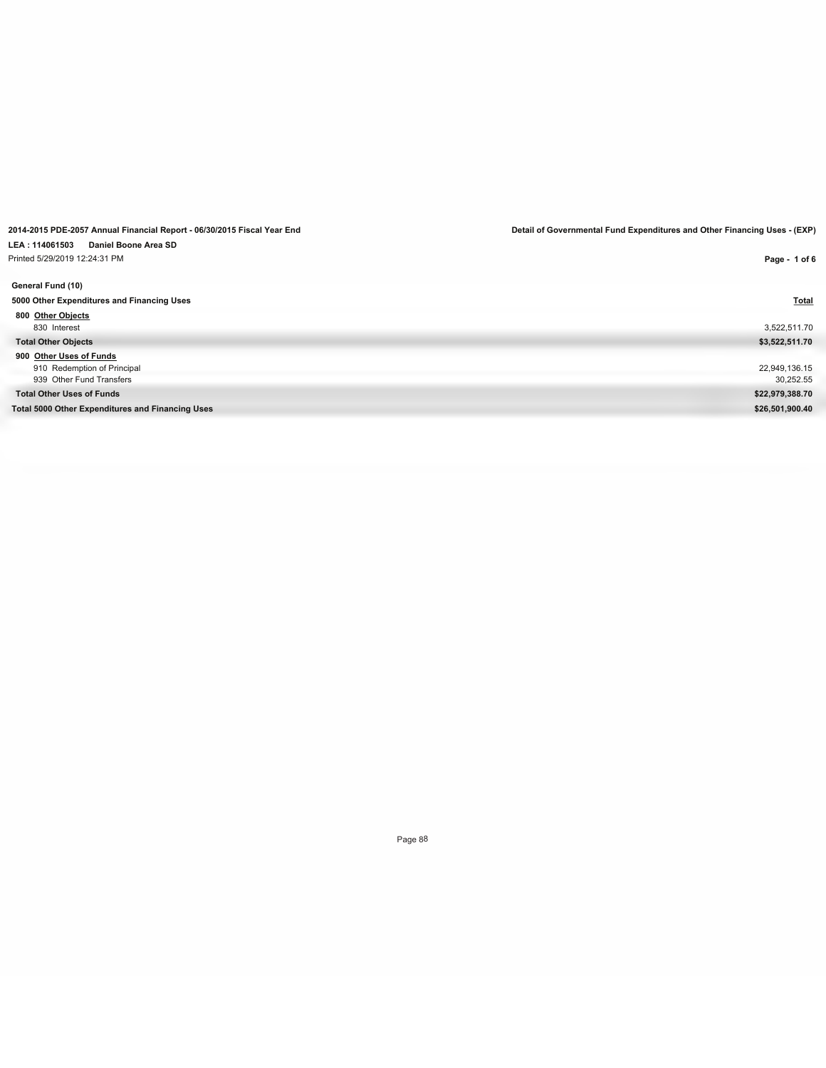**2014-2015 PDE-2057 Annual Financial Report - 06/30/2015 Fiscal Year End**

**Detail of Governmental Fund Expenditures and Other Financing Uses - (EXP)**

**LEA : 114061503 Daniel Boone Area SD**

Printed 5/29/2019 12:24:31 PM

**General Fund (10)**

| **5000 Other Expenditures and Financing Uses** | **Total** |
|---|---|
| **800 Other Objects** | |
| 830 Interest | 3,522,511.70 |
| **Total Other Objects** | **$3,522,511.70** |
| **900 Other Uses of Funds** | |
| 910 Redemption of Principal | 22,949,136.15 |
| 939 Other Fund Transfers | 30,252.55 |
| **Total Other Uses of Funds** | **$22,979,388.70** |
| **Total 5000 Other Expenditures and Financing Uses** | **$26,501,900.40** |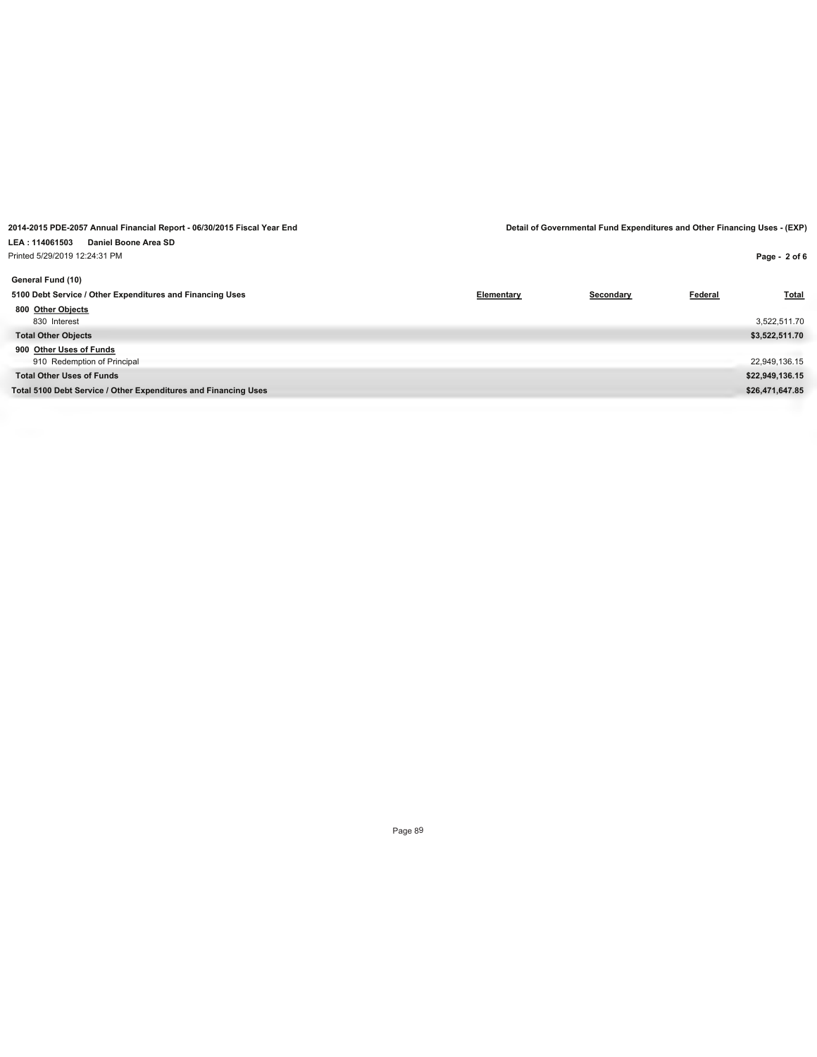**2014-2015 PDE-2057 Annual Financial Report - 06/30/2015 Fiscal Year End**

**Detail of Governmental Fund Expenditures and Other Financing Uses - (EXP)**

**LEA : 114061503 Daniel Boone Area SD**

Printed 5/29/2019 12:24:31 PM

**General Fund (10)**

| 5100 Debt Service / Other Expenditures and Financing Uses | Elementary | Secondary | Federal | Total |
|---|---|---|---|---|
| **800 Other Objects** | | | | |
| 830 Interest | | | | 3,522,511.70 |
| **Total Other Objects** | | | | **$3,522,511.70** |
| **900 Other Uses of Funds** | | | | |
| 910 Redemption of Principal | | | | 22,949,136.15 |
| **Total Other Uses of Funds** | | | | **$22,949,136.15** |
| **Total 5100 Debt Service / Other Expenditures and Financing Uses** | | | | **$26,471,647.85** |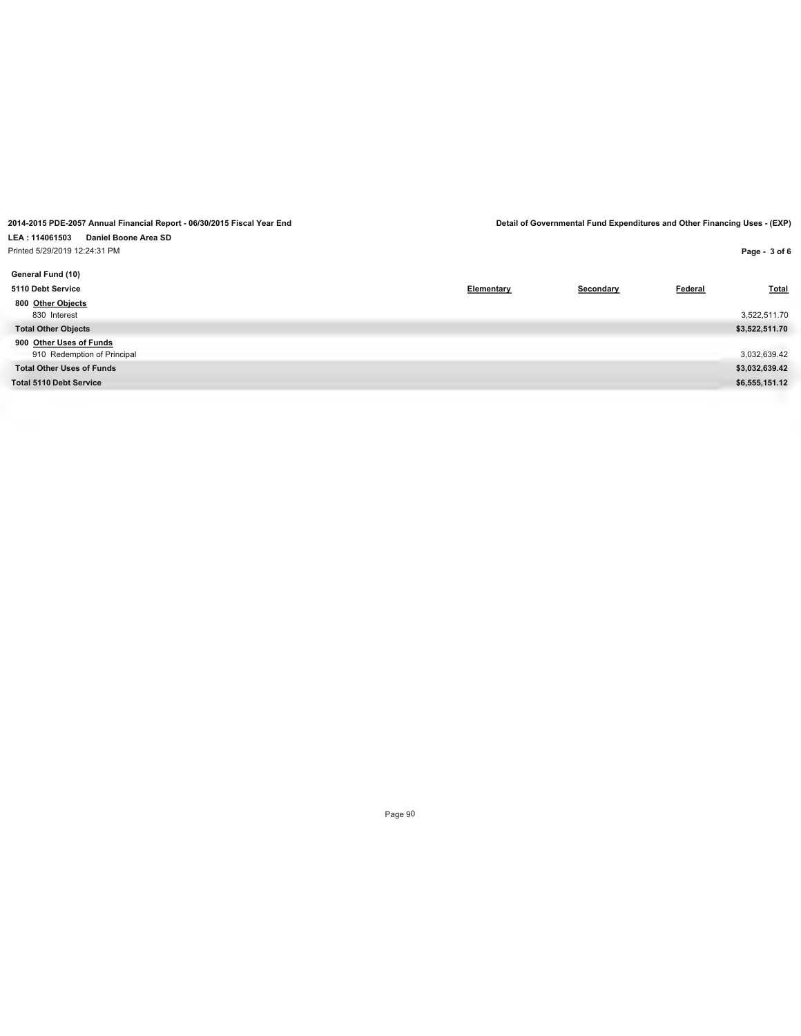**2014-2015 PDE-2057 Annual Financial Report - 06/30/2015 Fiscal Year End**

**Detail of Governmental Fund Expenditures and Other Financing Uses - (EXP)**

**LEA : 114061503 Daniel Boone Area SD**

Printed 5/29/2019 12:24:31 PM

**General Fund (10)**

| 5110 Debt Service | Elementary | Secondary | Federal | Total |
|---|---|---|---|---|
| **800 Other Objects** | | | | |
| 830 Interest | | | | 3,522,511.70 |
| **Total Other Objects** | | | | **$3,522,511.70** |
| **900 Other Uses of Funds** | | | | |
| 910 Redemption of Principal | | | | 3,032,639.42 |
| **Total Other Uses of Funds** | | | | **$3,032,639.42** |
| **Total 5110 Debt Service** | | | | **$6,555,151.12** |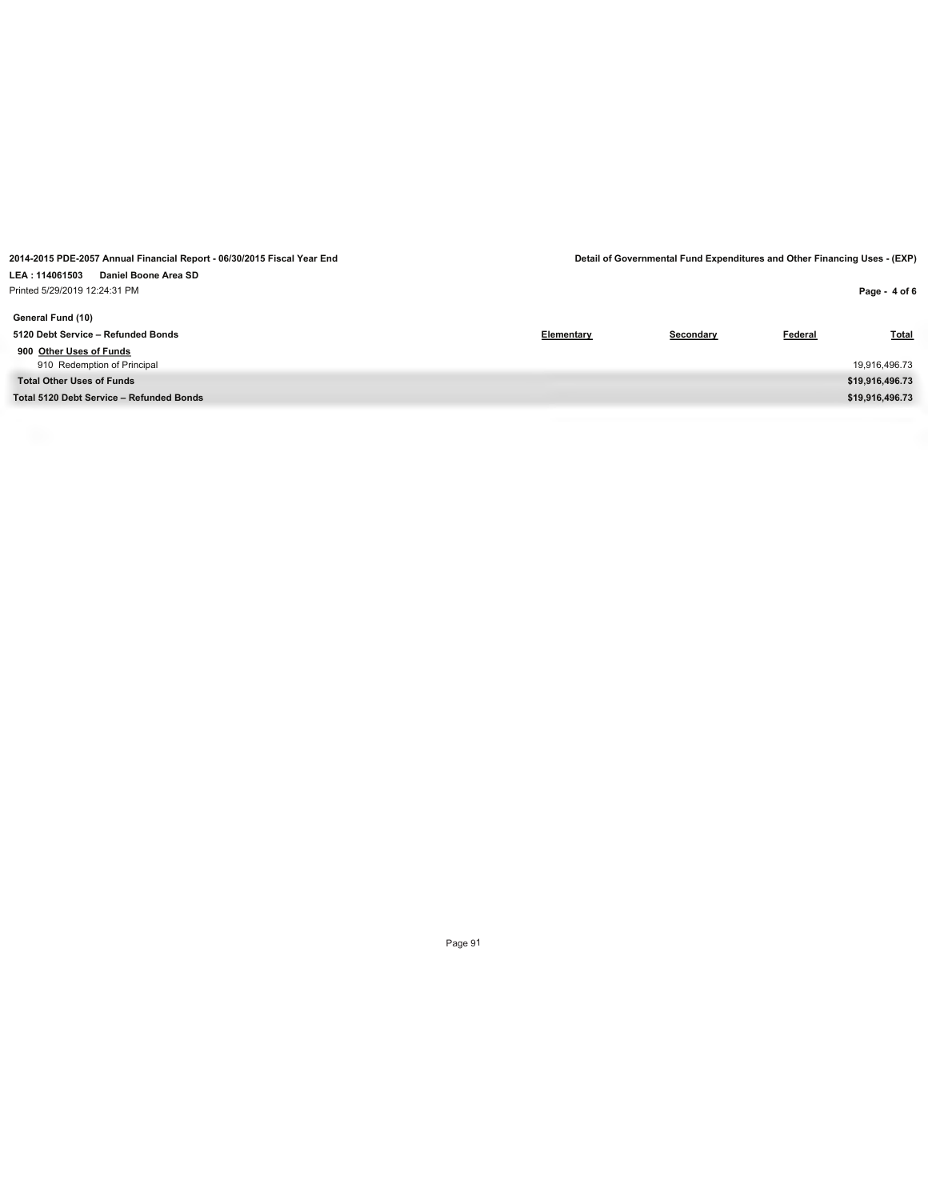**2014-2015 PDE-2057 Annual Financial Report - 06/30/2015 Fiscal Year End**

**Detail of Governmental Fund Expenditures and Other Financing Uses - (EXP)**

**LEA : 114061503 Daniel Boone Area SD**

Printed 5/29/2019 12:24:31 PM

**General Fund (10)**

| 5120 Debt Service – Refunded Bonds | Elementary | Secondary | Federal | Total |
|---|---|---|---|---|
| **900 Other Uses of Funds** | | | | |
| 910 Redemption of Principal | | | | 19,916,496.73 |
| **Total Other Uses of Funds** | | | | **$19,916,496.73** |
| **Total 5120 Debt Service – Refunded Bonds** | | | | **$19,916,496.73** |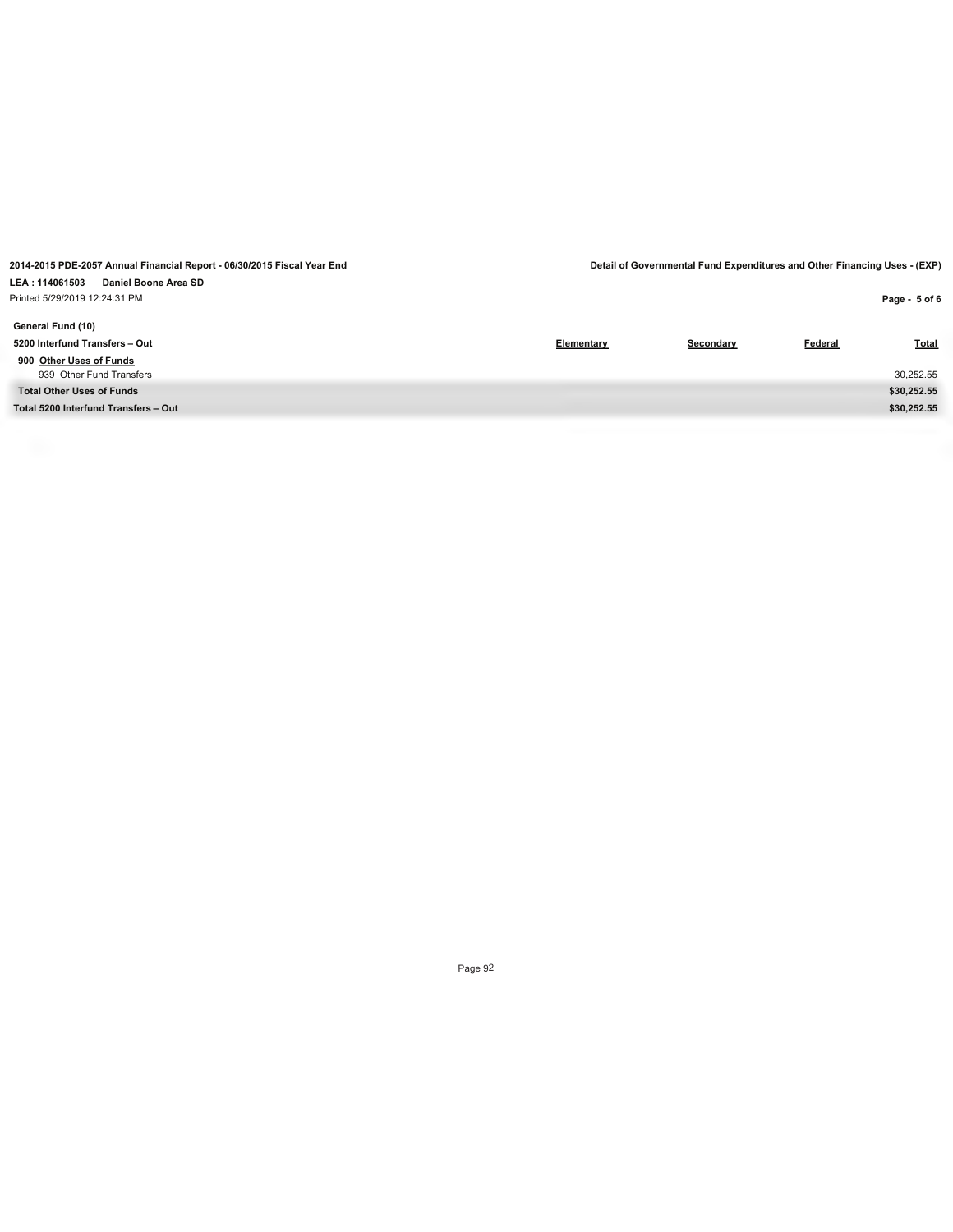**2014-2015 PDE-2057 Annual Financial Report - 06/30/2015 Fiscal Year End**

**Detail of Governmental Fund Expenditures and Other Financing Uses - (EXP)**

**LEA : 114061503 Daniel Boone Area SD**

Printed 5/29/2019 12:24:31 PM

**General Fund (10)**

| 5200 Interfund Transfers – Out | Elementary | Secondary | Federal | Total |
|---|---|---|---|---|
| **900 Other Uses of Funds** | | | | |
| 939 Other Fund Transfers | | | | 30,252.55 |
| **Total Other Uses of Funds** | | | | **$30,252.55** |
| **Total 5200 Interfund Transfers – Out** | | | | **$30,252.55** |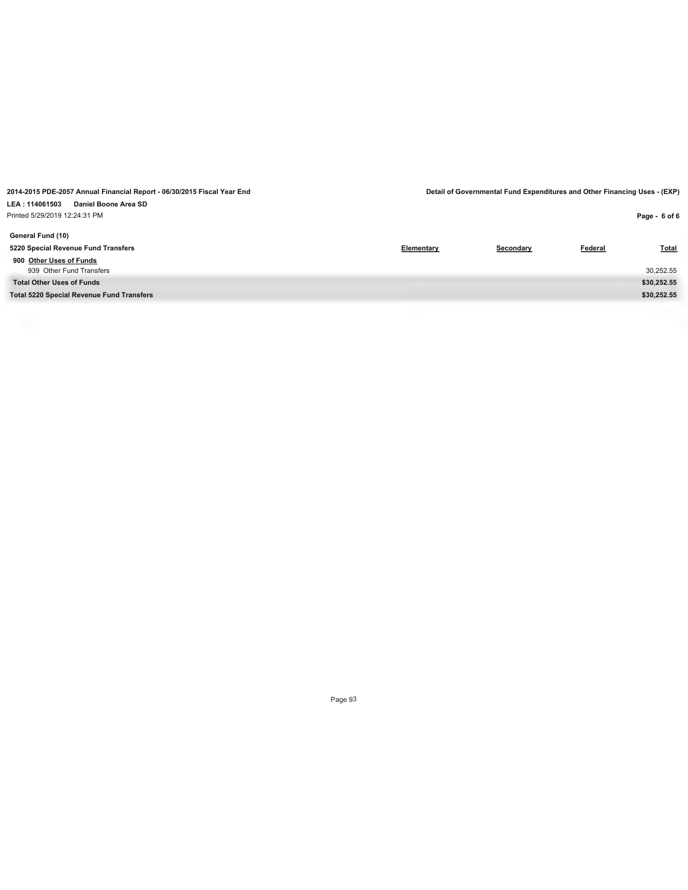**2014-2015 PDE-2057 Annual Financial Report - 06/30/2015 Fiscal Year End**

**Detail of Governmental Fund Expenditures and Other Financing Uses - (EXP)**

**LEA : 114061503 Daniel Boone Area SD**

Printed 5/29/2019 12:24:31 PM

**General Fund (10)**

| 5220 Special Revenue Fund Transfers | Elementary | Secondary | Federal | Total |
|---|---|---|---|---|
| **900 Other Uses of Funds** | | | | |
| 939 Other Fund Transfers | | | | 30,252.55 |
| **Total Other Uses of Funds** | | | | **$30,252.55** |
| **Total 5220 Special Revenue Fund Transfers** | | | | **$30,252.55** |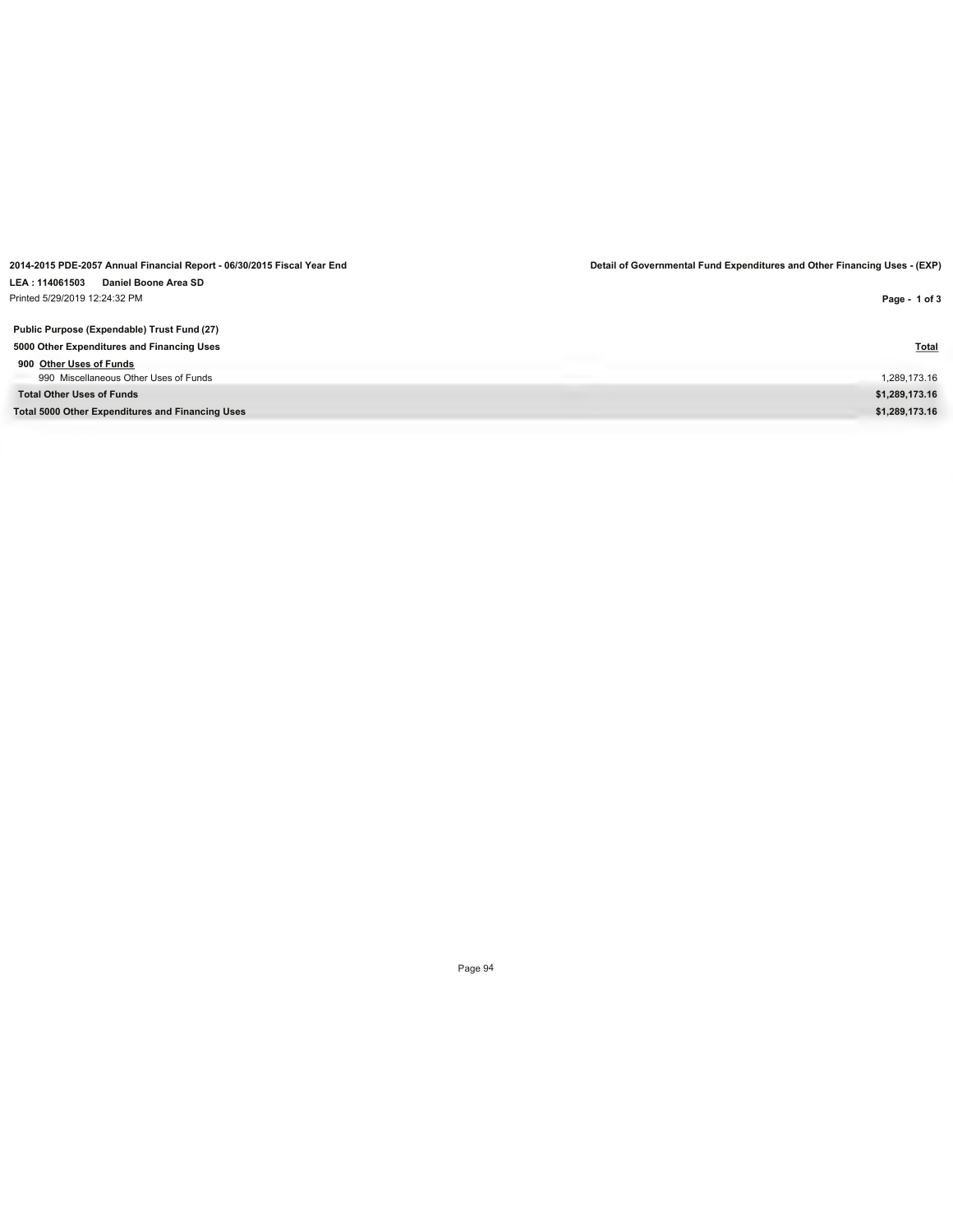**2014-2015 PDE-2057 Annual Financial Report - 06/30/2015 Fiscal Year End**

**Detail of Governmental Fund Expenditures and Other Financing Uses - (EXP)**

**LEA : 114061503 Daniel Boone Area SD**

Printed 5/29/2019 12:24:32 PM

**Public Purpose (Expendable) Trust Fund (27)**

| **5000 Other Expenditures and Financing Uses** | **Total** |
|---|---|
| **900 Other Uses of Funds** | |
| 990 Miscellaneous Other Uses of Funds | 1,289,173.16 |
| **Total Other Uses of Funds** | **$1,289,173.16** |
| **Total 5000 Other Expenditures and Financing Uses** | **$1,289,173.16** |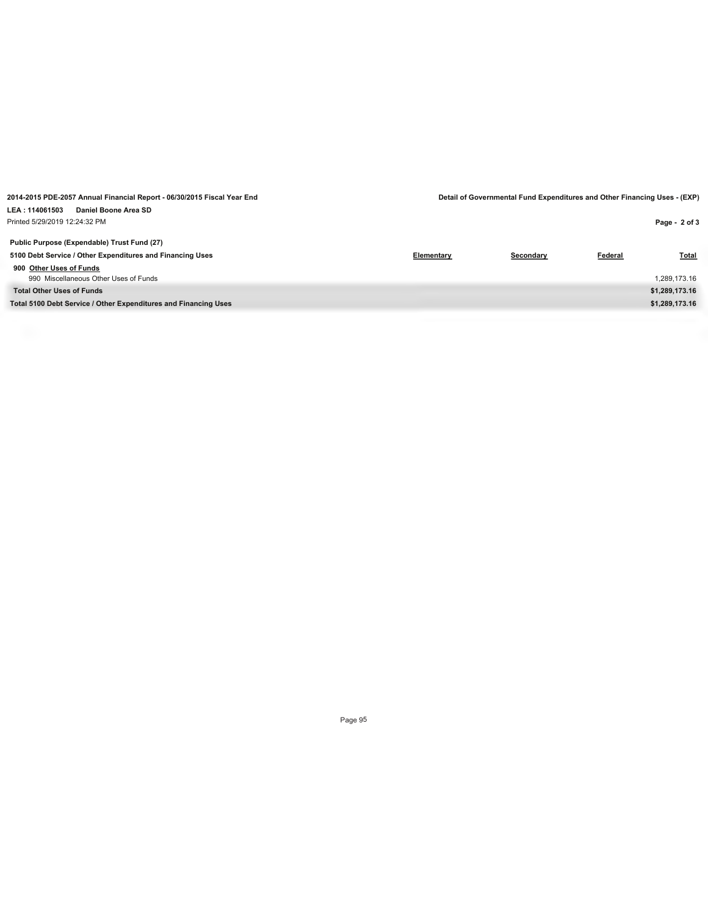**2014-2015 PDE-2057 Annual Financial Report - 06/30/2015 Fiscal Year End**

**Detail of Governmental Fund Expenditures and Other Financing Uses - (EXP)**

**LEA : 114061503 Daniel Boone Area SD**

Printed 5/29/2019 12:24:32 PM

**Public Purpose (Expendable) Trust Fund (27)**

| 5100 Debt Service / Other Expenditures and Financing Uses | Elementary | Secondary | Federal | Total |
|---|---|---|---|---|
| **900 Other Uses of Funds** | | | | |
| 990 Miscellaneous Other Uses of Funds | | | | 1,289,173.16 |
| **Total Other Uses of Funds** | | | | **$1,289,173.16** |
| **Total 5100 Debt Service / Other Expenditures and Financing Uses** | | | | **$1,289,173.16** |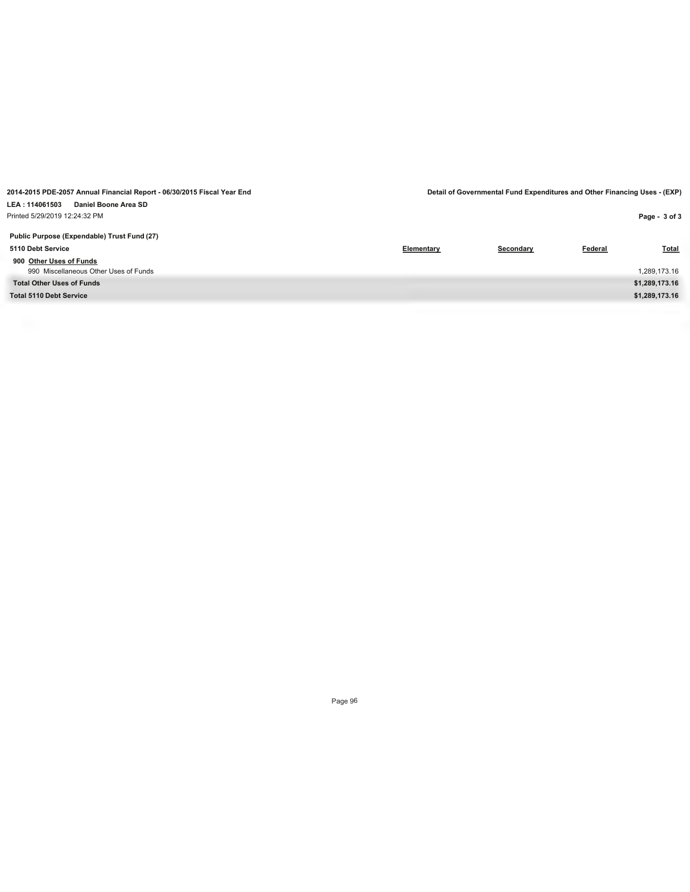**2014-2015 PDE-2057 Annual Financial Report - 06/30/2015 Fiscal Year End**

**Detail of Governmental Fund Expenditures and Other Financing Uses - (EXP)**

**LEA : 114061503 Daniel Boone Area SD**

Printed 5/29/2019 12:24:32 PM

**Public Purpose (Expendable) Trust Fund (27)**

| 5110 Debt Service | Elementary | Secondary | Federal | Total |
|---|---|---|---|---|
| **900 Other Uses of Funds** | | | | |
| 990 Miscellaneous Other Uses of Funds | | | | 1,289,173.16 |
| **Total Other Uses of Funds** | | | | **$1,289,173.16** |
| **Total 5110 Debt Service** | | | | **$1,289,173.16** |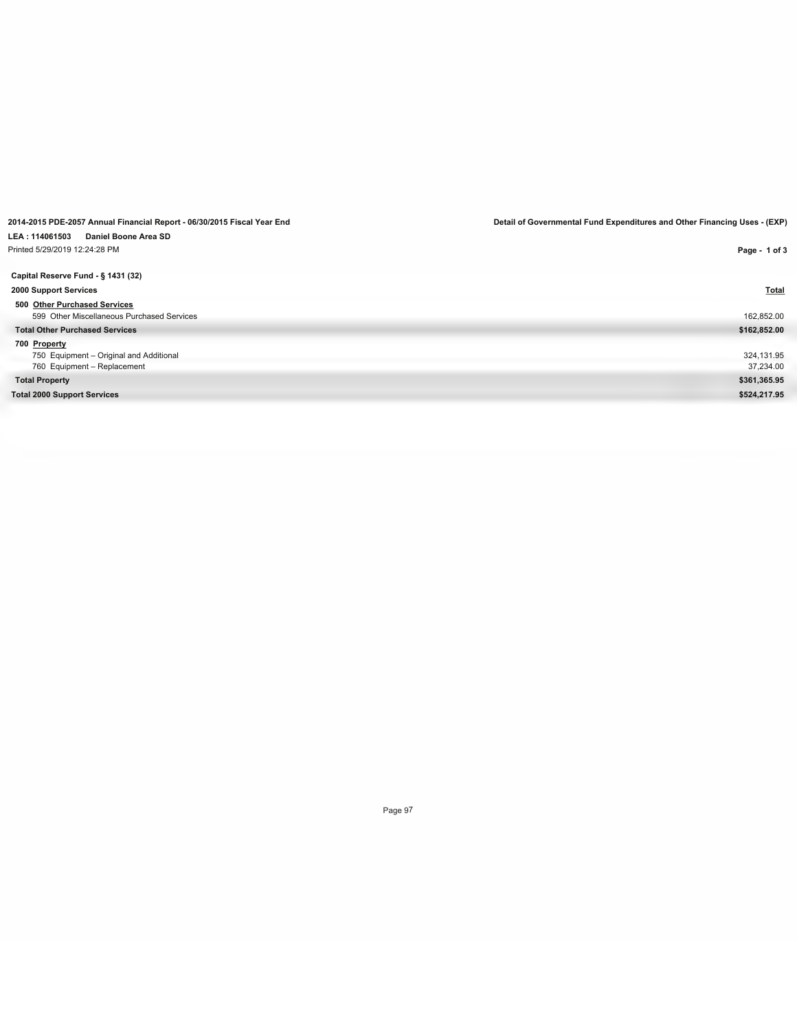**2014-2015 PDE-2057 Annual Financial Report - 06/30/2015 Fiscal Year End**

**Detail of Governmental Fund Expenditures and Other Financing Uses - (EXP)**

**LEA : 114061503 Daniel Boone Area SD**

Printed 5/29/2019 12:24:28 PM

**Capital Reserve Fund - § 1431 (32)**

| **2000 Support Services** | **Total** |
|---|---|
| **500 Other Purchased Services** | |
| 599 Other Miscellaneous Purchased Services | 162,852.00 |
| **Total Other Purchased Services** | **$162,852.00** |
| **700 Property** | |
| 750 Equipment – Original and Additional | 324,131.95 |
| 760 Equipment – Replacement | 37,234.00 |
| **Total Property** | **$361,365.95** |
| **Total 2000 Support Services** | **$524,217.95** |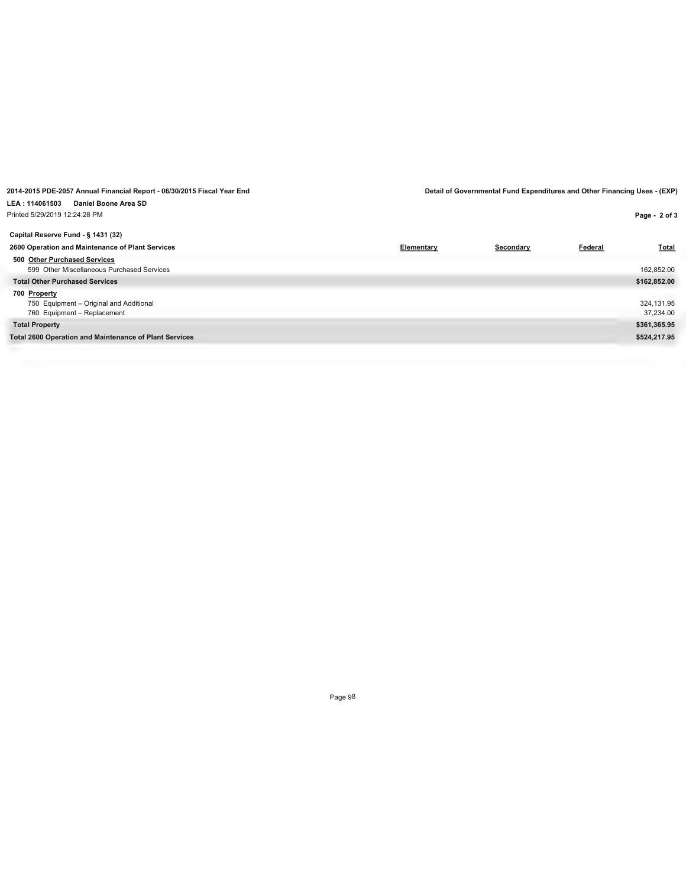**2014-2015 PDE-2057 Annual Financial Report - 06/30/2015 Fiscal Year End**

**Detail of Governmental Fund Expenditures and Other Financing Uses - (EXP)**

**LEA : 114061503 Daniel Boone Area SD**

Printed 5/29/2019 12:24:28 PM

**Capital Reserve Fund - § 1431 (32)**

| **2600 Operation and Maintenance of Plant Services** | **Elementary** | **Secondary** | **Federal** | **Total** |
|---|---|---|---|---|
| **500 Other Purchased Services** | | | | |
| 599 Other Miscellaneous Purchased Services | | | | 162,852.00 |
| **Total Other Purchased Services** | | | | **$162,852.00** |
| **700 Property** | | | | |
| 750 Equipment – Original and Additional | | | | 324,131.95 |
| 760 Equipment – Replacement | | | | 37,234.00 |
| **Total Property** | | | | **$361,365.95** |
| **Total 2600 Operation and Maintenance of Plant Services** | | | | **$524,217.95** |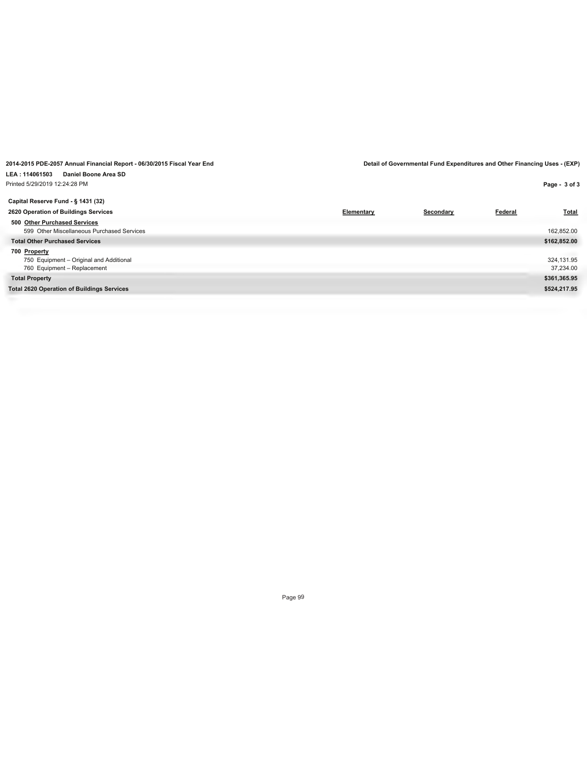2014-2015 PDE-2057 Annual Financial Report - 06/30/2015 Fiscal Year End

Detail of Governmental Fund Expenditures and Other Financing Uses - (EXP)

LEA : 114061503 Daniel Boone Area SD

Printed 5/29/2019 12:24:28 PM

**Capital Reserve Fund - § 1431 (32)**

| 2620 Operation of Buildings Services | Elementary | Secondary | Federal | Total |
|---|---|---|---|---|
| **500 Other Purchased Services** | | | | |
| 599 Other Miscellaneous Purchased Services | | | | 162,852.00 |
| **Total Other Purchased Services** | | | | **$162,852.00** |
| **700 Property** | | | | |
| 750 Equipment – Original and Additional | | | | 324,131.95 |
| 760 Equipment – Replacement | | | | 37,234.00 |
| **Total Property** | | | | **$361,365.95** |
| **Total 2620 Operation of Buildings Services** | | | | **$524,217.95** |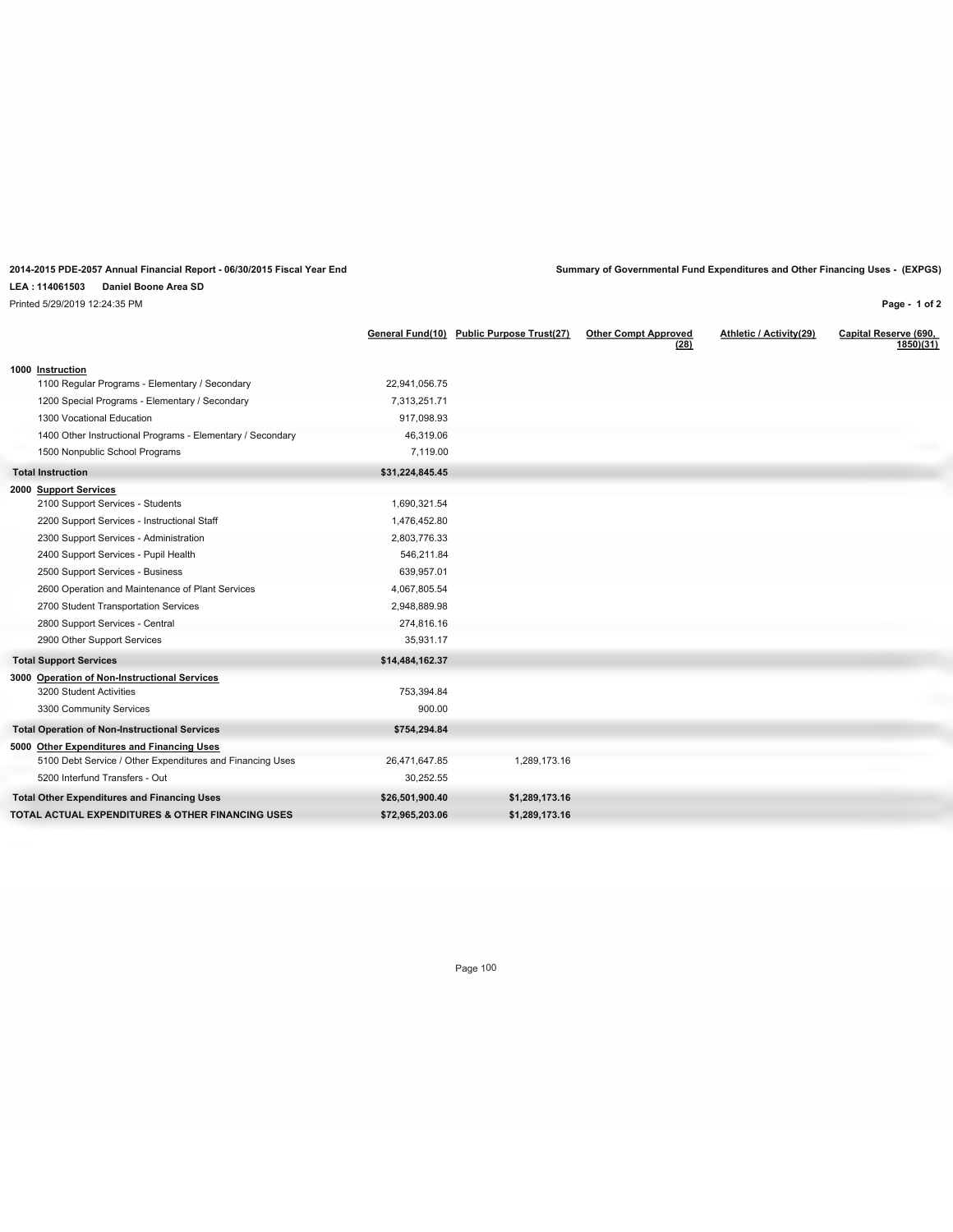**2014-2015 PDE-2057 Annual Financial Report - 06/30/2015 Fiscal Year End**

**Summary of Governmental Fund Expenditures and Other Financing Uses - (EXPGS)**

**LEA : 114061503 Daniel Boone Area SD**

Printed 5/29/2019 12:24:35 PM

| | General Fund(10) | Public Purpose Trust(27) | Other Compt Approved (28) | Athletic / Activity(29) | Capital Reserve (690, 1850)(31) |
|---|---|---|---|---|---|
| **1000 Instruction** | | | | | |
| 1100 Regular Programs - Elementary / Secondary | 22,941,056.75 | | | | |
| 1200 Special Programs - Elementary / Secondary | 7,313,251.71 | | | | |
| 1300 Vocational Education | 917,098.93 | | | | |
| 1400 Other Instructional Programs - Elementary / Secondary | 46,319.06 | | | | |
| 1500 Nonpublic School Programs | 7,119.00 | | | | |
| **Total Instruction** | **$31,224,845.45** | | | | |
| **2000 Support Services** | | | | | |
| 2100 Support Services - Students | 1,690,321.54 | | | | |
| 2200 Support Services - Instructional Staff | 1,476,452.80 | | | | |
| 2300 Support Services - Administration | 2,803,776.33 | | | | |
| 2400 Support Services - Pupil Health | 546,211.84 | | | | |
| 2500 Support Services - Business | 639,957.01 | | | | |
| 2600 Operation and Maintenance of Plant Services | 4,067,805.54 | | | | |
| 2700 Student Transportation Services | 2,948,889.98 | | | | |
| 2800 Support Services - Central | 274,816.16 | | | | |
| 2900 Other Support Services | 35,931.17 | | | | |
| **Total Support Services** | **$14,484,162.37** | | | | |
| **3000 Operation of Non-Instructional Services** | | | | | |
| 3200 Student Activities | 753,394.84 | | | | |
| 3300 Community Services | 900.00 | | | | |
| **Total Operation of Non-Instructional Services** | **$754,294.84** | | | | |
| **5000 Other Expenditures and Financing Uses** | | | | | |
| 5100 Debt Service / Other Expenditures and Financing Uses | 26,471,647.85 | 1,289,173.16 | | | |
| 5200 Interfund Transfers - Out | 30,252.55 | | | | |
| **Total Other Expenditures and Financing Uses** | **$26,501,900.40** | **$1,289,173.16** | | | |
| **TOTAL ACTUAL EXPENDITURES & OTHER FINANCING USES** | **$72,965,203.06** | **$1,289,173.16** | | | |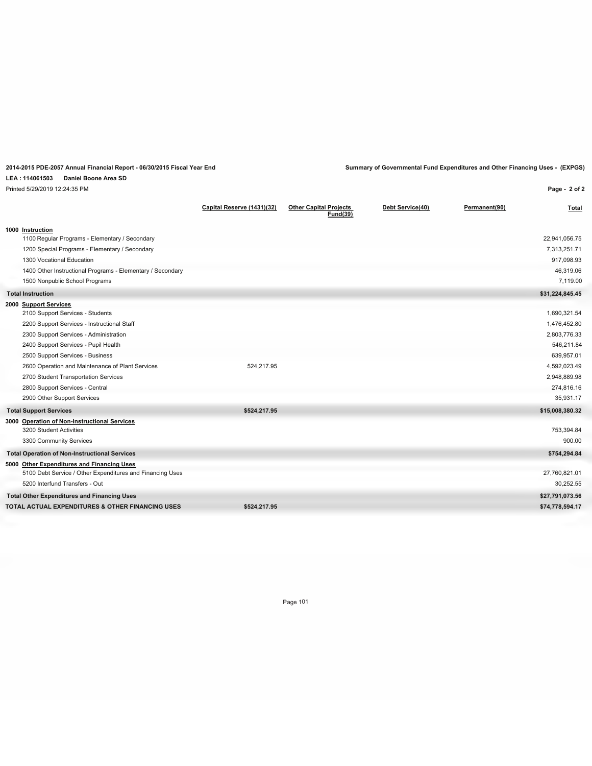**2014-2015 PDE-2057 Annual Financial Report - 06/30/2015 Fiscal Year End**

**Summary of Governmental Fund Expenditures and Other Financing Uses - (EXPGS)**

**LEA : 114061503 Daniel Boone Area SD**

Printed 5/29/2019 12:24:35 PM

| | Capital Reserve (1431)(32) | Other Capital Projects Fund(39) | Debt Service(40) | Permanent(90) | Total |
|---|---|---|---|---|---|
| **1000 Instruction** | | | | | |
| 1100 Regular Programs - Elementary / Secondary | | | | | 22,941,056.75 |
| 1200 Special Programs - Elementary / Secondary | | | | | 7,313,251.71 |
| 1300 Vocational Education | | | | | 917,098.93 |
| 1400 Other Instructional Programs - Elementary / Secondary | | | | | 46,319.06 |
| 1500 Nonpublic School Programs | | | | | 7,119.00 |
| **Total Instruction** | | | | | **$31,224,845.45** |
| **2000 Support Services** | | | | | |
| 2100 Support Services - Students | | | | | 1,690,321.54 |
| 2200 Support Services - Instructional Staff | | | | | 1,476,452.80 |
| 2300 Support Services - Administration | | | | | 2,803,776.33 |
| 2400 Support Services - Pupil Health | | | | | 546,211.84 |
| 2500 Support Services - Business | | | | | 639,957.01 |
| 2600 Operation and Maintenance of Plant Services | 524,217.95 | | | | 4,592,023.49 |
| 2700 Student Transportation Services | | | | | 2,948,889.98 |
| 2800 Support Services - Central | | | | | 274,816.16 |
| 2900 Other Support Services | | | | | 35,931.17 |
| **Total Support Services** | **$524,217.95** | | | | **$15,008,380.32** |
| **3000 Operation of Non-Instructional Services** | | | | | |
| 3200 Student Activities | | | | | 753,394.84 |
| 3300 Community Services | | | | | 900.00 |
| **Total Operation of Non-Instructional Services** | | | | | **$754,294.84** |
| **5000 Other Expenditures and Financing Uses** | | | | | |
| 5100 Debt Service / Other Expenditures and Financing Uses | | | | | 27,760,821.01 |
| 5200 Interfund Transfers - Out | | | | | 30,252.55 |
| **Total Other Expenditures and Financing Uses** | | | | | **$27,791,073.56** |
| **TOTAL ACTUAL EXPENDITURES & OTHER FINANCING USES** | **$524,217.95** | | | | **$74,778,594.17** |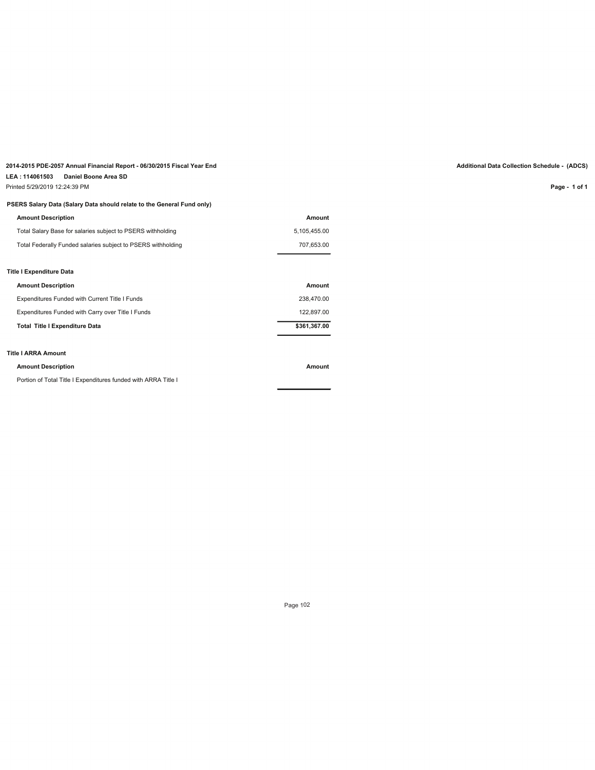**2014-2015 PDE-2057 Annual Financial Report - 06/30/2015 Fiscal Year End**

**LEA : 114061503 Daniel Boone Area SD**

Printed 5/29/2019 12:24:39 PM

**Additional Data Collection Schedule - (ADCS)**

### PSERS Salary Data (Salary Data should relate to the General Fund only)

| Amount Description | Amount |
|---|---|
| Total Salary Base for salaries subject to PSERS withholding | 5,105,455.00 |
| Total Federally Funded salaries subject to PSERS withholding | 707,653.00 |

### Title I Expenditure Data

| Amount Description | Amount |
|---|---|
| Expenditures Funded with Current Title I Funds | 238,470.00 |
| Expenditures Funded with Carry over Title I Funds | 122,897.00 |
| **Total Title I Expenditure Data** | **$361,367.00** |

### Title I ARRA Amount

| Amount Description | Amount |
|---|---|
| Portion of Total Title I Expenditures funded with ARRA Title I | |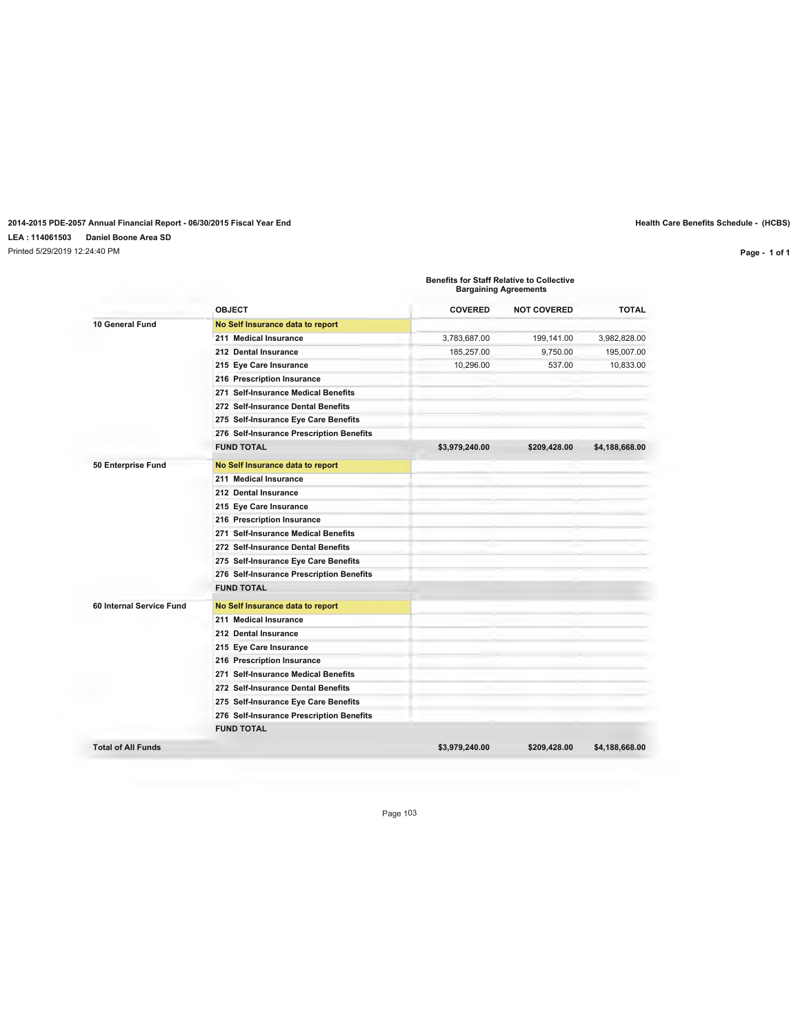**2014-2015 PDE-2057 Annual Financial Report - 06/30/2015 Fiscal Year End**

**Health Care Benefits Schedule - (HCBS)**

**LEA : 114061503 Daniel Boone Area SD**

Printed 5/29/2019 12:24:40 PM

| | | Benefits for Staff Relative to Collective Bargaining Agreements | | |
|---|---|---|---|---|
| | **OBJECT** | **COVERED** | **NOT COVERED** | **TOTAL** |
| **10 General Fund** | **No Self Insurance data to report** | | | |
| | **211 Medical Insurance** | 3,783,687.00 | 199,141.00 | 3,982,828.00 |
| | **212 Dental Insurance** | 185,257.00 | 9,750.00 | 195,007.00 |
| | **215 Eye Care Insurance** | 10,296.00 | 537.00 | 10,833.00 |
| | **216 Prescription Insurance** | | | |
| | **271 Self-Insurance Medical Benefits** | | | |
| | **272 Self-Insurance Dental Benefits** | | | |
| | **275 Self-Insurance Eye Care Benefits** | | | |
| | **276 Self-Insurance Prescription Benefits** | | | |
| | **FUND TOTAL** | **$3,979,240.00** | **$209,428.00** | **$4,188,668.00** |
| **50 Enterprise Fund** | **No Self Insurance data to report** | | | |
| | **211 Medical Insurance** | | | |
| | **212 Dental Insurance** | | | |
| | **215 Eye Care Insurance** | | | |
| | **216 Prescription Insurance** | | | |
| | **271 Self-Insurance Medical Benefits** | | | |
| | **272 Self-Insurance Dental Benefits** | | | |
| | **275 Self-Insurance Eye Care Benefits** | | | |
| | **276 Self-Insurance Prescription Benefits** | | | |
| | **FUND TOTAL** | | | |
| **60 Internal Service Fund** | **No Self Insurance data to report** | | | |
| | **211 Medical Insurance** | | | |
| | **212 Dental Insurance** | | | |
| | **215 Eye Care Insurance** | | | |
| | **216 Prescription Insurance** | | | |
| | **271 Self-Insurance Medical Benefits** | | | |
| | **272 Self-Insurance Dental Benefits** | | | |
| | **275 Self-Insurance Eye Care Benefits** | | | |
| | **276 Self-Insurance Prescription Benefits** | | | |
| | **FUND TOTAL** | | | |
| **Total of All Funds** | | **$3,979,240.00** | **$209,428.00** | **$4,188,668.00** |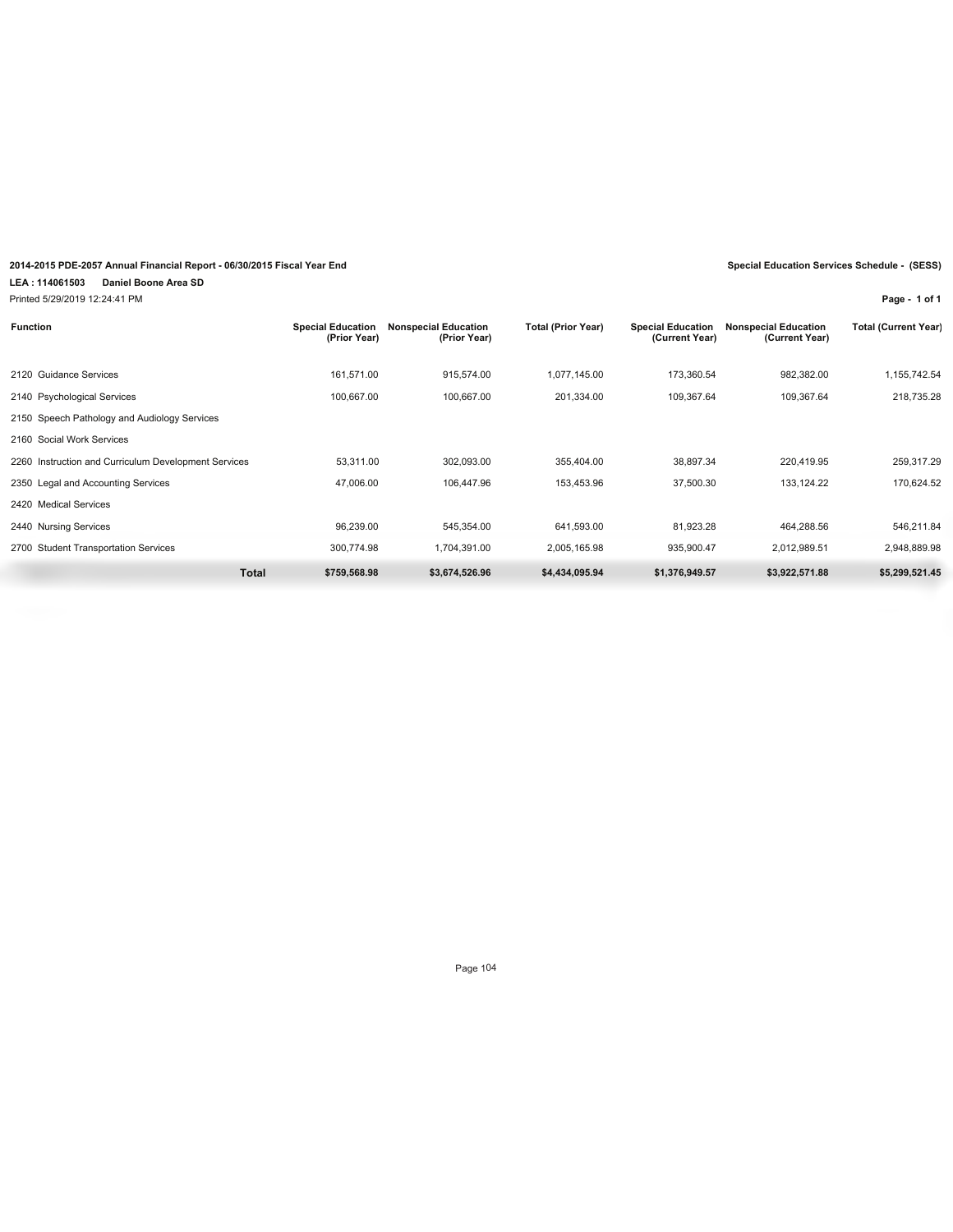**2014-2015 PDE-2057 Annual Financial Report - 06/30/2015 Fiscal Year End**

**Special Education Services Schedule - (SESS)**

**LEA : 114061503 Daniel Boone Area SD**

Printed 5/29/2019 12:24:41 PM

| Function | Special Education (Prior Year) | Nonspecial Education (Prior Year) | Total (Prior Year) | Special Education (Current Year) | Nonspecial Education (Current Year) | Total (Current Year) |
|---|---|---|---|---|---|---|
| 2120 Guidance Services | 161,571.00 | 915,574.00 | 1,077,145.00 | 173,360.54 | 982,382.00 | 1,155,742.54 |
| 2140 Psychological Services | 100,667.00 | 100,667.00 | 201,334.00 | 109,367.64 | 109,367.64 | 218,735.28 |
| 2150 Speech Pathology and Audiology Services | | | | | | |
| 2160 Social Work Services | | | | | | |
| 2260 Instruction and Curriculum Development Services | 53,311.00 | 302,093.00 | 355,404.00 | 38,897.34 | 220,419.95 | 259,317.29 |
| 2350 Legal and Accounting Services | 47,006.00 | 106,447.96 | 153,453.96 | 37,500.30 | 133,124.22 | 170,624.52 |
| 2420 Medical Services | | | | | | |
| 2440 Nursing Services | 96,239.00 | 545,354.00 | 641,593.00 | 81,923.28 | 464,288.56 | 546,211.84 |
| 2700 Student Transportation Services | 300,774.98 | 1,704,391.00 | 2,005,165.98 | 935,900.47 | 2,012,989.51 | 2,948,889.98 |
| **Total** | **$759,568.98** | **$3,674,526.96** | **$4,434,095.94** | **$1,376,949.57** | **$3,922,571.88** | **$5,299,521.45** |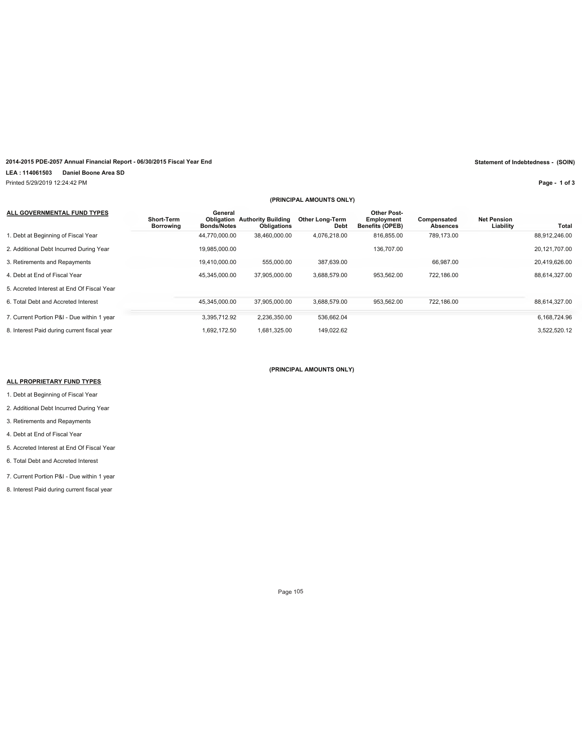**2014-2015 PDE-2057 Annual Financial Report - 06/30/2015 Fiscal Year End**

**Statement of Indebtedness - (SOIN)**

**LEA : 114061503 Daniel Boone Area SD**

Printed 5/29/2019 12:24:42 PM

**(PRINCIPAL AMOUNTS ONLY)**

| ALL GOVERNMENTAL FUND TYPES | Short-Term Borrowing | General Obligation Bonds/Notes | Authority Building Obligations | Other Long-Term Debt | Other Post-Employment Benefits (OPEB) | Compensated Absences | Net Pension Liability | Total |
|---|---|---|---|---|---|---|---|---|
| 1. Debt at Beginning of Fiscal Year | | 44,770,000.00 | 38,460,000.00 | 4,076,218.00 | 816,855.00 | 789,173.00 | | 88,912,246.00 |
| 2. Additional Debt Incurred During Year | | 19,985,000.00 | | | 136,707.00 | | | 20,121,707.00 |
| 3. Retirements and Repayments | | 19,410,000.00 | 555,000.00 | 387,639.00 | | 66,987.00 | | 20,419,626.00 |
| 4. Debt at End of Fiscal Year | | 45,345,000.00 | 37,905,000.00 | 3,688,579.00 | 953,562.00 | 722,186.00 | | 88,614,327.00 |
| 5. Accreted Interest at End Of Fiscal Year | | | | | | | | |
| 6. Total Debt and Accreted Interest | | 45,345,000.00 | 37,905,000.00 | 3,688,579.00 | 953,562.00 | 722,186.00 | | 88,614,327.00 |
| 7. Current Portion P&I - Due within 1 year | | 3,395,712.92 | 2,236,350.00 | 536,662.04 | | | | 6,168,724.96 |
| 8. Interest Paid during current fiscal year | | 1,692,172.50 | 1,681,325.00 | 149,022.62 | | | | 3,522,520.12 |

**(PRINCIPAL AMOUNTS ONLY)**

**ALL PROPRIETARY FUND TYPES**

1. Debt at Beginning of Fiscal Year
2. Additional Debt Incurred During Year
3. Retirements and Repayments
4. Debt at End of Fiscal Year
5. Accreted Interest at End Of Fiscal Year
6. Total Debt and Accreted Interest
7. Current Portion P&I - Due within 1 year
8. Interest Paid during current fiscal year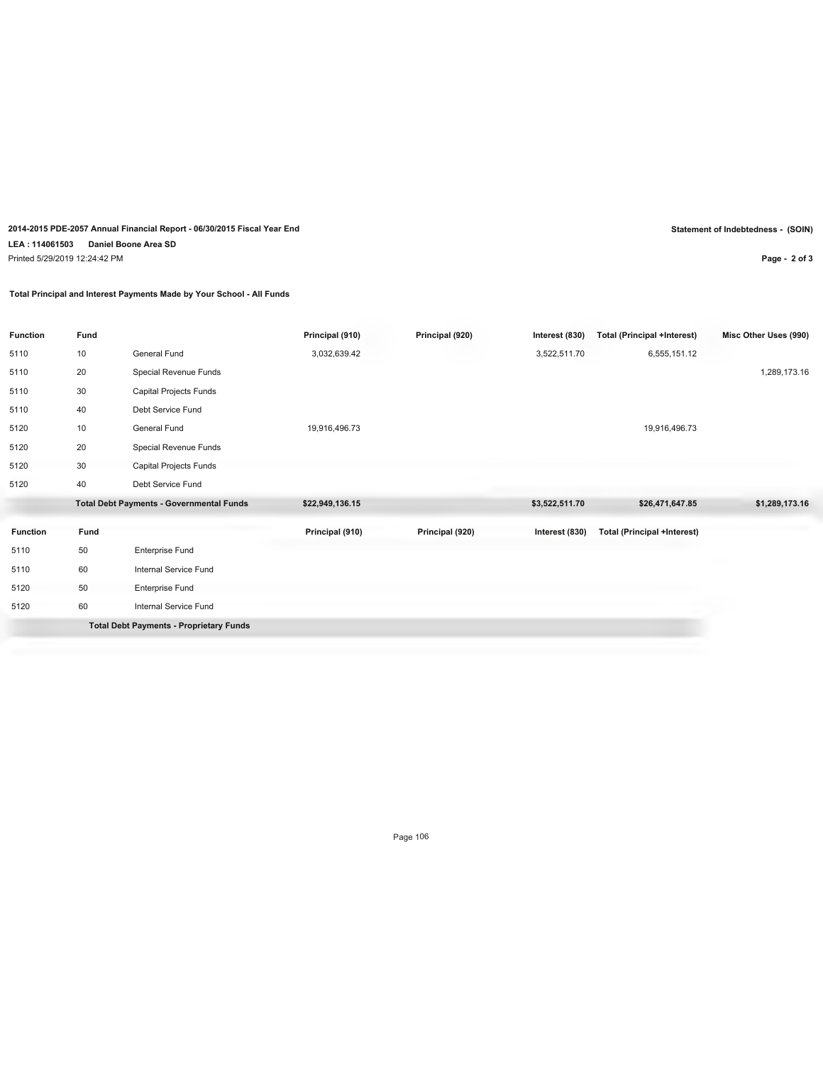2014-2015 PDE-2057 Annual Financial Report - 06/30/2015 Fiscal Year End

**Statement of Indebtedness - (SOIN)**

**LEA : 114061503 Daniel Boone Area SD**

Printed 5/29/2019 12:24:42 PM

**Total Principal and Interest Payments Made by Your School - All Funds**

| Function | Fund | | Principal (910) | Principal (920) | Interest (830) | Total (Principal +Interest) | Misc Other Uses (990) |
|---|---|---|---|---|---|---|---|
| 5110 | 10 | General Fund | 3,032,639.42 | | 3,522,511.70 | 6,555,151.12 | |
| 5110 | 20 | Special Revenue Funds | | | | | 1,289,173.16 |
| 5110 | 30 | Capital Projects Funds | | | | | |
| 5110 | 40 | Debt Service Fund | | | | | |
| 5120 | 10 | General Fund | 19,916,496.73 | | | 19,916,496.73 | |
| 5120 | 20 | Special Revenue Funds | | | | | |
| 5120 | 30 | Capital Projects Funds | | | | | |
| 5120 | 40 | Debt Service Fund | | | | | |
| | | **Total Debt Payments - Governmental Funds** | **$22,949,136.15** | | **$3,522,511.70** | **$26,471,647.85** | **$1,289,173.16** |

| Function | Fund | | Principal (910) | Principal (920) | Interest (830) | Total (Principal +Interest) |
|---|---|---|---|---|---|---|
| 5110 | 50 | Enterprise Fund | | | | |
| 5110 | 60 | Internal Service Fund | | | | |
| 5120 | 50 | Enterprise Fund | | | | |
| 5120 | 60 | Internal Service Fund | | | | |
| | | **Total Debt Payments - Proprietary Funds** | | | | |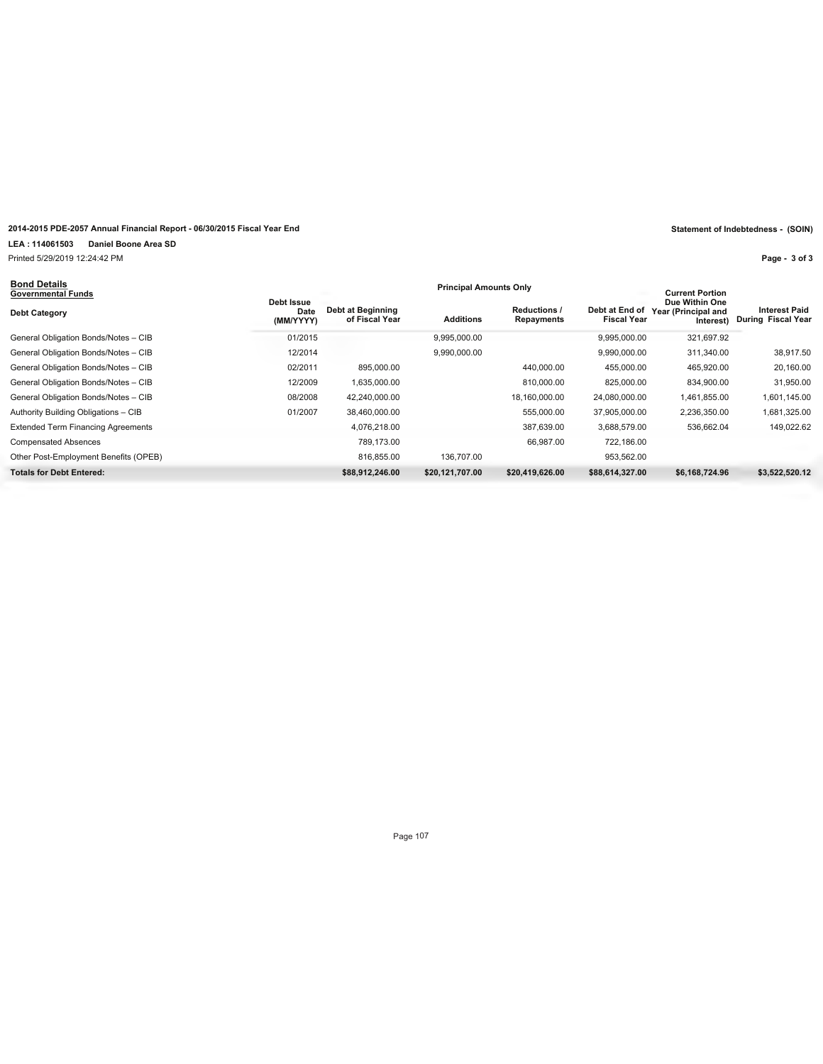2014-2015 PDE-2057 Annual Financial Report - 06/30/2015 Fiscal Year End

Statement of Indebtedness - (SOIN)

LEA : 114061503 Daniel Boone Area SD

Printed 5/29/2019 12:24:42 PM

## Bond Details

### Governmental Funds

| Debt Category | Debt Issue Date (MM/YYYY) | Debt at Beginning of Fiscal Year | Additions | Reductions / Repayments | Debt at End of Fiscal Year | Current Portion Due Within One Year (Principal and Interest) | Interest Paid During Fiscal Year |
|---|---|---|---|---|---|---|---|
| | | Principal Amounts Only | | | | | |
| General Obligation Bonds/Notes – CIB | 01/2015 | | 9,995,000.00 | | 9,995,000.00 | 321,697.92 | |
| General Obligation Bonds/Notes – CIB | 12/2014 | | 9,990,000.00 | | 9,990,000.00 | 311,340.00 | 38,917.50 |
| General Obligation Bonds/Notes – CIB | 02/2011 | 895,000.00 | | 440,000.00 | 455,000.00 | 465,920.00 | 20,160.00 |
| General Obligation Bonds/Notes – CIB | 12/2009 | 1,635,000.00 | | 810,000.00 | 825,000.00 | 834,900.00 | 31,950.00 |
| General Obligation Bonds/Notes – CIB | 08/2008 | 42,240,000.00 | | 18,160,000.00 | 24,080,000.00 | 1,461,855.00 | 1,601,145.00 |
| Authority Building Obligations – CIB | 01/2007 | 38,460,000.00 | | 555,000.00 | 37,905,000.00 | 2,236,350.00 | 1,681,325.00 |
| Extended Term Financing Agreements | | 4,076,218.00 | | 387,639.00 | 3,688,579.00 | 536,662.04 | 149,022.62 |
| Compensated Absences | | 789,173.00 | | 66,987.00 | 722,186.00 | | |
| Other Post-Employment Benefits (OPEB) | | 816,855.00 | 136,707.00 | | 953,562.00 | | |
| **Totals for Debt Entered:** | | **$88,912,246.00** | **$20,121,707.00** | **$20,419,626.00** | **$88,614,327.00** | **$6,168,724.96** | **$3,522,520.12** |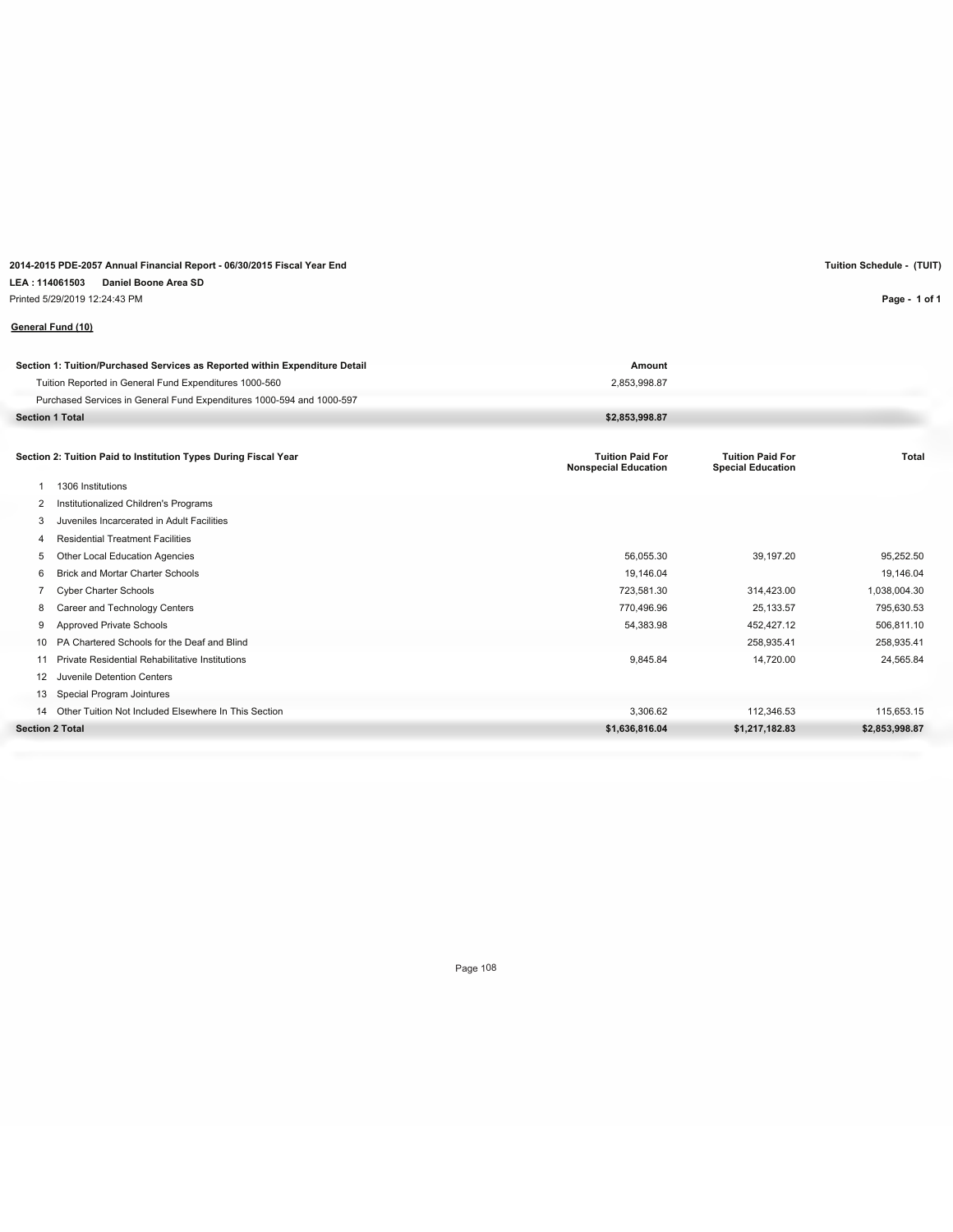**2014-2015 PDE-2057 Annual Financial Report - 06/30/2015 Fiscal Year End** — **Tuition Schedule - (TUIT)**

**LEA : 114061503 Daniel Boone Area SD**

Printed 5/29/2019 12:24:43 PM

**General Fund (10)**

| Section 1: Tuition/Purchased Services as Reported within Expenditure Detail | Amount |
|---|---|
| Tuition Reported in General Fund Expenditures 1000-560 | 2,853,998.87 |
| Purchased Services in General Fund Expenditures 1000-594 and 1000-597 | |
| **Section 1 Total** | **$2,853,998.87** |

| Section 2: Tuition Paid to Institution Types During Fiscal Year | Tuition Paid For Nonspecial Education | Tuition Paid For Special Education | Total |
|---|---|---|---|
| 1 1306 Institutions | | | |
| 2 Institutionalized Children's Programs | | | |
| 3 Juveniles Incarcerated in Adult Facilities | | | |
| 4 Residential Treatment Facilities | | | |
| 5 Other Local Education Agencies | 56,055.30 | 39,197.20 | 95,252.50 |
| 6 Brick and Mortar Charter Schools | 19,146.04 | | 19,146.04 |
| 7 Cyber Charter Schools | 723,581.30 | 314,423.00 | 1,038,004.30 |
| 8 Career and Technology Centers | 770,496.96 | 25,133.57 | 795,630.53 |
| 9 Approved Private Schools | 54,383.98 | 452,427.12 | 506,811.10 |
| 10 PA Chartered Schools for the Deaf and Blind | | 258,935.41 | 258,935.41 |
| 11 Private Residential Rehabilitative Institutions | 9,845.84 | 14,720.00 | 24,565.84 |
| 12 Juvenile Detention Centers | | | |
| 13 Special Program Jointures | | | |
| 14 Other Tuition Not Included Elsewhere In This Section | 3,306.62 | 112,346.53 | 115,653.15 |
| **Section 2 Total** | **$1,636,816.04** | **$1,217,182.83** | **$2,853,998.87** |